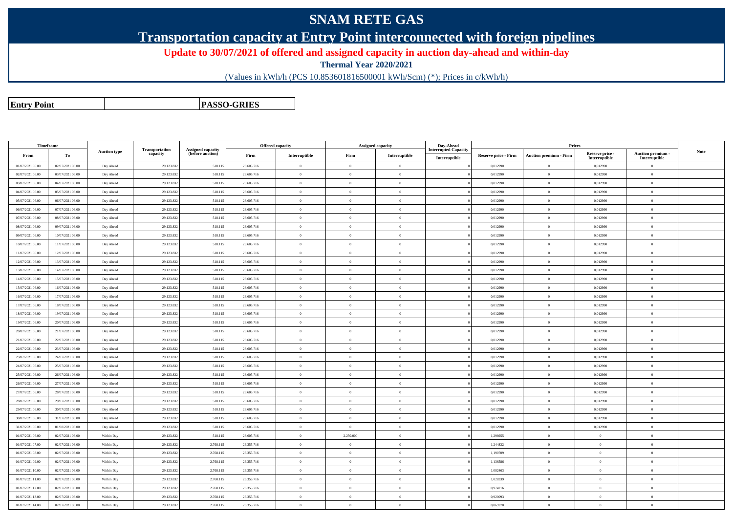# SNAM RETE GAS

## Transportation capacity at Entry Point interconnected with foreign pipelines

**Update to 30/07/2021 of offered and assigned capacity in auction day-ahead and within-day**

**Thermal Year 2020/2021**

(Values in kWh/h (PCS 10.853601816500001 kWh/Scm) (*); Prices in c/kWh/h)

| **Entry Point** | **PASSO-GRIES** |
|---|---|

| Timeframe | | Auction type | Transportation capacity | Assigned capacity (before auction) | Offered capacity | | Assigned capacity | | Day-Ahead Interrupted Capacity | Prices | | | | Note |
|---|---|---|---|---|---|---|---|---|---|---|---|---|---|---|
| From | To | | | | Firm | Interruptible | Firm | Interruptible | Interruptible | Reserve price - Firm | Auction premium - Firm | Reserve price - Interruptible | Auction premium - Interruptible | |
| 01/07/2021 06.00 | 02/07/2021 06.00 | Day Ahead | 29.123.832 | 518.115 | 28.605.716 | 0 | 0 | 0 | 0 | 0,012990 | 0 | 0,012990 | 0 | |
| 02/07/2021 06.00 | 03/07/2021 06.00 | Day Ahead | 29.123.832 | 518.115 | 28.605.716 | 0 | 0 | 0 | 0 | 0,012990 | 0 | 0,012990 | 0 | |
| 03/07/2021 06.00 | 04/07/2021 06.00 | Day Ahead | 29.123.832 | 518.115 | 28.605.716 | 0 | 0 | 0 | 0 | 0,012990 | 0 | 0,012990 | 0 | |
| 04/07/2021 06.00 | 05/07/2021 06.00 | Day Ahead | 29.123.832 | 518.115 | 28.605.716 | 0 | 0 | 0 | 0 | 0,012990 | 0 | 0,012990 | 0 | |
| 05/07/2021 06.00 | 06/07/2021 06.00 | Day Ahead | 29.123.832 | 518.115 | 28.605.716 | 0 | 0 | 0 | 0 | 0,012990 | 0 | 0,012990 | 0 | |
| 06/07/2021 06.00 | 07/07/2021 06.00 | Day Ahead | 29.123.832 | 518.115 | 28.605.716 | 0 | 0 | 0 | 0 | 0,012990 | 0 | 0,012990 | 0 | |
| 07/07/2021 06.00 | 08/07/2021 06.00 | Day Ahead | 29.123.832 | 518.115 | 28.605.716 | 0 | 0 | 0 | 0 | 0,012990 | 0 | 0,012990 | 0 | |
| 08/07/2021 06.00 | 09/07/2021 06.00 | Day Ahead | 29.123.832 | 518.115 | 28.605.716 | 0 | 0 | 0 | 0 | 0,012990 | 0 | 0,012990 | 0 | |
| 09/07/2021 06.00 | 10/07/2021 06.00 | Day Ahead | 29.123.832 | 518.115 | 28.605.716 | 0 | 0 | 0 | 0 | 0,012990 | 0 | 0,012990 | 0 | |
| 10/07/2021 06.00 | 11/07/2021 06.00 | Day Ahead | 29.123.832 | 518.115 | 28.605.716 | 0 | 0 | 0 | 0 | 0,012990 | 0 | 0,012990 | 0 | |
| 11/07/2021 06.00 | 12/07/2021 06.00 | Day Ahead | 29.123.832 | 518.115 | 28.605.716 | 0 | 0 | 0 | 0 | 0,012990 | 0 | 0,012990 | 0 | |
| 12/07/2021 06.00 | 13/07/2021 06.00 | Day Ahead | 29.123.832 | 518.115 | 28.605.716 | 0 | 0 | 0 | 0 | 0,012990 | 0 | 0,012990 | 0 | |
| 13/07/2021 06.00 | 14/07/2021 06.00 | Day Ahead | 29.123.832 | 518.115 | 28.605.716 | 0 | 0 | 0 | 0 | 0,012990 | 0 | 0,012990 | 0 | |
| 14/07/2021 06.00 | 15/07/2021 06.00 | Day Ahead | 29.123.832 | 518.115 | 28.605.716 | 0 | 0 | 0 | 0 | 0,012990 | 0 | 0,012990 | 0 | |
| 15/07/2021 06.00 | 16/07/2021 06.00 | Day Ahead | 29.123.832 | 518.115 | 28.605.716 | 0 | 0 | 0 | 0 | 0,012990 | 0 | 0,012990 | 0 | |
| 16/07/2021 06.00 | 17/07/2021 06.00 | Day Ahead | 29.123.832 | 518.115 | 28.605.716 | 0 | 0 | 0 | 0 | 0,012990 | 0 | 0,012990 | 0 | |
| 17/07/2021 06.00 | 18/07/2021 06.00 | Day Ahead | 29.123.832 | 518.115 | 28.605.716 | 0 | 0 | 0 | 0 | 0,012990 | 0 | 0,012990 | 0 | |
| 18/07/2021 06.00 | 19/07/2021 06.00 | Day Ahead | 29.123.832 | 518.115 | 28.605.716 | 0 | 0 | 0 | 0 | 0,012990 | 0 | 0,012990 | 0 | |
| 19/07/2021 06.00 | 20/07/2021 06.00 | Day Ahead | 29.123.832 | 518.115 | 28.605.716 | 0 | 0 | 0 | 0 | 0,012990 | 0 | 0,012990 | 0 | |
| 20/07/2021 06.00 | 21/07/2021 06.00 | Day Ahead | 29.123.832 | 518.115 | 28.605.716 | 0 | 0 | 0 | 0 | 0,012990 | 0 | 0,012990 | 0 | |
| 21/07/2021 06.00 | 22/07/2021 06.00 | Day Ahead | 29.123.832 | 518.115 | 28.605.716 | 0 | 0 | 0 | 0 | 0,012990 | 0 | 0,012990 | 0 | |
| 22/07/2021 06.00 | 23/07/2021 06.00 | Day Ahead | 29.123.832 | 518.115 | 28.605.716 | 0 | 0 | 0 | 0 | 0,012990 | 0 | 0,012990 | 0 | |
| 23/07/2021 06.00 | 24/07/2021 06.00 | Day Ahead | 29.123.832 | 518.115 | 28.605.716 | 0 | 0 | 0 | 0 | 0,012990 | 0 | 0,012990 | 0 | |
| 24/07/2021 06.00 | 25/07/2021 06.00 | Day Ahead | 29.123.832 | 518.115 | 28.605.716 | 0 | 0 | 0 | 0 | 0,012990 | 0 | 0,012990 | 0 | |
| 25/07/2021 06.00 | 26/07/2021 06.00 | Day Ahead | 29.123.832 | 518.115 | 28.605.716 | 0 | 0 | 0 | 0 | 0,012990 | 0 | 0,012990 | 0 | |
| 26/07/2021 06.00 | 27/07/2021 06.00 | Day Ahead | 29.123.832 | 518.115 | 28.605.716 | 0 | 0 | 0 | 0 | 0,012990 | 0 | 0,012990 | 0 | |
| 27/07/2021 06.00 | 28/07/2021 06.00 | Day Ahead | 29.123.832 | 518.115 | 28.605.716 | 0 | 0 | 0 | 0 | 0,012990 | 0 | 0,012990 | 0 | |
| 28/07/2021 06.00 | 29/07/2021 06.00 | Day Ahead | 29.123.832 | 518.115 | 28.605.716 | 0 | 0 | 0 | 0 | 0,012990 | 0 | 0,012990 | 0 | |
| 29/07/2021 06.00 | 30/07/2021 06.00 | Day Ahead | 29.123.832 | 518.115 | 28.605.716 | 0 | 0 | 0 | 0 | 0,012990 | 0 | 0,012990 | 0 | |
| 30/07/2021 06.00 | 31/07/2021 06.00 | Day Ahead | 29.123.832 | 518.115 | 28.605.716 | 0 | 0 | 0 | 0 | 0,012990 | 0 | 0,012990 | 0 | |
| 31/07/2021 06.00 | 01/08/2021 06.00 | Day Ahead | 29.123.832 | 518.115 | 28.605.716 | 0 | 0 | 0 | 0 | 0,012990 | 0 | 0,012990 | 0 | |
| 01/07/2021 06.00 | 02/07/2021 06.00 | Within Day | 29.123.832 | 518.115 | 28.605.716 | 0 | 2.250.000 | 0 | 0 | 1,298955 | 0 | 0 | 0 | |
| 01/07/2021 07.00 | 02/07/2021 06.00 | Within Day | 29.123.832 | 2.768.115 | 26.355.716 | 0 | 0 | 0 | 0 | 1,244832 | 0 | 0 | 0 | |
| 01/07/2021 08.00 | 02/07/2021 06.00 | Within Day | 29.123.832 | 2.768.115 | 26.355.716 | 0 | 0 | 0 | 0 | 1,190709 | 0 | 0 | 0 | |
| 01/07/2021 09.00 | 02/07/2021 06.00 | Within Day | 29.123.832 | 2.768.115 | 26.355.716 | 0 | 0 | 0 | 0 | 1,136586 | 0 | 0 | 0 | |
| 01/07/2021 10.00 | 02/07/2021 06.00 | Within Day | 29.123.832 | 2.768.115 | 26.355.716 | 0 | 0 | 0 | 0 | 1,082463 | 0 | 0 | 0 | |
| 01/07/2021 11.00 | 02/07/2021 06.00 | Within Day | 29.123.832 | 2.768.115 | 26.355.716 | 0 | 0 | 0 | 0 | 1,028339 | 0 | 0 | 0 | |
| 01/07/2021 12.00 | 02/07/2021 06.00 | Within Day | 29.123.832 | 2.768.115 | 26.355.716 | 0 | 0 | 0 | 0 | 0,974216 | 0 | 0 | 0 | |
| 01/07/2021 13.00 | 02/07/2021 06.00 | Within Day | 29.123.832 | 2.768.115 | 26.355.716 | 0 | 0 | 0 | 0 | 0,920093 | 0 | 0 | 0 | |
| 01/07/2021 14.00 | 02/07/2021 06.00 | Within Day | 29.123.832 | 2.768.115 | 26.355.716 | 0 | 0 | 0 | 0 | 0,865970 | 0 | 0 | 0 | |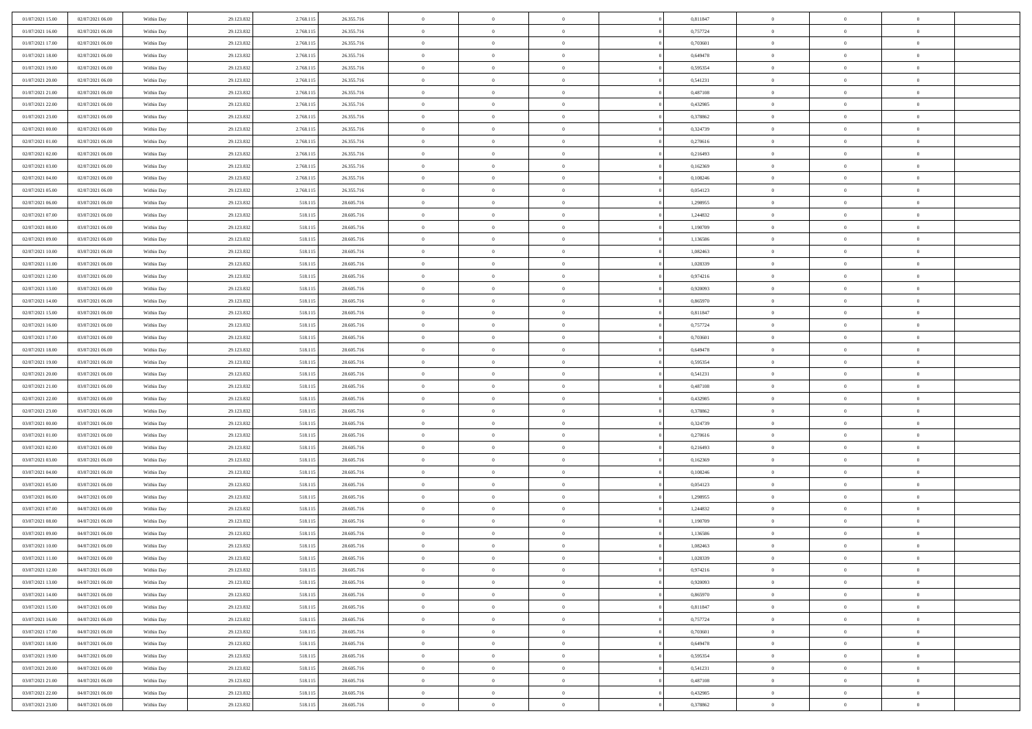| | | | | | | | | | | | | | | |
|---|---|---|---|---|---|---|---|---|---|---|---|---|---|---|
| 01/07/2021 15:00 | 02/07/2021 06:00 | Within Day | 29.123.832 | 2.768.115 | 26.355.716 | 0 | 0 | 0 | | 0,811847 | 0 | 0 | 0 | |
| 01/07/2021 16:00 | 02/07/2021 06:00 | Within Day | 29.123.832 | 2.768.115 | 26.355.716 | 0 | 0 | 0 | | 0,757724 | 0 | 0 | 0 | |
| 01/07/2021 17:00 | 02/07/2021 06:00 | Within Day | 29.123.832 | 2.768.115 | 26.355.716 | 0 | 0 | 0 | | 0,703601 | 0 | 0 | 0 | |
| 01/07/2021 18:00 | 02/07/2021 06:00 | Within Day | 29.123.832 | 2.768.115 | 26.355.716 | 0 | 0 | 0 | | 0,649478 | 0 | 0 | 0 | |
| 01/07/2021 19:00 | 02/07/2021 06:00 | Within Day | 29.123.832 | 2.768.115 | 26.355.716 | 0 | 0 | 0 | | 0,595354 | 0 | 0 | 0 | |
| 01/07/2021 20:00 | 02/07/2021 06:00 | Within Day | 29.123.832 | 2.768.115 | 26.355.716 | 0 | 0 | 0 | | 0,541231 | 0 | 0 | 0 | |
| 01/07/2021 21:00 | 02/07/2021 06:00 | Within Day | 29.123.832 | 2.768.115 | 26.355.716 | 0 | 0 | 0 | | 0,487108 | 0 | 0 | 0 | |
| 01/07/2021 22:00 | 02/07/2021 06:00 | Within Day | 29.123.832 | 2.768.115 | 26.355.716 | 0 | 0 | 0 | | 0,432985 | 0 | 0 | 0 | |
| 01/07/2021 23:00 | 02/07/2021 06:00 | Within Day | 29.123.832 | 2.768.115 | 26.355.716 | 0 | 0 | 0 | | 0,378862 | 0 | 0 | 0 | |
| 02/07/2021 00:00 | 02/07/2021 06:00 | Within Day | 29.123.832 | 2.768.115 | 26.355.716 | 0 | 0 | 0 | | 0,324739 | 0 | 0 | 0 | |
| 02/07/2021 01:00 | 02/07/2021 06:00 | Within Day | 29.123.832 | 2.768.115 | 26.355.716 | 0 | 0 | 0 | | 0,270616 | 0 | 0 | 0 | |
| 02/07/2021 02:00 | 02/07/2021 06:00 | Within Day | 29.123.832 | 2.768.115 | 26.355.716 | 0 | 0 | 0 | | 0,216493 | 0 | 0 | 0 | |
| 02/07/2021 03:00 | 02/07/2021 06:00 | Within Day | 29.123.832 | 2.768.115 | 26.355.716 | 0 | 0 | 0 | | 0,162369 | 0 | 0 | 0 | |
| 02/07/2021 04:00 | 02/07/2021 06:00 | Within Day | 29.123.832 | 2.768.115 | 26.355.716 | 0 | 0 | 0 | | 0,108246 | 0 | 0 | 0 | |
| 02/07/2021 05:00 | 02/07/2021 06:00 | Within Day | 29.123.832 | 2.768.115 | 26.355.716 | 0 | 0 | 0 | | 0,054123 | 0 | 0 | 0 | |
| 02/07/2021 06:00 | 03/07/2021 06:00 | Within Day | 29.123.832 | 518.115 | 28.605.716 | 0 | 0 | 0 | | 1,298955 | 0 | 0 | 0 | |
| 02/07/2021 07:00 | 03/07/2021 06:00 | Within Day | 29.123.832 | 518.115 | 28.605.716 | 0 | 0 | 0 | | 1,244832 | 0 | 0 | 0 | |
| 02/07/2021 08:00 | 03/07/2021 06:00 | Within Day | 29.123.832 | 518.115 | 28.605.716 | 0 | 0 | 0 | | 1,190709 | 0 | 0 | 0 | |
| 02/07/2021 09:00 | 03/07/2021 06:00 | Within Day | 29.123.832 | 518.115 | 28.605.716 | 0 | 0 | 0 | | 1,136586 | 0 | 0 | 0 | |
| 02/07/2021 10:00 | 03/07/2021 06:00 | Within Day | 29.123.832 | 518.115 | 28.605.716 | 0 | 0 | 0 | | 1,082463 | 0 | 0 | 0 | |
| 02/07/2021 11:00 | 03/07/2021 06:00 | Within Day | 29.123.832 | 518.115 | 28.605.716 | 0 | 0 | 0 | | 1,028339 | 0 | 0 | 0 | |
| 02/07/2021 12:00 | 03/07/2021 06:00 | Within Day | 29.123.832 | 518.115 | 28.605.716 | 0 | 0 | 0 | | 0,974216 | 0 | 0 | 0 | |
| 02/07/2021 13:00 | 03/07/2021 06:00 | Within Day | 29.123.832 | 518.115 | 28.605.716 | 0 | 0 | 0 | | 0,920093 | 0 | 0 | 0 | |
| 02/07/2021 14:00 | 03/07/2021 06:00 | Within Day | 29.123.832 | 518.115 | 28.605.716 | 0 | 0 | 0 | | 0,865970 | 0 | 0 | 0 | |
| 02/07/2021 15:00 | 03/07/2021 06:00 | Within Day | 29.123.832 | 518.115 | 28.605.716 | 0 | 0 | 0 | | 0,811847 | 0 | 0 | 0 | |
| 02/07/2021 16:00 | 03/07/2021 06:00 | Within Day | 29.123.832 | 518.115 | 28.605.716 | 0 | 0 | 0 | | 0,757724 | 0 | 0 | 0 | |
| 02/07/2021 17:00 | 03/07/2021 06:00 | Within Day | 29.123.832 | 518.115 | 28.605.716 | 0 | 0 | 0 | | 0,703601 | 0 | 0 | 0 | |
| 02/07/2021 18:00 | 03/07/2021 06:00 | Within Day | 29.123.832 | 518.115 | 28.605.716 | 0 | 0 | 0 | | 0,649478 | 0 | 0 | 0 | |
| 02/07/2021 19:00 | 03/07/2021 06:00 | Within Day | 29.123.832 | 518.115 | 28.605.716 | 0 | 0 | 0 | | 0,595354 | 0 | 0 | 0 | |
| 02/07/2021 20:00 | 03/07/2021 06:00 | Within Day | 29.123.832 | 518.115 | 28.605.716 | 0 | 0 | 0 | | 0,541231 | 0 | 0 | 0 | |
| 02/07/2021 21:00 | 03/07/2021 06:00 | Within Day | 29.123.832 | 518.115 | 28.605.716 | 0 | 0 | 0 | | 0,487108 | 0 | 0 | 0 | |
| 02/07/2021 22:00 | 03/07/2021 06:00 | Within Day | 29.123.832 | 518.115 | 28.605.716 | 0 | 0 | 0 | | 0,432985 | 0 | 0 | 0 | |
| 02/07/2021 23:00 | 03/07/2021 06:00 | Within Day | 29.123.832 | 518.115 | 28.605.716 | 0 | 0 | 0 | | 0,378862 | 0 | 0 | 0 | |
| 03/07/2021 00:00 | 03/07/2021 06:00 | Within Day | 29.123.832 | 518.115 | 28.605.716 | 0 | 0 | 0 | | 0,324739 | 0 | 0 | 0 | |
| 03/07/2021 01:00 | 03/07/2021 06:00 | Within Day | 29.123.832 | 518.115 | 28.605.716 | 0 | 0 | 0 | | 0,270616 | 0 | 0 | 0 | |
| 03/07/2021 02:00 | 03/07/2021 06:00 | Within Day | 29.123.832 | 518.115 | 28.605.716 | 0 | 0 | 0 | | 0,216493 | 0 | 0 | 0 | |
| 03/07/2021 03:00 | 03/07/2021 06:00 | Within Day | 29.123.832 | 518.115 | 28.605.716 | 0 | 0 | 0 | | 0,162369 | 0 | 0 | 0 | |
| 03/07/2021 04:00 | 03/07/2021 06:00 | Within Day | 29.123.832 | 518.115 | 28.605.716 | 0 | 0 | 0 | | 0,108246 | 0 | 0 | 0 | |
| 03/07/2021 05:00 | 03/07/2021 06:00 | Within Day | 29.123.832 | 518.115 | 28.605.716 | 0 | 0 | 0 | | 0,054123 | 0 | 0 | 0 | |
| 03/07/2021 06:00 | 04/07/2021 06:00 | Within Day | 29.123.832 | 518.115 | 28.605.716 | 0 | 0 | 0 | | 1,298955 | 0 | 0 | 0 | |
| 03/07/2021 07:00 | 04/07/2021 06:00 | Within Day | 29.123.832 | 518.115 | 28.605.716 | 0 | 0 | 0 | | 1,244832 | 0 | 0 | 0 | |
| 03/07/2021 08:00 | 04/07/2021 06:00 | Within Day | 29.123.832 | 518.115 | 28.605.716 | 0 | 0 | 0 | | 1,190709 | 0 | 0 | 0 | |
| 03/07/2021 09:00 | 04/07/2021 06:00 | Within Day | 29.123.832 | 518.115 | 28.605.716 | 0 | 0 | 0 | | 1,136586 | 0 | 0 | 0 | |
| 03/07/2021 10:00 | 04/07/2021 06:00 | Within Day | 29.123.832 | 518.115 | 28.605.716 | 0 | 0 | 0 | | 1,082463 | 0 | 0 | 0 | |
| 03/07/2021 11:00 | 04/07/2021 06:00 | Within Day | 29.123.832 | 518.115 | 28.605.716 | 0 | 0 | 0 | | 1,028339 | 0 | 0 | 0 | |
| 03/07/2021 12:00 | 04/07/2021 06:00 | Within Day | 29.123.832 | 518.115 | 28.605.716 | 0 | 0 | 0 | | 0,974216 | 0 | 0 | 0 | |
| 03/07/2021 13:00 | 04/07/2021 06:00 | Within Day | 29.123.832 | 518.115 | 28.605.716 | 0 | 0 | 0 | | 0,920093 | 0 | 0 | 0 | |
| 03/07/2021 14:00 | 04/07/2021 06:00 | Within Day | 29.123.832 | 518.115 | 28.605.716 | 0 | 0 | 0 | | 0,865970 | 0 | 0 | 0 | |
| 03/07/2021 15:00 | 04/07/2021 06:00 | Within Day | 29.123.832 | 518.115 | 28.605.716 | 0 | 0 | 0 | | 0,811847 | 0 | 0 | 0 | |
| 03/07/2021 16:00 | 04/07/2021 06:00 | Within Day | 29.123.832 | 518.115 | 28.605.716 | 0 | 0 | 0 | | 0,757724 | 0 | 0 | 0 | |
| 03/07/2021 17:00 | 04/07/2021 06:00 | Within Day | 29.123.832 | 518.115 | 28.605.716 | 0 | 0 | 0 | | 0,703601 | 0 | 0 | 0 | |
| 03/07/2021 18:00 | 04/07/2021 06:00 | Within Day | 29.123.832 | 518.115 | 28.605.716 | 0 | 0 | 0 | | 0,649478 | 0 | 0 | 0 | |
| 03/07/2021 19:00 | 04/07/2021 06:00 | Within Day | 29.123.832 | 518.115 | 28.605.716 | 0 | 0 | 0 | | 0,595354 | 0 | 0 | 0 | |
| 03/07/2021 20:00 | 04/07/2021 06:00 | Within Day | 29.123.832 | 518.115 | 28.605.716 | 0 | 0 | 0 | | 0,541231 | 0 | 0 | 0 | |
| 03/07/2021 21:00 | 04/07/2021 06:00 | Within Day | 29.123.832 | 518.115 | 28.605.716 | 0 | 0 | 0 | | 0,487108 | 0 | 0 | 0 | |
| 03/07/2021 22:00 | 04/07/2021 06:00 | Within Day | 29.123.832 | 518.115 | 28.605.716 | 0 | 0 | 0 | | 0,432985 | 0 | 0 | 0 | |
| 03/07/2021 23:00 | 04/07/2021 06:00 | Within Day | 29.123.832 | 518.115 | 28.605.716 | 0 | 0 | 0 | | 0,378862 | 0 | 0 | 0 | |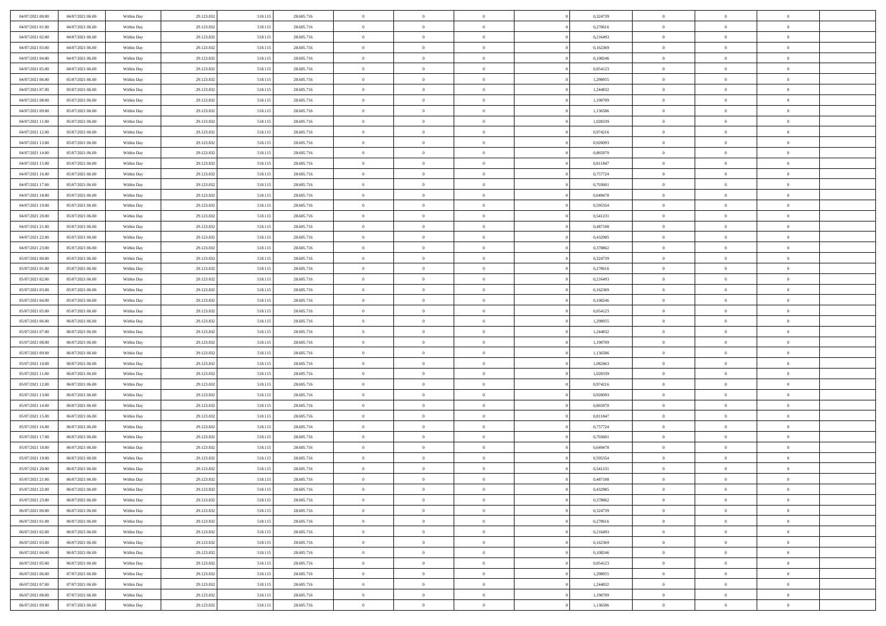| | | | | | | | | | | | | | | |
|---|---|---|---|---|---|---|---|---|---|---|---|---|---|---|
| 04/07/2021 00.00 | 04/07/2021 06.00 | Within Day | 29.123.832 | 518.115 | 28.605.716 | 0 | 0 | 0 | | 0,324739 | 0 | 0 | 0 | |
| 04/07/2021 01.00 | 04/07/2021 06.00 | Within Day | 29.123.832 | 518.115 | 28.605.716 | 0 | 0 | 0 | | 0,270616 | 0 | 0 | 0 | |
| 04/07/2021 02.00 | 04/07/2021 06.00 | Within Day | 29.123.832 | 518.115 | 28.605.716 | 0 | 0 | 0 | | 0,216493 | 0 | 0 | 0 | |
| 04/07/2021 03.00 | 04/07/2021 06.00 | Within Day | 29.123.832 | 518.115 | 28.605.716 | 0 | 0 | 0 | | 0,162369 | 0 | 0 | 0 | |
| 04/07/2021 04.00 | 04/07/2021 06.00 | Within Day | 29.123.832 | 518.115 | 28.605.716 | 0 | 0 | 0 | | 0,108246 | 0 | 0 | 0 | |
| 04/07/2021 05.00 | 04/07/2021 06.00 | Within Day | 29.123.832 | 518.115 | 28.605.716 | 0 | 0 | 0 | | 0,054123 | 0 | 0 | 0 | |
| 04/07/2021 06.00 | 05/07/2021 06.00 | Within Day | 29.123.832 | 518.115 | 28.605.716 | 0 | 0 | 0 | | 1,298955 | 0 | 0 | 0 | |
| 04/07/2021 07.00 | 05/07/2021 06.00 | Within Day | 29.123.832 | 518.115 | 28.605.716 | 0 | 0 | 0 | | 1,244832 | 0 | 0 | 0 | |
| 04/07/2021 08.00 | 05/07/2021 06.00 | Within Day | 29.123.832 | 518.115 | 28.605.716 | 0 | 0 | 0 | | 1,190709 | 0 | 0 | 0 | |
| 04/07/2021 09.00 | 05/07/2021 06.00 | Within Day | 29.123.832 | 518.115 | 28.605.716 | 0 | 0 | 0 | | 1,136586 | 0 | 0 | 0 | |
| 04/07/2021 11.00 | 05/07/2021 06.00 | Within Day | 29.123.832 | 518.115 | 28.605.716 | 0 | 0 | 0 | | 1,028339 | 0 | 0 | 0 | |
| 04/07/2021 12.00 | 05/07/2021 06.00 | Within Day | 29.123.832 | 518.115 | 28.605.716 | 0 | 0 | 0 | | 0,974216 | 0 | 0 | 0 | |
| 04/07/2021 13.00 | 05/07/2021 06.00 | Within Day | 29.123.832 | 518.115 | 28.605.716 | 0 | 0 | 0 | | 0,920093 | 0 | 0 | 0 | |
| 04/07/2021 14.00 | 05/07/2021 06.00 | Within Day | 29.123.832 | 518.115 | 28.605.716 | 0 | 0 | 0 | | 0,865970 | 0 | 0 | 0 | |
| 04/07/2021 15.00 | 05/07/2021 06.00 | Within Day | 29.123.832 | 518.115 | 28.605.716 | 0 | 0 | 0 | | 0,811847 | 0 | 0 | 0 | |
| 04/07/2021 16.00 | 05/07/2021 06.00 | Within Day | 29.123.832 | 518.115 | 28.605.716 | 0 | 0 | 0 | | 0,757724 | 0 | 0 | 0 | |
| 04/07/2021 17.00 | 05/07/2021 06.00 | Within Day | 29.123.832 | 518.115 | 28.605.716 | 0 | 0 | 0 | | 0,703601 | 0 | 0 | 0 | |
| 04/07/2021 18.00 | 05/07/2021 06.00 | Within Day | 29.123.832 | 518.115 | 28.605.716 | 0 | 0 | 0 | | 0,649478 | 0 | 0 | 0 | |
| 04/07/2021 19.00 | 05/07/2021 06.00 | Within Day | 29.123.832 | 518.115 | 28.605.716 | 0 | 0 | 0 | | 0,595354 | 0 | 0 | 0 | |
| 04/07/2021 20.00 | 05/07/2021 06.00 | Within Day | 29.123.832 | 518.115 | 28.605.716 | 0 | 0 | 0 | | 0,541231 | 0 | 0 | 0 | |
| 04/07/2021 21.00 | 05/07/2021 06.00 | Within Day | 29.123.832 | 518.115 | 28.605.716 | 0 | 0 | 0 | | 0,487108 | 0 | 0 | 0 | |
| 04/07/2021 22.00 | 05/07/2021 06.00 | Within Day | 29.123.832 | 518.115 | 28.605.716 | 0 | 0 | 0 | | 0,432985 | 0 | 0 | 0 | |
| 04/07/2021 23.00 | 05/07/2021 06.00 | Within Day | 29.123.832 | 518.115 | 28.605.716 | 0 | 0 | 0 | | 0,378862 | 0 | 0 | 0 | |
| 05/07/2021 00.00 | 05/07/2021 06.00 | Within Day | 29.123.832 | 518.115 | 28.605.716 | 0 | 0 | 0 | | 0,324739 | 0 | 0 | 0 | |
| 05/07/2021 01.00 | 05/07/2021 06.00 | Within Day | 29.123.832 | 518.115 | 28.605.716 | 0 | 0 | 0 | | 0,270616 | 0 | 0 | 0 | |
| 05/07/2021 02.00 | 05/07/2021 06.00 | Within Day | 29.123.832 | 518.115 | 28.605.716 | 0 | 0 | 0 | | 0,216493 | 0 | 0 | 0 | |
| 05/07/2021 03.00 | 05/07/2021 06.00 | Within Day | 29.123.832 | 518.115 | 28.605.716 | 0 | 0 | 0 | | 0,162369 | 0 | 0 | 0 | |
| 05/07/2021 04.00 | 05/07/2021 06.00 | Within Day | 29.123.832 | 518.115 | 28.605.716 | 0 | 0 | 0 | | 0,108246 | 0 | 0 | 0 | |
| 05/07/2021 05.00 | 05/07/2021 06.00 | Within Day | 29.123.832 | 518.115 | 28.605.716 | 0 | 0 | 0 | | 0,054123 | 0 | 0 | 0 | |
| 05/07/2021 06.00 | 06/07/2021 06.00 | Within Day | 29.123.832 | 518.115 | 28.605.716 | 0 | 0 | 0 | | 1,298955 | 0 | 0 | 0 | |
| 05/07/2021 07.00 | 06/07/2021 06.00 | Within Day | 29.123.832 | 518.115 | 28.605.716 | 0 | 0 | 0 | | 1,244832 | 0 | 0 | 0 | |
| 05/07/2021 08.00 | 06/07/2021 06.00 | Within Day | 29.123.832 | 518.115 | 28.605.716 | 0 | 0 | 0 | | 1,190709 | 0 | 0 | 0 | |
| 05/07/2021 09.00 | 06/07/2021 06.00 | Within Day | 29.123.832 | 518.115 | 28.605.716 | 0 | 0 | 0 | | 1,136586 | 0 | 0 | 0 | |
| 05/07/2021 10.00 | 06/07/2021 06.00 | Within Day | 29.123.832 | 518.115 | 28.605.716 | 0 | 0 | 0 | | 1,082463 | 0 | 0 | 0 | |
| 05/07/2021 11.00 | 06/07/2021 06.00 | Within Day | 29.123.832 | 518.115 | 28.605.716 | 0 | 0 | 0 | | 1,028339 | 0 | 0 | 0 | |
| 05/07/2021 12.00 | 06/07/2021 06.00 | Within Day | 29.123.832 | 518.115 | 28.605.716 | 0 | 0 | 0 | | 0,974216 | 0 | 0 | 0 | |
| 05/07/2021 13.00 | 06/07/2021 06.00 | Within Day | 29.123.832 | 518.115 | 28.605.716 | 0 | 0 | 0 | | 0,920093 | 0 | 0 | 0 | |
| 05/07/2021 14.00 | 06/07/2021 06.00 | Within Day | 29.123.832 | 518.115 | 28.605.716 | 0 | 0 | 0 | | 0,865970 | 0 | 0 | 0 | |
| 05/07/2021 15.00 | 06/07/2021 06.00 | Within Day | 29.123.832 | 518.115 | 28.605.716 | 0 | 0 | 0 | | 0,811847 | 0 | 0 | 0 | |
| 05/07/2021 16.00 | 06/07/2021 06.00 | Within Day | 29.123.832 | 518.115 | 28.605.716 | 0 | 0 | 0 | | 0,757724 | 0 | 0 | 0 | |
| 05/07/2021 17.00 | 06/07/2021 06.00 | Within Day | 29.123.832 | 518.115 | 28.605.716 | 0 | 0 | 0 | | 0,703601 | 0 | 0 | 0 | |
| 05/07/2021 18.00 | 06/07/2021 06.00 | Within Day | 29.123.832 | 518.115 | 28.605.716 | 0 | 0 | 0 | | 0,649478 | 0 | 0 | 0 | |
| 05/07/2021 19.00 | 06/07/2021 06.00 | Within Day | 29.123.832 | 518.115 | 28.605.716 | 0 | 0 | 0 | | 0,595354 | 0 | 0 | 0 | |
| 05/07/2021 20.00 | 06/07/2021 06.00 | Within Day | 29.123.832 | 518.115 | 28.605.716 | 0 | 0 | 0 | | 0,541231 | 0 | 0 | 0 | |
| 05/07/2021 21.00 | 06/07/2021 06.00 | Within Day | 29.123.832 | 518.115 | 28.605.716 | 0 | 0 | 0 | | 0,487108 | 0 | 0 | 0 | |
| 05/07/2021 22.00 | 06/07/2021 06.00 | Within Day | 29.123.832 | 518.115 | 28.605.716 | 0 | 0 | 0 | | 0,432985 | 0 | 0 | 0 | |
| 05/07/2021 23.00 | 06/07/2021 06.00 | Within Day | 29.123.832 | 518.115 | 28.605.716 | 0 | 0 | 0 | | 0,378862 | 0 | 0 | 0 | |
| 06/07/2021 00.00 | 06/07/2021 06.00 | Within Day | 29.123.832 | 518.115 | 28.605.716 | 0 | 0 | 0 | | 0,324739 | 0 | 0 | 0 | |
| 06/07/2021 01.00 | 06/07/2021 06.00 | Within Day | 29.123.832 | 518.115 | 28.605.716 | 0 | 0 | 0 | | 0,270616 | 0 | 0 | 0 | |
| 06/07/2021 02.00 | 06/07/2021 06.00 | Within Day | 29.123.832 | 518.115 | 28.605.716 | 0 | 0 | 0 | | 0,216493 | 0 | 0 | 0 | |
| 06/07/2021 03.00 | 06/07/2021 06.00 | Within Day | 29.123.832 | 518.115 | 28.605.716 | 0 | 0 | 0 | | 0,162369 | 0 | 0 | 0 | |
| 06/07/2021 04.00 | 06/07/2021 06.00 | Within Day | 29.123.832 | 518.115 | 28.605.716 | 0 | 0 | 0 | | 0,108246 | 0 | 0 | 0 | |
| 06/07/2021 05.00 | 06/07/2021 06.00 | Within Day | 29.123.832 | 518.115 | 28.605.716 | 0 | 0 | 0 | | 0,054123 | 0 | 0 | 0 | |
| 06/07/2021 06.00 | 07/07/2021 06.00 | Within Day | 29.123.832 | 518.115 | 28.605.716 | 0 | 0 | 0 | | 1,298955 | 0 | 0 | 0 | |
| 06/07/2021 07.00 | 07/07/2021 06.00 | Within Day | 29.123.832 | 518.115 | 28.605.716 | 0 | 0 | 0 | | 1,244832 | 0 | 0 | 0 | |
| 06/07/2021 08.00 | 07/07/2021 06.00 | Within Day | 29.123.832 | 518.115 | 28.605.716 | 0 | 0 | 0 | | 1,190709 | 0 | 0 | 0 | |
| 06/07/2021 09.00 | 07/07/2021 06.00 | Within Day | 29.123.832 | 518.115 | 28.605.716 | 0 | 0 | 0 | | 1,136586 | 0 | 0 | 0 | |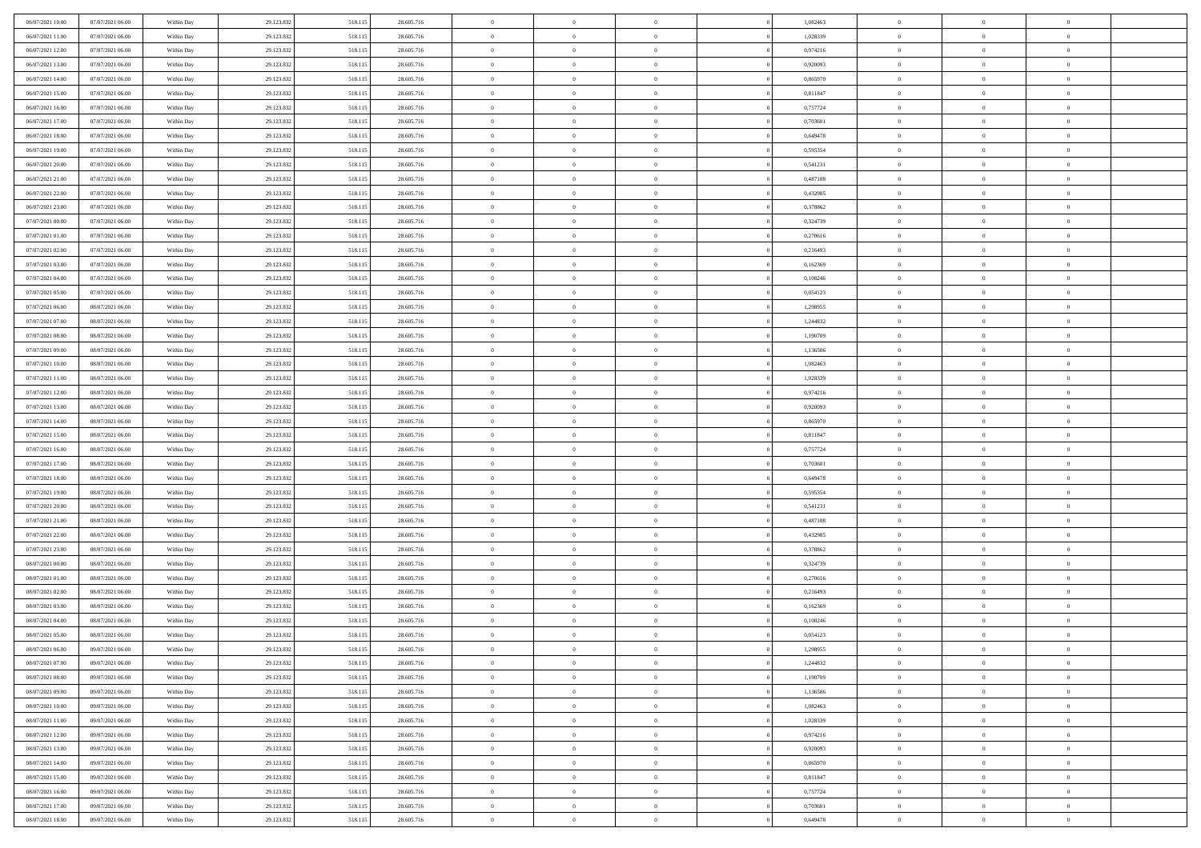| | | | | | | | | | | | | | | |
|---|---|---|---|---|---|---|---|---|---|---|---|---|---|---|
| 06/07/2021 10:00 | 07/07/2021 06:00 | Within Day | 29.123.832 | 518.115 | 28.605.716 | 0 | 0 | 0 | | 1,082463 | 0 | 0 | 0 | |
| 06/07/2021 11:00 | 07/07/2021 06:00 | Within Day | 29.123.832 | 518.115 | 28.605.716 | 0 | 0 | 0 | | 1,028339 | 0 | 0 | 0 | |
| 06/07/2021 12:00 | 07/07/2021 06:00 | Within Day | 29.123.832 | 518.115 | 28.605.716 | 0 | 0 | 0 | | 0,974216 | 0 | 0 | 0 | |
| 06/07/2021 13:00 | 07/07/2021 06:00 | Within Day | 29.123.832 | 518.115 | 28.605.716 | 0 | 0 | 0 | | 0,920093 | 0 | 0 | 0 | |
| 06/07/2021 14:00 | 07/07/2021 06:00 | Within Day | 29.123.832 | 518.115 | 28.605.716 | 0 | 0 | 0 | | 0,865970 | 0 | 0 | 0 | |
| 06/07/2021 15:00 | 07/07/2021 06:00 | Within Day | 29.123.832 | 518.115 | 28.605.716 | 0 | 0 | 0 | | 0,811847 | 0 | 0 | 0 | |
| 06/07/2021 16:00 | 07/07/2021 06:00 | Within Day | 29.123.832 | 518.115 | 28.605.716 | 0 | 0 | 0 | | 0,757724 | 0 | 0 | 0 | |
| 06/07/2021 17:00 | 07/07/2021 06:00 | Within Day | 29.123.832 | 518.115 | 28.605.716 | 0 | 0 | 0 | | 0,703601 | 0 | 0 | 0 | |
| 06/07/2021 18:00 | 07/07/2021 06:00 | Within Day | 29.123.832 | 518.115 | 28.605.716 | 0 | 0 | 0 | | 0,649478 | 0 | 0 | 0 | |
| 06/07/2021 19:00 | 07/07/2021 06:00 | Within Day | 29.123.832 | 518.115 | 28.605.716 | 0 | 0 | 0 | | 0,595354 | 0 | 0 | 0 | |
| 06/07/2021 20:00 | 07/07/2021 06:00 | Within Day | 29.123.832 | 518.115 | 28.605.716 | 0 | 0 | 0 | | 0,541231 | 0 | 0 | 0 | |
| 06/07/2021 21:00 | 07/07/2021 06:00 | Within Day | 29.123.832 | 518.115 | 28.605.716 | 0 | 0 | 0 | | 0,487108 | 0 | 0 | 0 | |
| 06/07/2021 22:00 | 07/07/2021 06:00 | Within Day | 29.123.832 | 518.115 | 28.605.716 | 0 | 0 | 0 | | 0,432985 | 0 | 0 | 0 | |
| 06/07/2021 23:00 | 07/07/2021 06:00 | Within Day | 29.123.832 | 518.115 | 28.605.716 | 0 | 0 | 0 | | 0,378862 | 0 | 0 | 0 | |
| 07/07/2021 00:00 | 07/07/2021 06:00 | Within Day | 29.123.832 | 518.115 | 28.605.716 | 0 | 0 | 0 | | 0,324739 | 0 | 0 | 0 | |
| 07/07/2021 01:00 | 07/07/2021 06:00 | Within Day | 29.123.832 | 518.115 | 28.605.716 | 0 | 0 | 0 | | 0,270616 | 0 | 0 | 0 | |
| 07/07/2021 02:00 | 07/07/2021 06:00 | Within Day | 29.123.832 | 518.115 | 28.605.716 | 0 | 0 | 0 | | 0,216493 | 0 | 0 | 0 | |
| 07/07/2021 03:00 | 07/07/2021 06:00 | Within Day | 29.123.832 | 518.115 | 28.605.716 | 0 | 0 | 0 | | 0,162369 | 0 | 0 | 0 | |
| 07/07/2021 04:00 | 07/07/2021 06:00 | Within Day | 29.123.832 | 518.115 | 28.605.716 | 0 | 0 | 0 | | 0,108246 | 0 | 0 | 0 | |
| 07/07/2021 05:00 | 07/07/2021 06:00 | Within Day | 29.123.832 | 518.115 | 28.605.716 | 0 | 0 | 0 | | 0,054123 | 0 | 0 | 0 | |
| 07/07/2021 06:00 | 08/07/2021 06:00 | Within Day | 29.123.832 | 518.115 | 28.605.716 | 0 | 0 | 0 | | 1,298955 | 0 | 0 | 0 | |
| 07/07/2021 07:00 | 08/07/2021 06:00 | Within Day | 29.123.832 | 518.115 | 28.605.716 | 0 | 0 | 0 | | 1,244832 | 0 | 0 | 0 | |
| 07/07/2021 08:00 | 08/07/2021 06:00 | Within Day | 29.123.832 | 518.115 | 28.605.716 | 0 | 0 | 0 | | 1,190709 | 0 | 0 | 0 | |
| 07/07/2021 09:00 | 08/07/2021 06:00 | Within Day | 29.123.832 | 518.115 | 28.605.716 | 0 | 0 | 0 | | 1,136586 | 0 | 0 | 0 | |
| 07/07/2021 10:00 | 08/07/2021 06:00 | Within Day | 29.123.832 | 518.115 | 28.605.716 | 0 | 0 | 0 | | 1,082463 | 0 | 0 | 0 | |
| 07/07/2021 11:00 | 08/07/2021 06:00 | Within Day | 29.123.832 | 518.115 | 28.605.716 | 0 | 0 | 0 | | 1,028339 | 0 | 0 | 0 | |
| 07/07/2021 12:00 | 08/07/2021 06:00 | Within Day | 29.123.832 | 518.115 | 28.605.716 | 0 | 0 | 0 | | 0,974216 | 0 | 0 | 0 | |
| 07/07/2021 13:00 | 08/07/2021 06:00 | Within Day | 29.123.832 | 518.115 | 28.605.716 | 0 | 0 | 0 | | 0,920093 | 0 | 0 | 0 | |
| 07/07/2021 14:00 | 08/07/2021 06:00 | Within Day | 29.123.832 | 518.115 | 28.605.716 | 0 | 0 | 0 | | 0,865970 | 0 | 0 | 0 | |
| 07/07/2021 15:00 | 08/07/2021 06:00 | Within Day | 29.123.832 | 518.115 | 28.605.716 | 0 | 0 | 0 | | 0,811847 | 0 | 0 | 0 | |
| 07/07/2021 16:00 | 08/07/2021 06:00 | Within Day | 29.123.832 | 518.115 | 28.605.716 | 0 | 0 | 0 | | 0,757724 | 0 | 0 | 0 | |
| 07/07/2021 17:00 | 08/07/2021 06:00 | Within Day | 29.123.832 | 518.115 | 28.605.716 | 0 | 0 | 0 | | 0,703601 | 0 | 0 | 0 | |
| 07/07/2021 18:00 | 08/07/2021 06:00 | Within Day | 29.123.832 | 518.115 | 28.605.716 | 0 | 0 | 0 | | 0,649478 | 0 | 0 | 0 | |
| 07/07/2021 19:00 | 08/07/2021 06:00 | Within Day | 29.123.832 | 518.115 | 28.605.716 | 0 | 0 | 0 | | 0,595354 | 0 | 0 | 0 | |
| 07/07/2021 20:00 | 08/07/2021 06:00 | Within Day | 29.123.832 | 518.115 | 28.605.716 | 0 | 0 | 0 | | 0,541231 | 0 | 0 | 0 | |
| 07/07/2021 21:00 | 08/07/2021 06:00 | Within Day | 29.123.832 | 518.115 | 28.605.716 | 0 | 0 | 0 | | 0,487108 | 0 | 0 | 0 | |
| 07/07/2021 22:00 | 08/07/2021 06:00 | Within Day | 29.123.832 | 518.115 | 28.605.716 | 0 | 0 | 0 | | 0,432985 | 0 | 0 | 0 | |
| 07/07/2021 23:00 | 08/07/2021 06:00 | Within Day | 29.123.832 | 518.115 | 28.605.716 | 0 | 0 | 0 | | 0,378862 | 0 | 0 | 0 | |
| 08/07/2021 00:00 | 08/07/2021 06:00 | Within Day | 29.123.832 | 518.115 | 28.605.716 | 0 | 0 | 0 | | 0,324739 | 0 | 0 | 0 | |
| 08/07/2021 01:00 | 08/07/2021 06:00 | Within Day | 29.123.832 | 518.115 | 28.605.716 | 0 | 0 | 0 | | 0,270616 | 0 | 0 | 0 | |
| 08/07/2021 02:00 | 08/07/2021 06:00 | Within Day | 29.123.832 | 518.115 | 28.605.716 | 0 | 0 | 0 | | 0,216493 | 0 | 0 | 0 | |
| 08/07/2021 03:00 | 08/07/2021 06:00 | Within Day | 29.123.832 | 518.115 | 28.605.716 | 0 | 0 | 0 | | 0,162369 | 0 | 0 | 0 | |
| 08/07/2021 04:00 | 08/07/2021 06:00 | Within Day | 29.123.832 | 518.115 | 28.605.716 | 0 | 0 | 0 | | 0,108246 | 0 | 0 | 0 | |
| 08/07/2021 05:00 | 08/07/2021 06:00 | Within Day | 29.123.832 | 518.115 | 28.605.716 | 0 | 0 | 0 | | 0,054123 | 0 | 0 | 0 | |
| 08/07/2021 06:00 | 09/07/2021 06:00 | Within Day | 29.123.832 | 518.115 | 28.605.716 | 0 | 0 | 0 | | 1,298955 | 0 | 0 | 0 | |
| 08/07/2021 07:00 | 09/07/2021 06:00 | Within Day | 29.123.832 | 518.115 | 28.605.716 | 0 | 0 | 0 | | 1,244832 | 0 | 0 | 0 | |
| 08/07/2021 08:00 | 09/07/2021 06:00 | Within Day | 29.123.832 | 518.115 | 28.605.716 | 0 | 0 | 0 | | 1,190709 | 0 | 0 | 0 | |
| 08/07/2021 09:00 | 09/07/2021 06:00 | Within Day | 29.123.832 | 518.115 | 28.605.716 | 0 | 0 | 0 | | 1,136586 | 0 | 0 | 0 | |
| 08/07/2021 10:00 | 09/07/2021 06:00 | Within Day | 29.123.832 | 518.115 | 28.605.716 | 0 | 0 | 0 | | 1,082463 | 0 | 0 | 0 | |
| 08/07/2021 11:00 | 09/07/2021 06:00 | Within Day | 29.123.832 | 518.115 | 28.605.716 | 0 | 0 | 0 | | 1,028339 | 0 | 0 | 0 | |
| 08/07/2021 12:00 | 09/07/2021 06:00 | Within Day | 29.123.832 | 518.115 | 28.605.716 | 0 | 0 | 0 | | 0,974216 | 0 | 0 | 0 | |
| 08/07/2021 13:00 | 09/07/2021 06:00 | Within Day | 29.123.832 | 518.115 | 28.605.716 | 0 | 0 | 0 | | 0,920093 | 0 | 0 | 0 | |
| 08/07/2021 14:00 | 09/07/2021 06:00 | Within Day | 29.123.832 | 518.115 | 28.605.716 | 0 | 0 | 0 | | 0,865970 | 0 | 0 | 0 | |
| 08/07/2021 15:00 | 09/07/2021 06:00 | Within Day | 29.123.832 | 518.115 | 28.605.716 | 0 | 0 | 0 | | 0,811847 | 0 | 0 | 0 | |
| 08/07/2021 16:00 | 09/07/2021 06:00 | Within Day | 29.123.832 | 518.115 | 28.605.716 | 0 | 0 | 0 | | 0,757724 | 0 | 0 | 0 | |
| 08/07/2021 17:00 | 09/07/2021 06:00 | Within Day | 29.123.832 | 518.115 | 28.605.716 | 0 | 0 | 0 | | 0,703601 | 0 | 0 | 0 | |
| 08/07/2021 18:00 | 09/07/2021 06:00 | Within Day | 29.123.832 | 518.115 | 28.605.716 | 0 | 0 | 0 | | 0,649478 | 0 | 0 | 0 | |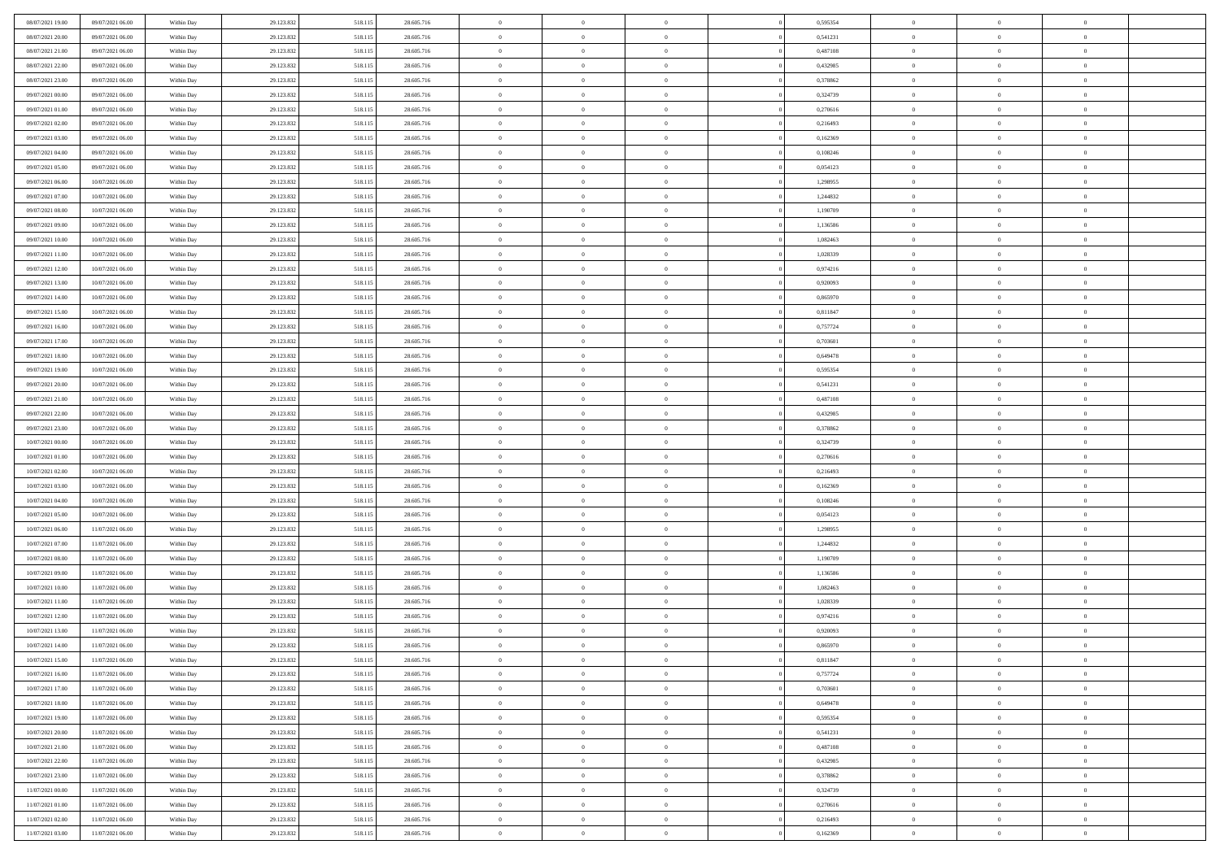| | | | | | | | | | | | | | | |
|---|---|---|---|---|---|---|---|---|---|---|---|---|---|---|
| 08/07/2021 19.00 | 09/07/2021 06.00 | Within Day | 29.123.832 | 518.115 | 28.605.716 | 0 | 0 | 0 | | 0,595354 | 0 | 0 | 0 | |
| 08/07/2021 20.00 | 09/07/2021 06.00 | Within Day | 29.123.832 | 518.115 | 28.605.716 | 0 | 0 | 0 | | 0,541231 | 0 | 0 | 0 | |
| 08/07/2021 21.00 | 09/07/2021 06.00 | Within Day | 29.123.832 | 518.115 | 28.605.716 | 0 | 0 | 0 | | 0,487108 | 0 | 0 | 0 | |
| 08/07/2021 22.00 | 09/07/2021 06.00 | Within Day | 29.123.832 | 518.115 | 28.605.716 | 0 | 0 | 0 | | 0,432985 | 0 | 0 | 0 | |
| 08/07/2021 23.00 | 09/07/2021 06.00 | Within Day | 29.123.832 | 518.115 | 28.605.716 | 0 | 0 | 0 | | 0,378862 | 0 | 0 | 0 | |
| 09/07/2021 00.00 | 09/07/2021 06.00 | Within Day | 29.123.832 | 518.115 | 28.605.716 | 0 | 0 | 0 | | 0,324739 | 0 | 0 | 0 | |
| 09/07/2021 01.00 | 09/07/2021 06.00 | Within Day | 29.123.832 | 518.115 | 28.605.716 | 0 | 0 | 0 | | 0,270616 | 0 | 0 | 0 | |
| 09/07/2021 02.00 | 09/07/2021 06.00 | Within Day | 29.123.832 | 518.115 | 28.605.716 | 0 | 0 | 0 | | 0,216493 | 0 | 0 | 0 | |
| 09/07/2021 03.00 | 09/07/2021 06.00 | Within Day | 29.123.832 | 518.115 | 28.605.716 | 0 | 0 | 0 | | 0,162369 | 0 | 0 | 0 | |
| 09/07/2021 04.00 | 09/07/2021 06.00 | Within Day | 29.123.832 | 518.115 | 28.605.716 | 0 | 0 | 0 | | 0,108246 | 0 | 0 | 0 | |
| 09/07/2021 05.00 | 09/07/2021 06.00 | Within Day | 29.123.832 | 518.115 | 28.605.716 | 0 | 0 | 0 | | 0,054123 | 0 | 0 | 0 | |
| 09/07/2021 06.00 | 10/07/2021 06.00 | Within Day | 29.123.832 | 518.115 | 28.605.716 | 0 | 0 | 0 | | 1,298955 | 0 | 0 | 0 | |
| 09/07/2021 07.00 | 10/07/2021 06.00 | Within Day | 29.123.832 | 518.115 | 28.605.716 | 0 | 0 | 0 | | 1,244832 | 0 | 0 | 0 | |
| 09/07/2021 08.00 | 10/07/2021 06.00 | Within Day | 29.123.832 | 518.115 | 28.605.716 | 0 | 0 | 0 | | 1,190709 | 0 | 0 | 0 | |
| 09/07/2021 09.00 | 10/07/2021 06.00 | Within Day | 29.123.832 | 518.115 | 28.605.716 | 0 | 0 | 0 | | 1,136586 | 0 | 0 | 0 | |
| 09/07/2021 10.00 | 10/07/2021 06.00 | Within Day | 29.123.832 | 518.115 | 28.605.716 | 0 | 0 | 0 | | 1,082463 | 0 | 0 | 0 | |
| 09/07/2021 11.00 | 10/07/2021 06.00 | Within Day | 29.123.832 | 518.115 | 28.605.716 | 0 | 0 | 0 | | 1,028339 | 0 | 0 | 0 | |
| 09/07/2021 12.00 | 10/07/2021 06.00 | Within Day | 29.123.832 | 518.115 | 28.605.716 | 0 | 0 | 0 | | 0,974216 | 0 | 0 | 0 | |
| 09/07/2021 13.00 | 10/07/2021 06.00 | Within Day | 29.123.832 | 518.115 | 28.605.716 | 0 | 0 | 0 | | 0,920093 | 0 | 0 | 0 | |
| 09/07/2021 14.00 | 10/07/2021 06.00 | Within Day | 29.123.832 | 518.115 | 28.605.716 | 0 | 0 | 0 | | 0,865970 | 0 | 0 | 0 | |
| 09/07/2021 15.00 | 10/07/2021 06.00 | Within Day | 29.123.832 | 518.115 | 28.605.716 | 0 | 0 | 0 | | 0,811847 | 0 | 0 | 0 | |
| 09/07/2021 16.00 | 10/07/2021 06.00 | Within Day | 29.123.832 | 518.115 | 28.605.716 | 0 | 0 | 0 | | 0,757724 | 0 | 0 | 0 | |
| 09/07/2021 17.00 | 10/07/2021 06.00 | Within Day | 29.123.832 | 518.115 | 28.605.716 | 0 | 0 | 0 | | 0,703601 | 0 | 0 | 0 | |
| 09/07/2021 18.00 | 10/07/2021 06.00 | Within Day | 29.123.832 | 518.115 | 28.605.716 | 0 | 0 | 0 | | 0,649478 | 0 | 0 | 0 | |
| 09/07/2021 19.00 | 10/07/2021 06.00 | Within Day | 29.123.832 | 518.115 | 28.605.716 | 0 | 0 | 0 | | 0,595354 | 0 | 0 | 0 | |
| 09/07/2021 20.00 | 10/07/2021 06.00 | Within Day | 29.123.832 | 518.115 | 28.605.716 | 0 | 0 | 0 | | 0,541231 | 0 | 0 | 0 | |
| 09/07/2021 21.00 | 10/07/2021 06.00 | Within Day | 29.123.832 | 518.115 | 28.605.716 | 0 | 0 | 0 | | 0,487108 | 0 | 0 | 0 | |
| 09/07/2021 22.00 | 10/07/2021 06.00 | Within Day | 29.123.832 | 518.115 | 28.605.716 | 0 | 0 | 0 | | 0,432985 | 0 | 0 | 0 | |
| 09/07/2021 23.00 | 10/07/2021 06.00 | Within Day | 29.123.832 | 518.115 | 28.605.716 | 0 | 0 | 0 | | 0,378862 | 0 | 0 | 0 | |
| 10/07/2021 00.00 | 10/07/2021 06.00 | Within Day | 29.123.832 | 518.115 | 28.605.716 | 0 | 0 | 0 | | 0,324739 | 0 | 0 | 0 | |
| 10/07/2021 01.00 | 10/07/2021 06.00 | Within Day | 29.123.832 | 518.115 | 28.605.716 | 0 | 0 | 0 | | 0,270616 | 0 | 0 | 0 | |
| 10/07/2021 02.00 | 10/07/2021 06.00 | Within Day | 29.123.832 | 518.115 | 28.605.716 | 0 | 0 | 0 | | 0,216493 | 0 | 0 | 0 | |
| 10/07/2021 03.00 | 10/07/2021 06.00 | Within Day | 29.123.832 | 518.115 | 28.605.716 | 0 | 0 | 0 | | 0,162369 | 0 | 0 | 0 | |
| 10/07/2021 04.00 | 10/07/2021 06.00 | Within Day | 29.123.832 | 518.115 | 28.605.716 | 0 | 0 | 0 | | 0,108246 | 0 | 0 | 0 | |
| 10/07/2021 05.00 | 10/07/2021 06.00 | Within Day | 29.123.832 | 518.115 | 28.605.716 | 0 | 0 | 0 | | 0,054123 | 0 | 0 | 0 | |
| 10/07/2021 06.00 | 11/07/2021 06.00 | Within Day | 29.123.832 | 518.115 | 28.605.716 | 0 | 0 | 0 | | 1,298955 | 0 | 0 | 0 | |
| 10/07/2021 07.00 | 11/07/2021 06.00 | Within Day | 29.123.832 | 518.115 | 28.605.716 | 0 | 0 | 0 | | 1,244832 | 0 | 0 | 0 | |
| 10/07/2021 08.00 | 11/07/2021 06.00 | Within Day | 29.123.832 | 518.115 | 28.605.716 | 0 | 0 | 0 | | 1,190709 | 0 | 0 | 0 | |
| 10/07/2021 09.00 | 11/07/2021 06.00 | Within Day | 29.123.832 | 518.115 | 28.605.716 | 0 | 0 | 0 | | 1,136586 | 0 | 0 | 0 | |
| 10/07/2021 10.00 | 11/07/2021 06.00 | Within Day | 29.123.832 | 518.115 | 28.605.716 | 0 | 0 | 0 | | 1,082463 | 0 | 0 | 0 | |
| 10/07/2021 11.00 | 11/07/2021 06.00 | Within Day | 29.123.832 | 518.115 | 28.605.716 | 0 | 0 | 0 | | 1,028339 | 0 | 0 | 0 | |
| 10/07/2021 12.00 | 11/07/2021 06.00 | Within Day | 29.123.832 | 518.115 | 28.605.716 | 0 | 0 | 0 | | 0,974216 | 0 | 0 | 0 | |
| 10/07/2021 13.00 | 11/07/2021 06.00 | Within Day | 29.123.832 | 518.115 | 28.605.716 | 0 | 0 | 0 | | 0,920093 | 0 | 0 | 0 | |
| 10/07/2021 14.00 | 11/07/2021 06.00 | Within Day | 29.123.832 | 518.115 | 28.605.716 | 0 | 0 | 0 | | 0,865970 | 0 | 0 | 0 | |
| 10/07/2021 15.00 | 11/07/2021 06.00 | Within Day | 29.123.832 | 518.115 | 28.605.716 | 0 | 0 | 0 | | 0,811847 | 0 | 0 | 0 | |
| 10/07/2021 16.00 | 11/07/2021 06.00 | Within Day | 29.123.832 | 518.115 | 28.605.716 | 0 | 0 | 0 | | 0,757724 | 0 | 0 | 0 | |
| 10/07/2021 17.00 | 11/07/2021 06.00 | Within Day | 29.123.832 | 518.115 | 28.605.716 | 0 | 0 | 0 | | 0,703601 | 0 | 0 | 0 | |
| 10/07/2021 18.00 | 11/07/2021 06.00 | Within Day | 29.123.832 | 518.115 | 28.605.716 | 0 | 0 | 0 | | 0,649478 | 0 | 0 | 0 | |
| 10/07/2021 19.00 | 11/07/2021 06.00 | Within Day | 29.123.832 | 518.115 | 28.605.716 | 0 | 0 | 0 | | 0,595354 | 0 | 0 | 0 | |
| 10/07/2021 20.00 | 11/07/2021 06.00 | Within Day | 29.123.832 | 518.115 | 28.605.716 | 0 | 0 | 0 | | 0,541231 | 0 | 0 | 0 | |
| 10/07/2021 21.00 | 11/07/2021 06.00 | Within Day | 29.123.832 | 518.115 | 28.605.716 | 0 | 0 | 0 | | 0,487108 | 0 | 0 | 0 | |
| 10/07/2021 22.00 | 11/07/2021 06.00 | Within Day | 29.123.832 | 518.115 | 28.605.716 | 0 | 0 | 0 | | 0,432985 | 0 | 0 | 0 | |
| 10/07/2021 23.00 | 11/07/2021 06.00 | Within Day | 29.123.832 | 518.115 | 28.605.716 | 0 | 0 | 0 | | 0,378862 | 0 | 0 | 0 | |
| 11/07/2021 00.00 | 11/07/2021 06.00 | Within Day | 29.123.832 | 518.115 | 28.605.716 | 0 | 0 | 0 | | 0,324739 | 0 | 0 | 0 | |
| 11/07/2021 01.00 | 11/07/2021 06.00 | Within Day | 29.123.832 | 518.115 | 28.605.716 | 0 | 0 | 0 | | 0,270616 | 0 | 0 | 0 | |
| 11/07/2021 02.00 | 11/07/2021 06.00 | Within Day | 29.123.832 | 518.115 | 28.605.716 | 0 | 0 | 0 | | 0,216493 | 0 | 0 | 0 | |
| 11/07/2021 03.00 | 11/07/2021 06.00 | Within Day | 29.123.832 | 518.115 | 28.605.716 | 0 | 0 | 0 | | 0,162369 | 0 | 0 | 0 | |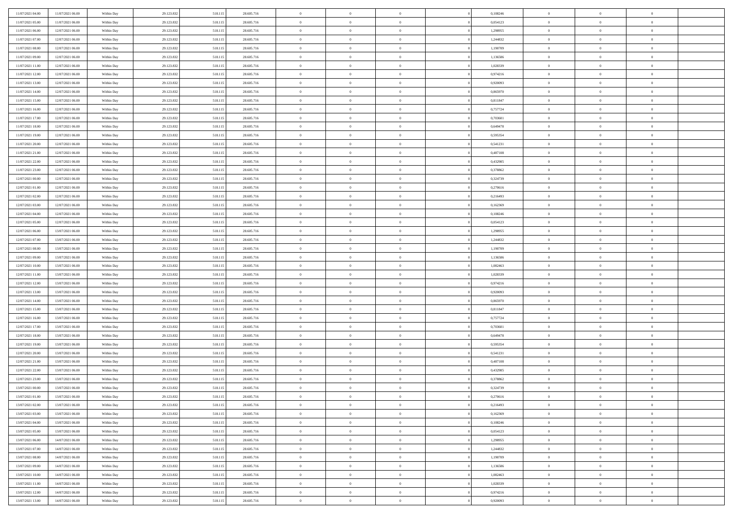| | | | | | | | | | | | | | | |
|---|---|---|---|---|---|---|---|---|---|---|---|---|---|---|
| 11/07/2021 04:00 | 11/07/2021 06:00 | Within Day | 29.123.832 | 518.115 | 28.605.716 | 0 | 0 | 0 | | 0,108246 | 0 | 0 | 0 | |
| 11/07/2021 05:00 | 11/07/2021 06:00 | Within Day | 29.123.832 | 518.115 | 28.605.716 | 0 | 0 | 0 | | 0,054123 | 0 | 0 | 0 | |
| 11/07/2021 06:00 | 12/07/2021 06:00 | Within Day | 29.123.832 | 518.115 | 28.605.716 | 0 | 0 | 0 | | 1,298955 | 0 | 0 | 0 | |
| 11/07/2021 07:00 | 12/07/2021 06:00 | Within Day | 29.123.832 | 518.115 | 28.605.716 | 0 | 0 | 0 | | 1,244832 | 0 | 0 | 0 | |
| 11/07/2021 08:00 | 12/07/2021 06:00 | Within Day | 29.123.832 | 518.115 | 28.605.716 | 0 | 0 | 0 | | 1,190709 | 0 | 0 | 0 | |
| 11/07/2021 09:00 | 12/07/2021 06:00 | Within Day | 29.123.832 | 518.115 | 28.605.716 | 0 | 0 | 0 | | 1,136586 | 0 | 0 | 0 | |
| 11/07/2021 11:00 | 12/07/2021 06:00 | Within Day | 29.123.832 | 518.115 | 28.605.716 | 0 | 0 | 0 | | 1,028339 | 0 | 0 | 0 | |
| 11/07/2021 12:00 | 12/07/2021 06:00 | Within Day | 29.123.832 | 518.115 | 28.605.716 | 0 | 0 | 0 | | 0,974216 | 0 | 0 | 0 | |
| 11/07/2021 13:00 | 12/07/2021 06:00 | Within Day | 29.123.832 | 518.115 | 28.605.716 | 0 | 0 | 0 | | 0,920093 | 0 | 0 | 0 | |
| 11/07/2021 14:00 | 12/07/2021 06:00 | Within Day | 29.123.832 | 518.115 | 28.605.716 | 0 | 0 | 0 | | 0,865970 | 0 | 0 | 0 | |
| 11/07/2021 15:00 | 12/07/2021 06:00 | Within Day | 29.123.832 | 518.115 | 28.605.716 | 0 | 0 | 0 | | 0,811847 | 0 | 0 | 0 | |
| 11/07/2021 16:00 | 12/07/2021 06:00 | Within Day | 29.123.832 | 518.115 | 28.605.716 | 0 | 0 | 0 | | 0,757724 | 0 | 0 | 0 | |
| 11/07/2021 17:00 | 12/07/2021 06:00 | Within Day | 29.123.832 | 518.115 | 28.605.716 | 0 | 0 | 0 | | 0,703601 | 0 | 0 | 0 | |
| 11/07/2021 18:00 | 12/07/2021 06:00 | Within Day | 29.123.832 | 518.115 | 28.605.716 | 0 | 0 | 0 | | 0,649478 | 0 | 0 | 0 | |
| 11/07/2021 19:00 | 12/07/2021 06:00 | Within Day | 29.123.832 | 518.115 | 28.605.716 | 0 | 0 | 0 | | 0,595354 | 0 | 0 | 0 | |
| 11/07/2021 20:00 | 12/07/2021 06:00 | Within Day | 29.123.832 | 518.115 | 28.605.716 | 0 | 0 | 0 | | 0,541231 | 0 | 0 | 0 | |
| 11/07/2021 21:00 | 12/07/2021 06:00 | Within Day | 29.123.832 | 518.115 | 28.605.716 | 0 | 0 | 0 | | 0,487108 | 0 | 0 | 0 | |
| 11/07/2021 22:00 | 12/07/2021 06:00 | Within Day | 29.123.832 | 518.115 | 28.605.716 | 0 | 0 | 0 | | 0,432985 | 0 | 0 | 0 | |
| 11/07/2021 23:00 | 12/07/2021 06:00 | Within Day | 29.123.832 | 518.115 | 28.605.716 | 0 | 0 | 0 | | 0,378862 | 0 | 0 | 0 | |
| 12/07/2021 00:00 | 12/07/2021 06:00 | Within Day | 29.123.832 | 518.115 | 28.605.716 | 0 | 0 | 0 | | 0,324739 | 0 | 0 | 0 | |
| 12/07/2021 01:00 | 12/07/2021 06:00 | Within Day | 29.123.832 | 518.115 | 28.605.716 | 0 | 0 | 0 | | 0,270616 | 0 | 0 | 0 | |
| 12/07/2021 02:00 | 12/07/2021 06:00 | Within Day | 29.123.832 | 518.115 | 28.605.716 | 0 | 0 | 0 | | 0,216493 | 0 | 0 | 0 | |
| 12/07/2021 03:00 | 12/07/2021 06:00 | Within Day | 29.123.832 | 518.115 | 28.605.716 | 0 | 0 | 0 | | 0,162369 | 0 | 0 | 0 | |
| 12/07/2021 04:00 | 12/07/2021 06:00 | Within Day | 29.123.832 | 518.115 | 28.605.716 | 0 | 0 | 0 | | 0,108246 | 0 | 0 | 0 | |
| 12/07/2021 05:00 | 12/07/2021 06:00 | Within Day | 29.123.832 | 518.115 | 28.605.716 | 0 | 0 | 0 | | 0,054123 | 0 | 0 | 0 | |
| 12/07/2021 06:00 | 13/07/2021 06:00 | Within Day | 29.123.832 | 518.115 | 28.605.716 | 0 | 0 | 0 | | 1,298955 | 0 | 0 | 0 | |
| 12/07/2021 07:00 | 13/07/2021 06:00 | Within Day | 29.123.832 | 518.115 | 28.605.716 | 0 | 0 | 0 | | 1,244832 | 0 | 0 | 0 | |
| 12/07/2021 08:00 | 13/07/2021 06:00 | Within Day | 29.123.832 | 518.115 | 28.605.716 | 0 | 0 | 0 | | 1,190709 | 0 | 0 | 0 | |
| 12/07/2021 09:00 | 13/07/2021 06:00 | Within Day | 29.123.832 | 518.115 | 28.605.716 | 0 | 0 | 0 | | 1,136586 | 0 | 0 | 0 | |
| 12/07/2021 10:00 | 13/07/2021 06:00 | Within Day | 29.123.832 | 518.115 | 28.605.716 | 0 | 0 | 0 | | 1,082463 | 0 | 0 | 0 | |
| 12/07/2021 11:00 | 13/07/2021 06:00 | Within Day | 29.123.832 | 518.115 | 28.605.716 | 0 | 0 | 0 | | 1,028339 | 0 | 0 | 0 | |
| 12/07/2021 12:00 | 13/07/2021 06:00 | Within Day | 29.123.832 | 518.115 | 28.605.716 | 0 | 0 | 0 | | 0,974216 | 0 | 0 | 0 | |
| 12/07/2021 13:00 | 13/07/2021 06:00 | Within Day | 29.123.832 | 518.115 | 28.605.716 | 0 | 0 | 0 | | 0,920093 | 0 | 0 | 0 | |
| 12/07/2021 14:00 | 13/07/2021 06:00 | Within Day | 29.123.832 | 518.115 | 28.605.716 | 0 | 0 | 0 | | 0,865970 | 0 | 0 | 0 | |
| 12/07/2021 15:00 | 13/07/2021 06:00 | Within Day | 29.123.832 | 518.115 | 28.605.716 | 0 | 0 | 0 | | 0,811847 | 0 | 0 | 0 | |
| 12/07/2021 16:00 | 13/07/2021 06:00 | Within Day | 29.123.832 | 518.115 | 28.605.716 | 0 | 0 | 0 | | 0,757724 | 0 | 0 | 0 | |
| 12/07/2021 17:00 | 13/07/2021 06:00 | Within Day | 29.123.832 | 518.115 | 28.605.716 | 0 | 0 | 0 | | 0,703601 | 0 | 0 | 0 | |
| 12/07/2021 18:00 | 13/07/2021 06:00 | Within Day | 29.123.832 | 518.115 | 28.605.716 | 0 | 0 | 0 | | 0,649478 | 0 | 0 | 0 | |
| 12/07/2021 19:00 | 13/07/2021 06:00 | Within Day | 29.123.832 | 518.115 | 28.605.716 | 0 | 0 | 0 | | 0,595354 | 0 | 0 | 0 | |
| 12/07/2021 20:00 | 13/07/2021 06:00 | Within Day | 29.123.832 | 518.115 | 28.605.716 | 0 | 0 | 0 | | 0,541231 | 0 | 0 | 0 | |
| 12/07/2021 21:00 | 13/07/2021 06:00 | Within Day | 29.123.832 | 518.115 | 28.605.716 | 0 | 0 | 0 | | 0,487108 | 0 | 0 | 0 | |
| 12/07/2021 22:00 | 13/07/2021 06:00 | Within Day | 29.123.832 | 518.115 | 28.605.716 | 0 | 0 | 0 | | 0,432985 | 0 | 0 | 0 | |
| 12/07/2021 23:00 | 13/07/2021 06:00 | Within Day | 29.123.832 | 518.115 | 28.605.716 | 0 | 0 | 0 | | 0,378862 | 0 | 0 | 0 | |
| 13/07/2021 00:00 | 13/07/2021 06:00 | Within Day | 29.123.832 | 518.115 | 28.605.716 | 0 | 0 | 0 | | 0,324739 | 0 | 0 | 0 | |
| 13/07/2021 01:00 | 13/07/2021 06:00 | Within Day | 29.123.832 | 518.115 | 28.605.716 | 0 | 0 | 0 | | 0,270616 | 0 | 0 | 0 | |
| 13/07/2021 02:00 | 13/07/2021 06:00 | Within Day | 29.123.832 | 518.115 | 28.605.716 | 0 | 0 | 0 | | 0,216493 | 0 | 0 | 0 | |
| 13/07/2021 03:00 | 13/07/2021 06:00 | Within Day | 29.123.832 | 518.115 | 28.605.716 | 0 | 0 | 0 | | 0,162369 | 0 | 0 | 0 | |
| 13/07/2021 04:00 | 13/07/2021 06:00 | Within Day | 29.123.832 | 518.115 | 28.605.716 | 0 | 0 | 0 | | 0,108246 | 0 | 0 | 0 | |
| 13/07/2021 05:00 | 13/07/2021 06:00 | Within Day | 29.123.832 | 518.115 | 28.605.716 | 0 | 0 | 0 | | 0,054123 | 0 | 0 | 0 | |
| 13/07/2021 06:00 | 14/07/2021 06:00 | Within Day | 29.123.832 | 518.115 | 28.605.716 | 0 | 0 | 0 | | 1,298955 | 0 | 0 | 0 | |
| 13/07/2021 07:00 | 14/07/2021 06:00 | Within Day | 29.123.832 | 518.115 | 28.605.716 | 0 | 0 | 0 | | 1,244832 | 0 | 0 | 0 | |
| 13/07/2021 08:00 | 14/07/2021 06:00 | Within Day | 29.123.832 | 518.115 | 28.605.716 | 0 | 0 | 0 | | 1,190709 | 0 | 0 | 0 | |
| 13/07/2021 09:00 | 14/07/2021 06:00 | Within Day | 29.123.832 | 518.115 | 28.605.716 | 0 | 0 | 0 | | 1,136586 | 0 | 0 | 0 | |
| 13/07/2021 10:00 | 14/07/2021 06:00 | Within Day | 29.123.832 | 518.115 | 28.605.716 | 0 | 0 | 0 | | 1,082463 | 0 | 0 | 0 | |
| 13/07/2021 11:00 | 14/07/2021 06:00 | Within Day | 29.123.832 | 518.115 | 28.605.716 | 0 | 0 | 0 | | 1,028339 | 0 | 0 | 0 | |
| 13/07/2021 12:00 | 14/07/2021 06:00 | Within Day | 29.123.832 | 518.115 | 28.605.716 | 0 | 0 | 0 | | 0,974216 | 0 | 0 | 0 | |
| 13/07/2021 13:00 | 14/07/2021 06:00 | Within Day | 29.123.832 | 518.115 | 28.605.716 | 0 | 0 | 0 | | 0,920093 | 0 | 0 | 0 | |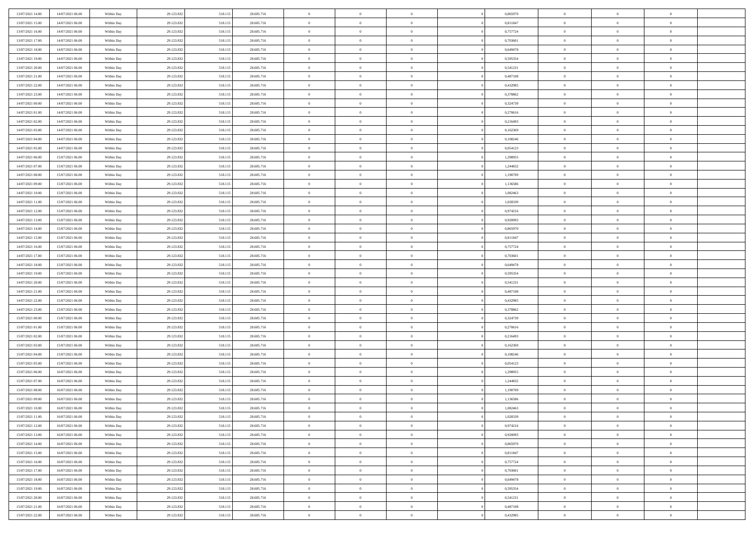| | | | | | | | | | | | | | | |
|---|---|---|---|---|---|---|---|---|---|---|---|---|---|---|
| 13/07/2021 14:00 | 14/07/2021 06:00 | Within Day | 29.123.832 | 518.115 | 28.605.716 | 0 | 0 | 0 | | 0 | 0,865970 | 0 | 0 | 0 |
| 13/07/2021 15:00 | 14/07/2021 06:00 | Within Day | 29.123.832 | 518.115 | 28.605.716 | 0 | 0 | 0 | | 0 | 0,811847 | 0 | 0 | 0 |
| 13/07/2021 16:00 | 14/07/2021 06:00 | Within Day | 29.123.832 | 518.115 | 28.605.716 | 0 | 0 | 0 | | 0 | 0,757724 | 0 | 0 | 0 |
| 13/07/2021 17:00 | 14/07/2021 06:00 | Within Day | 29.123.832 | 518.115 | 28.605.716 | 0 | 0 | 0 | | 0 | 0,703601 | 0 | 0 | 0 |
| 13/07/2021 18:00 | 14/07/2021 06:00 | Within Day | 29.123.832 | 518.115 | 28.605.716 | 0 | 0 | 0 | | 0 | 0,649478 | 0 | 0 | 0 |
| 13/07/2021 19:00 | 14/07/2021 06:00 | Within Day | 29.123.832 | 518.115 | 28.605.716 | 0 | 0 | 0 | | 0 | 0,595354 | 0 | 0 | 0 |
| 13/07/2021 20:00 | 14/07/2021 06:00 | Within Day | 29.123.832 | 518.115 | 28.605.716 | 0 | 0 | 0 | | 0 | 0,541231 | 0 | 0 | 0 |
| 13/07/2021 21:00 | 14/07/2021 06:00 | Within Day | 29.123.832 | 518.115 | 28.605.716 | 0 | 0 | 0 | | 0 | 0,487108 | 0 | 0 | 0 |
| 13/07/2021 22:00 | 14/07/2021 06:00 | Within Day | 29.123.832 | 518.115 | 28.605.716 | 0 | 0 | 0 | | 0 | 0,432985 | 0 | 0 | 0 |
| 13/07/2021 23:00 | 14/07/2021 06:00 | Within Day | 29.123.832 | 518.115 | 28.605.716 | 0 | 0 | 0 | | 0 | 0,378862 | 0 | 0 | 0 |
| 14/07/2021 00:00 | 14/07/2021 06:00 | Within Day | 29.123.832 | 518.115 | 28.605.716 | 0 | 0 | 0 | | 0 | 0,324739 | 0 | 0 | 0 |
| 14/07/2021 01:00 | 14/07/2021 06:00 | Within Day | 29.123.832 | 518.115 | 28.605.716 | 0 | 0 | 0 | | 0 | 0,270616 | 0 | 0 | 0 |
| 14/07/2021 02:00 | 14/07/2021 06:00 | Within Day | 29.123.832 | 518.115 | 28.605.716 | 0 | 0 | 0 | | 0 | 0,216493 | 0 | 0 | 0 |
| 14/07/2021 03:00 | 14/07/2021 06:00 | Within Day | 29.123.832 | 518.115 | 28.605.716 | 0 | 0 | 0 | | 0 | 0,162369 | 0 | 0 | 0 |
| 14/07/2021 04:00 | 14/07/2021 06:00 | Within Day | 29.123.832 | 518.115 | 28.605.716 | 0 | 0 | 0 | | 0 | 0,108246 | 0 | 0 | 0 |
| 14/07/2021 05:00 | 14/07/2021 06:00 | Within Day | 29.123.832 | 518.115 | 28.605.716 | 0 | 0 | 0 | | 0 | 0,054123 | 0 | 0 | 0 |
| 14/07/2021 06:00 | 15/07/2021 06:00 | Within Day | 29.123.832 | 518.115 | 28.605.716 | 0 | 0 | 0 | | 0 | 1,298955 | 0 | 0 | 0 |
| 14/07/2021 07:00 | 15/07/2021 06:00 | Within Day | 29.123.832 | 518.115 | 28.605.716 | 0 | 0 | 0 | | 0 | 1,244832 | 0 | 0 | 0 |
| 14/07/2021 08:00 | 15/07/2021 06:00 | Within Day | 29.123.832 | 518.115 | 28.605.716 | 0 | 0 | 0 | | 0 | 1,190709 | 0 | 0 | 0 |
| 14/07/2021 09:00 | 15/07/2021 06:00 | Within Day | 29.123.832 | 518.115 | 28.605.716 | 0 | 0 | 0 | | 0 | 1,136586 | 0 | 0 | 0 |
| 14/07/2021 10:00 | 15/07/2021 06:00 | Within Day | 29.123.832 | 518.115 | 28.605.716 | 0 | 0 | 0 | | 0 | 1,082463 | 0 | 0 | 0 |
| 14/07/2021 11:00 | 15/07/2021 06:00 | Within Day | 29.123.832 | 518.115 | 28.605.716 | 0 | 0 | 0 | | 0 | 1,028339 | 0 | 0 | 0 |
| 14/07/2021 12:00 | 15/07/2021 06:00 | Within Day | 29.123.832 | 518.115 | 28.605.716 | 0 | 0 | 0 | | 0 | 0,974216 | 0 | 0 | 0 |
| 14/07/2021 13:00 | 15/07/2021 06:00 | Within Day | 29.123.832 | 518.115 | 28.605.716 | 0 | 0 | 0 | | 0 | 0,920093 | 0 | 0 | 0 |
| 14/07/2021 14:00 | 15/07/2021 06:00 | Within Day | 29.123.832 | 518.115 | 28.605.716 | 0 | 0 | 0 | | 0 | 0,865970 | 0 | 0 | 0 |
| 14/07/2021 15:00 | 15/07/2021 06:00 | Within Day | 29.123.832 | 518.115 | 28.605.716 | 0 | 0 | 0 | | 0 | 0,811847 | 0 | 0 | 0 |
| 14/07/2021 16:00 | 15/07/2021 06:00 | Within Day | 29.123.832 | 518.115 | 28.605.716 | 0 | 0 | 0 | | 0 | 0,757724 | 0 | 0 | 0 |
| 14/07/2021 17:00 | 15/07/2021 06:00 | Within Day | 29.123.832 | 518.115 | 28.605.716 | 0 | 0 | 0 | | 0 | 0,703601 | 0 | 0 | 0 |
| 14/07/2021 18:00 | 15/07/2021 06:00 | Within Day | 29.123.832 | 518.115 | 28.605.716 | 0 | 0 | 0 | | 0 | 0,649478 | 0 | 0 | 0 |
| 14/07/2021 19:00 | 15/07/2021 06:00 | Within Day | 29.123.832 | 518.115 | 28.605.716 | 0 | 0 | 0 | | 0 | 0,595354 | 0 | 0 | 0 |
| 14/07/2021 20:00 | 15/07/2021 06:00 | Within Day | 29.123.832 | 518.115 | 28.605.716 | 0 | 0 | 0 | | 0 | 0,541231 | 0 | 0 | 0 |
| 14/07/2021 21:00 | 15/07/2021 06:00 | Within Day | 29.123.832 | 518.115 | 28.605.716 | 0 | 0 | 0 | | 0 | 0,487108 | 0 | 0 | 0 |
| 14/07/2021 22:00 | 15/07/2021 06:00 | Within Day | 29.123.832 | 518.115 | 28.605.716 | 0 | 0 | 0 | | 0 | 0,432985 | 0 | 0 | 0 |
| 14/07/2021 23:00 | 15/07/2021 06:00 | Within Day | 29.123.832 | 518.115 | 28.605.716 | 0 | 0 | 0 | | 0 | 0,378862 | 0 | 0 | 0 |
| 15/07/2021 00:00 | 15/07/2021 06:00 | Within Day | 29.123.832 | 518.115 | 28.605.716 | 0 | 0 | 0 | | 0 | 0,324739 | 0 | 0 | 0 |
| 15/07/2021 01:00 | 15/07/2021 06:00 | Within Day | 29.123.832 | 518.115 | 28.605.716 | 0 | 0 | 0 | | 0 | 0,270616 | 0 | 0 | 0 |
| 15/07/2021 02:00 | 15/07/2021 06:00 | Within Day | 29.123.832 | 518.115 | 28.605.716 | 0 | 0 | 0 | | 0 | 0,216493 | 0 | 0 | 0 |
| 15/07/2021 03:00 | 15/07/2021 06:00 | Within Day | 29.123.832 | 518.115 | 28.605.716 | 0 | 0 | 0 | | 0 | 0,162369 | 0 | 0 | 0 |
| 15/07/2021 04:00 | 15/07/2021 06:00 | Within Day | 29.123.832 | 518.115 | 28.605.716 | 0 | 0 | 0 | | 0 | 0,108246 | 0 | 0 | 0 |
| 15/07/2021 05:00 | 15/07/2021 06:00 | Within Day | 29.123.832 | 518.115 | 28.605.716 | 0 | 0 | 0 | | 0 | 0,054123 | 0 | 0 | 0 |
| 15/07/2021 06:00 | 16/07/2021 06:00 | Within Day | 29.123.832 | 518.115 | 28.605.716 | 0 | 0 | 0 | | 0 | 1,298955 | 0 | 0 | 0 |
| 15/07/2021 07:00 | 16/07/2021 06:00 | Within Day | 29.123.832 | 518.115 | 28.605.716 | 0 | 0 | 0 | | 0 | 1,244832 | 0 | 0 | 0 |
| 15/07/2021 08:00 | 16/07/2021 06:00 | Within Day | 29.123.832 | 518.115 | 28.605.716 | 0 | 0 | 0 | | 0 | 1,190709 | 0 | 0 | 0 |
| 15/07/2021 09:00 | 16/07/2021 06:00 | Within Day | 29.123.832 | 518.115 | 28.605.716 | 0 | 0 | 0 | | 0 | 1,136586 | 0 | 0 | 0 |
| 15/07/2021 10:00 | 16/07/2021 06:00 | Within Day | 29.123.832 | 518.115 | 28.605.716 | 0 | 0 | 0 | | 0 | 1,082463 | 0 | 0 | 0 |
| 15/07/2021 11:00 | 16/07/2021 06:00 | Within Day | 29.123.832 | 518.115 | 28.605.716 | 0 | 0 | 0 | | 0 | 1,028339 | 0 | 0 | 0 |
| 15/07/2021 12:00 | 16/07/2021 06:00 | Within Day | 29.123.832 | 518.115 | 28.605.716 | 0 | 0 | 0 | | 0 | 0,974216 | 0 | 0 | 0 |
| 15/07/2021 13:00 | 16/07/2021 06:00 | Within Day | 29.123.832 | 518.115 | 28.605.716 | 0 | 0 | 0 | | 0 | 0,920093 | 0 | 0 | 0 |
| 15/07/2021 14:00 | 16/07/2021 06:00 | Within Day | 29.123.832 | 518.115 | 28.605.716 | 0 | 0 | 0 | | 0 | 0,865970 | 0 | 0 | 0 |
| 15/07/2021 15:00 | 16/07/2021 06:00 | Within Day | 29.123.832 | 518.115 | 28.605.716 | 0 | 0 | 0 | | 0 | 0,811847 | 0 | 0 | 0 |
| 15/07/2021 16:00 | 16/07/2021 06:00 | Within Day | 29.123.832 | 518.115 | 28.605.716 | 0 | 0 | 0 | | 0 | 0,757724 | 0 | 0 | 0 |
| 15/07/2021 17:00 | 16/07/2021 06:00 | Within Day | 29.123.832 | 518.115 | 28.605.716 | 0 | 0 | 0 | | 0 | 0,703601 | 0 | 0 | 0 |
| 15/07/2021 18:00 | 16/07/2021 06:00 | Within Day | 29.123.832 | 518.115 | 28.605.716 | 0 | 0 | 0 | | 0 | 0,649478 | 0 | 0 | 0 |
| 15/07/2021 19:00 | 16/07/2021 06:00 | Within Day | 29.123.832 | 518.115 | 28.605.716 | 0 | 0 | 0 | | 0 | 0,595354 | 0 | 0 | 0 |
| 15/07/2021 20:00 | 16/07/2021 06:00 | Within Day | 29.123.832 | 518.115 | 28.605.716 | 0 | 0 | 0 | | 0 | 0,541231 | 0 | 0 | 0 |
| 15/07/2021 21:00 | 16/07/2021 06:00 | Within Day | 29.123.832 | 518.115 | 28.605.716 | 0 | 0 | 0 | | 0 | 0,487108 | 0 | 0 | 0 |
| 15/07/2021 22:00 | 16/07/2021 06:00 | Within Day | 29.123.832 | 518.115 | 28.605.716 | 0 | 0 | 0 | | 0 | 0,432985 | 0 | 0 | 0 |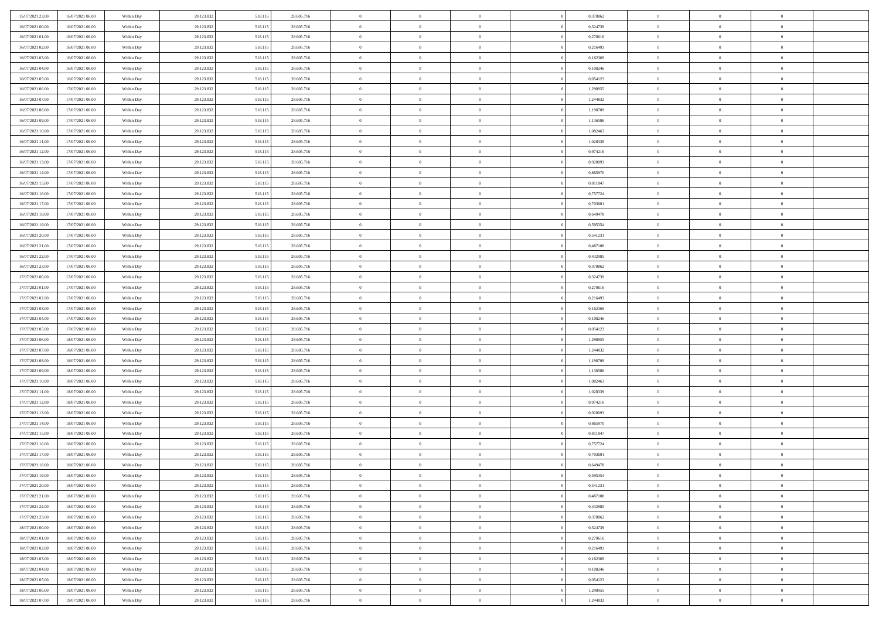| | | | | | | | | | | | | | | |
|---|---|---|---|---|---|---|---|---|---|---|---|---|---|---|
| 15/07/2021 23:00 | 16/07/2021 06:00 | Within Day | 29.123.832 | 518.115 | 28.605.716 | 0 | 0 | 0 | 0 | 0,378862 | 0 | 0 | 0 | |
| 16/07/2021 00:00 | 16/07/2021 06:00 | Within Day | 29.123.832 | 518.115 | 28.605.716 | 0 | 0 | 0 | 0 | 0,324739 | 0 | 0 | 0 | |
| 16/07/2021 01:00 | 16/07/2021 06:00 | Within Day | 29.123.832 | 518.115 | 28.605.716 | 0 | 0 | 0 | 0 | 0,270616 | 0 | 0 | 0 | |
| 16/07/2021 02:00 | 16/07/2021 06:00 | Within Day | 29.123.832 | 518.115 | 28.605.716 | 0 | 0 | 0 | 0 | 0,216493 | 0 | 0 | 0 | |
| 16/07/2021 03:00 | 16/07/2021 06:00 | Within Day | 29.123.832 | 518.115 | 28.605.716 | 0 | 0 | 0 | 0 | 0,162369 | 0 | 0 | 0 | |
| 16/07/2021 04:00 | 16/07/2021 06:00 | Within Day | 29.123.832 | 518.115 | 28.605.716 | 0 | 0 | 0 | 0 | 0,108246 | 0 | 0 | 0 | |
| 16/07/2021 05:00 | 16/07/2021 06:00 | Within Day | 29.123.832 | 518.115 | 28.605.716 | 0 | 0 | 0 | 0 | 0,054123 | 0 | 0 | 0 | |
| 16/07/2021 06:00 | 17/07/2021 06:00 | Within Day | 29.123.832 | 518.115 | 28.605.716 | 0 | 0 | 0 | 0 | 1,298955 | 0 | 0 | 0 | |
| 16/07/2021 07:00 | 17/07/2021 06:00 | Within Day | 29.123.832 | 518.115 | 28.605.716 | 0 | 0 | 0 | 0 | 1,244832 | 0 | 0 | 0 | |
| 16/07/2021 08:00 | 17/07/2021 06:00 | Within Day | 29.123.832 | 518.115 | 28.605.716 | 0 | 0 | 0 | 0 | 1,190709 | 0 | 0 | 0 | |
| 16/07/2021 09:00 | 17/07/2021 06:00 | Within Day | 29.123.832 | 518.115 | 28.605.716 | 0 | 0 | 0 | 0 | 1,136586 | 0 | 0 | 0 | |
| 16/07/2021 10:00 | 17/07/2021 06:00 | Within Day | 29.123.832 | 518.115 | 28.605.716 | 0 | 0 | 0 | 0 | 1,082463 | 0 | 0 | 0 | |
| 16/07/2021 11:00 | 17/07/2021 06:00 | Within Day | 29.123.832 | 518.115 | 28.605.716 | 0 | 0 | 0 | 0 | 1,028339 | 0 | 0 | 0 | |
| 16/07/2021 12:00 | 17/07/2021 06:00 | Within Day | 29.123.832 | 518.115 | 28.605.716 | 0 | 0 | 0 | 0 | 0,974216 | 0 | 0 | 0 | |
| 16/07/2021 13:00 | 17/07/2021 06:00 | Within Day | 29.123.832 | 518.115 | 28.605.716 | 0 | 0 | 0 | 0 | 0,920093 | 0 | 0 | 0 | |
| 16/07/2021 14:00 | 17/07/2021 06:00 | Within Day | 29.123.832 | 518.115 | 28.605.716 | 0 | 0 | 0 | 0 | 0,865970 | 0 | 0 | 0 | |
| 16/07/2021 15:00 | 17/07/2021 06:00 | Within Day | 29.123.832 | 518.115 | 28.605.716 | 0 | 0 | 0 | 0 | 0,811847 | 0 | 0 | 0 | |
| 16/07/2021 16:00 | 17/07/2021 06:00 | Within Day | 29.123.832 | 518.115 | 28.605.716 | 0 | 0 | 0 | 0 | 0,757724 | 0 | 0 | 0 | |
| 16/07/2021 17:00 | 17/07/2021 06:00 | Within Day | 29.123.832 | 518.115 | 28.605.716 | 0 | 0 | 0 | 0 | 0,703601 | 0 | 0 | 0 | |
| 16/07/2021 18:00 | 17/07/2021 06:00 | Within Day | 29.123.832 | 518.115 | 28.605.716 | 0 | 0 | 0 | 0 | 0,649478 | 0 | 0 | 0 | |
| 16/07/2021 19:00 | 17/07/2021 06:00 | Within Day | 29.123.832 | 518.115 | 28.605.716 | 0 | 0 | 0 | 0 | 0,595354 | 0 | 0 | 0 | |
| 16/07/2021 20:00 | 17/07/2021 06:00 | Within Day | 29.123.832 | 518.115 | 28.605.716 | 0 | 0 | 0 | 0 | 0,541231 | 0 | 0 | 0 | |
| 16/07/2021 21:00 | 17/07/2021 06:00 | Within Day | 29.123.832 | 518.115 | 28.605.716 | 0 | 0 | 0 | 0 | 0,487108 | 0 | 0 | 0 | |
| 16/07/2021 22:00 | 17/07/2021 06:00 | Within Day | 29.123.832 | 518.115 | 28.605.716 | 0 | 0 | 0 | 0 | 0,432985 | 0 | 0 | 0 | |
| 16/07/2021 23:00 | 17/07/2021 06:00 | Within Day | 29.123.832 | 518.115 | 28.605.716 | 0 | 0 | 0 | 0 | 0,378862 | 0 | 0 | 0 | |
| 17/07/2021 00:00 | 17/07/2021 06:00 | Within Day | 29.123.832 | 518.115 | 28.605.716 | 0 | 0 | 0 | 0 | 0,324739 | 0 | 0 | 0 | |
| 17/07/2021 01:00 | 17/07/2021 06:00 | Within Day | 29.123.832 | 518.115 | 28.605.716 | 0 | 0 | 0 | 0 | 0,270616 | 0 | 0 | 0 | |
| 17/07/2021 02:00 | 17/07/2021 06:00 | Within Day | 29.123.832 | 518.115 | 28.605.716 | 0 | 0 | 0 | 0 | 0,216493 | 0 | 0 | 0 | |
| 17/07/2021 03:00 | 17/07/2021 06:00 | Within Day | 29.123.832 | 518.115 | 28.605.716 | 0 | 0 | 0 | 0 | 0,162369 | 0 | 0 | 0 | |
| 17/07/2021 04:00 | 17/07/2021 06:00 | Within Day | 29.123.832 | 518.115 | 28.605.716 | 0 | 0 | 0 | 0 | 0,108246 | 0 | 0 | 0 | |
| 17/07/2021 05:00 | 17/07/2021 06:00 | Within Day | 29.123.832 | 518.115 | 28.605.716 | 0 | 0 | 0 | 0 | 0,054123 | 0 | 0 | 0 | |
| 17/07/2021 06:00 | 18/07/2021 06:00 | Within Day | 29.123.832 | 518.115 | 28.605.716 | 0 | 0 | 0 | 0 | 1,298955 | 0 | 0 | 0 | |
| 17/07/2021 07:00 | 18/07/2021 06:00 | Within Day | 29.123.832 | 518.115 | 28.605.716 | 0 | 0 | 0 | 0 | 1,244832 | 0 | 0 | 0 | |
| 17/07/2021 08:00 | 18/07/2021 06:00 | Within Day | 29.123.832 | 518.115 | 28.605.716 | 0 | 0 | 0 | 0 | 1,190709 | 0 | 0 | 0 | |
| 17/07/2021 09:00 | 18/07/2021 06:00 | Within Day | 29.123.832 | 518.115 | 28.605.716 | 0 | 0 | 0 | 0 | 1,136586 | 0 | 0 | 0 | |
| 17/07/2021 10:00 | 18/07/2021 06:00 | Within Day | 29.123.832 | 518.115 | 28.605.716 | 0 | 0 | 0 | 0 | 1,082463 | 0 | 0 | 0 | |
| 17/07/2021 11:00 | 18/07/2021 06:00 | Within Day | 29.123.832 | 518.115 | 28.605.716 | 0 | 0 | 0 | 0 | 1,028339 | 0 | 0 | 0 | |
| 17/07/2021 12:00 | 18/07/2021 06:00 | Within Day | 29.123.832 | 518.115 | 28.605.716 | 0 | 0 | 0 | 0 | 0,974216 | 0 | 0 | 0 | |
| 17/07/2021 13:00 | 18/07/2021 06:00 | Within Day | 29.123.832 | 518.115 | 28.605.716 | 0 | 0 | 0 | 0 | 0,920093 | 0 | 0 | 0 | |
| 17/07/2021 14:00 | 18/07/2021 06:00 | Within Day | 29.123.832 | 518.115 | 28.605.716 | 0 | 0 | 0 | 0 | 0,865970 | 0 | 0 | 0 | |
| 17/07/2021 15:00 | 18/07/2021 06:00 | Within Day | 29.123.832 | 518.115 | 28.605.716 | 0 | 0 | 0 | 0 | 0,811847 | 0 | 0 | 0 | |
| 17/07/2021 16:00 | 18/07/2021 06:00 | Within Day | 29.123.832 | 518.115 | 28.605.716 | 0 | 0 | 0 | 0 | 0,757724 | 0 | 0 | 0 | |
| 17/07/2021 17:00 | 18/07/2021 06:00 | Within Day | 29.123.832 | 518.115 | 28.605.716 | 0 | 0 | 0 | 0 | 0,703601 | 0 | 0 | 0 | |
| 17/07/2021 18:00 | 18/07/2021 06:00 | Within Day | 29.123.832 | 518.115 | 28.605.716 | 0 | 0 | 0 | 0 | 0,649478 | 0 | 0 | 0 | |
| 17/07/2021 19:00 | 18/07/2021 06:00 | Within Day | 29.123.832 | 518.115 | 28.605.716 | 0 | 0 | 0 | 0 | 0,595354 | 0 | 0 | 0 | |
| 17/07/2021 20:00 | 18/07/2021 06:00 | Within Day | 29.123.832 | 518.115 | 28.605.716 | 0 | 0 | 0 | 0 | 0,541231 | 0 | 0 | 0 | |
| 17/07/2021 21:00 | 18/07/2021 06:00 | Within Day | 29.123.832 | 518.115 | 28.605.716 | 0 | 0 | 0 | 0 | 0,487108 | 0 | 0 | 0 | |
| 17/07/2021 22:00 | 18/07/2021 06:00 | Within Day | 29.123.832 | 518.115 | 28.605.716 | 0 | 0 | 0 | 0 | 0,432985 | 0 | 0 | 0 | |
| 17/07/2021 23:00 | 18/07/2021 06:00 | Within Day | 29.123.832 | 518.115 | 28.605.716 | 0 | 0 | 0 | 0 | 0,378862 | 0 | 0 | 0 | |
| 18/07/2021 00:00 | 18/07/2021 06:00 | Within Day | 29.123.832 | 518.115 | 28.605.716 | 0 | 0 | 0 | 0 | 0,324739 | 0 | 0 | 0 | |
| 18/07/2021 01:00 | 18/07/2021 06:00 | Within Day | 29.123.832 | 518.115 | 28.605.716 | 0 | 0 | 0 | 0 | 0,270616 | 0 | 0 | 0 | |
| 18/07/2021 02:00 | 18/07/2021 06:00 | Within Day | 29.123.832 | 518.115 | 28.605.716 | 0 | 0 | 0 | 0 | 0,216493 | 0 | 0 | 0 | |
| 18/07/2021 03:00 | 18/07/2021 06:00 | Within Day | 29.123.832 | 518.115 | 28.605.716 | 0 | 0 | 0 | 0 | 0,162369 | 0 | 0 | 0 | |
| 18/07/2021 04:00 | 18/07/2021 06:00 | Within Day | 29.123.832 | 518.115 | 28.605.716 | 0 | 0 | 0 | 0 | 0,108246 | 0 | 0 | 0 | |
| 18/07/2021 05:00 | 18/07/2021 06:00 | Within Day | 29.123.832 | 518.115 | 28.605.716 | 0 | 0 | 0 | 0 | 0,054123 | 0 | 0 | 0 | |
| 18/07/2021 06:00 | 19/07/2021 06:00 | Within Day | 29.123.832 | 518.115 | 28.605.716 | 0 | 0 | 0 | 0 | 1,298955 | 0 | 0 | 0 | |
| 18/07/2021 07:00 | 19/07/2021 06:00 | Within Day | 29.123.832 | 518.115 | 28.605.716 | 0 | 0 | 0 | 0 | 1,244832 | 0 | 0 | 0 | |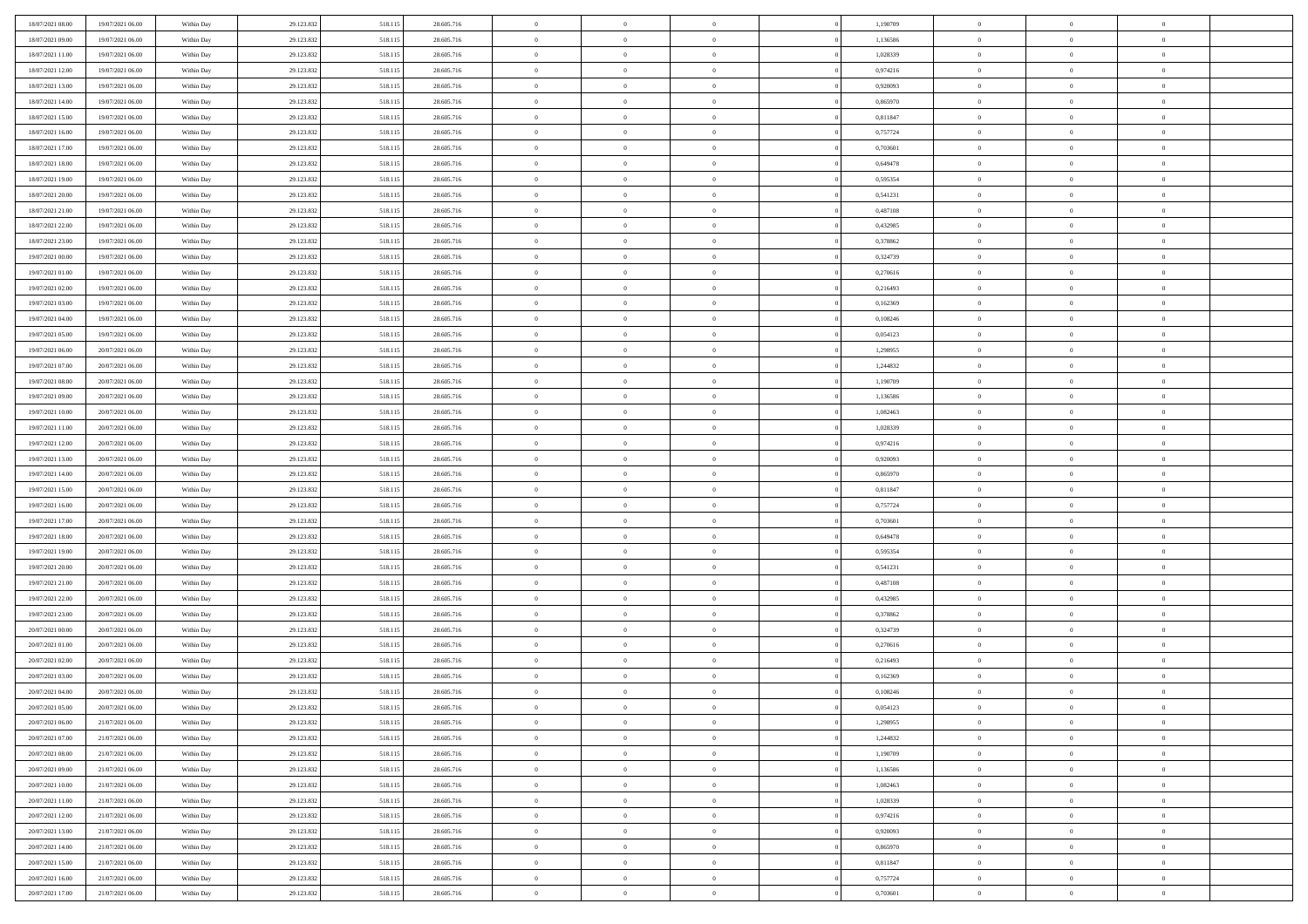| 18/07/2021 08:00 | 19/07/2021 06:00 | Within Day | 29.123.832 | 518.115 | 28.605.716 | 0 | 0 | 0 | | 1,190709 | 0 | 0 | 0 | |
|---|---|---|---|---|---|---|---|---|---|---|---|---|---|---|
| 18/07/2021 09:00 | 19/07/2021 06:00 | Within Day | 29.123.832 | 518.115 | 28.605.716 | 0 | 0 | 0 | | 1,136586 | 0 | 0 | 0 | |
| 18/07/2021 11:00 | 19/07/2021 06:00 | Within Day | 29.123.832 | 518.115 | 28.605.716 | 0 | 0 | 0 | | 1,028339 | 0 | 0 | 0 | |
| 18/07/2021 12:00 | 19/07/2021 06:00 | Within Day | 29.123.832 | 518.115 | 28.605.716 | 0 | 0 | 0 | | 0,974216 | 0 | 0 | 0 | |
| 18/07/2021 13:00 | 19/07/2021 06:00 | Within Day | 29.123.832 | 518.115 | 28.605.716 | 0 | 0 | 0 | | 0,920093 | 0 | 0 | 0 | |
| 18/07/2021 14:00 | 19/07/2021 06:00 | Within Day | 29.123.832 | 518.115 | 28.605.716 | 0 | 0 | 0 | | 0,865970 | 0 | 0 | 0 | |
| 18/07/2021 15:00 | 19/07/2021 06:00 | Within Day | 29.123.832 | 518.115 | 28.605.716 | 0 | 0 | 0 | | 0,811847 | 0 | 0 | 0 | |
| 18/07/2021 16:00 | 19/07/2021 06:00 | Within Day | 29.123.832 | 518.115 | 28.605.716 | 0 | 0 | 0 | | 0,757724 | 0 | 0 | 0 | |
| 18/07/2021 17:00 | 19/07/2021 06:00 | Within Day | 29.123.832 | 518.115 | 28.605.716 | 0 | 0 | 0 | | 0,703601 | 0 | 0 | 0 | |
| 18/07/2021 18:00 | 19/07/2021 06:00 | Within Day | 29.123.832 | 518.115 | 28.605.716 | 0 | 0 | 0 | | 0,649478 | 0 | 0 | 0 | |
| 18/07/2021 19:00 | 19/07/2021 06:00 | Within Day | 29.123.832 | 518.115 | 28.605.716 | 0 | 0 | 0 | | 0,595354 | 0 | 0 | 0 | |
| 18/07/2021 20:00 | 19/07/2021 06:00 | Within Day | 29.123.832 | 518.115 | 28.605.716 | 0 | 0 | 0 | | 0,541231 | 0 | 0 | 0 | |
| 18/07/2021 21:00 | 19/07/2021 06:00 | Within Day | 29.123.832 | 518.115 | 28.605.716 | 0 | 0 | 0 | | 0,487108 | 0 | 0 | 0 | |
| 18/07/2021 22:00 | 19/07/2021 06:00 | Within Day | 29.123.832 | 518.115 | 28.605.716 | 0 | 0 | 0 | | 0,432985 | 0 | 0 | 0 | |
| 18/07/2021 23:00 | 19/07/2021 06:00 | Within Day | 29.123.832 | 518.115 | 28.605.716 | 0 | 0 | 0 | | 0,378862 | 0 | 0 | 0 | |
| 19/07/2021 00:00 | 19/07/2021 06:00 | Within Day | 29.123.832 | 518.115 | 28.605.716 | 0 | 0 | 0 | | 0,324739 | 0 | 0 | 0 | |
| 19/07/2021 01:00 | 19/07/2021 06:00 | Within Day | 29.123.832 | 518.115 | 28.605.716 | 0 | 0 | 0 | | 0,270616 | 0 | 0 | 0 | |
| 19/07/2021 02:00 | 19/07/2021 06:00 | Within Day | 29.123.832 | 518.115 | 28.605.716 | 0 | 0 | 0 | | 0,216493 | 0 | 0 | 0 | |
| 19/07/2021 03:00 | 19/07/2021 06:00 | Within Day | 29.123.832 | 518.115 | 28.605.716 | 0 | 0 | 0 | | 0,162369 | 0 | 0 | 0 | |
| 19/07/2021 04:00 | 19/07/2021 06:00 | Within Day | 29.123.832 | 518.115 | 28.605.716 | 0 | 0 | 0 | | 0,108246 | 0 | 0 | 0 | |
| 19/07/2021 05:00 | 19/07/2021 06:00 | Within Day | 29.123.832 | 518.115 | 28.605.716 | 0 | 0 | 0 | | 0,054123 | 0 | 0 | 0 | |
| 19/07/2021 06:00 | 20/07/2021 06:00 | Within Day | 29.123.832 | 518.115 | 28.605.716 | 0 | 0 | 0 | | 1,298955 | 0 | 0 | 0 | |
| 19/07/2021 07:00 | 20/07/2021 06:00 | Within Day | 29.123.832 | 518.115 | 28.605.716 | 0 | 0 | 0 | | 1,244832 | 0 | 0 | 0 | |
| 19/07/2021 08:00 | 20/07/2021 06:00 | Within Day | 29.123.832 | 518.115 | 28.605.716 | 0 | 0 | 0 | | 1,190709 | 0 | 0 | 0 | |
| 19/07/2021 09:00 | 20/07/2021 06:00 | Within Day | 29.123.832 | 518.115 | 28.605.716 | 0 | 0 | 0 | | 1,136586 | 0 | 0 | 0 | |
| 19/07/2021 10:00 | 20/07/2021 06:00 | Within Day | 29.123.832 | 518.115 | 28.605.716 | 0 | 0 | 0 | | 1,082463 | 0 | 0 | 0 | |
| 19/07/2021 11:00 | 20/07/2021 06:00 | Within Day | 29.123.832 | 518.115 | 28.605.716 | 0 | 0 | 0 | | 1,028339 | 0 | 0 | 0 | |
| 19/07/2021 12:00 | 20/07/2021 06:00 | Within Day | 29.123.832 | 518.115 | 28.605.716 | 0 | 0 | 0 | | 0,974216 | 0 | 0 | 0 | |
| 19/07/2021 13:00 | 20/07/2021 06:00 | Within Day | 29.123.832 | 518.115 | 28.605.716 | 0 | 0 | 0 | | 0,920093 | 0 | 0 | 0 | |
| 19/07/2021 14:00 | 20/07/2021 06:00 | Within Day | 29.123.832 | 518.115 | 28.605.716 | 0 | 0 | 0 | | 0,865970 | 0 | 0 | 0 | |
| 19/07/2021 15:00 | 20/07/2021 06:00 | Within Day | 29.123.832 | 518.115 | 28.605.716 | 0 | 0 | 0 | | 0,811847 | 0 | 0 | 0 | |
| 19/07/2021 16:00 | 20/07/2021 06:00 | Within Day | 29.123.832 | 518.115 | 28.605.716 | 0 | 0 | 0 | | 0,757724 | 0 | 0 | 0 | |
| 19/07/2021 17:00 | 20/07/2021 06:00 | Within Day | 29.123.832 | 518.115 | 28.605.716 | 0 | 0 | 0 | | 0,703601 | 0 | 0 | 0 | |
| 19/07/2021 18:00 | 20/07/2021 06:00 | Within Day | 29.123.832 | 518.115 | 28.605.716 | 0 | 0 | 0 | | 0,649478 | 0 | 0 | 0 | |
| 19/07/2021 19:00 | 20/07/2021 06:00 | Within Day | 29.123.832 | 518.115 | 28.605.716 | 0 | 0 | 0 | | 0,595354 | 0 | 0 | 0 | |
| 19/07/2021 20:00 | 20/07/2021 06:00 | Within Day | 29.123.832 | 518.115 | 28.605.716 | 0 | 0 | 0 | | 0,541231 | 0 | 0 | 0 | |
| 19/07/2021 21:00 | 20/07/2021 06:00 | Within Day | 29.123.832 | 518.115 | 28.605.716 | 0 | 0 | 0 | | 0,487108 | 0 | 0 | 0 | |
| 19/07/2021 22:00 | 20/07/2021 06:00 | Within Day | 29.123.832 | 518.115 | 28.605.716 | 0 | 0 | 0 | | 0,432985 | 0 | 0 | 0 | |
| 19/07/2021 23:00 | 20/07/2021 06:00 | Within Day | 29.123.832 | 518.115 | 28.605.716 | 0 | 0 | 0 | | 0,378862 | 0 | 0 | 0 | |
| 20/07/2021 00:00 | 20/07/2021 06:00 | Within Day | 29.123.832 | 518.115 | 28.605.716 | 0 | 0 | 0 | | 0,324739 | 0 | 0 | 0 | |
| 20/07/2021 01:00 | 20/07/2021 06:00 | Within Day | 29.123.832 | 518.115 | 28.605.716 | 0 | 0 | 0 | | 0,270616 | 0 | 0 | 0 | |
| 20/07/2021 02:00 | 20/07/2021 06:00 | Within Day | 29.123.832 | 518.115 | 28.605.716 | 0 | 0 | 0 | | 0,216493 | 0 | 0 | 0 | |
| 20/07/2021 03:00 | 20/07/2021 06:00 | Within Day | 29.123.832 | 518.115 | 28.605.716 | 0 | 0 | 0 | | 0,162369 | 0 | 0 | 0 | |
| 20/07/2021 04:00 | 20/07/2021 06:00 | Within Day | 29.123.832 | 518.115 | 28.605.716 | 0 | 0 | 0 | | 0,108246 | 0 | 0 | 0 | |
| 20/07/2021 05:00 | 20/07/2021 06:00 | Within Day | 29.123.832 | 518.115 | 28.605.716 | 0 | 0 | 0 | | 0,054123 | 0 | 0 | 0 | |
| 20/07/2021 06:00 | 21/07/2021 06:00 | Within Day | 29.123.832 | 518.115 | 28.605.716 | 0 | 0 | 0 | | 1,298955 | 0 | 0 | 0 | |
| 20/07/2021 07:00 | 21/07/2021 06:00 | Within Day | 29.123.832 | 518.115 | 28.605.716 | 0 | 0 | 0 | | 1,244832 | 0 | 0 | 0 | |
| 20/07/2021 08:00 | 21/07/2021 06:00 | Within Day | 29.123.832 | 518.115 | 28.605.716 | 0 | 0 | 0 | | 1,190709 | 0 | 0 | 0 | |
| 20/07/2021 09:00 | 21/07/2021 06:00 | Within Day | 29.123.832 | 518.115 | 28.605.716 | 0 | 0 | 0 | | 1,136586 | 0 | 0 | 0 | |
| 20/07/2021 10:00 | 21/07/2021 06:00 | Within Day | 29.123.832 | 518.115 | 28.605.716 | 0 | 0 | 0 | | 1,082463 | 0 | 0 | 0 | |
| 20/07/2021 11:00 | 21/07/2021 06:00 | Within Day | 29.123.832 | 518.115 | 28.605.716 | 0 | 0 | 0 | | 1,028339 | 0 | 0 | 0 | |
| 20/07/2021 12:00 | 21/07/2021 06:00 | Within Day | 29.123.832 | 518.115 | 28.605.716 | 0 | 0 | 0 | | 0,974216 | 0 | 0 | 0 | |
| 20/07/2021 13:00 | 21/07/2021 06:00 | Within Day | 29.123.832 | 518.115 | 28.605.716 | 0 | 0 | 0 | | 0,920093 | 0 | 0 | 0 | |
| 20/07/2021 14:00 | 21/07/2021 06:00 | Within Day | 29.123.832 | 518.115 | 28.605.716 | 0 | 0 | 0 | | 0,865970 | 0 | 0 | 0 | |
| 20/07/2021 15:00 | 21/07/2021 06:00 | Within Day | 29.123.832 | 518.115 | 28.605.716 | 0 | 0 | 0 | | 0,811847 | 0 | 0 | 0 | |
| 20/07/2021 16:00 | 21/07/2021 06:00 | Within Day | 29.123.832 | 518.115 | 28.605.716 | 0 | 0 | 0 | | 0,757724 | 0 | 0 | 0 | |
| 20/07/2021 17:00 | 21/07/2021 06:00 | Within Day | 29.123.832 | 518.115 | 28.605.716 | 0 | 0 | 0 | | 0,703601 | 0 | 0 | 0 | |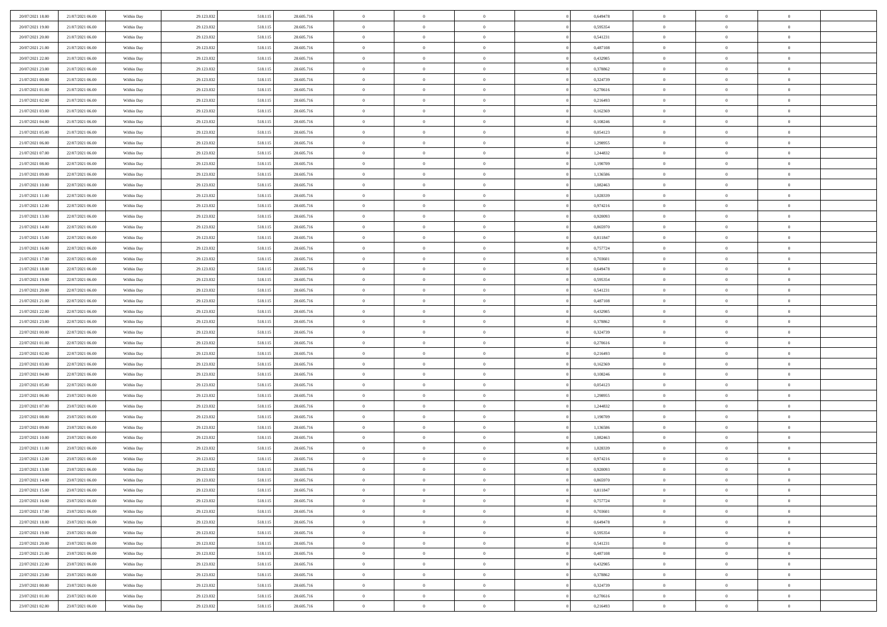| | | | | | | | | | | | | | | |
|---|---|---|---|---|---|---|---|---|---|---|---|---|---|---|
| 20/07/2021 18:00 | 21/07/2021 06:00 | Within Day | 29.123.832 | 518.115 | 28.605.716 | 0 | 0 | 0 | | 0,649478 | 0 | 0 | 0 | |
| 20/07/2021 19:00 | 21/07/2021 06:00 | Within Day | 29.123.832 | 518.115 | 28.605.716 | 0 | 0 | 0 | | 0,595354 | 0 | 0 | 0 | |
| 20/07/2021 20:00 | 21/07/2021 06:00 | Within Day | 29.123.832 | 518.115 | 28.605.716 | 0 | 0 | 0 | | 0,541231 | 0 | 0 | 0 | |
| 20/07/2021 21:00 | 21/07/2021 06:00 | Within Day | 29.123.832 | 518.115 | 28.605.716 | 0 | 0 | 0 | | 0,487108 | 0 | 0 | 0 | |
| 20/07/2021 22:00 | 21/07/2021 06:00 | Within Day | 29.123.832 | 518.115 | 28.605.716 | 0 | 0 | 0 | | 0,432985 | 0 | 0 | 0 | |
| 20/07/2021 23:00 | 21/07/2021 06:00 | Within Day | 29.123.832 | 518.115 | 28.605.716 | 0 | 0 | 0 | | 0,378862 | 0 | 0 | 0 | |
| 21/07/2021 00:00 | 21/07/2021 06:00 | Within Day | 29.123.832 | 518.115 | 28.605.716 | 0 | 0 | 0 | | 0,324739 | 0 | 0 | 0 | |
| 21/07/2021 01:00 | 21/07/2021 06:00 | Within Day | 29.123.832 | 518.115 | 28.605.716 | 0 | 0 | 0 | | 0,270616 | 0 | 0 | 0 | |
| 21/07/2021 02:00 | 21/07/2021 06:00 | Within Day | 29.123.832 | 518.115 | 28.605.716 | 0 | 0 | 0 | | 0,216493 | 0 | 0 | 0 | |
| 21/07/2021 03:00 | 21/07/2021 06:00 | Within Day | 29.123.832 | 518.115 | 28.605.716 | 0 | 0 | 0 | | 0,162369 | 0 | 0 | 0 | |
| 21/07/2021 04:00 | 21/07/2021 06:00 | Within Day | 29.123.832 | 518.115 | 28.605.716 | 0 | 0 | 0 | | 0,108246 | 0 | 0 | 0 | |
| 21/07/2021 05:00 | 21/07/2021 06:00 | Within Day | 29.123.832 | 518.115 | 28.605.716 | 0 | 0 | 0 | | 0,054123 | 0 | 0 | 0 | |
| 21/07/2021 06:00 | 22/07/2021 06:00 | Within Day | 29.123.832 | 518.115 | 28.605.716 | 0 | 0 | 0 | | 1,298955 | 0 | 0 | 0 | |
| 21/07/2021 07:00 | 22/07/2021 06:00 | Within Day | 29.123.832 | 518.115 | 28.605.716 | 0 | 0 | 0 | | 1,244832 | 0 | 0 | 0 | |
| 21/07/2021 08:00 | 22/07/2021 06:00 | Within Day | 29.123.832 | 518.115 | 28.605.716 | 0 | 0 | 0 | | 1,190709 | 0 | 0 | 0 | |
| 21/07/2021 09:00 | 22/07/2021 06:00 | Within Day | 29.123.832 | 518.115 | 28.605.716 | 0 | 0 | 0 | | 1,136586 | 0 | 0 | 0 | |
| 21/07/2021 10:00 | 22/07/2021 06:00 | Within Day | 29.123.832 | 518.115 | 28.605.716 | 0 | 0 | 0 | | 1,082463 | 0 | 0 | 0 | |
| 21/07/2021 11:00 | 22/07/2021 06:00 | Within Day | 29.123.832 | 518.115 | 28.605.716 | 0 | 0 | 0 | | 1,028339 | 0 | 0 | 0 | |
| 21/07/2021 12:00 | 22/07/2021 06:00 | Within Day | 29.123.832 | 518.115 | 28.605.716 | 0 | 0 | 0 | | 0,974216 | 0 | 0 | 0 | |
| 21/07/2021 13:00 | 22/07/2021 06:00 | Within Day | 29.123.832 | 518.115 | 28.605.716 | 0 | 0 | 0 | | 0,920093 | 0 | 0 | 0 | |
| 21/07/2021 14:00 | 22/07/2021 06:00 | Within Day | 29.123.832 | 518.115 | 28.605.716 | 0 | 0 | 0 | | 0,865970 | 0 | 0 | 0 | |
| 21/07/2021 15:00 | 22/07/2021 06:00 | Within Day | 29.123.832 | 518.115 | 28.605.716 | 0 | 0 | 0 | | 0,811847 | 0 | 0 | 0 | |
| 21/07/2021 16:00 | 22/07/2021 06:00 | Within Day | 29.123.832 | 518.115 | 28.605.716 | 0 | 0 | 0 | | 0,757724 | 0 | 0 | 0 | |
| 21/07/2021 17:00 | 22/07/2021 06:00 | Within Day | 29.123.832 | 518.115 | 28.605.716 | 0 | 0 | 0 | | 0,703601 | 0 | 0 | 0 | |
| 21/07/2021 18:00 | 22/07/2021 06:00 | Within Day | 29.123.832 | 518.115 | 28.605.716 | 0 | 0 | 0 | | 0,649478 | 0 | 0 | 0 | |
| 21/07/2021 19:00 | 22/07/2021 06:00 | Within Day | 29.123.832 | 518.115 | 28.605.716 | 0 | 0 | 0 | | 0,595354 | 0 | 0 | 0 | |
| 21/07/2021 20:00 | 22/07/2021 06:00 | Within Day | 29.123.832 | 518.115 | 28.605.716 | 0 | 0 | 0 | | 0,541231 | 0 | 0 | 0 | |
| 21/07/2021 21:00 | 22/07/2021 06:00 | Within Day | 29.123.832 | 518.115 | 28.605.716 | 0 | 0 | 0 | | 0,487108 | 0 | 0 | 0 | |
| 21/07/2021 22:00 | 22/07/2021 06:00 | Within Day | 29.123.832 | 518.115 | 28.605.716 | 0 | 0 | 0 | | 0,432985 | 0 | 0 | 0 | |
| 21/07/2021 23:00 | 22/07/2021 06:00 | Within Day | 29.123.832 | 518.115 | 28.605.716 | 0 | 0 | 0 | | 0,378862 | 0 | 0 | 0 | |
| 22/07/2021 00:00 | 22/07/2021 06:00 | Within Day | 29.123.832 | 518.115 | 28.605.716 | 0 | 0 | 0 | | 0,324739 | 0 | 0 | 0 | |
| 22/07/2021 01:00 | 22/07/2021 06:00 | Within Day | 29.123.832 | 518.115 | 28.605.716 | 0 | 0 | 0 | | 0,270616 | 0 | 0 | 0 | |
| 22/07/2021 02:00 | 22/07/2021 06:00 | Within Day | 29.123.832 | 518.115 | 28.605.716 | 0 | 0 | 0 | | 0,216493 | 0 | 0 | 0 | |
| 22/07/2021 03:00 | 22/07/2021 06:00 | Within Day | 29.123.832 | 518.115 | 28.605.716 | 0 | 0 | 0 | | 0,162369 | 0 | 0 | 0 | |
| 22/07/2021 04:00 | 22/07/2021 06:00 | Within Day | 29.123.832 | 518.115 | 28.605.716 | 0 | 0 | 0 | | 0,108246 | 0 | 0 | 0 | |
| 22/07/2021 05:00 | 22/07/2021 06:00 | Within Day | 29.123.832 | 518.115 | 28.605.716 | 0 | 0 | 0 | | 0,054123 | 0 | 0 | 0 | |
| 22/07/2021 06:00 | 23/07/2021 06:00 | Within Day | 29.123.832 | 518.115 | 28.605.716 | 0 | 0 | 0 | | 1,298955 | 0 | 0 | 0 | |
| 22/07/2021 07:00 | 23/07/2021 06:00 | Within Day | 29.123.832 | 518.115 | 28.605.716 | 0 | 0 | 0 | | 1,244832 | 0 | 0 | 0 | |
| 22/07/2021 08:00 | 23/07/2021 06:00 | Within Day | 29.123.832 | 518.115 | 28.605.716 | 0 | 0 | 0 | | 1,190709 | 0 | 0 | 0 | |
| 22/07/2021 09:00 | 23/07/2021 06:00 | Within Day | 29.123.832 | 518.115 | 28.605.716 | 0 | 0 | 0 | | 1,136586 | 0 | 0 | 0 | |
| 22/07/2021 10:00 | 23/07/2021 06:00 | Within Day | 29.123.832 | 518.115 | 28.605.716 | 0 | 0 | 0 | | 1,082463 | 0 | 0 | 0 | |
| 22/07/2021 11:00 | 23/07/2021 06:00 | Within Day | 29.123.832 | 518.115 | 28.605.716 | 0 | 0 | 0 | | 1,028339 | 0 | 0 | 0 | |
| 22/07/2021 12:00 | 23/07/2021 06:00 | Within Day | 29.123.832 | 518.115 | 28.605.716 | 0 | 0 | 0 | | 0,974216 | 0 | 0 | 0 | |
| 22/07/2021 13:00 | 23/07/2021 06:00 | Within Day | 29.123.832 | 518.115 | 28.605.716 | 0 | 0 | 0 | | 0,920093 | 0 | 0 | 0 | |
| 22/07/2021 14:00 | 23/07/2021 06:00 | Within Day | 29.123.832 | 518.115 | 28.605.716 | 0 | 0 | 0 | | 0,865970 | 0 | 0 | 0 | |
| 22/07/2021 15:00 | 23/07/2021 06:00 | Within Day | 29.123.832 | 518.115 | 28.605.716 | 0 | 0 | 0 | | 0,811847 | 0 | 0 | 0 | |
| 22/07/2021 16:00 | 23/07/2021 06:00 | Within Day | 29.123.832 | 518.115 | 28.605.716 | 0 | 0 | 0 | | 0,757724 | 0 | 0 | 0 | |
| 22/07/2021 17:00 | 23/07/2021 06:00 | Within Day | 29.123.832 | 518.115 | 28.605.716 | 0 | 0 | 0 | | 0,703601 | 0 | 0 | 0 | |
| 22/07/2021 18:00 | 23/07/2021 06:00 | Within Day | 29.123.832 | 518.115 | 28.605.716 | 0 | 0 | 0 | | 0,649478 | 0 | 0 | 0 | |
| 22/07/2021 19:00 | 23/07/2021 06:00 | Within Day | 29.123.832 | 518.115 | 28.605.716 | 0 | 0 | 0 | | 0,595354 | 0 | 0 | 0 | |
| 22/07/2021 20:00 | 23/07/2021 06:00 | Within Day | 29.123.832 | 518.115 | 28.605.716 | 0 | 0 | 0 | | 0,541231 | 0 | 0 | 0 | |
| 22/07/2021 21:00 | 23/07/2021 06:00 | Within Day | 29.123.832 | 518.115 | 28.605.716 | 0 | 0 | 0 | | 0,487108 | 0 | 0 | 0 | |
| 22/07/2021 22:00 | 23/07/2021 06:00 | Within Day | 29.123.832 | 518.115 | 28.605.716 | 0 | 0 | 0 | | 0,432985 | 0 | 0 | 0 | |
| 22/07/2021 23:00 | 23/07/2021 06:00 | Within Day | 29.123.832 | 518.115 | 28.605.716 | 0 | 0 | 0 | | 0,378862 | 0 | 0 | 0 | |
| 23/07/2021 00:00 | 23/07/2021 06:00 | Within Day | 29.123.832 | 518.115 | 28.605.716 | 0 | 0 | 0 | | 0,324739 | 0 | 0 | 0 | |
| 23/07/2021 01:00 | 23/07/2021 06:00 | Within Day | 29.123.832 | 518.115 | 28.605.716 | 0 | 0 | 0 | | 0,270616 | 0 | 0 | 0 | |
| 23/07/2021 02:00 | 23/07/2021 06:00 | Within Day | 29.123.832 | 518.115 | 28.605.716 | 0 | 0 | 0 | | 0,216493 | 0 | 0 | 0 | |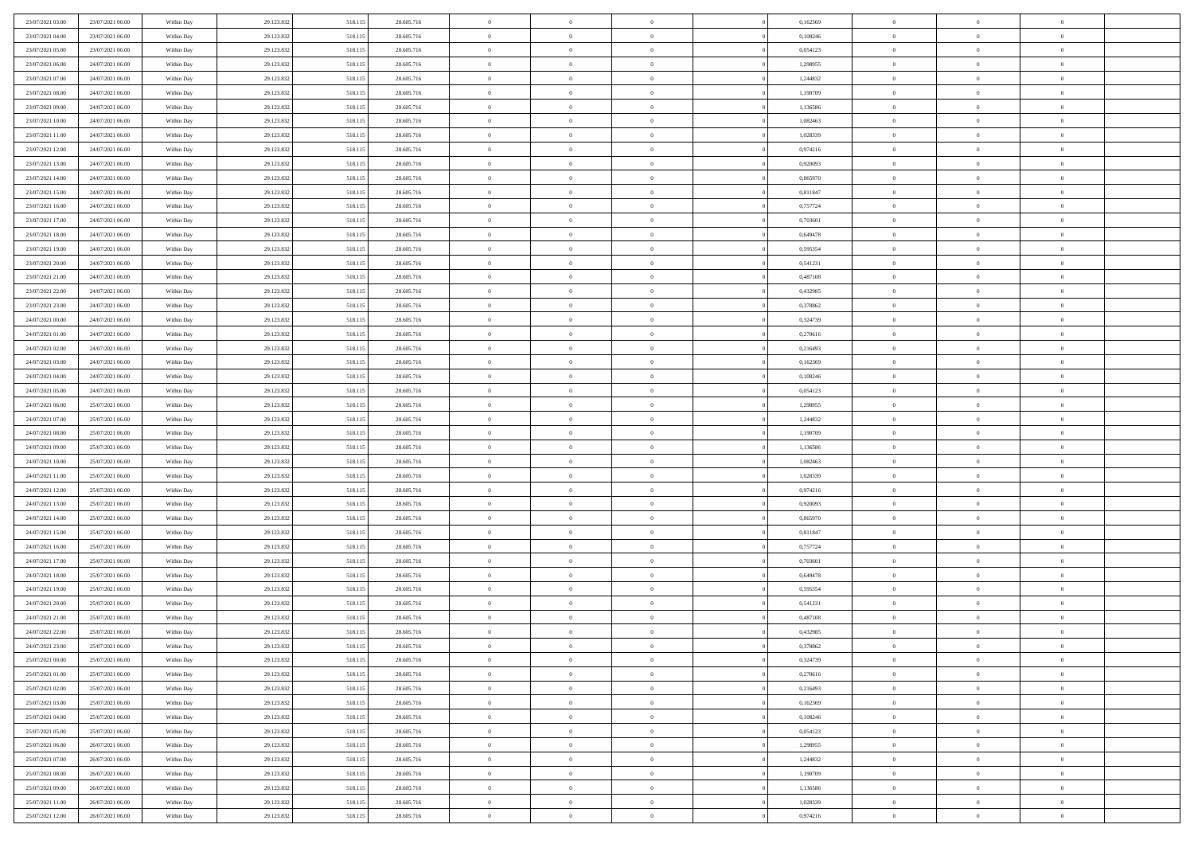| | | | | | | | | | | | | | | |
|---|---|---|---|---|---|---|---|---|---|---|---|---|---|---|
| 23/07/2021 03:00 | 23/07/2021 06:00 | Within Day | 29.123.832 | 518.115 | 28.605.716 | 0 | 0 | 0 | 0 | 0,162369 | 0 | 0 | 0 | |
| 23/07/2021 04:00 | 23/07/2021 06:00 | Within Day | 29.123.832 | 518.115 | 28.605.716 | 0 | 0 | 0 | 0 | 0,108246 | 0 | 0 | 0 | |
| 23/07/2021 05:00 | 23/07/2021 06:00 | Within Day | 29.123.832 | 518.115 | 28.605.716 | 0 | 0 | 0 | 0 | 0,054123 | 0 | 0 | 0 | |
| 23/07/2021 06:00 | 24/07/2021 06:00 | Within Day | 29.123.832 | 518.115 | 28.605.716 | 0 | 0 | 0 | 0 | 1,298955 | 0 | 0 | 0 | |
| 23/07/2021 07:00 | 24/07/2021 06:00 | Within Day | 29.123.832 | 518.115 | 28.605.716 | 0 | 0 | 0 | 0 | 1,244832 | 0 | 0 | 0 | |
| 23/07/2021 08:00 | 24/07/2021 06:00 | Within Day | 29.123.832 | 518.115 | 28.605.716 | 0 | 0 | 0 | 0 | 1,190709 | 0 | 0 | 0 | |
| 23/07/2021 09:00 | 24/07/2021 06:00 | Within Day | 29.123.832 | 518.115 | 28.605.716 | 0 | 0 | 0 | 0 | 1,136586 | 0 | 0 | 0 | |
| 23/07/2021 10:00 | 24/07/2021 06:00 | Within Day | 29.123.832 | 518.115 | 28.605.716 | 0 | 0 | 0 | 0 | 1,082463 | 0 | 0 | 0 | |
| 23/07/2021 11:00 | 24/07/2021 06:00 | Within Day | 29.123.832 | 518.115 | 28.605.716 | 0 | 0 | 0 | 0 | 1,028339 | 0 | 0 | 0 | |
| 23/07/2021 12:00 | 24/07/2021 06:00 | Within Day | 29.123.832 | 518.115 | 28.605.716 | 0 | 0 | 0 | 0 | 0,974216 | 0 | 0 | 0 | |
| 23/07/2021 13:00 | 24/07/2021 06:00 | Within Day | 29.123.832 | 518.115 | 28.605.716 | 0 | 0 | 0 | 0 | 0,920093 | 0 | 0 | 0 | |
| 23/07/2021 14:00 | 24/07/2021 06:00 | Within Day | 29.123.832 | 518.115 | 28.605.716 | 0 | 0 | 0 | 0 | 0,865970 | 0 | 0 | 0 | |
| 23/07/2021 15:00 | 24/07/2021 06:00 | Within Day | 29.123.832 | 518.115 | 28.605.716 | 0 | 0 | 0 | 0 | 0,811847 | 0 | 0 | 0 | |
| 23/07/2021 16:00 | 24/07/2021 06:00 | Within Day | 29.123.832 | 518.115 | 28.605.716 | 0 | 0 | 0 | 0 | 0,757724 | 0 | 0 | 0 | |
| 23/07/2021 17:00 | 24/07/2021 06:00 | Within Day | 29.123.832 | 518.115 | 28.605.716 | 0 | 0 | 0 | 0 | 0,703601 | 0 | 0 | 0 | |
| 23/07/2021 18:00 | 24/07/2021 06:00 | Within Day | 29.123.832 | 518.115 | 28.605.716 | 0 | 0 | 0 | 0 | 0,649478 | 0 | 0 | 0 | |
| 23/07/2021 19:00 | 24/07/2021 06:00 | Within Day | 29.123.832 | 518.115 | 28.605.716 | 0 | 0 | 0 | 0 | 0,595354 | 0 | 0 | 0 | |
| 23/07/2021 20:00 | 24/07/2021 06:00 | Within Day | 29.123.832 | 518.115 | 28.605.716 | 0 | 0 | 0 | 0 | 0,541231 | 0 | 0 | 0 | |
| 23/07/2021 21:00 | 24/07/2021 06:00 | Within Day | 29.123.832 | 518.115 | 28.605.716 | 0 | 0 | 0 | 0 | 0,487108 | 0 | 0 | 0 | |
| 23/07/2021 22:00 | 24/07/2021 06:00 | Within Day | 29.123.832 | 518.115 | 28.605.716 | 0 | 0 | 0 | 0 | 0,432985 | 0 | 0 | 0 | |
| 23/07/2021 23:00 | 24/07/2021 06:00 | Within Day | 29.123.832 | 518.115 | 28.605.716 | 0 | 0 | 0 | 0 | 0,378862 | 0 | 0 | 0 | |
| 24/07/2021 00:00 | 24/07/2021 06:00 | Within Day | 29.123.832 | 518.115 | 28.605.716 | 0 | 0 | 0 | 0 | 0,324739 | 0 | 0 | 0 | |
| 24/07/2021 01:00 | 24/07/2021 06:00 | Within Day | 29.123.832 | 518.115 | 28.605.716 | 0 | 0 | 0 | 0 | 0,270616 | 0 | 0 | 0 | |
| 24/07/2021 02:00 | 24/07/2021 06:00 | Within Day | 29.123.832 | 518.115 | 28.605.716 | 0 | 0 | 0 | 0 | 0,216493 | 0 | 0 | 0 | |
| 24/07/2021 03:00 | 24/07/2021 06:00 | Within Day | 29.123.832 | 518.115 | 28.605.716 | 0 | 0 | 0 | 0 | 0,162369 | 0 | 0 | 0 | |
| 24/07/2021 04:00 | 24/07/2021 06:00 | Within Day | 29.123.832 | 518.115 | 28.605.716 | 0 | 0 | 0 | 0 | 0,108246 | 0 | 0 | 0 | |
| 24/07/2021 05:00 | 24/07/2021 06:00 | Within Day | 29.123.832 | 518.115 | 28.605.716 | 0 | 0 | 0 | 0 | 0,054123 | 0 | 0 | 0 | |
| 24/07/2021 06:00 | 25/07/2021 06:00 | Within Day | 29.123.832 | 518.115 | 28.605.716 | 0 | 0 | 0 | 0 | 1,298955 | 0 | 0 | 0 | |
| 24/07/2021 07:00 | 25/07/2021 06:00 | Within Day | 29.123.832 | 518.115 | 28.605.716 | 0 | 0 | 0 | 0 | 1,244832 | 0 | 0 | 0 | |
| 24/07/2021 08:00 | 25/07/2021 06:00 | Within Day | 29.123.832 | 518.115 | 28.605.716 | 0 | 0 | 0 | 0 | 1,190709 | 0 | 0 | 0 | |
| 24/07/2021 09:00 | 25/07/2021 06:00 | Within Day | 29.123.832 | 518.115 | 28.605.716 | 0 | 0 | 0 | 0 | 1,136586 | 0 | 0 | 0 | |
| 24/07/2021 10:00 | 25/07/2021 06:00 | Within Day | 29.123.832 | 518.115 | 28.605.716 | 0 | 0 | 0 | 0 | 1,082463 | 0 | 0 | 0 | |
| 24/07/2021 11:00 | 25/07/2021 06:00 | Within Day | 29.123.832 | 518.115 | 28.605.716 | 0 | 0 | 0 | 0 | 1,028339 | 0 | 0 | 0 | |
| 24/07/2021 12:00 | 25/07/2021 06:00 | Within Day | 29.123.832 | 518.115 | 28.605.716 | 0 | 0 | 0 | 0 | 0,974216 | 0 | 0 | 0 | |
| 24/07/2021 13:00 | 25/07/2021 06:00 | Within Day | 29.123.832 | 518.115 | 28.605.716 | 0 | 0 | 0 | 0 | 0,920093 | 0 | 0 | 0 | |
| 24/07/2021 14:00 | 25/07/2021 06:00 | Within Day | 29.123.832 | 518.115 | 28.605.716 | 0 | 0 | 0 | 0 | 0,865970 | 0 | 0 | 0 | |
| 24/07/2021 15:00 | 25/07/2021 06:00 | Within Day | 29.123.832 | 518.115 | 28.605.716 | 0 | 0 | 0 | 0 | 0,811847 | 0 | 0 | 0 | |
| 24/07/2021 16:00 | 25/07/2021 06:00 | Within Day | 29.123.832 | 518.115 | 28.605.716 | 0 | 0 | 0 | 0 | 0,757724 | 0 | 0 | 0 | |
| 24/07/2021 17:00 | 25/07/2021 06:00 | Within Day | 29.123.832 | 518.115 | 28.605.716 | 0 | 0 | 0 | 0 | 0,703601 | 0 | 0 | 0 | |
| 24/07/2021 18:00 | 25/07/2021 06:00 | Within Day | 29.123.832 | 518.115 | 28.605.716 | 0 | 0 | 0 | 0 | 0,649478 | 0 | 0 | 0 | |
| 24/07/2021 19:00 | 25/07/2021 06:00 | Within Day | 29.123.832 | 518.115 | 28.605.716 | 0 | 0 | 0 | 0 | 0,595354 | 0 | 0 | 0 | |
| 24/07/2021 20:00 | 25/07/2021 06:00 | Within Day | 29.123.832 | 518.115 | 28.605.716 | 0 | 0 | 0 | 0 | 0,541231 | 0 | 0 | 0 | |
| 24/07/2021 21:00 | 25/07/2021 06:00 | Within Day | 29.123.832 | 518.115 | 28.605.716 | 0 | 0 | 0 | 0 | 0,487108 | 0 | 0 | 0 | |
| 24/07/2021 22:00 | 25/07/2021 06:00 | Within Day | 29.123.832 | 518.115 | 28.605.716 | 0 | 0 | 0 | 0 | 0,432985 | 0 | 0 | 0 | |
| 24/07/2021 23:00 | 25/07/2021 06:00 | Within Day | 29.123.832 | 518.115 | 28.605.716 | 0 | 0 | 0 | 0 | 0,378862 | 0 | 0 | 0 | |
| 25/07/2021 00:00 | 25/07/2021 06:00 | Within Day | 29.123.832 | 518.115 | 28.605.716 | 0 | 0 | 0 | 0 | 0,324739 | 0 | 0 | 0 | |
| 25/07/2021 01:00 | 25/07/2021 06:00 | Within Day | 29.123.832 | 518.115 | 28.605.716 | 0 | 0 | 0 | 0 | 0,270616 | 0 | 0 | 0 | |
| 25/07/2021 02:00 | 25/07/2021 06:00 | Within Day | 29.123.832 | 518.115 | 28.605.716 | 0 | 0 | 0 | 0 | 0,216493 | 0 | 0 | 0 | |
| 25/07/2021 03:00 | 25/07/2021 06:00 | Within Day | 29.123.832 | 518.115 | 28.605.716 | 0 | 0 | 0 | 0 | 0,162369 | 0 | 0 | 0 | |
| 25/07/2021 04:00 | 25/07/2021 06:00 | Within Day | 29.123.832 | 518.115 | 28.605.716 | 0 | 0 | 0 | 0 | 0,108246 | 0 | 0 | 0 | |
| 25/07/2021 05:00 | 25/07/2021 06:00 | Within Day | 29.123.832 | 518.115 | 28.605.716 | 0 | 0 | 0 | 0 | 0,054123 | 0 | 0 | 0 | |
| 25/07/2021 06:00 | 26/07/2021 06:00 | Within Day | 29.123.832 | 518.115 | 28.605.716 | 0 | 0 | 0 | 0 | 1,298955 | 0 | 0 | 0 | |
| 25/07/2021 07:00 | 26/07/2021 06:00 | Within Day | 29.123.832 | 518.115 | 28.605.716 | 0 | 0 | 0 | 0 | 1,244832 | 0 | 0 | 0 | |
| 25/07/2021 08:00 | 26/07/2021 06:00 | Within Day | 29.123.832 | 518.115 | 28.605.716 | 0 | 0 | 0 | 0 | 1,190709 | 0 | 0 | 0 | |
| 25/07/2021 09:00 | 26/07/2021 06:00 | Within Day | 29.123.832 | 518.115 | 28.605.716 | 0 | 0 | 0 | 0 | 1,136586 | 0 | 0 | 0 | |
| 25/07/2021 11:00 | 26/07/2021 06:00 | Within Day | 29.123.832 | 518.115 | 28.605.716 | 0 | 0 | 0 | 0 | 1,028339 | 0 | 0 | 0 | |
| 25/07/2021 12:00 | 26/07/2021 06:00 | Within Day | 29.123.832 | 518.115 | 28.605.716 | 0 | 0 | 0 | 0 | 0,974216 | 0 | 0 | 0 | |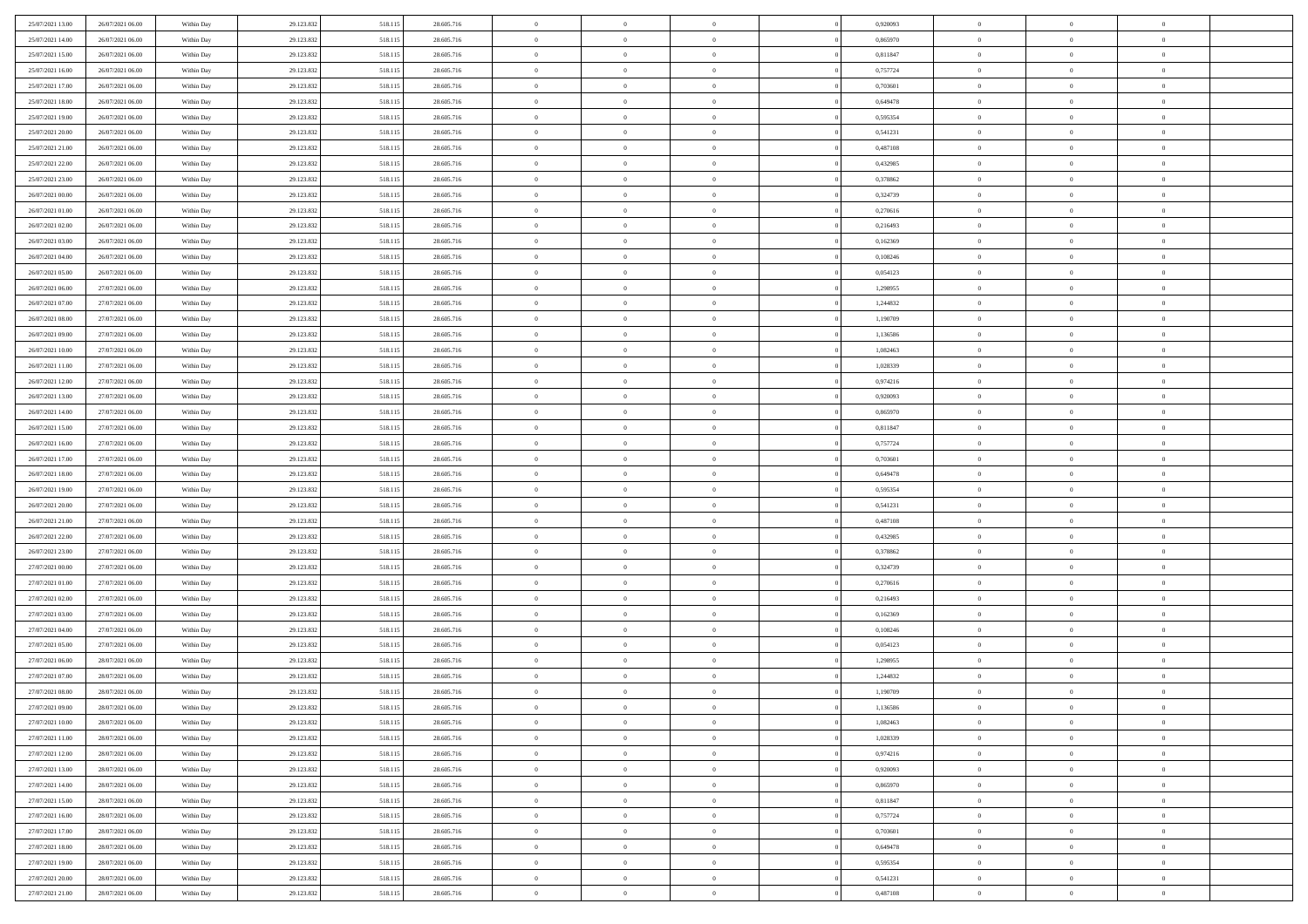| 25/07/2021 13:00 | 26/07/2021 06:00 | Within Day | 29.123.832 | 518.115 | 28.605.716 | 0 | 0 | 0 | | 0 | 0,920093 | 0 | 0 | 0 | |
|---|---|---|---|---|---|---|---|---|---|---|---|---|---|---|---|
| 25/07/2021 14:00 | 26/07/2021 06:00 | Within Day | 29.123.832 | 518.115 | 28.605.716 | 0 | 0 | 0 | | 0 | 0,865970 | 0 | 0 | 0 | |
| 25/07/2021 15:00 | 26/07/2021 06:00 | Within Day | 29.123.832 | 518.115 | 28.605.716 | 0 | 0 | 0 | | 0 | 0,811847 | 0 | 0 | 0 | |
| 25/07/2021 16:00 | 26/07/2021 06:00 | Within Day | 29.123.832 | 518.115 | 28.605.716 | 0 | 0 | 0 | | 0 | 0,757724 | 0 | 0 | 0 | |
| 25/07/2021 17:00 | 26/07/2021 06:00 | Within Day | 29.123.832 | 518.115 | 28.605.716 | 0 | 0 | 0 | | 0 | 0,703601 | 0 | 0 | 0 | |
| 25/07/2021 18:00 | 26/07/2021 06:00 | Within Day | 29.123.832 | 518.115 | 28.605.716 | 0 | 0 | 0 | | 0 | 0,649478 | 0 | 0 | 0 | |
| 25/07/2021 19:00 | 26/07/2021 06:00 | Within Day | 29.123.832 | 518.115 | 28.605.716 | 0 | 0 | 0 | | 0 | 0,595354 | 0 | 0 | 0 | |
| 25/07/2021 20:00 | 26/07/2021 06:00 | Within Day | 29.123.832 | 518.115 | 28.605.716 | 0 | 0 | 0 | | 0 | 0,541231 | 0 | 0 | 0 | |
| 25/07/2021 21:00 | 26/07/2021 06:00 | Within Day | 29.123.832 | 518.115 | 28.605.716 | 0 | 0 | 0 | | 0 | 0,487108 | 0 | 0 | 0 | |
| 25/07/2021 22:00 | 26/07/2021 06:00 | Within Day | 29.123.832 | 518.115 | 28.605.716 | 0 | 0 | 0 | | 0 | 0,432985 | 0 | 0 | 0 | |
| 25/07/2021 23:00 | 26/07/2021 06:00 | Within Day | 29.123.832 | 518.115 | 28.605.716 | 0 | 0 | 0 | | 0 | 0,378862 | 0 | 0 | 0 | |
| 26/07/2021 00:00 | 26/07/2021 06:00 | Within Day | 29.123.832 | 518.115 | 28.605.716 | 0 | 0 | 0 | | 0 | 0,324739 | 0 | 0 | 0 | |
| 26/07/2021 01:00 | 26/07/2021 06:00 | Within Day | 29.123.832 | 518.115 | 28.605.716 | 0 | 0 | 0 | | 0 | 0,270616 | 0 | 0 | 0 | |
| 26/07/2021 02:00 | 26/07/2021 06:00 | Within Day | 29.123.832 | 518.115 | 28.605.716 | 0 | 0 | 0 | | 0 | 0,216493 | 0 | 0 | 0 | |
| 26/07/2021 03:00 | 26/07/2021 06:00 | Within Day | 29.123.832 | 518.115 | 28.605.716 | 0 | 0 | 0 | | 0 | 0,162369 | 0 | 0 | 0 | |
| 26/07/2021 04:00 | 26/07/2021 06:00 | Within Day | 29.123.832 | 518.115 | 28.605.716 | 0 | 0 | 0 | | 0 | 0,108246 | 0 | 0 | 0 | |
| 26/07/2021 05:00 | 26/07/2021 06:00 | Within Day | 29.123.832 | 518.115 | 28.605.716 | 0 | 0 | 0 | | 0 | 0,054123 | 0 | 0 | 0 | |
| 26/07/2021 06:00 | 27/07/2021 06:00 | Within Day | 29.123.832 | 518.115 | 28.605.716 | 0 | 0 | 0 | | 0 | 1,298955 | 0 | 0 | 0 | |
| 26/07/2021 07:00 | 27/07/2021 06:00 | Within Day | 29.123.832 | 518.115 | 28.605.716 | 0 | 0 | 0 | | 0 | 1,244832 | 0 | 0 | 0 | |
| 26/07/2021 08:00 | 27/07/2021 06:00 | Within Day | 29.123.832 | 518.115 | 28.605.716 | 0 | 0 | 0 | | 0 | 1,190709 | 0 | 0 | 0 | |
| 26/07/2021 09:00 | 27/07/2021 06:00 | Within Day | 29.123.832 | 518.115 | 28.605.716 | 0 | 0 | 0 | | 0 | 1,136586 | 0 | 0 | 0 | |
| 26/07/2021 10:00 | 27/07/2021 06:00 | Within Day | 29.123.832 | 518.115 | 28.605.716 | 0 | 0 | 0 | | 0 | 1,082463 | 0 | 0 | 0 | |
| 26/07/2021 11:00 | 27/07/2021 06:00 | Within Day | 29.123.832 | 518.115 | 28.605.716 | 0 | 0 | 0 | | 0 | 1,028339 | 0 | 0 | 0 | |
| 26/07/2021 12:00 | 27/07/2021 06:00 | Within Day | 29.123.832 | 518.115 | 28.605.716 | 0 | 0 | 0 | | 0 | 0,974216 | 0 | 0 | 0 | |
| 26/07/2021 13:00 | 27/07/2021 06:00 | Within Day | 29.123.832 | 518.115 | 28.605.716 | 0 | 0 | 0 | | 0 | 0,920093 | 0 | 0 | 0 | |
| 26/07/2021 14:00 | 27/07/2021 06:00 | Within Day | 29.123.832 | 518.115 | 28.605.716 | 0 | 0 | 0 | | 0 | 0,865970 | 0 | 0 | 0 | |
| 26/07/2021 15:00 | 27/07/2021 06:00 | Within Day | 29.123.832 | 518.115 | 28.605.716 | 0 | 0 | 0 | | 0 | 0,811847 | 0 | 0 | 0 | |
| 26/07/2021 16:00 | 27/07/2021 06:00 | Within Day | 29.123.832 | 518.115 | 28.605.716 | 0 | 0 | 0 | | 0 | 0,757724 | 0 | 0 | 0 | |
| 26/07/2021 17:00 | 27/07/2021 06:00 | Within Day | 29.123.832 | 518.115 | 28.605.716 | 0 | 0 | 0 | | 0 | 0,703601 | 0 | 0 | 0 | |
| 26/07/2021 18:00 | 27/07/2021 06:00 | Within Day | 29.123.832 | 518.115 | 28.605.716 | 0 | 0 | 0 | | 0 | 0,649478 | 0 | 0 | 0 | |
| 26/07/2021 19:00 | 27/07/2021 06:00 | Within Day | 29.123.832 | 518.115 | 28.605.716 | 0 | 0 | 0 | | 0 | 0,595354 | 0 | 0 | 0 | |
| 26/07/2021 20:00 | 27/07/2021 06:00 | Within Day | 29.123.832 | 518.115 | 28.605.716 | 0 | 0 | 0 | | 0 | 0,541231 | 0 | 0 | 0 | |
| 26/07/2021 21:00 | 27/07/2021 06:00 | Within Day | 29.123.832 | 518.115 | 28.605.716 | 0 | 0 | 0 | | 0 | 0,487108 | 0 | 0 | 0 | |
| 26/07/2021 22:00 | 27/07/2021 06:00 | Within Day | 29.123.832 | 518.115 | 28.605.716 | 0 | 0 | 0 | | 0 | 0,432985 | 0 | 0 | 0 | |
| 26/07/2021 23:00 | 27/07/2021 06:00 | Within Day | 29.123.832 | 518.115 | 28.605.716 | 0 | 0 | 0 | | 0 | 0,378862 | 0 | 0 | 0 | |
| 27/07/2021 00:00 | 27/07/2021 06:00 | Within Day | 29.123.832 | 518.115 | 28.605.716 | 0 | 0 | 0 | | 0 | 0,324739 | 0 | 0 | 0 | |
| 27/07/2021 01:00 | 27/07/2021 06:00 | Within Day | 29.123.832 | 518.115 | 28.605.716 | 0 | 0 | 0 | | 0 | 0,270616 | 0 | 0 | 0 | |
| 27/07/2021 02:00 | 27/07/2021 06:00 | Within Day | 29.123.832 | 518.115 | 28.605.716 | 0 | 0 | 0 | | 0 | 0,216493 | 0 | 0 | 0 | |
| 27/07/2021 03:00 | 27/07/2021 06:00 | Within Day | 29.123.832 | 518.115 | 28.605.716 | 0 | 0 | 0 | | 0 | 0,162369 | 0 | 0 | 0 | |
| 27/07/2021 04:00 | 27/07/2021 06:00 | Within Day | 29.123.832 | 518.115 | 28.605.716 | 0 | 0 | 0 | | 0 | 0,108246 | 0 | 0 | 0 | |
| 27/07/2021 05:00 | 27/07/2021 06:00 | Within Day | 29.123.832 | 518.115 | 28.605.716 | 0 | 0 | 0 | | 0 | 0,054123 | 0 | 0 | 0 | |
| 27/07/2021 06:00 | 28/07/2021 06:00 | Within Day | 29.123.832 | 518.115 | 28.605.716 | 0 | 0 | 0 | | 0 | 1,298955 | 0 | 0 | 0 | |
| 27/07/2021 07:00 | 28/07/2021 06:00 | Within Day | 29.123.832 | 518.115 | 28.605.716 | 0 | 0 | 0 | | 0 | 1,244832 | 0 | 0 | 0 | |
| 27/07/2021 08:00 | 28/07/2021 06:00 | Within Day | 29.123.832 | 518.115 | 28.605.716 | 0 | 0 | 0 | | 0 | 1,190709 | 0 | 0 | 0 | |
| 27/07/2021 09:00 | 28/07/2021 06:00 | Within Day | 29.123.832 | 518.115 | 28.605.716 | 0 | 0 | 0 | | 0 | 1,136586 | 0 | 0 | 0 | |
| 27/07/2021 10:00 | 28/07/2021 06:00 | Within Day | 29.123.832 | 518.115 | 28.605.716 | 0 | 0 | 0 | | 0 | 1,082463 | 0 | 0 | 0 | |
| 27/07/2021 11:00 | 28/07/2021 06:00 | Within Day | 29.123.832 | 518.115 | 28.605.716 | 0 | 0 | 0 | | 0 | 1,028339 | 0 | 0 | 0 | |
| 27/07/2021 12:00 | 28/07/2021 06:00 | Within Day | 29.123.832 | 518.115 | 28.605.716 | 0 | 0 | 0 | | 0 | 0,974216 | 0 | 0 | 0 | |
| 27/07/2021 13:00 | 28/07/2021 06:00 | Within Day | 29.123.832 | 518.115 | 28.605.716 | 0 | 0 | 0 | | 0 | 0,920093 | 0 | 0 | 0 | |
| 27/07/2021 14:00 | 28/07/2021 06:00 | Within Day | 29.123.832 | 518.115 | 28.605.716 | 0 | 0 | 0 | | 0 | 0,865970 | 0 | 0 | 0 | |
| 27/07/2021 15:00 | 28/07/2021 06:00 | Within Day | 29.123.832 | 518.115 | 28.605.716 | 0 | 0 | 0 | | 0 | 0,811847 | 0 | 0 | 0 | |
| 27/07/2021 16:00 | 28/07/2021 06:00 | Within Day | 29.123.832 | 518.115 | 28.605.716 | 0 | 0 | 0 | | 0 | 0,757724 | 0 | 0 | 0 | |
| 27/07/2021 17:00 | 28/07/2021 06:00 | Within Day | 29.123.832 | 518.115 | 28.605.716 | 0 | 0 | 0 | | 0 | 0,703601 | 0 | 0 | 0 | |
| 27/07/2021 18:00 | 28/07/2021 06:00 | Within Day | 29.123.832 | 518.115 | 28.605.716 | 0 | 0 | 0 | | 0 | 0,649478 | 0 | 0 | 0 | |
| 27/07/2021 19:00 | 28/07/2021 06:00 | Within Day | 29.123.832 | 518.115 | 28.605.716 | 0 | 0 | 0 | | 0 | 0,595354 | 0 | 0 | 0 | |
| 27/07/2021 20:00 | 28/07/2021 06:00 | Within Day | 29.123.832 | 518.115 | 28.605.716 | 0 | 0 | 0 | | 0 | 0,541231 | 0 | 0 | 0 | |
| 27/07/2021 21:00 | 28/07/2021 06:00 | Within Day | 29.123.832 | 518.115 | 28.605.716 | 0 | 0 | 0 | | 0 | 0,487108 | 0 | 0 | 0 | |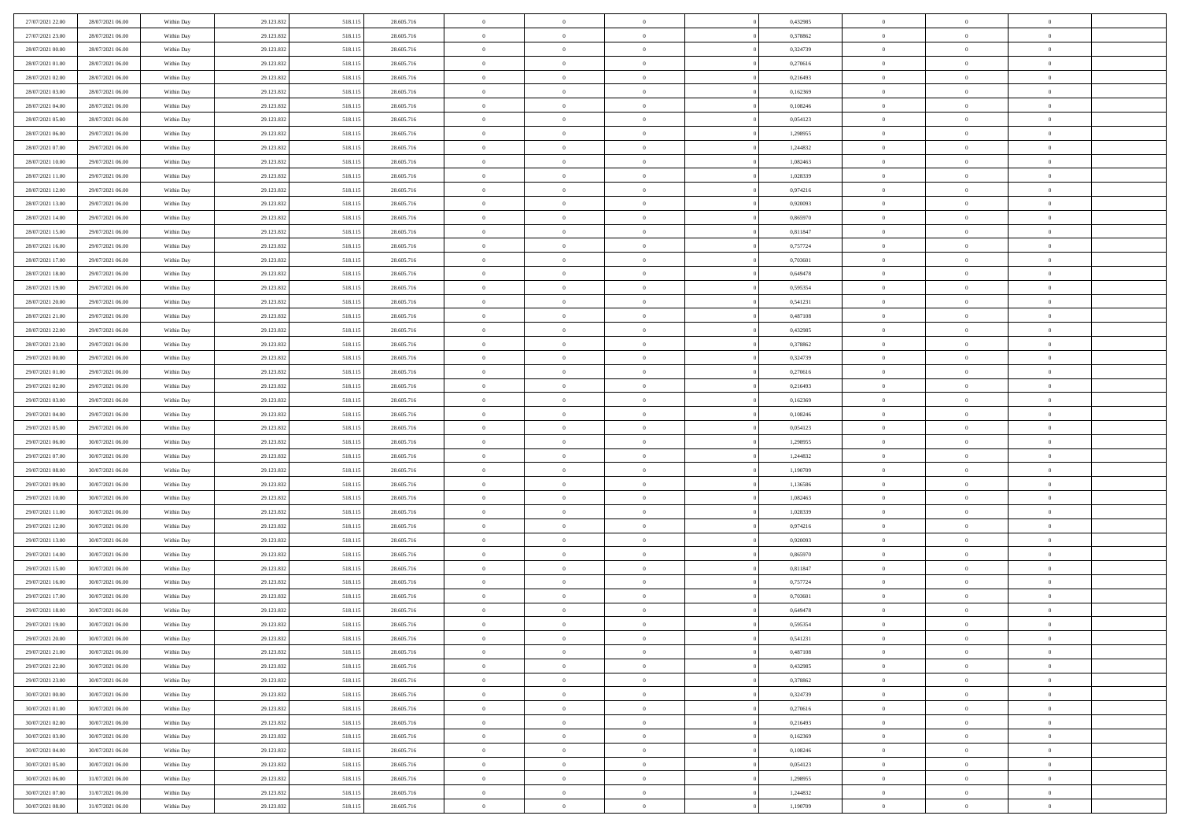| | | | | | | | | | | | | | | |
|---|---|---|---|---|---|---|---|---|---|---|---|---|---|---|
| 27/07/2021 22:00 | 28/07/2021 06:00 | Within Day | 29.123.832 | 518.115 | 28.605.716 | 0 | 0 | 0 | | 0,432985 | 0 | 0 | 0 | |
| 27/07/2021 23:00 | 28/07/2021 06:00 | Within Day | 29.123.832 | 518.115 | 28.605.716 | 0 | 0 | 0 | | 0,378862 | 0 | 0 | 0 | |
| 28/07/2021 00:00 | 28/07/2021 06:00 | Within Day | 29.123.832 | 518.115 | 28.605.716 | 0 | 0 | 0 | | 0,324739 | 0 | 0 | 0 | |
| 28/07/2021 01:00 | 28/07/2021 06:00 | Within Day | 29.123.832 | 518.115 | 28.605.716 | 0 | 0 | 0 | | 0,270616 | 0 | 0 | 0 | |
| 28/07/2021 02:00 | 28/07/2021 06:00 | Within Day | 29.123.832 | 518.115 | 28.605.716 | 0 | 0 | 0 | | 0,216493 | 0 | 0 | 0 | |
| 28/07/2021 03:00 | 28/07/2021 06:00 | Within Day | 29.123.832 | 518.115 | 28.605.716 | 0 | 0 | 0 | | 0,162369 | 0 | 0 | 0 | |
| 28/07/2021 04:00 | 28/07/2021 06:00 | Within Day | 29.123.832 | 518.115 | 28.605.716 | 0 | 0 | 0 | | 0,108246 | 0 | 0 | 0 | |
| 28/07/2021 05:00 | 28/07/2021 06:00 | Within Day | 29.123.832 | 518.115 | 28.605.716 | 0 | 0 | 0 | | 0,054123 | 0 | 0 | 0 | |
| 28/07/2021 06:00 | 29/07/2021 06:00 | Within Day | 29.123.832 | 518.115 | 28.605.716 | 0 | 0 | 0 | | 1,298955 | 0 | 0 | 0 | |
| 28/07/2021 07:00 | 29/07/2021 06:00 | Within Day | 29.123.832 | 518.115 | 28.605.716 | 0 | 0 | 0 | | 1,244832 | 0 | 0 | 0 | |
| 28/07/2021 10:00 | 29/07/2021 06:00 | Within Day | 29.123.832 | 518.115 | 28.605.716 | 0 | 0 | 0 | | 1,082463 | 0 | 0 | 0 | |
| 28/07/2021 11:00 | 29/07/2021 06:00 | Within Day | 29.123.832 | 518.115 | 28.605.716 | 0 | 0 | 0 | | 1,028339 | 0 | 0 | 0 | |
| 28/07/2021 12:00 | 29/07/2021 06:00 | Within Day | 29.123.832 | 518.115 | 28.605.716 | 0 | 0 | 0 | | 0,974216 | 0 | 0 | 0 | |
| 28/07/2021 13:00 | 29/07/2021 06:00 | Within Day | 29.123.832 | 518.115 | 28.605.716 | 0 | 0 | 0 | | 0,920093 | 0 | 0 | 0 | |
| 28/07/2021 14:00 | 29/07/2021 06:00 | Within Day | 29.123.832 | 518.115 | 28.605.716 | 0 | 0 | 0 | | 0,865970 | 0 | 0 | 0 | |
| 28/07/2021 15:00 | 29/07/2021 06:00 | Within Day | 29.123.832 | 518.115 | 28.605.716 | 0 | 0 | 0 | | 0,811847 | 0 | 0 | 0 | |
| 28/07/2021 16:00 | 29/07/2021 06:00 | Within Day | 29.123.832 | 518.115 | 28.605.716 | 0 | 0 | 0 | | 0,757724 | 0 | 0 | 0 | |
| 28/07/2021 17:00 | 29/07/2021 06:00 | Within Day | 29.123.832 | 518.115 | 28.605.716 | 0 | 0 | 0 | | 0,703601 | 0 | 0 | 0 | |
| 28/07/2021 18:00 | 29/07/2021 06:00 | Within Day | 29.123.832 | 518.115 | 28.605.716 | 0 | 0 | 0 | | 0,649478 | 0 | 0 | 0 | |
| 28/07/2021 19:00 | 29/07/2021 06:00 | Within Day | 29.123.832 | 518.115 | 28.605.716 | 0 | 0 | 0 | | 0,595354 | 0 | 0 | 0 | |
| 28/07/2021 20:00 | 29/07/2021 06:00 | Within Day | 29.123.832 | 518.115 | 28.605.716 | 0 | 0 | 0 | | 0,541231 | 0 | 0 | 0 | |
| 28/07/2021 21:00 | 29/07/2021 06:00 | Within Day | 29.123.832 | 518.115 | 28.605.716 | 0 | 0 | 0 | | 0,487108 | 0 | 0 | 0 | |
| 28/07/2021 22:00 | 29/07/2021 06:00 | Within Day | 29.123.832 | 518.115 | 28.605.716 | 0 | 0 | 0 | | 0,432985 | 0 | 0 | 0 | |
| 28/07/2021 23:00 | 29/07/2021 06:00 | Within Day | 29.123.832 | 518.115 | 28.605.716 | 0 | 0 | 0 | | 0,378862 | 0 | 0 | 0 | |
| 29/07/2021 00:00 | 29/07/2021 06:00 | Within Day | 29.123.832 | 518.115 | 28.605.716 | 0 | 0 | 0 | | 0,324739 | 0 | 0 | 0 | |
| 29/07/2021 01:00 | 29/07/2021 06:00 | Within Day | 29.123.832 | 518.115 | 28.605.716 | 0 | 0 | 0 | | 0,270616 | 0 | 0 | 0 | |
| 29/07/2021 02:00 | 29/07/2021 06:00 | Within Day | 29.123.832 | 518.115 | 28.605.716 | 0 | 0 | 0 | | 0,216493 | 0 | 0 | 0 | |
| 29/07/2021 03:00 | 29/07/2021 06:00 | Within Day | 29.123.832 | 518.115 | 28.605.716 | 0 | 0 | 0 | | 0,162369 | 0 | 0 | 0 | |
| 29/07/2021 04:00 | 29/07/2021 06:00 | Within Day | 29.123.832 | 518.115 | 28.605.716 | 0 | 0 | 0 | | 0,108246 | 0 | 0 | 0 | |
| 29/07/2021 05:00 | 29/07/2021 06:00 | Within Day | 29.123.832 | 518.115 | 28.605.716 | 0 | 0 | 0 | | 0,054123 | 0 | 0 | 0 | |
| 29/07/2021 06:00 | 30/07/2021 06:00 | Within Day | 29.123.832 | 518.115 | 28.605.716 | 0 | 0 | 0 | | 1,298955 | 0 | 0 | 0 | |
| 29/07/2021 07:00 | 30/07/2021 06:00 | Within Day | 29.123.832 | 518.115 | 28.605.716 | 0 | 0 | 0 | | 1,244832 | 0 | 0 | 0 | |
| 29/07/2021 08:00 | 30/07/2021 06:00 | Within Day | 29.123.832 | 518.115 | 28.605.716 | 0 | 0 | 0 | | 1,190709 | 0 | 0 | 0 | |
| 29/07/2021 09:00 | 30/07/2021 06:00 | Within Day | 29.123.832 | 518.115 | 28.605.716 | 0 | 0 | 0 | | 1,136586 | 0 | 0 | 0 | |
| 29/07/2021 10:00 | 30/07/2021 06:00 | Within Day | 29.123.832 | 518.115 | 28.605.716 | 0 | 0 | 0 | | 1,082463 | 0 | 0 | 0 | |
| 29/07/2021 11:00 | 30/07/2021 06:00 | Within Day | 29.123.832 | 518.115 | 28.605.716 | 0 | 0 | 0 | | 1,028339 | 0 | 0 | 0 | |
| 29/07/2021 12:00 | 30/07/2021 06:00 | Within Day | 29.123.832 | 518.115 | 28.605.716 | 0 | 0 | 0 | | 0,974216 | 0 | 0 | 0 | |
| 29/07/2021 13:00 | 30/07/2021 06:00 | Within Day | 29.123.832 | 518.115 | 28.605.716 | 0 | 0 | 0 | | 0,920093 | 0 | 0 | 0 | |
| 29/07/2021 14:00 | 30/07/2021 06:00 | Within Day | 29.123.832 | 518.115 | 28.605.716 | 0 | 0 | 0 | | 0,865970 | 0 | 0 | 0 | |
| 29/07/2021 15:00 | 30/07/2021 06:00 | Within Day | 29.123.832 | 518.115 | 28.605.716 | 0 | 0 | 0 | | 0,811847 | 0 | 0 | 0 | |
| 29/07/2021 16:00 | 30/07/2021 06:00 | Within Day | 29.123.832 | 518.115 | 28.605.716 | 0 | 0 | 0 | | 0,757724 | 0 | 0 | 0 | |
| 29/07/2021 17:00 | 30/07/2021 06:00 | Within Day | 29.123.832 | 518.115 | 28.605.716 | 0 | 0 | 0 | | 0,703601 | 0 | 0 | 0 | |
| 29/07/2021 18:00 | 30/07/2021 06:00 | Within Day | 29.123.832 | 518.115 | 28.605.716 | 0 | 0 | 0 | | 0,649478 | 0 | 0 | 0 | |
| 29/07/2021 19:00 | 30/07/2021 06:00 | Within Day | 29.123.832 | 518.115 | 28.605.716 | 0 | 0 | 0 | | 0,595354 | 0 | 0 | 0 | |
| 29/07/2021 20:00 | 30/07/2021 06:00 | Within Day | 29.123.832 | 518.115 | 28.605.716 | 0 | 0 | 0 | | 0,541231 | 0 | 0 | 0 | |
| 29/07/2021 21:00 | 30/07/2021 06:00 | Within Day | 29.123.832 | 518.115 | 28.605.716 | 0 | 0 | 0 | | 0,487108 | 0 | 0 | 0 | |
| 29/07/2021 22:00 | 30/07/2021 06:00 | Within Day | 29.123.832 | 518.115 | 28.605.716 | 0 | 0 | 0 | | 0,432985 | 0 | 0 | 0 | |
| 29/07/2021 23:00 | 30/07/2021 06:00 | Within Day | 29.123.832 | 518.115 | 28.605.716 | 0 | 0 | 0 | | 0,378862 | 0 | 0 | 0 | |
| 30/07/2021 00:00 | 30/07/2021 06:00 | Within Day | 29.123.832 | 518.115 | 28.605.716 | 0 | 0 | 0 | | 0,324739 | 0 | 0 | 0 | |
| 30/07/2021 01:00 | 30/07/2021 06:00 | Within Day | 29.123.832 | 518.115 | 28.605.716 | 0 | 0 | 0 | | 0,270616 | 0 | 0 | 0 | |
| 30/07/2021 02:00 | 30/07/2021 06:00 | Within Day | 29.123.832 | 518.115 | 28.605.716 | 0 | 0 | 0 | | 0,216493 | 0 | 0 | 0 | |
| 30/07/2021 03:00 | 30/07/2021 06:00 | Within Day | 29.123.832 | 518.115 | 28.605.716 | 0 | 0 | 0 | | 0,162369 | 0 | 0 | 0 | |
| 30/07/2021 04:00 | 30/07/2021 06:00 | Within Day | 29.123.832 | 518.115 | 28.605.716 | 0 | 0 | 0 | | 0,108246 | 0 | 0 | 0 | |
| 30/07/2021 05:00 | 30/07/2021 06:00 | Within Day | 29.123.832 | 518.115 | 28.605.716 | 0 | 0 | 0 | | 0,054123 | 0 | 0 | 0 | |
| 30/07/2021 06:00 | 31/07/2021 06:00 | Within Day | 29.123.832 | 518.115 | 28.605.716 | 0 | 0 | 0 | | 1,298955 | 0 | 0 | 0 | |
| 30/07/2021 07:00 | 31/07/2021 06:00 | Within Day | 29.123.832 | 518.115 | 28.605.716 | 0 | 0 | 0 | | 1,244832 | 0 | 0 | 0 | |
| 30/07/2021 08:00 | 31/07/2021 06:00 | Within Day | 29.123.832 | 518.115 | 28.605.716 | 0 | 0 | 0 | | 1,190709 | 0 | 0 | 0 | |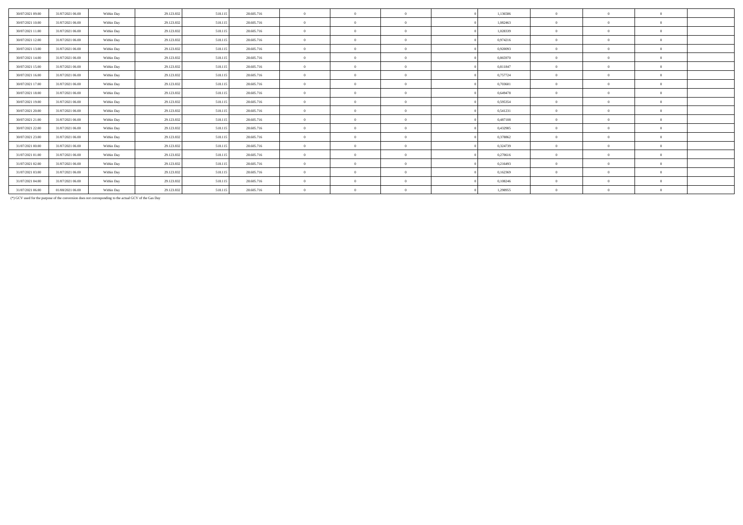| | | | | | | | | | | | | | | |
|---|---|---|---|---|---|---|---|---|---|---|---|---|---|---|
| 30/07/2021 09.00 | 31/07/2021 06.00 | Within Day | 29.123.832 | 518.115 | 28.605.716 | 0 | 0 | 0 | 0 | 1,136586 | 0 | 0 | 0 | |
| 30/07/2021 10.00 | 31/07/2021 06.00 | Within Day | 29.123.832 | 518.115 | 28.605.716 | 0 | 0 | 0 | 0 | 1,082463 | 0 | 0 | 0 | |
| 30/07/2021 11.00 | 31/07/2021 06.00 | Within Day | 29.123.832 | 518.115 | 28.605.716 | 0 | 0 | 0 | 0 | 1,028339 | 0 | 0 | 0 | |
| 30/07/2021 12.00 | 31/07/2021 06.00 | Within Day | 29.123.832 | 518.115 | 28.605.716 | 0 | 0 | 0 | 0 | 0,974216 | 0 | 0 | 0 | |
| 30/07/2021 13.00 | 31/07/2021 06.00 | Within Day | 29.123.832 | 518.115 | 28.605.716 | 0 | 0 | 0 | 0 | 0,920093 | 0 | 0 | 0 | |
| 30/07/2021 14.00 | 31/07/2021 06.00 | Within Day | 29.123.832 | 518.115 | 28.605.716 | 0 | 0 | 0 | 0 | 0,865970 | 0 | 0 | 0 | |
| 30/07/2021 15.00 | 31/07/2021 06.00 | Within Day | 29.123.832 | 518.115 | 28.605.716 | 0 | 0 | 0 | 0 | 0,811847 | 0 | 0 | 0 | |
| 30/07/2021 16.00 | 31/07/2021 06.00 | Within Day | 29.123.832 | 518.115 | 28.605.716 | 0 | 0 | 0 | 0 | 0,757724 | 0 | 0 | 0 | |
| 30/07/2021 17.00 | 31/07/2021 06.00 | Within Day | 29.123.832 | 518.115 | 28.605.716 | 0 | 0 | 0 | 0 | 0,703601 | 0 | 0 | 0 | |
| 30/07/2021 18.00 | 31/07/2021 06.00 | Within Day | 29.123.832 | 518.115 | 28.605.716 | 0 | 0 | 0 | 0 | 0,649478 | 0 | 0 | 0 | |
| 30/07/2021 19.00 | 31/07/2021 06.00 | Within Day | 29.123.832 | 518.115 | 28.605.716 | 0 | 0 | 0 | 0 | 0,595354 | 0 | 0 | 0 | |
| 30/07/2021 20.00 | 31/07/2021 06.00 | Within Day | 29.123.832 | 518.115 | 28.605.716 | 0 | 0 | 0 | 0 | 0,541231 | 0 | 0 | 0 | |
| 30/07/2021 21.00 | 31/07/2021 06.00 | Within Day | 29.123.832 | 518.115 | 28.605.716 | 0 | 0 | 0 | 0 | 0,487108 | 0 | 0 | 0 | |
| 30/07/2021 22.00 | 31/07/2021 06.00 | Within Day | 29.123.832 | 518.115 | 28.605.716 | 0 | 0 | 0 | 0 | 0,432985 | 0 | 0 | 0 | |
| 30/07/2021 23.00 | 31/07/2021 06.00 | Within Day | 29.123.832 | 518.115 | 28.605.716 | 0 | 0 | 0 | 0 | 0,378862 | 0 | 0 | 0 | |
| 31/07/2021 00.00 | 31/07/2021 06.00 | Within Day | 29.123.832 | 518.115 | 28.605.716 | 0 | 0 | 0 | 0 | 0,324739 | 0 | 0 | 0 | |
| 31/07/2021 01.00 | 31/07/2021 06.00 | Within Day | 29.123.832 | 518.115 | 28.605.716 | 0 | 0 | 0 | 0 | 0,270616 | 0 | 0 | 0 | |
| 31/07/2021 02.00 | 31/07/2021 06.00 | Within Day | 29.123.832 | 518.115 | 28.605.716 | 0 | 0 | 0 | 0 | 0,216493 | 0 | 0 | 0 | |
| 31/07/2021 03.00 | 31/07/2021 06.00 | Within Day | 29.123.832 | 518.115 | 28.605.716 | 0 | 0 | 0 | 0 | 0,162369 | 0 | 0 | 0 | |
| 31/07/2021 04.00 | 31/07/2021 06.00 | Within Day | 29.123.832 | 518.115 | 28.605.716 | 0 | 0 | 0 | 0 | 0,108246 | 0 | 0 | 0 | |
| 31/07/2021 06.00 | 01/08/2021 06.00 | Within Day | 29.123.832 | 518.115 | 28.605.716 | 0 | 0 | 0 | 0 | 1,298955 | 0 | 0 | 0 | |

(*) GCV used for the purpose of the conversion does not corresponding to the actual GCV of the Gas Day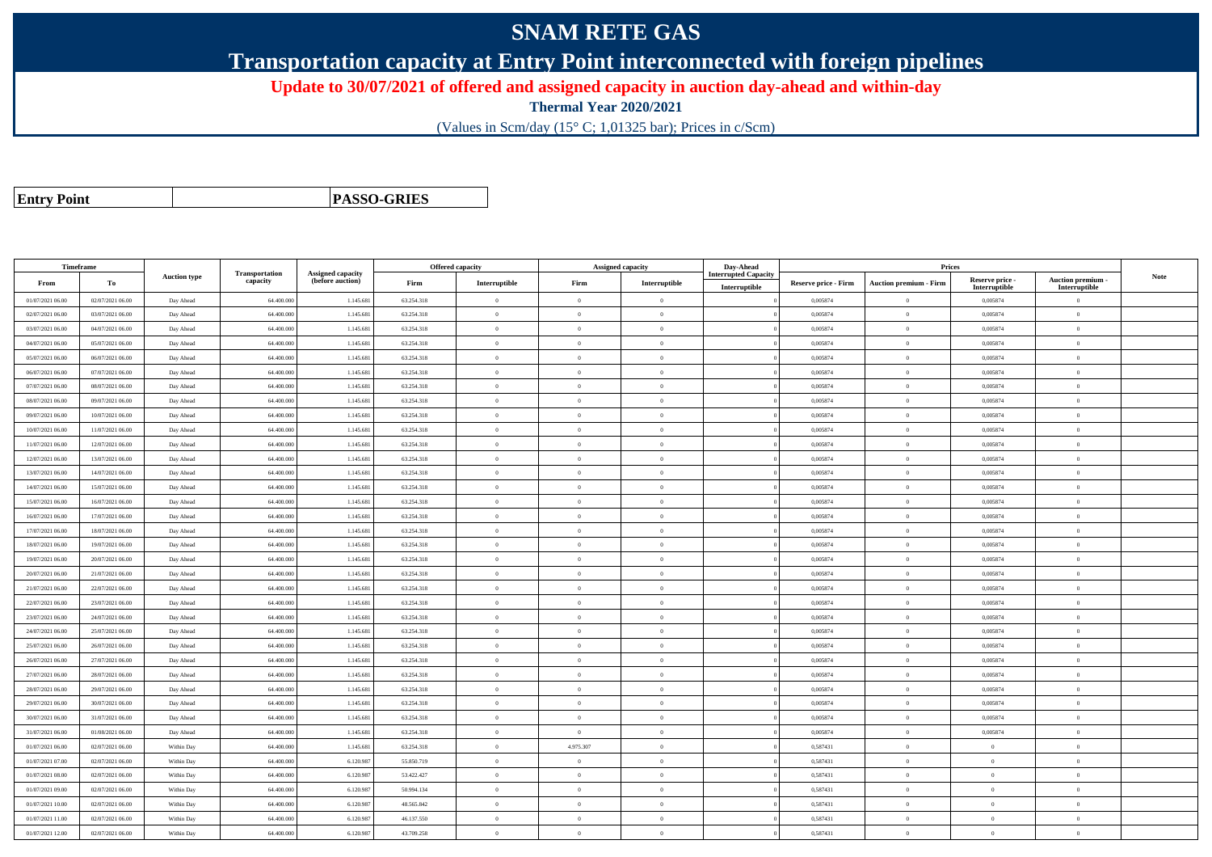# SNAM RETE GAS

## Transportation capacity at Entry Point interconnected with foreign pipelines

**Update to 30/07/2021 of offered and assigned capacity in auction day-ahead and within-day**

**Thermal Year 2020/2021**

(Values in Scm/day (15° C; 1,01325 bar); Prices in c/Scm)

| **Entry Point** | | **PASSO-GRIES** |
|---|---|---|

| Timeframe | | Auction type | Transportation capacity | Assigned capacity (before auction) | Offered capacity | | Assigned capacity | | Day-Ahead Interrupted Capacity | Prices | | | | Note |
|---|---|---|---|---|---|---|---|---|---|---|---|---|---|---|
| From | To | | | | Firm | Interruptible | Firm | Interruptible | Interruptible | Reserve price - Firm | Auction premium - Firm | Reserve price - Interruptible | Auction premium - Interruptible | |
| 01/07/2021 06.00 | 02/07/2021 06.00 | Day Ahead | 64.400.000 | 1.145.681 | 63.254.318 | 0 | 0 | 0 | 0 | 0,005874 | 0 | 0,005874 | 0 | |
| 02/07/2021 06.00 | 03/07/2021 06.00 | Day Ahead | 64.400.000 | 1.145.681 | 63.254.318 | 0 | 0 | 0 | 0 | 0,005874 | 0 | 0,005874 | 0 | |
| 03/07/2021 06.00 | 04/07/2021 06.00 | Day Ahead | 64.400.000 | 1.145.681 | 63.254.318 | 0 | 0 | 0 | 0 | 0,005874 | 0 | 0,005874 | 0 | |
| 04/07/2021 06.00 | 05/07/2021 06.00 | Day Ahead | 64.400.000 | 1.145.681 | 63.254.318 | 0 | 0 | 0 | 0 | 0,005874 | 0 | 0,005874 | 0 | |
| 05/07/2021 06.00 | 06/07/2021 06.00 | Day Ahead | 64.400.000 | 1.145.681 | 63.254.318 | 0 | 0 | 0 | 0 | 0,005874 | 0 | 0,005874 | 0 | |
| 06/07/2021 06.00 | 07/07/2021 06.00 | Day Ahead | 64.400.000 | 1.145.681 | 63.254.318 | 0 | 0 | 0 | 0 | 0,005874 | 0 | 0,005874 | 0 | |
| 07/07/2021 06.00 | 08/07/2021 06.00 | Day Ahead | 64.400.000 | 1.145.681 | 63.254.318 | 0 | 0 | 0 | 0 | 0,005874 | 0 | 0,005874 | 0 | |
| 08/07/2021 06.00 | 09/07/2021 06.00 | Day Ahead | 64.400.000 | 1.145.681 | 63.254.318 | 0 | 0 | 0 | 0 | 0,005874 | 0 | 0,005874 | 0 | |
| 09/07/2021 06.00 | 10/07/2021 06.00 | Day Ahead | 64.400.000 | 1.145.681 | 63.254.318 | 0 | 0 | 0 | 0 | 0,005874 | 0 | 0,005874 | 0 | |
| 10/07/2021 06.00 | 11/07/2021 06.00 | Day Ahead | 64.400.000 | 1.145.681 | 63.254.318 | 0 | 0 | 0 | 0 | 0,005874 | 0 | 0,005874 | 0 | |
| 11/07/2021 06.00 | 12/07/2021 06.00 | Day Ahead | 64.400.000 | 1.145.681 | 63.254.318 | 0 | 0 | 0 | 0 | 0,005874 | 0 | 0,005874 | 0 | |
| 12/07/2021 06.00 | 13/07/2021 06.00 | Day Ahead | 64.400.000 | 1.145.681 | 63.254.318 | 0 | 0 | 0 | 0 | 0,005874 | 0 | 0,005874 | 0 | |
| 13/07/2021 06.00 | 14/07/2021 06.00 | Day Ahead | 64.400.000 | 1.145.681 | 63.254.318 | 0 | 0 | 0 | 0 | 0,005874 | 0 | 0,005874 | 0 | |
| 14/07/2021 06.00 | 15/07/2021 06.00 | Day Ahead | 64.400.000 | 1.145.681 | 63.254.318 | 0 | 0 | 0 | 0 | 0,005874 | 0 | 0,005874 | 0 | |
| 15/07/2021 06.00 | 16/07/2021 06.00 | Day Ahead | 64.400.000 | 1.145.681 | 63.254.318 | 0 | 0 | 0 | 0 | 0,005874 | 0 | 0,005874 | 0 | |
| 16/07/2021 06.00 | 17/07/2021 06.00 | Day Ahead | 64.400.000 | 1.145.681 | 63.254.318 | 0 | 0 | 0 | 0 | 0,005874 | 0 | 0,005874 | 0 | |
| 17/07/2021 06.00 | 18/07/2021 06.00 | Day Ahead | 64.400.000 | 1.145.681 | 63.254.318 | 0 | 0 | 0 | 0 | 0,005874 | 0 | 0,005874 | 0 | |
| 18/07/2021 06.00 | 19/07/2021 06.00 | Day Ahead | 64.400.000 | 1.145.681 | 63.254.318 | 0 | 0 | 0 | 0 | 0,005874 | 0 | 0,005874 | 0 | |
| 19/07/2021 06.00 | 20/07/2021 06.00 | Day Ahead | 64.400.000 | 1.145.681 | 63.254.318 | 0 | 0 | 0 | 0 | 0,005874 | 0 | 0,005874 | 0 | |
| 20/07/2021 06.00 | 21/07/2021 06.00 | Day Ahead | 64.400.000 | 1.145.681 | 63.254.318 | 0 | 0 | 0 | 0 | 0,005874 | 0 | 0,005874 | 0 | |
| 21/07/2021 06.00 | 22/07/2021 06.00 | Day Ahead | 64.400.000 | 1.145.681 | 63.254.318 | 0 | 0 | 0 | 0 | 0,005874 | 0 | 0,005874 | 0 | |
| 22/07/2021 06.00 | 23/07/2021 06.00 | Day Ahead | 64.400.000 | 1.145.681 | 63.254.318 | 0 | 0 | 0 | 0 | 0,005874 | 0 | 0,005874 | 0 | |
| 23/07/2021 06.00 | 24/07/2021 06.00 | Day Ahead | 64.400.000 | 1.145.681 | 63.254.318 | 0 | 0 | 0 | 0 | 0,005874 | 0 | 0,005874 | 0 | |
| 24/07/2021 06.00 | 25/07/2021 06.00 | Day Ahead | 64.400.000 | 1.145.681 | 63.254.318 | 0 | 0 | 0 | 0 | 0,005874 | 0 | 0,005874 | 0 | |
| 25/07/2021 06.00 | 26/07/2021 06.00 | Day Ahead | 64.400.000 | 1.145.681 | 63.254.318 | 0 | 0 | 0 | 0 | 0,005874 | 0 | 0,005874 | 0 | |
| 26/07/2021 06.00 | 27/07/2021 06.00 | Day Ahead | 64.400.000 | 1.145.681 | 63.254.318 | 0 | 0 | 0 | 0 | 0,005874 | 0 | 0,005874 | 0 | |
| 27/07/2021 06.00 | 28/07/2021 06.00 | Day Ahead | 64.400.000 | 1.145.681 | 63.254.318 | 0 | 0 | 0 | 0 | 0,005874 | 0 | 0,005874 | 0 | |
| 28/07/2021 06.00 | 29/07/2021 06.00 | Day Ahead | 64.400.000 | 1.145.681 | 63.254.318 | 0 | 0 | 0 | 0 | 0,005874 | 0 | 0,005874 | 0 | |
| 29/07/2021 06.00 | 30/07/2021 06.00 | Day Ahead | 64.400.000 | 1.145.681 | 63.254.318 | 0 | 0 | 0 | 0 | 0,005874 | 0 | 0,005874 | 0 | |
| 30/07/2021 06.00 | 31/07/2021 06.00 | Day Ahead | 64.400.000 | 1.145.681 | 63.254.318 | 0 | 0 | 0 | 0 | 0,005874 | 0 | 0,005874 | 0 | |
| 31/07/2021 06.00 | 01/08/2021 06.00 | Day Ahead | 64.400.000 | 1.145.681 | 63.254.318 | 0 | 0 | 0 | 0 | 0,005874 | 0 | 0,005874 | 0 | |
| 01/07/2021 06.00 | 02/07/2021 06.00 | Within Day | 64.400.000 | 1.145.681 | 63.254.318 | 0 | 4.975.307 | 0 | 0 | 0,587431 | 0 | 0 | 0 | |
| 01/07/2021 07.00 | 02/07/2021 06.00 | Within Day | 64.400.000 | 6.120.987 | 55.850.719 | 0 | 0 | 0 | 0 | 0,587431 | 0 | 0 | 0 | |
| 01/07/2021 08.00 | 02/07/2021 06.00 | Within Day | 64.400.000 | 6.120.987 | 53.422.427 | 0 | 0 | 0 | 0 | 0,587431 | 0 | 0 | 0 | |
| 01/07/2021 09.00 | 02/07/2021 06.00 | Within Day | 64.400.000 | 6.120.987 | 50.994.134 | 0 | 0 | 0 | 0 | 0,587431 | 0 | 0 | 0 | |
| 01/07/2021 10.00 | 02/07/2021 06.00 | Within Day | 64.400.000 | 6.120.987 | 48.565.842 | 0 | 0 | 0 | 0 | 0,587431 | 0 | 0 | 0 | |
| 01/07/2021 11.00 | 02/07/2021 06.00 | Within Day | 64.400.000 | 6.120.987 | 46.137.550 | 0 | 0 | 0 | 0 | 0,587431 | 0 | 0 | 0 | |
| 01/07/2021 12.00 | 02/07/2021 06.00 | Within Day | 64.400.000 | 6.120.987 | 43.709.258 | 0 | 0 | 0 | 0 | 0,587431 | 0 | 0 | 0 | |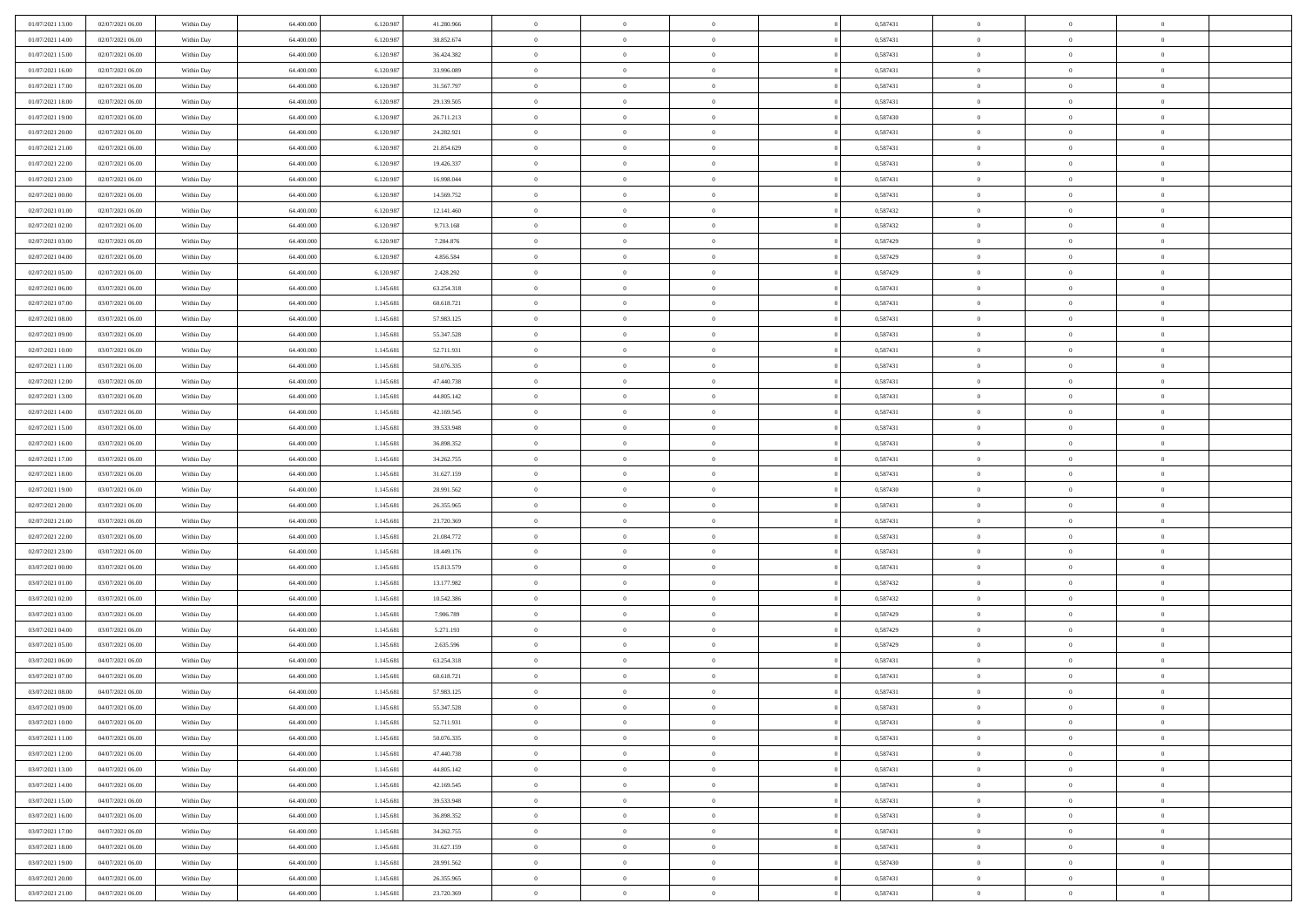| | | | | | | | | | | | | | | |
|---|---|---|---|---|---|---|---|---|---|---|---|---|---|---|
| 01/07/2021 13:00 | 02/07/2021 06:00 | Within Day | 64.400.000 | 6.120.987 | 41.280.966 | 0 | 0 | 0 | | 0,587431 | 0 | 0 | 0 | |
| 01/07/2021 14:00 | 02/07/2021 06:00 | Within Day | 64.400.000 | 6.120.987 | 38.852.674 | 0 | 0 | 0 | | 0,587431 | 0 | 0 | 0 | |
| 01/07/2021 15:00 | 02/07/2021 06:00 | Within Day | 64.400.000 | 6.120.987 | 36.424.382 | 0 | 0 | 0 | | 0,587431 | 0 | 0 | 0 | |
| 01/07/2021 16:00 | 02/07/2021 06:00 | Within Day | 64.400.000 | 6.120.987 | 33.996.089 | 0 | 0 | 0 | | 0,587431 | 0 | 0 | 0 | |
| 01/07/2021 17:00 | 02/07/2021 06:00 | Within Day | 64.400.000 | 6.120.987 | 31.567.797 | 0 | 0 | 0 | | 0,587431 | 0 | 0 | 0 | |
| 01/07/2021 18:00 | 02/07/2021 06:00 | Within Day | 64.400.000 | 6.120.987 | 29.139.505 | 0 | 0 | 0 | | 0,587431 | 0 | 0 | 0 | |
| 01/07/2021 19:00 | 02/07/2021 06:00 | Within Day | 64.400.000 | 6.120.987 | 26.711.213 | 0 | 0 | 0 | | 0,587430 | 0 | 0 | 0 | |
| 01/07/2021 20:00 | 02/07/2021 06:00 | Within Day | 64.400.000 | 6.120.987 | 24.282.921 | 0 | 0 | 0 | | 0,587431 | 0 | 0 | 0 | |
| 01/07/2021 21:00 | 02/07/2021 06:00 | Within Day | 64.400.000 | 6.120.987 | 21.854.629 | 0 | 0 | 0 | | 0,587431 | 0 | 0 | 0 | |
| 01/07/2021 22:00 | 02/07/2021 06:00 | Within Day | 64.400.000 | 6.120.987 | 19.426.337 | 0 | 0 | 0 | | 0,587431 | 0 | 0 | 0 | |
| 01/07/2021 23:00 | 02/07/2021 06:00 | Within Day | 64.400.000 | 6.120.987 | 16.998.044 | 0 | 0 | 0 | | 0,587431 | 0 | 0 | 0 | |
| 02/07/2021 00:00 | 02/07/2021 06:00 | Within Day | 64.400.000 | 6.120.987 | 14.569.752 | 0 | 0 | 0 | | 0,587431 | 0 | 0 | 0 | |
| 02/07/2021 01:00 | 02/07/2021 06:00 | Within Day | 64.400.000 | 6.120.987 | 12.141.460 | 0 | 0 | 0 | | 0,587432 | 0 | 0 | 0 | |
| 02/07/2021 02:00 | 02/07/2021 06:00 | Within Day | 64.400.000 | 6.120.987 | 9.713.168 | 0 | 0 | 0 | | 0,587432 | 0 | 0 | 0 | |
| 02/07/2021 03:00 | 02/07/2021 06:00 | Within Day | 64.400.000 | 6.120.987 | 7.284.876 | 0 | 0 | 0 | | 0,587429 | 0 | 0 | 0 | |
| 02/07/2021 04:00 | 02/07/2021 06:00 | Within Day | 64.400.000 | 6.120.987 | 4.856.584 | 0 | 0 | 0 | | 0,587429 | 0 | 0 | 0 | |
| 02/07/2021 05:00 | 02/07/2021 06:00 | Within Day | 64.400.000 | 6.120.987 | 2.428.292 | 0 | 0 | 0 | | 0,587429 | 0 | 0 | 0 | |
| 02/07/2021 06:00 | 03/07/2021 06:00 | Within Day | 64.400.000 | 1.145.681 | 63.254.318 | 0 | 0 | 0 | | 0,587431 | 0 | 0 | 0 | |
| 02/07/2021 07:00 | 03/07/2021 06:00 | Within Day | 64.400.000 | 1.145.681 | 60.618.721 | 0 | 0 | 0 | | 0,587431 | 0 | 0 | 0 | |
| 02/07/2021 08:00 | 03/07/2021 06:00 | Within Day | 64.400.000 | 1.145.681 | 57.983.125 | 0 | 0 | 0 | | 0,587431 | 0 | 0 | 0 | |
| 02/07/2021 09:00 | 03/07/2021 06:00 | Within Day | 64.400.000 | 1.145.681 | 55.347.528 | 0 | 0 | 0 | | 0,587431 | 0 | 0 | 0 | |
| 02/07/2021 10:00 | 03/07/2021 06:00 | Within Day | 64.400.000 | 1.145.681 | 52.711.931 | 0 | 0 | 0 | | 0,587431 | 0 | 0 | 0 | |
| 02/07/2021 11:00 | 03/07/2021 06:00 | Within Day | 64.400.000 | 1.145.681 | 50.076.335 | 0 | 0 | 0 | | 0,587431 | 0 | 0 | 0 | |
| 02/07/2021 12:00 | 03/07/2021 06:00 | Within Day | 64.400.000 | 1.145.681 | 47.440.738 | 0 | 0 | 0 | | 0,587431 | 0 | 0 | 0 | |
| 02/07/2021 13:00 | 03/07/2021 06:00 | Within Day | 64.400.000 | 1.145.681 | 44.805.142 | 0 | 0 | 0 | | 0,587431 | 0 | 0 | 0 | |
| 02/07/2021 14:00 | 03/07/2021 06:00 | Within Day | 64.400.000 | 1.145.681 | 42.169.545 | 0 | 0 | 0 | | 0,587431 | 0 | 0 | 0 | |
| 02/07/2021 15:00 | 03/07/2021 06:00 | Within Day | 64.400.000 | 1.145.681 | 39.533.948 | 0 | 0 | 0 | | 0,587431 | 0 | 0 | 0 | |
| 02/07/2021 16:00 | 03/07/2021 06:00 | Within Day | 64.400.000 | 1.145.681 | 36.898.352 | 0 | 0 | 0 | | 0,587431 | 0 | 0 | 0 | |
| 02/07/2021 17:00 | 03/07/2021 06:00 | Within Day | 64.400.000 | 1.145.681 | 34.262.755 | 0 | 0 | 0 | | 0,587431 | 0 | 0 | 0 | |
| 02/07/2021 18:00 | 03/07/2021 06:00 | Within Day | 64.400.000 | 1.145.681 | 31.627.159 | 0 | 0 | 0 | | 0,587431 | 0 | 0 | 0 | |
| 02/07/2021 19:00 | 03/07/2021 06:00 | Within Day | 64.400.000 | 1.145.681 | 28.991.562 | 0 | 0 | 0 | | 0,587430 | 0 | 0 | 0 | |
| 02/07/2021 20:00 | 03/07/2021 06:00 | Within Day | 64.400.000 | 1.145.681 | 26.355.965 | 0 | 0 | 0 | | 0,587431 | 0 | 0 | 0 | |
| 02/07/2021 21:00 | 03/07/2021 06:00 | Within Day | 64.400.000 | 1.145.681 | 23.720.369 | 0 | 0 | 0 | | 0,587431 | 0 | 0 | 0 | |
| 02/07/2021 22:00 | 03/07/2021 06:00 | Within Day | 64.400.000 | 1.145.681 | 21.084.772 | 0 | 0 | 0 | | 0,587431 | 0 | 0 | 0 | |
| 02/07/2021 23:00 | 03/07/2021 06:00 | Within Day | 64.400.000 | 1.145.681 | 18.449.176 | 0 | 0 | 0 | | 0,587431 | 0 | 0 | 0 | |
| 03/07/2021 00:00 | 03/07/2021 06:00 | Within Day | 64.400.000 | 1.145.681 | 15.813.579 | 0 | 0 | 0 | | 0,587431 | 0 | 0 | 0 | |
| 03/07/2021 01:00 | 03/07/2021 06:00 | Within Day | 64.400.000 | 1.145.681 | 13.177.982 | 0 | 0 | 0 | | 0,587432 | 0 | 0 | 0 | |
| 03/07/2021 02:00 | 03/07/2021 06:00 | Within Day | 64.400.000 | 1.145.681 | 10.542.386 | 0 | 0 | 0 | | 0,587432 | 0 | 0 | 0 | |
| 03/07/2021 03:00 | 03/07/2021 06:00 | Within Day | 64.400.000 | 1.145.681 | 7.906.789 | 0 | 0 | 0 | | 0,587429 | 0 | 0 | 0 | |
| 03/07/2021 04:00 | 03/07/2021 06:00 | Within Day | 64.400.000 | 1.145.681 | 5.271.193 | 0 | 0 | 0 | | 0,587429 | 0 | 0 | 0 | |
| 03/07/2021 05:00 | 03/07/2021 06:00 | Within Day | 64.400.000 | 1.145.681 | 2.635.596 | 0 | 0 | 0 | | 0,587429 | 0 | 0 | 0 | |
| 03/07/2021 06:00 | 04/07/2021 06:00 | Within Day | 64.400.000 | 1.145.681 | 63.254.318 | 0 | 0 | 0 | | 0,587431 | 0 | 0 | 0 | |
| 03/07/2021 07:00 | 04/07/2021 06:00 | Within Day | 64.400.000 | 1.145.681 | 60.618.721 | 0 | 0 | 0 | | 0,587431 | 0 | 0 | 0 | |
| 03/07/2021 08:00 | 04/07/2021 06:00 | Within Day | 64.400.000 | 1.145.681 | 57.983.125 | 0 | 0 | 0 | | 0,587431 | 0 | 0 | 0 | |
| 03/07/2021 09:00 | 04/07/2021 06:00 | Within Day | 64.400.000 | 1.145.681 | 55.347.528 | 0 | 0 | 0 | | 0,587431 | 0 | 0 | 0 | |
| 03/07/2021 10:00 | 04/07/2021 06:00 | Within Day | 64.400.000 | 1.145.681 | 52.711.931 | 0 | 0 | 0 | | 0,587431 | 0 | 0 | 0 | |
| 03/07/2021 11:00 | 04/07/2021 06:00 | Within Day | 64.400.000 | 1.145.681 | 50.076.335 | 0 | 0 | 0 | | 0,587431 | 0 | 0 | 0 | |
| 03/07/2021 12:00 | 04/07/2021 06:00 | Within Day | 64.400.000 | 1.145.681 | 47.440.738 | 0 | 0 | 0 | | 0,587431 | 0 | 0 | 0 | |
| 03/07/2021 13:00 | 04/07/2021 06:00 | Within Day | 64.400.000 | 1.145.681 | 44.805.142 | 0 | 0 | 0 | | 0,587431 | 0 | 0 | 0 | |
| 03/07/2021 14:00 | 04/07/2021 06:00 | Within Day | 64.400.000 | 1.145.681 | 42.169.545 | 0 | 0 | 0 | | 0,587431 | 0 | 0 | 0 | |
| 03/07/2021 15:00 | 04/07/2021 06:00 | Within Day | 64.400.000 | 1.145.681 | 39.533.948 | 0 | 0 | 0 | | 0,587431 | 0 | 0 | 0 | |
| 03/07/2021 16:00 | 04/07/2021 06:00 | Within Day | 64.400.000 | 1.145.681 | 36.898.352 | 0 | 0 | 0 | | 0,587431 | 0 | 0 | 0 | |
| 03/07/2021 17:00 | 04/07/2021 06:00 | Within Day | 64.400.000 | 1.145.681 | 34.262.755 | 0 | 0 | 0 | | 0,587431 | 0 | 0 | 0 | |
| 03/07/2021 18:00 | 04/07/2021 06:00 | Within Day | 64.400.000 | 1.145.681 | 31.627.159 | 0 | 0 | 0 | | 0,587431 | 0 | 0 | 0 | |
| 03/07/2021 19:00 | 04/07/2021 06:00 | Within Day | 64.400.000 | 1.145.681 | 28.991.562 | 0 | 0 | 0 | | 0,587430 | 0 | 0 | 0 | |
| 03/07/2021 20:00 | 04/07/2021 06:00 | Within Day | 64.400.000 | 1.145.681 | 26.355.965 | 0 | 0 | 0 | | 0,587431 | 0 | 0 | 0 | |
| 03/07/2021 21:00 | 04/07/2021 06:00 | Within Day | 64.400.000 | 1.145.681 | 23.720.369 | 0 | 0 | 0 | | 0,587431 | 0 | 0 | 0 | |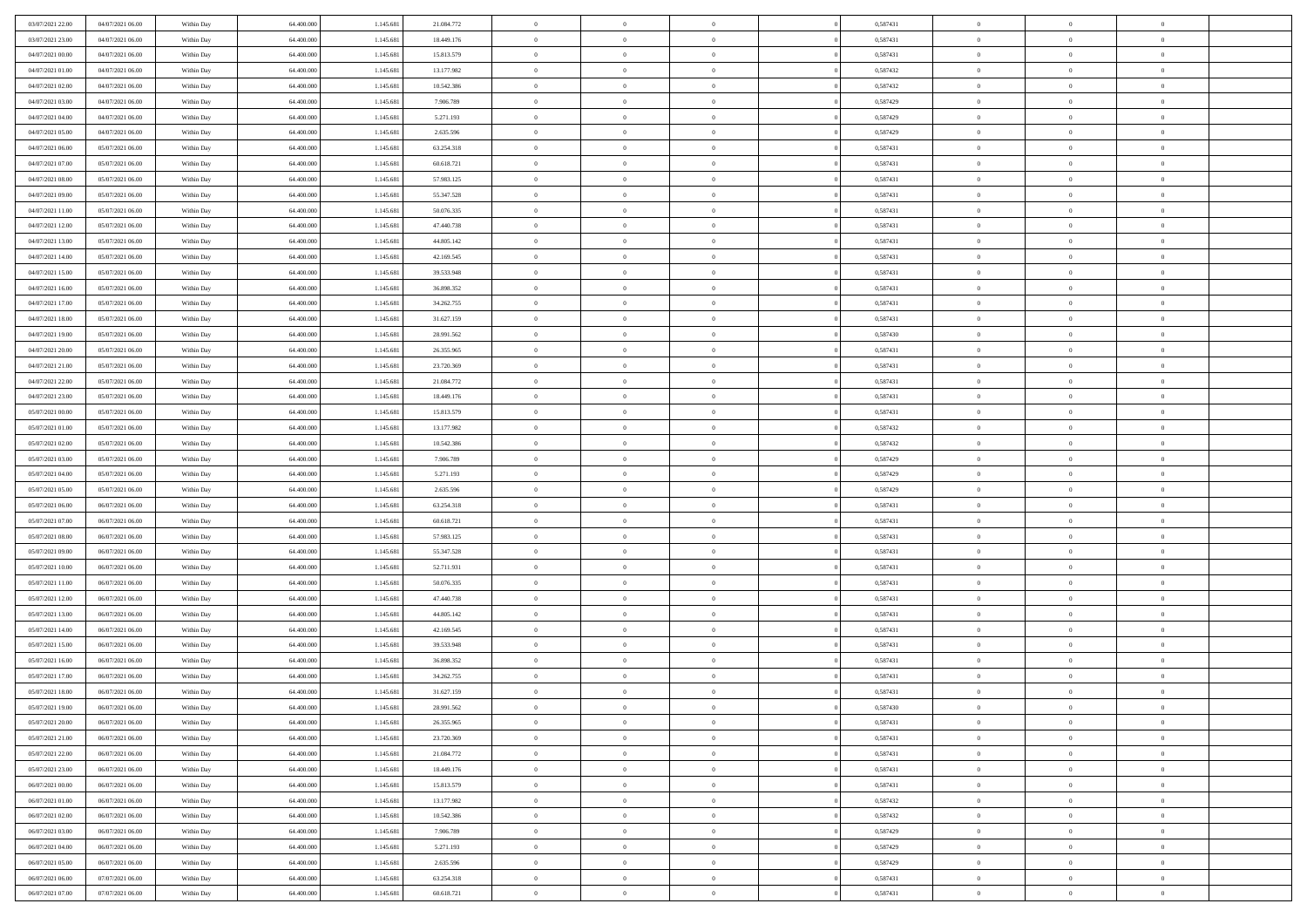| | | | | | | | | | | | | | | |
|---|---|---|---|---|---|---|---|---|---|---|---|---|---|---|
| 03/07/2021 22:00 | 04/07/2021 06:00 | Within Day | 64.400.000 | 1.145.681 | 21.084.772 | 0 | 0 | 0 | | 0,587431 | 0 | 0 | 0 | |
| 03/07/2021 23:00 | 04/07/2021 06:00 | Within Day | 64.400.000 | 1.145.681 | 18.449.176 | 0 | 0 | 0 | | 0,587431 | 0 | 0 | 0 | |
| 04/07/2021 00:00 | 04/07/2021 06:00 | Within Day | 64.400.000 | 1.145.681 | 15.813.579 | 0 | 0 | 0 | | 0,587431 | 0 | 0 | 0 | |
| 04/07/2021 01:00 | 04/07/2021 06:00 | Within Day | 64.400.000 | 1.145.681 | 13.177.982 | 0 | 0 | 0 | | 0,587432 | 0 | 0 | 0 | |
| 04/07/2021 02:00 | 04/07/2021 06:00 | Within Day | 64.400.000 | 1.145.681 | 10.542.386 | 0 | 0 | 0 | | 0,587432 | 0 | 0 | 0 | |
| 04/07/2021 03:00 | 04/07/2021 06:00 | Within Day | 64.400.000 | 1.145.681 | 7.906.789 | 0 | 0 | 0 | | 0,587429 | 0 | 0 | 0 | |
| 04/07/2021 04:00 | 04/07/2021 06:00 | Within Day | 64.400.000 | 1.145.681 | 5.271.193 | 0 | 0 | 0 | | 0,587429 | 0 | 0 | 0 | |
| 04/07/2021 05:00 | 04/07/2021 06:00 | Within Day | 64.400.000 | 1.145.681 | 2.635.596 | 0 | 0 | 0 | | 0,587429 | 0 | 0 | 0 | |
| 04/07/2021 06:00 | 05/07/2021 06:00 | Within Day | 64.400.000 | 1.145.681 | 63.254.318 | 0 | 0 | 0 | | 0,587431 | 0 | 0 | 0 | |
| 04/07/2021 07:00 | 05/07/2021 06:00 | Within Day | 64.400.000 | 1.145.681 | 60.618.721 | 0 | 0 | 0 | | 0,587431 | 0 | 0 | 0 | |
| 04/07/2021 08:00 | 05/07/2021 06:00 | Within Day | 64.400.000 | 1.145.681 | 57.983.125 | 0 | 0 | 0 | | 0,587431 | 0 | 0 | 0 | |
| 04/07/2021 09:00 | 05/07/2021 06:00 | Within Day | 64.400.000 | 1.145.681 | 55.347.528 | 0 | 0 | 0 | | 0,587431 | 0 | 0 | 0 | |
| 04/07/2021 11:00 | 05/07/2021 06:00 | Within Day | 64.400.000 | 1.145.681 | 50.076.335 | 0 | 0 | 0 | | 0,587431 | 0 | 0 | 0 | |
| 04/07/2021 12:00 | 05/07/2021 06:00 | Within Day | 64.400.000 | 1.145.681 | 47.440.738 | 0 | 0 | 0 | | 0,587431 | 0 | 0 | 0 | |
| 04/07/2021 13:00 | 05/07/2021 06:00 | Within Day | 64.400.000 | 1.145.681 | 44.805.142 | 0 | 0 | 0 | | 0,587431 | 0 | 0 | 0 | |
| 04/07/2021 14:00 | 05/07/2021 06:00 | Within Day | 64.400.000 | 1.145.681 | 42.169.545 | 0 | 0 | 0 | | 0,587431 | 0 | 0 | 0 | |
| 04/07/2021 15:00 | 05/07/2021 06:00 | Within Day | 64.400.000 | 1.145.681 | 39.533.948 | 0 | 0 | 0 | | 0,587431 | 0 | 0 | 0 | |
| 04/07/2021 16:00 | 05/07/2021 06:00 | Within Day | 64.400.000 | 1.145.681 | 36.898.352 | 0 | 0 | 0 | | 0,587431 | 0 | 0 | 0 | |
| 04/07/2021 17:00 | 05/07/2021 06:00 | Within Day | 64.400.000 | 1.145.681 | 34.262.755 | 0 | 0 | 0 | | 0,587431 | 0 | 0 | 0 | |
| 04/07/2021 18:00 | 05/07/2021 06:00 | Within Day | 64.400.000 | 1.145.681 | 31.627.159 | 0 | 0 | 0 | | 0,587431 | 0 | 0 | 0 | |
| 04/07/2021 19:00 | 05/07/2021 06:00 | Within Day | 64.400.000 | 1.145.681 | 28.991.562 | 0 | 0 | 0 | | 0,587430 | 0 | 0 | 0 | |
| 04/07/2021 20:00 | 05/07/2021 06:00 | Within Day | 64.400.000 | 1.145.681 | 26.355.965 | 0 | 0 | 0 | | 0,587431 | 0 | 0 | 0 | |
| 04/07/2021 21:00 | 05/07/2021 06:00 | Within Day | 64.400.000 | 1.145.681 | 23.720.369 | 0 | 0 | 0 | | 0,587431 | 0 | 0 | 0 | |
| 04/07/2021 22:00 | 05/07/2021 06:00 | Within Day | 64.400.000 | 1.145.681 | 21.084.772 | 0 | 0 | 0 | | 0,587431 | 0 | 0 | 0 | |
| 04/07/2021 23:00 | 05/07/2021 06:00 | Within Day | 64.400.000 | 1.145.681 | 18.449.176 | 0 | 0 | 0 | | 0,587431 | 0 | 0 | 0 | |
| 05/07/2021 00:00 | 05/07/2021 06:00 | Within Day | 64.400.000 | 1.145.681 | 15.813.579 | 0 | 0 | 0 | | 0,587431 | 0 | 0 | 0 | |
| 05/07/2021 01:00 | 05/07/2021 06:00 | Within Day | 64.400.000 | 1.145.681 | 13.177.982 | 0 | 0 | 0 | | 0,587432 | 0 | 0 | 0 | |
| 05/07/2021 02:00 | 05/07/2021 06:00 | Within Day | 64.400.000 | 1.145.681 | 10.542.386 | 0 | 0 | 0 | | 0,587432 | 0 | 0 | 0 | |
| 05/07/2021 03:00 | 05/07/2021 06:00 | Within Day | 64.400.000 | 1.145.681 | 7.906.789 | 0 | 0 | 0 | | 0,587429 | 0 | 0 | 0 | |
| 05/07/2021 04:00 | 05/07/2021 06:00 | Within Day | 64.400.000 | 1.145.681 | 5.271.193 | 0 | 0 | 0 | | 0,587429 | 0 | 0 | 0 | |
| 05/07/2021 05:00 | 05/07/2021 06:00 | Within Day | 64.400.000 | 1.145.681 | 2.635.596 | 0 | 0 | 0 | | 0,587429 | 0 | 0 | 0 | |
| 05/07/2021 06:00 | 06/07/2021 06:00 | Within Day | 64.400.000 | 1.145.681 | 63.254.318 | 0 | 0 | 0 | | 0,587431 | 0 | 0 | 0 | |
| 05/07/2021 07:00 | 06/07/2021 06:00 | Within Day | 64.400.000 | 1.145.681 | 60.618.721 | 0 | 0 | 0 | | 0,587431 | 0 | 0 | 0 | |
| 05/07/2021 08:00 | 06/07/2021 06:00 | Within Day | 64.400.000 | 1.145.681 | 57.983.125 | 0 | 0 | 0 | | 0,587431 | 0 | 0 | 0 | |
| 05/07/2021 09:00 | 06/07/2021 06:00 | Within Day | 64.400.000 | 1.145.681 | 55.347.528 | 0 | 0 | 0 | | 0,587431 | 0 | 0 | 0 | |
| 05/07/2021 10:00 | 06/07/2021 06:00 | Within Day | 64.400.000 | 1.145.681 | 52.711.931 | 0 | 0 | 0 | | 0,587431 | 0 | 0 | 0 | |
| 05/07/2021 11:00 | 06/07/2021 06:00 | Within Day | 64.400.000 | 1.145.681 | 50.076.335 | 0 | 0 | 0 | | 0,587431 | 0 | 0 | 0 | |
| 05/07/2021 12:00 | 06/07/2021 06:00 | Within Day | 64.400.000 | 1.145.681 | 47.440.738 | 0 | 0 | 0 | | 0,587431 | 0 | 0 | 0 | |
| 05/07/2021 13:00 | 06/07/2021 06:00 | Within Day | 64.400.000 | 1.145.681 | 44.805.142 | 0 | 0 | 0 | | 0,587431 | 0 | 0 | 0 | |
| 05/07/2021 14:00 | 06/07/2021 06:00 | Within Day | 64.400.000 | 1.145.681 | 42.169.545 | 0 | 0 | 0 | | 0,587431 | 0 | 0 | 0 | |
| 05/07/2021 15:00 | 06/07/2021 06:00 | Within Day | 64.400.000 | 1.145.681 | 39.533.948 | 0 | 0 | 0 | | 0,587431 | 0 | 0 | 0 | |
| 05/07/2021 16:00 | 06/07/2021 06:00 | Within Day | 64.400.000 | 1.145.681 | 36.898.352 | 0 | 0 | 0 | | 0,587431 | 0 | 0 | 0 | |
| 05/07/2021 17:00 | 06/07/2021 06:00 | Within Day | 64.400.000 | 1.145.681 | 34.262.755 | 0 | 0 | 0 | | 0,587431 | 0 | 0 | 0 | |
| 05/07/2021 18:00 | 06/07/2021 06:00 | Within Day | 64.400.000 | 1.145.681 | 31.627.159 | 0 | 0 | 0 | | 0,587431 | 0 | 0 | 0 | |
| 05/07/2021 19:00 | 06/07/2021 06:00 | Within Day | 64.400.000 | 1.145.681 | 28.991.562 | 0 | 0 | 0 | | 0,587430 | 0 | 0 | 0 | |
| 05/07/2021 20:00 | 06/07/2021 06:00 | Within Day | 64.400.000 | 1.145.681 | 26.355.965 | 0 | 0 | 0 | | 0,587431 | 0 | 0 | 0 | |
| 05/07/2021 21:00 | 06/07/2021 06:00 | Within Day | 64.400.000 | 1.145.681 | 23.720.369 | 0 | 0 | 0 | | 0,587431 | 0 | 0 | 0 | |
| 05/07/2021 22:00 | 06/07/2021 06:00 | Within Day | 64.400.000 | 1.145.681 | 21.084.772 | 0 | 0 | 0 | | 0,587431 | 0 | 0 | 0 | |
| 05/07/2021 23:00 | 06/07/2021 06:00 | Within Day | 64.400.000 | 1.145.681 | 18.449.176 | 0 | 0 | 0 | | 0,587431 | 0 | 0 | 0 | |
| 06/07/2021 00:00 | 06/07/2021 06:00 | Within Day | 64.400.000 | 1.145.681 | 15.813.579 | 0 | 0 | 0 | | 0,587431 | 0 | 0 | 0 | |
| 06/07/2021 01:00 | 06/07/2021 06:00 | Within Day | 64.400.000 | 1.145.681 | 13.177.982 | 0 | 0 | 0 | | 0,587432 | 0 | 0 | 0 | |
| 06/07/2021 02:00 | 06/07/2021 06:00 | Within Day | 64.400.000 | 1.145.681 | 10.542.386 | 0 | 0 | 0 | | 0,587432 | 0 | 0 | 0 | |
| 06/07/2021 03:00 | 06/07/2021 06:00 | Within Day | 64.400.000 | 1.145.681 | 7.906.789 | 0 | 0 | 0 | | 0,587429 | 0 | 0 | 0 | |
| 06/07/2021 04:00 | 06/07/2021 06:00 | Within Day | 64.400.000 | 1.145.681 | 5.271.193 | 0 | 0 | 0 | | 0,587429 | 0 | 0 | 0 | |
| 06/07/2021 05:00 | 06/07/2021 06:00 | Within Day | 64.400.000 | 1.145.681 | 2.635.596 | 0 | 0 | 0 | | 0,587429 | 0 | 0 | 0 | |
| 06/07/2021 06:00 | 07/07/2021 06:00 | Within Day | 64.400.000 | 1.145.681 | 63.254.318 | 0 | 0 | 0 | | 0,587431 | 0 | 0 | 0 | |
| 06/07/2021 07:00 | 07/07/2021 06:00 | Within Day | 64.400.000 | 1.145.681 | 60.618.721 | 0 | 0 | 0 | | 0,587431 | 0 | 0 | 0 | |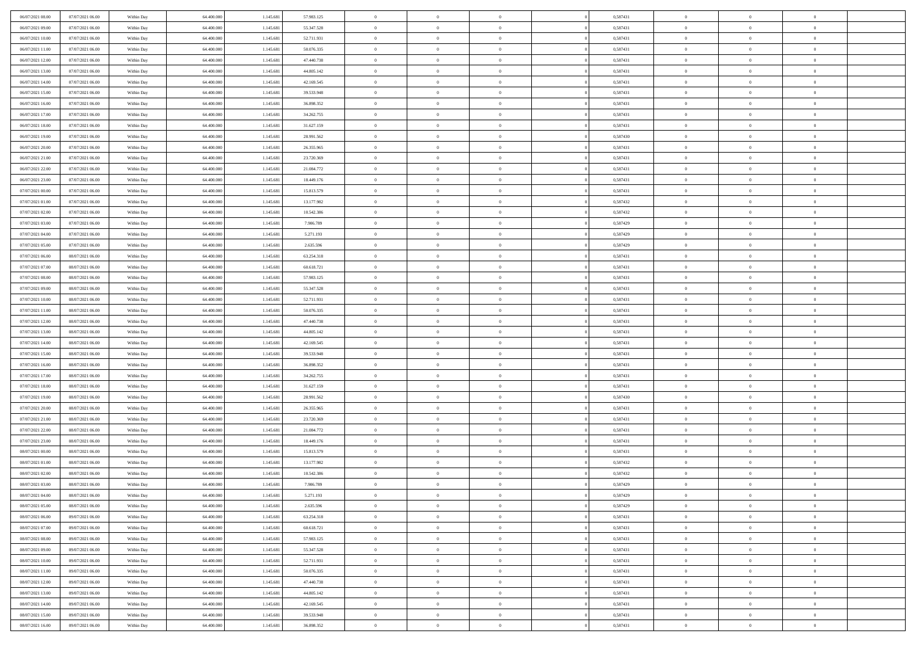| | | | | | | | | | | | | | | |
|---|---|---|---|---|---|---|---|---|---|---|---|---|---|---|
| 06/07/2021 08:00 | 07/07/2021 06:00 | Within Day | 64.400.000 | 1.145.681 | 57.983.125 | 0 | 0 | 0 | 0 | 0,587431 | 0 | 0 | 0 | |
| 06/07/2021 09:00 | 07/07/2021 06:00 | Within Day | 64.400.000 | 1.145.681 | 55.347.528 | 0 | 0 | 0 | 0 | 0,587431 | 0 | 0 | 0 | |
| 06/07/2021 10:00 | 07/07/2021 06:00 | Within Day | 64.400.000 | 1.145.681 | 52.711.931 | 0 | 0 | 0 | 0 | 0,587431 | 0 | 0 | 0 | |
| 06/07/2021 11:00 | 07/07/2021 06:00 | Within Day | 64.400.000 | 1.145.681 | 50.076.335 | 0 | 0 | 0 | 0 | 0,587431 | 0 | 0 | 0 | |
| 06/07/2021 12:00 | 07/07/2021 06:00 | Within Day | 64.400.000 | 1.145.681 | 47.440.738 | 0 | 0 | 0 | 0 | 0,587431 | 0 | 0 | 0 | |
| 06/07/2021 13:00 | 07/07/2021 06:00 | Within Day | 64.400.000 | 1.145.681 | 44.805.142 | 0 | 0 | 0 | 0 | 0,587431 | 0 | 0 | 0 | |
| 06/07/2021 14:00 | 07/07/2021 06:00 | Within Day | 64.400.000 | 1.145.681 | 42.169.545 | 0 | 0 | 0 | 0 | 0,587431 | 0 | 0 | 0 | |
| 06/07/2021 15:00 | 07/07/2021 06:00 | Within Day | 64.400.000 | 1.145.681 | 39.533.948 | 0 | 0 | 0 | 0 | 0,587431 | 0 | 0 | 0 | |
| 06/07/2021 16:00 | 07/07/2021 06:00 | Within Day | 64.400.000 | 1.145.681 | 36.898.352 | 0 | 0 | 0 | 0 | 0,587431 | 0 | 0 | 0 | |
| 06/07/2021 17:00 | 07/07/2021 06:00 | Within Day | 64.400.000 | 1.145.681 | 34.262.755 | 0 | 0 | 0 | 0 | 0,587431 | 0 | 0 | 0 | |
| 06/07/2021 18:00 | 07/07/2021 06:00 | Within Day | 64.400.000 | 1.145.681 | 31.627.159 | 0 | 0 | 0 | 0 | 0,587431 | 0 | 0 | 0 | |
| 06/07/2021 19:00 | 07/07/2021 06:00 | Within Day | 64.400.000 | 1.145.681 | 28.991.562 | 0 | 0 | 0 | 0 | 0,587430 | 0 | 0 | 0 | |
| 06/07/2021 20:00 | 07/07/2021 06:00 | Within Day | 64.400.000 | 1.145.681 | 26.355.965 | 0 | 0 | 0 | 0 | 0,587431 | 0 | 0 | 0 | |
| 06/07/2021 21:00 | 07/07/2021 06:00 | Within Day | 64.400.000 | 1.145.681 | 23.720.369 | 0 | 0 | 0 | 0 | 0,587431 | 0 | 0 | 0 | |
| 06/07/2021 22:00 | 07/07/2021 06:00 | Within Day | 64.400.000 | 1.145.681 | 21.084.772 | 0 | 0 | 0 | 0 | 0,587431 | 0 | 0 | 0 | |
| 06/07/2021 23:00 | 07/07/2021 06:00 | Within Day | 64.400.000 | 1.145.681 | 18.449.176 | 0 | 0 | 0 | 0 | 0,587431 | 0 | 0 | 0 | |
| 07/07/2021 00:00 | 07/07/2021 06:00 | Within Day | 64.400.000 | 1.145.681 | 15.813.579 | 0 | 0 | 0 | 0 | 0,587431 | 0 | 0 | 0 | |
| 07/07/2021 01:00 | 07/07/2021 06:00 | Within Day | 64.400.000 | 1.145.681 | 13.177.982 | 0 | 0 | 0 | 0 | 0,587432 | 0 | 0 | 0 | |
| 07/07/2021 02:00 | 07/07/2021 06:00 | Within Day | 64.400.000 | 1.145.681 | 10.542.386 | 0 | 0 | 0 | 0 | 0,587432 | 0 | 0 | 0 | |
| 07/07/2021 03:00 | 07/07/2021 06:00 | Within Day | 64.400.000 | 1.145.681 | 7.906.789 | 0 | 0 | 0 | 0 | 0,587429 | 0 | 0 | 0 | |
| 07/07/2021 04:00 | 07/07/2021 06:00 | Within Day | 64.400.000 | 1.145.681 | 5.271.193 | 0 | 0 | 0 | 0 | 0,587429 | 0 | 0 | 0 | |
| 07/07/2021 05:00 | 07/07/2021 06:00 | Within Day | 64.400.000 | 1.145.681 | 2.635.596 | 0 | 0 | 0 | 0 | 0,587429 | 0 | 0 | 0 | |
| 07/07/2021 06:00 | 08/07/2021 06:00 | Within Day | 64.400.000 | 1.145.681 | 63.254.318 | 0 | 0 | 0 | 0 | 0,587431 | 0 | 0 | 0 | |
| 07/07/2021 07:00 | 08/07/2021 06:00 | Within Day | 64.400.000 | 1.145.681 | 60.618.721 | 0 | 0 | 0 | 0 | 0,587431 | 0 | 0 | 0 | |
| 07/07/2021 08:00 | 08/07/2021 06:00 | Within Day | 64.400.000 | 1.145.681 | 57.983.125 | 0 | 0 | 0 | 0 | 0,587431 | 0 | 0 | 0 | |
| 07/07/2021 09:00 | 08/07/2021 06:00 | Within Day | 64.400.000 | 1.145.681 | 55.347.528 | 0 | 0 | 0 | 0 | 0,587431 | 0 | 0 | 0 | |
| 07/07/2021 10:00 | 08/07/2021 06:00 | Within Day | 64.400.000 | 1.145.681 | 52.711.931 | 0 | 0 | 0 | 0 | 0,587431 | 0 | 0 | 0 | |
| 07/07/2021 11:00 | 08/07/2021 06:00 | Within Day | 64.400.000 | 1.145.681 | 50.076.335 | 0 | 0 | 0 | 0 | 0,587431 | 0 | 0 | 0 | |
| 07/07/2021 12:00 | 08/07/2021 06:00 | Within Day | 64.400.000 | 1.145.681 | 47.440.738 | 0 | 0 | 0 | 0 | 0,587431 | 0 | 0 | 0 | |
| 07/07/2021 13:00 | 08/07/2021 06:00 | Within Day | 64.400.000 | 1.145.681 | 44.805.142 | 0 | 0 | 0 | 0 | 0,587431 | 0 | 0 | 0 | |
| 07/07/2021 14:00 | 08/07/2021 06:00 | Within Day | 64.400.000 | 1.145.681 | 42.169.545 | 0 | 0 | 0 | 0 | 0,587431 | 0 | 0 | 0 | |
| 07/07/2021 15:00 | 08/07/2021 06:00 | Within Day | 64.400.000 | 1.145.681 | 39.533.948 | 0 | 0 | 0 | 0 | 0,587431 | 0 | 0 | 0 | |
| 07/07/2021 16:00 | 08/07/2021 06:00 | Within Day | 64.400.000 | 1.145.681 | 36.898.352 | 0 | 0 | 0 | 0 | 0,587431 | 0 | 0 | 0 | |
| 07/07/2021 17:00 | 08/07/2021 06:00 | Within Day | 64.400.000 | 1.145.681 | 34.262.755 | 0 | 0 | 0 | 0 | 0,587431 | 0 | 0 | 0 | |
| 07/07/2021 18:00 | 08/07/2021 06:00 | Within Day | 64.400.000 | 1.145.681 | 31.627.159 | 0 | 0 | 0 | 0 | 0,587431 | 0 | 0 | 0 | |
| 07/07/2021 19:00 | 08/07/2021 06:00 | Within Day | 64.400.000 | 1.145.681 | 28.991.562 | 0 | 0 | 0 | 0 | 0,587430 | 0 | 0 | 0 | |
| 07/07/2021 20:00 | 08/07/2021 06:00 | Within Day | 64.400.000 | 1.145.681 | 26.355.965 | 0 | 0 | 0 | 0 | 0,587431 | 0 | 0 | 0 | |
| 07/07/2021 21:00 | 08/07/2021 06:00 | Within Day | 64.400.000 | 1.145.681 | 23.720.369 | 0 | 0 | 0 | 0 | 0,587431 | 0 | 0 | 0 | |
| 07/07/2021 22:00 | 08/07/2021 06:00 | Within Day | 64.400.000 | 1.145.681 | 21.084.772 | 0 | 0 | 0 | 0 | 0,587431 | 0 | 0 | 0 | |
| 07/07/2021 23:00 | 08/07/2021 06:00 | Within Day | 64.400.000 | 1.145.681 | 18.449.176 | 0 | 0 | 0 | 0 | 0,587431 | 0 | 0 | 0 | |
| 08/07/2021 00:00 | 08/07/2021 06:00 | Within Day | 64.400.000 | 1.145.681 | 15.813.579 | 0 | 0 | 0 | 0 | 0,587431 | 0 | 0 | 0 | |
| 08/07/2021 01:00 | 08/07/2021 06:00 | Within Day | 64.400.000 | 1.145.681 | 13.177.982 | 0 | 0 | 0 | 0 | 0,587432 | 0 | 0 | 0 | |
| 08/07/2021 02:00 | 08/07/2021 06:00 | Within Day | 64.400.000 | 1.145.681 | 10.542.386 | 0 | 0 | 0 | 0 | 0,587432 | 0 | 0 | 0 | |
| 08/07/2021 03:00 | 08/07/2021 06:00 | Within Day | 64.400.000 | 1.145.681 | 7.906.789 | 0 | 0 | 0 | 0 | 0,587429 | 0 | 0 | 0 | |
| 08/07/2021 04:00 | 08/07/2021 06:00 | Within Day | 64.400.000 | 1.145.681 | 5.271.193 | 0 | 0 | 0 | 0 | 0,587429 | 0 | 0 | 0 | |
| 08/07/2021 05:00 | 08/07/2021 06:00 | Within Day | 64.400.000 | 1.145.681 | 2.635.596 | 0 | 0 | 0 | 0 | 0,587429 | 0 | 0 | 0 | |
| 08/07/2021 06:00 | 09/07/2021 06:00 | Within Day | 64.400.000 | 1.145.681 | 63.254.318 | 0 | 0 | 0 | 0 | 0,587431 | 0 | 0 | 0 | |
| 08/07/2021 07:00 | 09/07/2021 06:00 | Within Day | 64.400.000 | 1.145.681 | 60.618.721 | 0 | 0 | 0 | 0 | 0,587431 | 0 | 0 | 0 | |
| 08/07/2021 08:00 | 09/07/2021 06:00 | Within Day | 64.400.000 | 1.145.681 | 57.983.125 | 0 | 0 | 0 | 0 | 0,587431 | 0 | 0 | 0 | |
| 08/07/2021 09:00 | 09/07/2021 06:00 | Within Day | 64.400.000 | 1.145.681 | 55.347.528 | 0 | 0 | 0 | 0 | 0,587431 | 0 | 0 | 0 | |
| 08/07/2021 10:00 | 09/07/2021 06:00 | Within Day | 64.400.000 | 1.145.681 | 52.711.931 | 0 | 0 | 0 | 0 | 0,587431 | 0 | 0 | 0 | |
| 08/07/2021 11:00 | 09/07/2021 06:00 | Within Day | 64.400.000 | 1.145.681 | 50.076.335 | 0 | 0 | 0 | 0 | 0,587431 | 0 | 0 | 0 | |
| 08/07/2021 12:00 | 09/07/2021 06:00 | Within Day | 64.400.000 | 1.145.681 | 47.440.738 | 0 | 0 | 0 | 0 | 0,587431 | 0 | 0 | 0 | |
| 08/07/2021 13:00 | 09/07/2021 06:00 | Within Day | 64.400.000 | 1.145.681 | 44.805.142 | 0 | 0 | 0 | 0 | 0,587431 | 0 | 0 | 0 | |
| 08/07/2021 14:00 | 09/07/2021 06:00 | Within Day | 64.400.000 | 1.145.681 | 42.169.545 | 0 | 0 | 0 | 0 | 0,587431 | 0 | 0 | 0 | |
| 08/07/2021 15:00 | 09/07/2021 06:00 | Within Day | 64.400.000 | 1.145.681 | 39.533.948 | 0 | 0 | 0 | 0 | 0,587431 | 0 | 0 | 0 | |
| 08/07/2021 16:00 | 09/07/2021 06:00 | Within Day | 64.400.000 | 1.145.681 | 36.898.352 | 0 | 0 | 0 | 0 | 0,587431 | 0 | 0 | 0 | |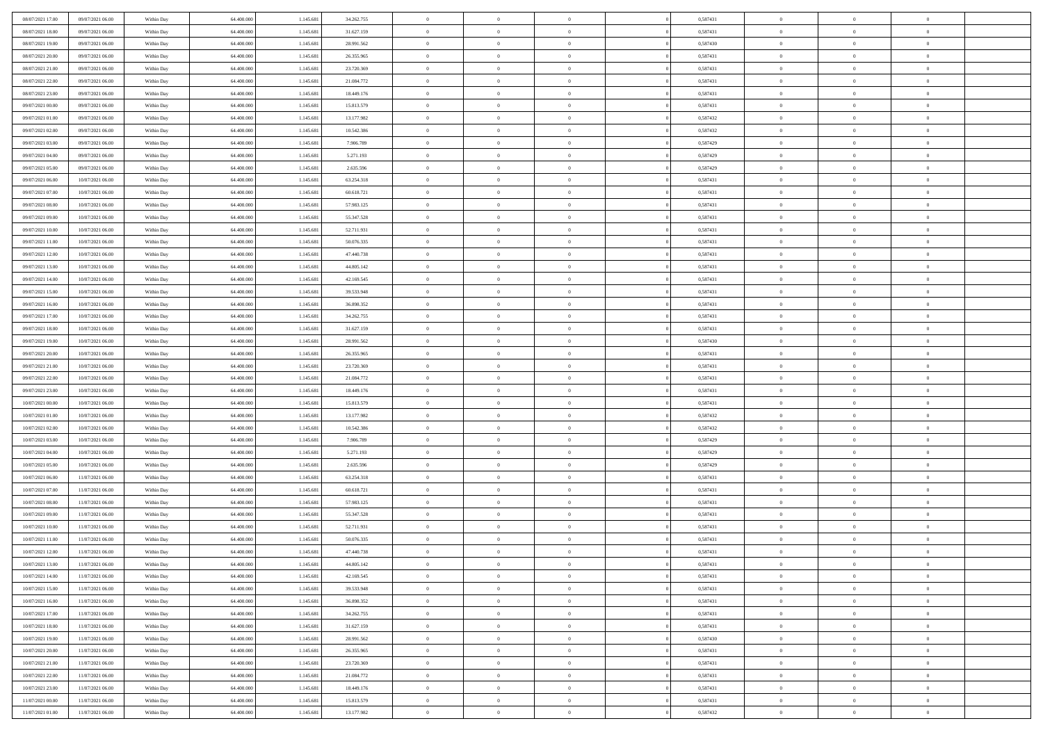| | | | | | | | | | | | | | | |
|---|---|---|---|---|---|---|---|---|---|---|---|---|---|---|
| 08/07/2021 17:00 | 09/07/2021 06:00 | Within Day | 64.400.000 | 1.145.681 | 34.262.755 | 0 | 0 | 0 | | 0,587431 | 0 | 0 | 0 | |
| 08/07/2021 18:00 | 09/07/2021 06:00 | Within Day | 64.400.000 | 1.145.681 | 31.627.159 | 0 | 0 | 0 | | 0,587431 | 0 | 0 | 0 | |
| 08/07/2021 19:00 | 09/07/2021 06:00 | Within Day | 64.400.000 | 1.145.681 | 28.991.562 | 0 | 0 | 0 | | 0,587430 | 0 | 0 | 0 | |
| 08/07/2021 20:00 | 09/07/2021 06:00 | Within Day | 64.400.000 | 1.145.681 | 26.355.965 | 0 | 0 | 0 | | 0,587431 | 0 | 0 | 0 | |
| 08/07/2021 21:00 | 09/07/2021 06:00 | Within Day | 64.400.000 | 1.145.681 | 23.720.369 | 0 | 0 | 0 | | 0,587431 | 0 | 0 | 0 | |
| 08/07/2021 22:00 | 09/07/2021 06:00 | Within Day | 64.400.000 | 1.145.681 | 21.084.772 | 0 | 0 | 0 | | 0,587431 | 0 | 0 | 0 | |
| 08/07/2021 23:00 | 09/07/2021 06:00 | Within Day | 64.400.000 | 1.145.681 | 18.449.176 | 0 | 0 | 0 | | 0,587431 | 0 | 0 | 0 | |
| 09/07/2021 00:00 | 09/07/2021 06:00 | Within Day | 64.400.000 | 1.145.681 | 15.813.579 | 0 | 0 | 0 | | 0,587431 | 0 | 0 | 0 | |
| 09/07/2021 01:00 | 09/07/2021 06:00 | Within Day | 64.400.000 | 1.145.681 | 13.177.982 | 0 | 0 | 0 | | 0,587432 | 0 | 0 | 0 | |
| 09/07/2021 02:00 | 09/07/2021 06:00 | Within Day | 64.400.000 | 1.145.681 | 10.542.386 | 0 | 0 | 0 | | 0,587432 | 0 | 0 | 0 | |
| 09/07/2021 03:00 | 09/07/2021 06:00 | Within Day | 64.400.000 | 1.145.681 | 7.906.789 | 0 | 0 | 0 | | 0,587429 | 0 | 0 | 0 | |
| 09/07/2021 04:00 | 09/07/2021 06:00 | Within Day | 64.400.000 | 1.145.681 | 5.271.193 | 0 | 0 | 0 | | 0,587429 | 0 | 0 | 0 | |
| 09/07/2021 05:00 | 09/07/2021 06:00 | Within Day | 64.400.000 | 1.145.681 | 2.635.596 | 0 | 0 | 0 | | 0,587429 | 0 | 0 | 0 | |
| 09/07/2021 06:00 | 10/07/2021 06:00 | Within Day | 64.400.000 | 1.145.681 | 63.254.318 | 0 | 0 | 0 | | 0,587431 | 0 | 0 | 0 | |
| 09/07/2021 07:00 | 10/07/2021 06:00 | Within Day | 64.400.000 | 1.145.681 | 60.618.721 | 0 | 0 | 0 | | 0,587431 | 0 | 0 | 0 | |
| 09/07/2021 08:00 | 10/07/2021 06:00 | Within Day | 64.400.000 | 1.145.681 | 57.983.125 | 0 | 0 | 0 | | 0,587431 | 0 | 0 | 0 | |
| 09/07/2021 09:00 | 10/07/2021 06:00 | Within Day | 64.400.000 | 1.145.681 | 55.347.528 | 0 | 0 | 0 | | 0,587431 | 0 | 0 | 0 | |
| 09/07/2021 10:00 | 10/07/2021 06:00 | Within Day | 64.400.000 | 1.145.681 | 52.711.931 | 0 | 0 | 0 | | 0,587431 | 0 | 0 | 0 | |
| 09/07/2021 11:00 | 10/07/2021 06:00 | Within Day | 64.400.000 | 1.145.681 | 50.076.335 | 0 | 0 | 0 | | 0,587431 | 0 | 0 | 0 | |
| 09/07/2021 12:00 | 10/07/2021 06:00 | Within Day | 64.400.000 | 1.145.681 | 47.440.738 | 0 | 0 | 0 | | 0,587431 | 0 | 0 | 0 | |
| 09/07/2021 13:00 | 10/07/2021 06:00 | Within Day | 64.400.000 | 1.145.681 | 44.805.142 | 0 | 0 | 0 | | 0,587431 | 0 | 0 | 0 | |
| 09/07/2021 14:00 | 10/07/2021 06:00 | Within Day | 64.400.000 | 1.145.681 | 42.169.545 | 0 | 0 | 0 | | 0,587431 | 0 | 0 | 0 | |
| 09/07/2021 15:00 | 10/07/2021 06:00 | Within Day | 64.400.000 | 1.145.681 | 39.533.948 | 0 | 0 | 0 | | 0,587431 | 0 | 0 | 0 | |
| 09/07/2021 16:00 | 10/07/2021 06:00 | Within Day | 64.400.000 | 1.145.681 | 36.898.352 | 0 | 0 | 0 | | 0,587431 | 0 | 0 | 0 | |
| 09/07/2021 17:00 | 10/07/2021 06:00 | Within Day | 64.400.000 | 1.145.681 | 34.262.755 | 0 | 0 | 0 | | 0,587431 | 0 | 0 | 0 | |
| 09/07/2021 18:00 | 10/07/2021 06:00 | Within Day | 64.400.000 | 1.145.681 | 31.627.159 | 0 | 0 | 0 | | 0,587431 | 0 | 0 | 0 | |
| 09/07/2021 19:00 | 10/07/2021 06:00 | Within Day | 64.400.000 | 1.145.681 | 28.991.562 | 0 | 0 | 0 | | 0,587430 | 0 | 0 | 0 | |
| 09/07/2021 20:00 | 10/07/2021 06:00 | Within Day | 64.400.000 | 1.145.681 | 26.355.965 | 0 | 0 | 0 | | 0,587431 | 0 | 0 | 0 | |
| 09/07/2021 21:00 | 10/07/2021 06:00 | Within Day | 64.400.000 | 1.145.681 | 23.720.369 | 0 | 0 | 0 | | 0,587431 | 0 | 0 | 0 | |
| 09/07/2021 22:00 | 10/07/2021 06:00 | Within Day | 64.400.000 | 1.145.681 | 21.084.772 | 0 | 0 | 0 | | 0,587431 | 0 | 0 | 0 | |
| 09/07/2021 23:00 | 10/07/2021 06:00 | Within Day | 64.400.000 | 1.145.681 | 18.449.176 | 0 | 0 | 0 | | 0,587431 | 0 | 0 | 0 | |
| 10/07/2021 00:00 | 10/07/2021 06:00 | Within Day | 64.400.000 | 1.145.681 | 15.813.579 | 0 | 0 | 0 | | 0,587431 | 0 | 0 | 0 | |
| 10/07/2021 01:00 | 10/07/2021 06:00 | Within Day | 64.400.000 | 1.145.681 | 13.177.982 | 0 | 0 | 0 | | 0,587432 | 0 | 0 | 0 | |
| 10/07/2021 02:00 | 10/07/2021 06:00 | Within Day | 64.400.000 | 1.145.681 | 10.542.386 | 0 | 0 | 0 | | 0,587432 | 0 | 0 | 0 | |
| 10/07/2021 03:00 | 10/07/2021 06:00 | Within Day | 64.400.000 | 1.145.681 | 7.906.789 | 0 | 0 | 0 | | 0,587429 | 0 | 0 | 0 | |
| 10/07/2021 04:00 | 10/07/2021 06:00 | Within Day | 64.400.000 | 1.145.681 | 5.271.193 | 0 | 0 | 0 | | 0,587429 | 0 | 0 | 0 | |
| 10/07/2021 05:00 | 10/07/2021 06:00 | Within Day | 64.400.000 | 1.145.681 | 2.635.596 | 0 | 0 | 0 | | 0,587429 | 0 | 0 | 0 | |
| 10/07/2021 06:00 | 11/07/2021 06:00 | Within Day | 64.400.000 | 1.145.681 | 63.254.318 | 0 | 0 | 0 | | 0,587431 | 0 | 0 | 0 | |
| 10/07/2021 07:00 | 11/07/2021 06:00 | Within Day | 64.400.000 | 1.145.681 | 60.618.721 | 0 | 0 | 0 | | 0,587431 | 0 | 0 | 0 | |
| 10/07/2021 08:00 | 11/07/2021 06:00 | Within Day | 64.400.000 | 1.145.681 | 57.983.125 | 0 | 0 | 0 | | 0,587431 | 0 | 0 | 0 | |
| 10/07/2021 09:00 | 11/07/2021 06:00 | Within Day | 64.400.000 | 1.145.681 | 55.347.528 | 0 | 0 | 0 | | 0,587431 | 0 | 0 | 0 | |
| 10/07/2021 10:00 | 11/07/2021 06:00 | Within Day | 64.400.000 | 1.145.681 | 52.711.931 | 0 | 0 | 0 | | 0,587431 | 0 | 0 | 0 | |
| 10/07/2021 11:00 | 11/07/2021 06:00 | Within Day | 64.400.000 | 1.145.681 | 50.076.335 | 0 | 0 | 0 | | 0,587431 | 0 | 0 | 0 | |
| 10/07/2021 12:00 | 11/07/2021 06:00 | Within Day | 64.400.000 | 1.145.681 | 47.440.738 | 0 | 0 | 0 | | 0,587431 | 0 | 0 | 0 | |
| 10/07/2021 13:00 | 11/07/2021 06:00 | Within Day | 64.400.000 | 1.145.681 | 44.805.142 | 0 | 0 | 0 | | 0,587431 | 0 | 0 | 0 | |
| 10/07/2021 14:00 | 11/07/2021 06:00 | Within Day | 64.400.000 | 1.145.681 | 42.169.545 | 0 | 0 | 0 | | 0,587431 | 0 | 0 | 0 | |
| 10/07/2021 15:00 | 11/07/2021 06:00 | Within Day | 64.400.000 | 1.145.681 | 39.533.948 | 0 | 0 | 0 | | 0,587431 | 0 | 0 | 0 | |
| 10/07/2021 16:00 | 11/07/2021 06:00 | Within Day | 64.400.000 | 1.145.681 | 36.898.352 | 0 | 0 | 0 | | 0,587431 | 0 | 0 | 0 | |
| 10/07/2021 17:00 | 11/07/2021 06:00 | Within Day | 64.400.000 | 1.145.681 | 34.262.755 | 0 | 0 | 0 | | 0,587431 | 0 | 0 | 0 | |
| 10/07/2021 18:00 | 11/07/2021 06:00 | Within Day | 64.400.000 | 1.145.681 | 31.627.159 | 0 | 0 | 0 | | 0,587431 | 0 | 0 | 0 | |
| 10/07/2021 19:00 | 11/07/2021 06:00 | Within Day | 64.400.000 | 1.145.681 | 28.991.562 | 0 | 0 | 0 | | 0,587430 | 0 | 0 | 0 | |
| 10/07/2021 20:00 | 11/07/2021 06:00 | Within Day | 64.400.000 | 1.145.681 | 26.355.965 | 0 | 0 | 0 | | 0,587431 | 0 | 0 | 0 | |
| 10/07/2021 21:00 | 11/07/2021 06:00 | Within Day | 64.400.000 | 1.145.681 | 23.720.369 | 0 | 0 | 0 | | 0,587431 | 0 | 0 | 0 | |
| 10/07/2021 22:00 | 11/07/2021 06:00 | Within Day | 64.400.000 | 1.145.681 | 21.084.772 | 0 | 0 | 0 | | 0,587431 | 0 | 0 | 0 | |
| 10/07/2021 23:00 | 11/07/2021 06:00 | Within Day | 64.400.000 | 1.145.681 | 18.449.176 | 0 | 0 | 0 | | 0,587431 | 0 | 0 | 0 | |
| 11/07/2021 00:00 | 11/07/2021 06:00 | Within Day | 64.400.000 | 1.145.681 | 15.813.579 | 0 | 0 | 0 | | 0,587431 | 0 | 0 | 0 | |
| 11/07/2021 01:00 | 11/07/2021 06:00 | Within Day | 64.400.000 | 1.145.681 | 13.177.982 | 0 | 0 | 0 | | 0,587432 | 0 | 0 | 0 | |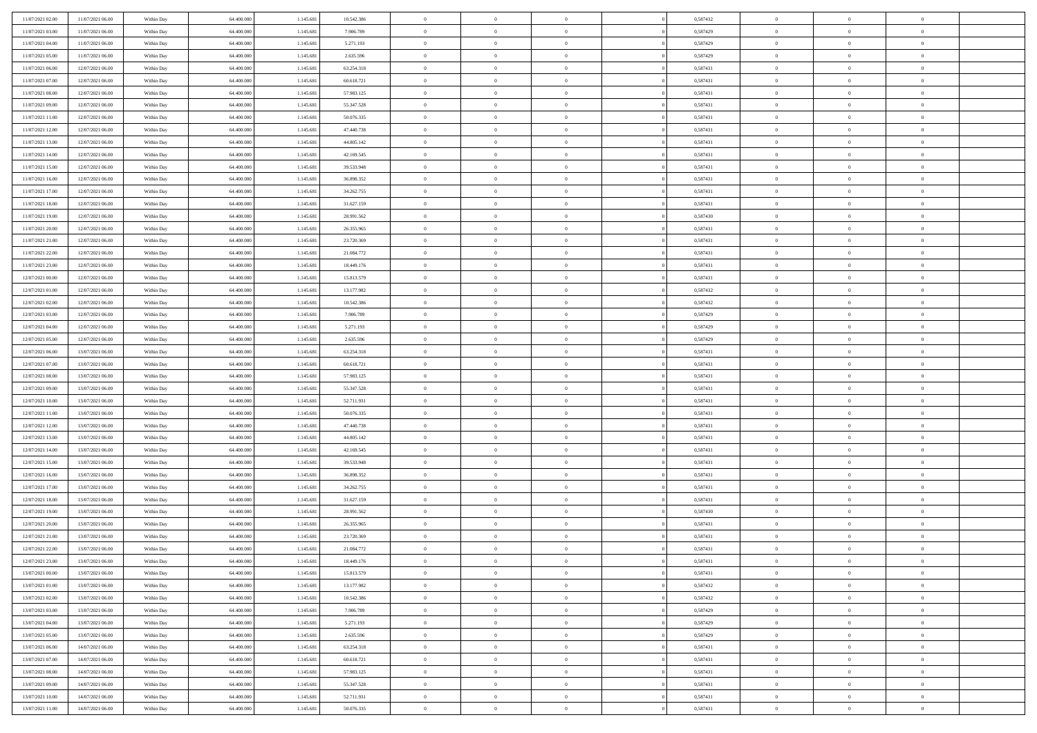| 11/07/2021 02:00 | 11/07/2021 06:00 | Within Day | 64.400.000 | 1.145.681 | 10.542.386 | 0 | 0 | 0 | | 0,587432 | 0 | 0 | 0 | |
|---|---|---|---|---|---|---|---|---|---|---|---|---|---|---|
| 11/07/2021 03:00 | 11/07/2021 06:00 | Within Day | 64.400.000 | 1.145.681 | 7.906.789 | 0 | 0 | 0 | | 0,587429 | 0 | 0 | 0 | |
| 11/07/2021 04:00 | 11/07/2021 06:00 | Within Day | 64.400.000 | 1.145.681 | 5.271.193 | 0 | 0 | 0 | | 0,587429 | 0 | 0 | 0 | |
| 11/07/2021 05:00 | 11/07/2021 06:00 | Within Day | 64.400.000 | 1.145.681 | 2.635.596 | 0 | 0 | 0 | | 0,587429 | 0 | 0 | 0 | |
| 11/07/2021 06:00 | 12/07/2021 06:00 | Within Day | 64.400.000 | 1.145.681 | 63.254.318 | 0 | 0 | 0 | | 0,587431 | 0 | 0 | 0 | |
| 11/07/2021 07:00 | 12/07/2021 06:00 | Within Day | 64.400.000 | 1.145.681 | 60.618.721 | 0 | 0 | 0 | | 0,587431 | 0 | 0 | 0 | |
| 11/07/2021 08:00 | 12/07/2021 06:00 | Within Day | 64.400.000 | 1.145.681 | 57.983.125 | 0 | 0 | 0 | | 0,587431 | 0 | 0 | 0 | |
| 11/07/2021 09:00 | 12/07/2021 06:00 | Within Day | 64.400.000 | 1.145.681 | 55.347.528 | 0 | 0 | 0 | | 0,587431 | 0 | 0 | 0 | |
| 11/07/2021 11:00 | 12/07/2021 06:00 | Within Day | 64.400.000 | 1.145.681 | 50.076.335 | 0 | 0 | 0 | | 0,587431 | 0 | 0 | 0 | |
| 11/07/2021 12:00 | 12/07/2021 06:00 | Within Day | 64.400.000 | 1.145.681 | 47.440.738 | 0 | 0 | 0 | | 0,587431 | 0 | 0 | 0 | |
| 11/07/2021 13:00 | 12/07/2021 06:00 | Within Day | 64.400.000 | 1.145.681 | 44.805.142 | 0 | 0 | 0 | | 0,587431 | 0 | 0 | 0 | |
| 11/07/2021 14:00 | 12/07/2021 06:00 | Within Day | 64.400.000 | 1.145.681 | 42.169.545 | 0 | 0 | 0 | | 0,587431 | 0 | 0 | 0 | |
| 11/07/2021 15:00 | 12/07/2021 06:00 | Within Day | 64.400.000 | 1.145.681 | 39.533.948 | 0 | 0 | 0 | | 0,587431 | 0 | 0 | 0 | |
| 11/07/2021 16:00 | 12/07/2021 06:00 | Within Day | 64.400.000 | 1.145.681 | 36.898.352 | 0 | 0 | 0 | | 0,587431 | 0 | 0 | 0 | |
| 11/07/2021 17:00 | 12/07/2021 06:00 | Within Day | 64.400.000 | 1.145.681 | 34.262.755 | 0 | 0 | 0 | | 0,587431 | 0 | 0 | 0 | |
| 11/07/2021 18:00 | 12/07/2021 06:00 | Within Day | 64.400.000 | 1.145.681 | 31.627.159 | 0 | 0 | 0 | | 0,587431 | 0 | 0 | 0 | |
| 11/07/2021 19:00 | 12/07/2021 06:00 | Within Day | 64.400.000 | 1.145.681 | 28.991.562 | 0 | 0 | 0 | | 0,587430 | 0 | 0 | 0 | |
| 11/07/2021 20:00 | 12/07/2021 06:00 | Within Day | 64.400.000 | 1.145.681 | 26.355.965 | 0 | 0 | 0 | | 0,587431 | 0 | 0 | 0 | |
| 11/07/2021 21:00 | 12/07/2021 06:00 | Within Day | 64.400.000 | 1.145.681 | 23.720.369 | 0 | 0 | 0 | | 0,587431 | 0 | 0 | 0 | |
| 11/07/2021 22:00 | 12/07/2021 06:00 | Within Day | 64.400.000 | 1.145.681 | 21.084.772 | 0 | 0 | 0 | | 0,587431 | 0 | 0 | 0 | |
| 11/07/2021 23:00 | 12/07/2021 06:00 | Within Day | 64.400.000 | 1.145.681 | 18.449.176 | 0 | 0 | 0 | | 0,587431 | 0 | 0 | 0 | |
| 12/07/2021 00:00 | 12/07/2021 06:00 | Within Day | 64.400.000 | 1.145.681 | 15.813.579 | 0 | 0 | 0 | | 0,587431 | 0 | 0 | 0 | |
| 12/07/2021 01:00 | 12/07/2021 06:00 | Within Day | 64.400.000 | 1.145.681 | 13.177.982 | 0 | 0 | 0 | | 0,587432 | 0 | 0 | 0 | |
| 12/07/2021 02:00 | 12/07/2021 06:00 | Within Day | 64.400.000 | 1.145.681 | 10.542.386 | 0 | 0 | 0 | | 0,587432 | 0 | 0 | 0 | |
| 12/07/2021 03:00 | 12/07/2021 06:00 | Within Day | 64.400.000 | 1.145.681 | 7.906.789 | 0 | 0 | 0 | | 0,587429 | 0 | 0 | 0 | |
| 12/07/2021 04:00 | 12/07/2021 06:00 | Within Day | 64.400.000 | 1.145.681 | 5.271.193 | 0 | 0 | 0 | | 0,587429 | 0 | 0 | 0 | |
| 12/07/2021 05:00 | 12/07/2021 06:00 | Within Day | 64.400.000 | 1.145.681 | 2.635.596 | 0 | 0 | 0 | | 0,587429 | 0 | 0 | 0 | |
| 12/07/2021 06:00 | 13/07/2021 06:00 | Within Day | 64.400.000 | 1.145.681 | 63.254.318 | 0 | 0 | 0 | | 0,587431 | 0 | 0 | 0 | |
| 12/07/2021 07:00 | 13/07/2021 06:00 | Within Day | 64.400.000 | 1.145.681 | 60.618.721 | 0 | 0 | 0 | | 0,587431 | 0 | 0 | 0 | |
| 12/07/2021 08:00 | 13/07/2021 06:00 | Within Day | 64.400.000 | 1.145.681 | 57.983.125 | 0 | 0 | 0 | | 0,587431 | 0 | 0 | 0 | |
| 12/07/2021 09:00 | 13/07/2021 06:00 | Within Day | 64.400.000 | 1.145.681 | 55.347.528 | 0 | 0 | 0 | | 0,587431 | 0 | 0 | 0 | |
| 12/07/2021 10:00 | 13/07/2021 06:00 | Within Day | 64.400.000 | 1.145.681 | 52.711.931 | 0 | 0 | 0 | | 0,587431 | 0 | 0 | 0 | |
| 12/07/2021 11:00 | 13/07/2021 06:00 | Within Day | 64.400.000 | 1.145.681 | 50.076.335 | 0 | 0 | 0 | | 0,587431 | 0 | 0 | 0 | |
| 12/07/2021 12:00 | 13/07/2021 06:00 | Within Day | 64.400.000 | 1.145.681 | 47.440.738 | 0 | 0 | 0 | | 0,587431 | 0 | 0 | 0 | |
| 12/07/2021 13:00 | 13/07/2021 06:00 | Within Day | 64.400.000 | 1.145.681 | 44.805.142 | 0 | 0 | 0 | | 0,587431 | 0 | 0 | 0 | |
| 12/07/2021 14:00 | 13/07/2021 06:00 | Within Day | 64.400.000 | 1.145.681 | 42.169.545 | 0 | 0 | 0 | | 0,587431 | 0 | 0 | 0 | |
| 12/07/2021 15:00 | 13/07/2021 06:00 | Within Day | 64.400.000 | 1.145.681 | 39.533.948 | 0 | 0 | 0 | | 0,587431 | 0 | 0 | 0 | |
| 12/07/2021 16:00 | 13/07/2021 06:00 | Within Day | 64.400.000 | 1.145.681 | 36.898.352 | 0 | 0 | 0 | | 0,587431 | 0 | 0 | 0 | |
| 12/07/2021 17:00 | 13/07/2021 06:00 | Within Day | 64.400.000 | 1.145.681 | 34.262.755 | 0 | 0 | 0 | | 0,587431 | 0 | 0 | 0 | |
| 12/07/2021 18:00 | 13/07/2021 06:00 | Within Day | 64.400.000 | 1.145.681 | 31.627.159 | 0 | 0 | 0 | | 0,587431 | 0 | 0 | 0 | |
| 12/07/2021 19:00 | 13/07/2021 06:00 | Within Day | 64.400.000 | 1.145.681 | 28.991.562 | 0 | 0 | 0 | | 0,587430 | 0 | 0 | 0 | |
| 12/07/2021 20:00 | 13/07/2021 06:00 | Within Day | 64.400.000 | 1.145.681 | 26.355.965 | 0 | 0 | 0 | | 0,587431 | 0 | 0 | 0 | |
| 12/07/2021 21:00 | 13/07/2021 06:00 | Within Day | 64.400.000 | 1.145.681 | 23.720.369 | 0 | 0 | 0 | | 0,587431 | 0 | 0 | 0 | |
| 12/07/2021 22:00 | 13/07/2021 06:00 | Within Day | 64.400.000 | 1.145.681 | 21.084.772 | 0 | 0 | 0 | | 0,587431 | 0 | 0 | 0 | |
| 12/07/2021 23:00 | 13/07/2021 06:00 | Within Day | 64.400.000 | 1.145.681 | 18.449.176 | 0 | 0 | 0 | | 0,587431 | 0 | 0 | 0 | |
| 13/07/2021 00:00 | 13/07/2021 06:00 | Within Day | 64.400.000 | 1.145.681 | 15.813.579 | 0 | 0 | 0 | | 0,587431 | 0 | 0 | 0 | |
| 13/07/2021 01:00 | 13/07/2021 06:00 | Within Day | 64.400.000 | 1.145.681 | 13.177.982 | 0 | 0 | 0 | | 0,587432 | 0 | 0 | 0 | |
| 13/07/2021 02:00 | 13/07/2021 06:00 | Within Day | 64.400.000 | 1.145.681 | 10.542.386 | 0 | 0 | 0 | | 0,587432 | 0 | 0 | 0 | |
| 13/07/2021 03:00 | 13/07/2021 06:00 | Within Day | 64.400.000 | 1.145.681 | 7.906.789 | 0 | 0 | 0 | | 0,587429 | 0 | 0 | 0 | |
| 13/07/2021 04:00 | 13/07/2021 06:00 | Within Day | 64.400.000 | 1.145.681 | 5.271.193 | 0 | 0 | 0 | | 0,587429 | 0 | 0 | 0 | |
| 13/07/2021 05:00 | 13/07/2021 06:00 | Within Day | 64.400.000 | 1.145.681 | 2.635.596 | 0 | 0 | 0 | | 0,587429 | 0 | 0 | 0 | |
| 13/07/2021 06:00 | 14/07/2021 06:00 | Within Day | 64.400.000 | 1.145.681 | 63.254.318 | 0 | 0 | 0 | | 0,587431 | 0 | 0 | 0 | |
| 13/07/2021 07:00 | 14/07/2021 06:00 | Within Day | 64.400.000 | 1.145.681 | 60.618.721 | 0 | 0 | 0 | | 0,587431 | 0 | 0 | 0 | |
| 13/07/2021 08:00 | 14/07/2021 06:00 | Within Day | 64.400.000 | 1.145.681 | 57.983.125 | 0 | 0 | 0 | | 0,587431 | 0 | 0 | 0 | |
| 13/07/2021 09:00 | 14/07/2021 06:00 | Within Day | 64.400.000 | 1.145.681 | 55.347.528 | 0 | 0 | 0 | | 0,587431 | 0 | 0 | 0 | |
| 13/07/2021 10:00 | 14/07/2021 06:00 | Within Day | 64.400.000 | 1.145.681 | 52.711.931 | 0 | 0 | 0 | | 0,587431 | 0 | 0 | 0 | |
| 13/07/2021 11:00 | 14/07/2021 06:00 | Within Day | 64.400.000 | 1.145.681 | 50.076.335 | 0 | 0 | 0 | | 0,587431 | 0 | 0 | 0 | |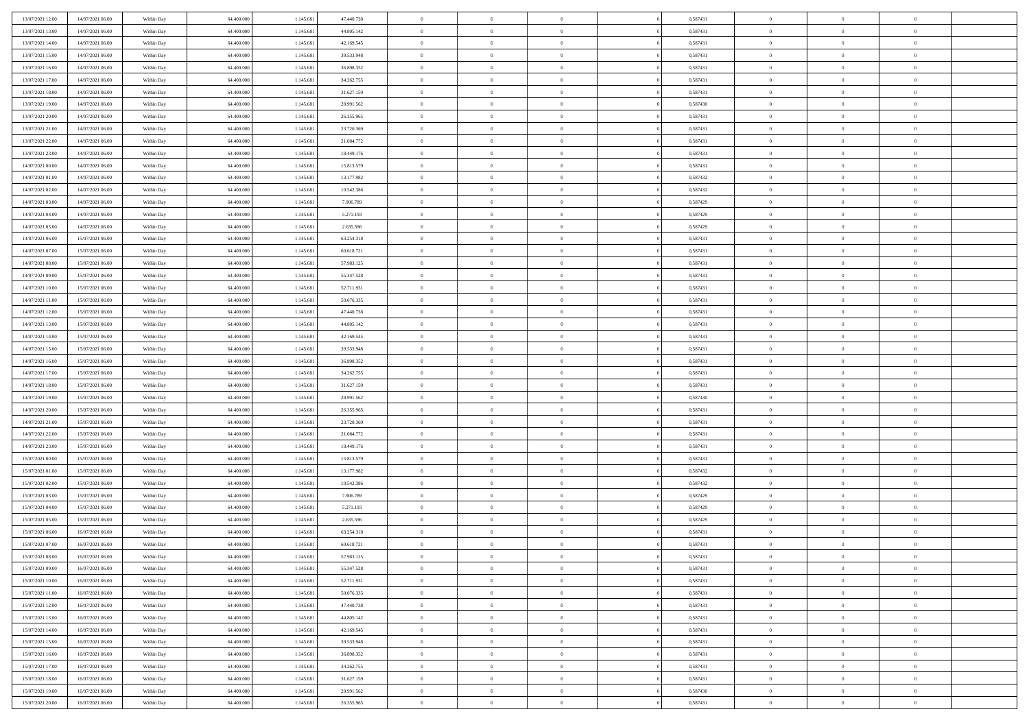| | | | | | | | | | | | | | | |
|---|---|---|---|---|---|---|---|---|---|---|---|---|---|---|
| 13/07/2021 12:00 | 14/07/2021 06:00 | Within Day | 64.400.000 | 1.145.681 | 47.440.738 | 0 | 0 | 0 | 0 | 0,587431 | 0 | 0 | 0 | |
| 13/07/2021 13:00 | 14/07/2021 06:00 | Within Day | 64.400.000 | 1.145.681 | 44.805.142 | 0 | 0 | 0 | 0 | 0,587431 | 0 | 0 | 0 | |
| 13/07/2021 14:00 | 14/07/2021 06:00 | Within Day | 64.400.000 | 1.145.681 | 42.169.545 | 0 | 0 | 0 | 0 | 0,587431 | 0 | 0 | 0 | |
| 13/07/2021 15:00 | 14/07/2021 06:00 | Within Day | 64.400.000 | 1.145.681 | 39.533.948 | 0 | 0 | 0 | 0 | 0,587431 | 0 | 0 | 0 | |
| 13/07/2021 16:00 | 14/07/2021 06:00 | Within Day | 64.400.000 | 1.145.681 | 36.898.352 | 0 | 0 | 0 | 0 | 0,587431 | 0 | 0 | 0 | |
| 13/07/2021 17:00 | 14/07/2021 06:00 | Within Day | 64.400.000 | 1.145.681 | 34.262.755 | 0 | 0 | 0 | 0 | 0,587431 | 0 | 0 | 0 | |
| 13/07/2021 18:00 | 14/07/2021 06:00 | Within Day | 64.400.000 | 1.145.681 | 31.627.159 | 0 | 0 | 0 | 0 | 0,587431 | 0 | 0 | 0 | |
| 13/07/2021 19:00 | 14/07/2021 06:00 | Within Day | 64.400.000 | 1.145.681 | 28.991.562 | 0 | 0 | 0 | 0 | 0,587430 | 0 | 0 | 0 | |
| 13/07/2021 20:00 | 14/07/2021 06:00 | Within Day | 64.400.000 | 1.145.681 | 26.355.965 | 0 | 0 | 0 | 0 | 0,587431 | 0 | 0 | 0 | |
| 13/07/2021 21:00 | 14/07/2021 06:00 | Within Day | 64.400.000 | 1.145.681 | 23.720.369 | 0 | 0 | 0 | 0 | 0,587431 | 0 | 0 | 0 | |
| 13/07/2021 22:00 | 14/07/2021 06:00 | Within Day | 64.400.000 | 1.145.681 | 21.084.772 | 0 | 0 | 0 | 0 | 0,587431 | 0 | 0 | 0 | |
| 13/07/2021 23:00 | 14/07/2021 06:00 | Within Day | 64.400.000 | 1.145.681 | 18.449.176 | 0 | 0 | 0 | 0 | 0,587431 | 0 | 0 | 0 | |
| 14/07/2021 00:00 | 14/07/2021 06:00 | Within Day | 64.400.000 | 1.145.681 | 15.813.579 | 0 | 0 | 0 | 0 | 0,587431 | 0 | 0 | 0 | |
| 14/07/2021 01:00 | 14/07/2021 06:00 | Within Day | 64.400.000 | 1.145.681 | 13.177.982 | 0 | 0 | 0 | 0 | 0,587432 | 0 | 0 | 0 | |
| 14/07/2021 02:00 | 14/07/2021 06:00 | Within Day | 64.400.000 | 1.145.681 | 10.542.386 | 0 | 0 | 0 | 0 | 0,587432 | 0 | 0 | 0 | |
| 14/07/2021 03:00 | 14/07/2021 06:00 | Within Day | 64.400.000 | 1.145.681 | 7.906.789 | 0 | 0 | 0 | 0 | 0,587429 | 0 | 0 | 0 | |
| 14/07/2021 04:00 | 14/07/2021 06:00 | Within Day | 64.400.000 | 1.145.681 | 5.271.193 | 0 | 0 | 0 | 0 | 0,587429 | 0 | 0 | 0 | |
| 14/07/2021 05:00 | 14/07/2021 06:00 | Within Day | 64.400.000 | 1.145.681 | 2.635.596 | 0 | 0 | 0 | 0 | 0,587429 | 0 | 0 | 0 | |
| 14/07/2021 06:00 | 15/07/2021 06:00 | Within Day | 64.400.000 | 1.145.681 | 63.254.318 | 0 | 0 | 0 | 0 | 0,587431 | 0 | 0 | 0 | |
| 14/07/2021 07:00 | 15/07/2021 06:00 | Within Day | 64.400.000 | 1.145.681 | 60.618.721 | 0 | 0 | 0 | 0 | 0,587431 | 0 | 0 | 0 | |
| 14/07/2021 08:00 | 15/07/2021 06:00 | Within Day | 64.400.000 | 1.145.681 | 57.983.125 | 0 | 0 | 0 | 0 | 0,587431 | 0 | 0 | 0 | |
| 14/07/2021 09:00 | 15/07/2021 06:00 | Within Day | 64.400.000 | 1.145.681 | 55.347.528 | 0 | 0 | 0 | 0 | 0,587431 | 0 | 0 | 0 | |
| 14/07/2021 10:00 | 15/07/2021 06:00 | Within Day | 64.400.000 | 1.145.681 | 52.711.931 | 0 | 0 | 0 | 0 | 0,587431 | 0 | 0 | 0 | |
| 14/07/2021 11:00 | 15/07/2021 06:00 | Within Day | 64.400.000 | 1.145.681 | 50.076.335 | 0 | 0 | 0 | 0 | 0,587431 | 0 | 0 | 0 | |
| 14/07/2021 12:00 | 15/07/2021 06:00 | Within Day | 64.400.000 | 1.145.681 | 47.440.738 | 0 | 0 | 0 | 0 | 0,587431 | 0 | 0 | 0 | |
| 14/07/2021 13:00 | 15/07/2021 06:00 | Within Day | 64.400.000 | 1.145.681 | 44.805.142 | 0 | 0 | 0 | 0 | 0,587431 | 0 | 0 | 0 | |
| 14/07/2021 14:00 | 15/07/2021 06:00 | Within Day | 64.400.000 | 1.145.681 | 42.169.545 | 0 | 0 | 0 | 0 | 0,587431 | 0 | 0 | 0 | |
| 14/07/2021 15:00 | 15/07/2021 06:00 | Within Day | 64.400.000 | 1.145.681 | 39.533.948 | 0 | 0 | 0 | 0 | 0,587431 | 0 | 0 | 0 | |
| 14/07/2021 16:00 | 15/07/2021 06:00 | Within Day | 64.400.000 | 1.145.681 | 36.898.352 | 0 | 0 | 0 | 0 | 0,587431 | 0 | 0 | 0 | |
| 14/07/2021 17:00 | 15/07/2021 06:00 | Within Day | 64.400.000 | 1.145.681 | 34.262.755 | 0 | 0 | 0 | 0 | 0,587431 | 0 | 0 | 0 | |
| 14/07/2021 18:00 | 15/07/2021 06:00 | Within Day | 64.400.000 | 1.145.681 | 31.627.159 | 0 | 0 | 0 | 0 | 0,587431 | 0 | 0 | 0 | |
| 14/07/2021 19:00 | 15/07/2021 06:00 | Within Day | 64.400.000 | 1.145.681 | 28.991.562 | 0 | 0 | 0 | 0 | 0,587430 | 0 | 0 | 0 | |
| 14/07/2021 20:00 | 15/07/2021 06:00 | Within Day | 64.400.000 | 1.145.681 | 26.355.965 | 0 | 0 | 0 | 0 | 0,587431 | 0 | 0 | 0 | |
| 14/07/2021 21:00 | 15/07/2021 06:00 | Within Day | 64.400.000 | 1.145.681 | 23.720.369 | 0 | 0 | 0 | 0 | 0,587431 | 0 | 0 | 0 | |
| 14/07/2021 22:00 | 15/07/2021 06:00 | Within Day | 64.400.000 | 1.145.681 | 21.084.772 | 0 | 0 | 0 | 0 | 0,587431 | 0 | 0 | 0 | |
| 14/07/2021 23:00 | 15/07/2021 06:00 | Within Day | 64.400.000 | 1.145.681 | 18.449.176 | 0 | 0 | 0 | 0 | 0,587431 | 0 | 0 | 0 | |
| 15/07/2021 00:00 | 15/07/2021 06:00 | Within Day | 64.400.000 | 1.145.681 | 15.813.579 | 0 | 0 | 0 | 0 | 0,587431 | 0 | 0 | 0 | |
| 15/07/2021 01:00 | 15/07/2021 06:00 | Within Day | 64.400.000 | 1.145.681 | 13.177.982 | 0 | 0 | 0 | 0 | 0,587432 | 0 | 0 | 0 | |
| 15/07/2021 02:00 | 15/07/2021 06:00 | Within Day | 64.400.000 | 1.145.681 | 10.542.386 | 0 | 0 | 0 | 0 | 0,587432 | 0 | 0 | 0 | |
| 15/07/2021 03:00 | 15/07/2021 06:00 | Within Day | 64.400.000 | 1.145.681 | 7.906.789 | 0 | 0 | 0 | 0 | 0,587429 | 0 | 0 | 0 | |
| 15/07/2021 04:00 | 15/07/2021 06:00 | Within Day | 64.400.000 | 1.145.681 | 5.271.193 | 0 | 0 | 0 | 0 | 0,587429 | 0 | 0 | 0 | |
| 15/07/2021 05:00 | 15/07/2021 06:00 | Within Day | 64.400.000 | 1.145.681 | 2.635.596 | 0 | 0 | 0 | 0 | 0,587429 | 0 | 0 | 0 | |
| 15/07/2021 06:00 | 16/07/2021 06:00 | Within Day | 64.400.000 | 1.145.681 | 63.254.318 | 0 | 0 | 0 | 0 | 0,587431 | 0 | 0 | 0 | |
| 15/07/2021 07:00 | 16/07/2021 06:00 | Within Day | 64.400.000 | 1.145.681 | 60.618.721 | 0 | 0 | 0 | 0 | 0,587431 | 0 | 0 | 0 | |
| 15/07/2021 08:00 | 16/07/2021 06:00 | Within Day | 64.400.000 | 1.145.681 | 57.983.125 | 0 | 0 | 0 | 0 | 0,587431 | 0 | 0 | 0 | |
| 15/07/2021 09:00 | 16/07/2021 06:00 | Within Day | 64.400.000 | 1.145.681 | 55.347.528 | 0 | 0 | 0 | 0 | 0,587431 | 0 | 0 | 0 | |
| 15/07/2021 10:00 | 16/07/2021 06:00 | Within Day | 64.400.000 | 1.145.681 | 52.711.931 | 0 | 0 | 0 | 0 | 0,587431 | 0 | 0 | 0 | |
| 15/07/2021 11:00 | 16/07/2021 06:00 | Within Day | 64.400.000 | 1.145.681 | 50.076.335 | 0 | 0 | 0 | 0 | 0,587431 | 0 | 0 | 0 | |
| 15/07/2021 12:00 | 16/07/2021 06:00 | Within Day | 64.400.000 | 1.145.681 | 47.440.738 | 0 | 0 | 0 | 0 | 0,587431 | 0 | 0 | 0 | |
| 15/07/2021 13:00 | 16/07/2021 06:00 | Within Day | 64.400.000 | 1.145.681 | 44.805.142 | 0 | 0 | 0 | 0 | 0,587431 | 0 | 0 | 0 | |
| 15/07/2021 14:00 | 16/07/2021 06:00 | Within Day | 64.400.000 | 1.145.681 | 42.169.545 | 0 | 0 | 0 | 0 | 0,587431 | 0 | 0 | 0 | |
| 15/07/2021 15:00 | 16/07/2021 06:00 | Within Day | 64.400.000 | 1.145.681 | 39.533.948 | 0 | 0 | 0 | 0 | 0,587431 | 0 | 0 | 0 | |
| 15/07/2021 16:00 | 16/07/2021 06:00 | Within Day | 64.400.000 | 1.145.681 | 36.898.352 | 0 | 0 | 0 | 0 | 0,587431 | 0 | 0 | 0 | |
| 15/07/2021 17:00 | 16/07/2021 06:00 | Within Day | 64.400.000 | 1.145.681 | 34.262.755 | 0 | 0 | 0 | 0 | 0,587431 | 0 | 0 | 0 | |
| 15/07/2021 18:00 | 16/07/2021 06:00 | Within Day | 64.400.000 | 1.145.681 | 31.627.159 | 0 | 0 | 0 | 0 | 0,587431 | 0 | 0 | 0 | |
| 15/07/2021 19:00 | 16/07/2021 06:00 | Within Day | 64.400.000 | 1.145.681 | 28.991.562 | 0 | 0 | 0 | 0 | 0,587430 | 0 | 0 | 0 | |
| 15/07/2021 20:00 | 16/07/2021 06:00 | Within Day | 64.400.000 | 1.145.681 | 26.355.965 | 0 | 0 | 0 | 0 | 0,587431 | 0 | 0 | 0 | |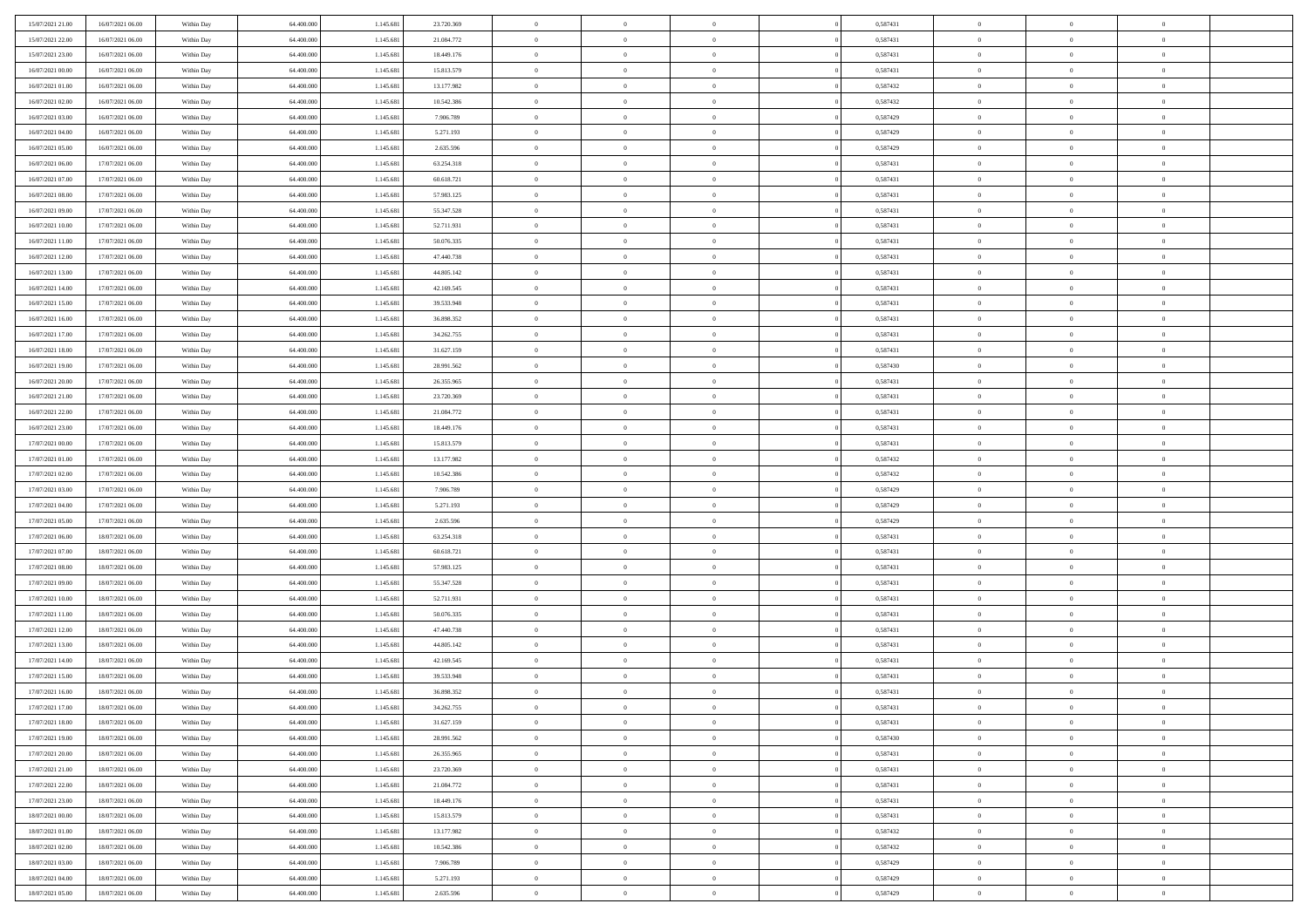| | | | | | | | | | | | | | | |
|---|---|---|---|---|---|---|---|---|---|---|---|---|---|---|
| 15/07/2021 21:00 | 16/07/2021 06:00 | Within Day | 64.400.000 | 1.145.681 | 23.720.369 | 0 | 0 | 0 | | 0 | 0,587431 | 0 | 0 | 0 |
| 15/07/2021 22:00 | 16/07/2021 06:00 | Within Day | 64.400.000 | 1.145.681 | 21.084.772 | 0 | 0 | 0 | | 0 | 0,587431 | 0 | 0 | 0 |
| 15/07/2021 23:00 | 16/07/2021 06:00 | Within Day | 64.400.000 | 1.145.681 | 18.449.176 | 0 | 0 | 0 | | 0 | 0,587431 | 0 | 0 | 0 |
| 16/07/2021 00:00 | 16/07/2021 06:00 | Within Day | 64.400.000 | 1.145.681 | 15.813.579 | 0 | 0 | 0 | | 0 | 0,587431 | 0 | 0 | 0 |
| 16/07/2021 01:00 | 16/07/2021 06:00 | Within Day | 64.400.000 | 1.145.681 | 13.177.982 | 0 | 0 | 0 | | 0 | 0,587432 | 0 | 0 | 0 |
| 16/07/2021 02:00 | 16/07/2021 06:00 | Within Day | 64.400.000 | 1.145.681 | 10.542.386 | 0 | 0 | 0 | | 0 | 0,587432 | 0 | 0 | 0 |
| 16/07/2021 03:00 | 16/07/2021 06:00 | Within Day | 64.400.000 | 1.145.681 | 7.906.789 | 0 | 0 | 0 | | 0 | 0,587429 | 0 | 0 | 0 |
| 16/07/2021 04:00 | 16/07/2021 06:00 | Within Day | 64.400.000 | 1.145.681 | 5.271.193 | 0 | 0 | 0 | | 0 | 0,587429 | 0 | 0 | 0 |
| 16/07/2021 05:00 | 16/07/2021 06:00 | Within Day | 64.400.000 | 1.145.681 | 2.635.596 | 0 | 0 | 0 | | 0 | 0,587429 | 0 | 0 | 0 |
| 16/07/2021 06:00 | 17/07/2021 06:00 | Within Day | 64.400.000 | 1.145.681 | 63.254.318 | 0 | 0 | 0 | | 0 | 0,587431 | 0 | 0 | 0 |
| 16/07/2021 07:00 | 17/07/2021 06:00 | Within Day | 64.400.000 | 1.145.681 | 60.618.721 | 0 | 0 | 0 | | 0 | 0,587431 | 0 | 0 | 0 |
| 16/07/2021 08:00 | 17/07/2021 06:00 | Within Day | 64.400.000 | 1.145.681 | 57.983.125 | 0 | 0 | 0 | | 0 | 0,587431 | 0 | 0 | 0 |
| 16/07/2021 09:00 | 17/07/2021 06:00 | Within Day | 64.400.000 | 1.145.681 | 55.347.528 | 0 | 0 | 0 | | 0 | 0,587431 | 0 | 0 | 0 |
| 16/07/2021 10:00 | 17/07/2021 06:00 | Within Day | 64.400.000 | 1.145.681 | 52.711.931 | 0 | 0 | 0 | | 0 | 0,587431 | 0 | 0 | 0 |
| 16/07/2021 11:00 | 17/07/2021 06:00 | Within Day | 64.400.000 | 1.145.681 | 50.076.335 | 0 | 0 | 0 | | 0 | 0,587431 | 0 | 0 | 0 |
| 16/07/2021 12:00 | 17/07/2021 06:00 | Within Day | 64.400.000 | 1.145.681 | 47.440.738 | 0 | 0 | 0 | | 0 | 0,587431 | 0 | 0 | 0 |
| 16/07/2021 13:00 | 17/07/2021 06:00 | Within Day | 64.400.000 | 1.145.681 | 44.805.142 | 0 | 0 | 0 | | 0 | 0,587431 | 0 | 0 | 0 |
| 16/07/2021 14:00 | 17/07/2021 06:00 | Within Day | 64.400.000 | 1.145.681 | 42.169.545 | 0 | 0 | 0 | | 0 | 0,587431 | 0 | 0 | 0 |
| 16/07/2021 15:00 | 17/07/2021 06:00 | Within Day | 64.400.000 | 1.145.681 | 39.533.948 | 0 | 0 | 0 | | 0 | 0,587431 | 0 | 0 | 0 |
| 16/07/2021 16:00 | 17/07/2021 06:00 | Within Day | 64.400.000 | 1.145.681 | 36.898.352 | 0 | 0 | 0 | | 0 | 0,587431 | 0 | 0 | 0 |
| 16/07/2021 17:00 | 17/07/2021 06:00 | Within Day | 64.400.000 | 1.145.681 | 34.262.755 | 0 | 0 | 0 | | 0 | 0,587431 | 0 | 0 | 0 |
| 16/07/2021 18:00 | 17/07/2021 06:00 | Within Day | 64.400.000 | 1.145.681 | 31.627.159 | 0 | 0 | 0 | | 0 | 0,587431 | 0 | 0 | 0 |
| 16/07/2021 19:00 | 17/07/2021 06:00 | Within Day | 64.400.000 | 1.145.681 | 28.991.562 | 0 | 0 | 0 | | 0 | 0,587430 | 0 | 0 | 0 |
| 16/07/2021 20:00 | 17/07/2021 06:00 | Within Day | 64.400.000 | 1.145.681 | 26.355.965 | 0 | 0 | 0 | | 0 | 0,587431 | 0 | 0 | 0 |
| 16/07/2021 21:00 | 17/07/2021 06:00 | Within Day | 64.400.000 | 1.145.681 | 23.720.369 | 0 | 0 | 0 | | 0 | 0,587431 | 0 | 0 | 0 |
| 16/07/2021 22:00 | 17/07/2021 06:00 | Within Day | 64.400.000 | 1.145.681 | 21.084.772 | 0 | 0 | 0 | | 0 | 0,587431 | 0 | 0 | 0 |
| 16/07/2021 23:00 | 17/07/2021 06:00 | Within Day | 64.400.000 | 1.145.681 | 18.449.176 | 0 | 0 | 0 | | 0 | 0,587431 | 0 | 0 | 0 |
| 17/07/2021 00:00 | 17/07/2021 06:00 | Within Day | 64.400.000 | 1.145.681 | 15.813.579 | 0 | 0 | 0 | | 0 | 0,587431 | 0 | 0 | 0 |
| 17/07/2021 01:00 | 17/07/2021 06:00 | Within Day | 64.400.000 | 1.145.681 | 13.177.982 | 0 | 0 | 0 | | 0 | 0,587432 | 0 | 0 | 0 |
| 17/07/2021 02:00 | 17/07/2021 06:00 | Within Day | 64.400.000 | 1.145.681 | 10.542.386 | 0 | 0 | 0 | | 0 | 0,587432 | 0 | 0 | 0 |
| 17/07/2021 03:00 | 17/07/2021 06:00 | Within Day | 64.400.000 | 1.145.681 | 7.906.789 | 0 | 0 | 0 | | 0 | 0,587429 | 0 | 0 | 0 |
| 17/07/2021 04:00 | 17/07/2021 06:00 | Within Day | 64.400.000 | 1.145.681 | 5.271.193 | 0 | 0 | 0 | | 0 | 0,587429 | 0 | 0 | 0 |
| 17/07/2021 05:00 | 17/07/2021 06:00 | Within Day | 64.400.000 | 1.145.681 | 2.635.596 | 0 | 0 | 0 | | 0 | 0,587429 | 0 | 0 | 0 |
| 17/07/2021 06:00 | 18/07/2021 06:00 | Within Day | 64.400.000 | 1.145.681 | 63.254.318 | 0 | 0 | 0 | | 0 | 0,587431 | 0 | 0 | 0 |
| 17/07/2021 07:00 | 18/07/2021 06:00 | Within Day | 64.400.000 | 1.145.681 | 60.618.721 | 0 | 0 | 0 | | 0 | 0,587431 | 0 | 0 | 0 |
| 17/07/2021 08:00 | 18/07/2021 06:00 | Within Day | 64.400.000 | 1.145.681 | 57.983.125 | 0 | 0 | 0 | | 0 | 0,587431 | 0 | 0 | 0 |
| 17/07/2021 09:00 | 18/07/2021 06:00 | Within Day | 64.400.000 | 1.145.681 | 55.347.528 | 0 | 0 | 0 | | 0 | 0,587431 | 0 | 0 | 0 |
| 17/07/2021 10:00 | 18/07/2021 06:00 | Within Day | 64.400.000 | 1.145.681 | 52.711.931 | 0 | 0 | 0 | | 0 | 0,587431 | 0 | 0 | 0 |
| 17/07/2021 11:00 | 18/07/2021 06:00 | Within Day | 64.400.000 | 1.145.681 | 50.076.335 | 0 | 0 | 0 | | 0 | 0,587431 | 0 | 0 | 0 |
| 17/07/2021 12:00 | 18/07/2021 06:00 | Within Day | 64.400.000 | 1.145.681 | 47.440.738 | 0 | 0 | 0 | | 0 | 0,587431 | 0 | 0 | 0 |
| 17/07/2021 13:00 | 18/07/2021 06:00 | Within Day | 64.400.000 | 1.145.681 | 44.805.142 | 0 | 0 | 0 | | 0 | 0,587431 | 0 | 0 | 0 |
| 17/07/2021 14:00 | 18/07/2021 06:00 | Within Day | 64.400.000 | 1.145.681 | 42.169.545 | 0 | 0 | 0 | | 0 | 0,587431 | 0 | 0 | 0 |
| 17/07/2021 15:00 | 18/07/2021 06:00 | Within Day | 64.400.000 | 1.145.681 | 39.533.948 | 0 | 0 | 0 | | 0 | 0,587431 | 0 | 0 | 0 |
| 17/07/2021 16:00 | 18/07/2021 06:00 | Within Day | 64.400.000 | 1.145.681 | 36.898.352 | 0 | 0 | 0 | | 0 | 0,587431 | 0 | 0 | 0 |
| 17/07/2021 17:00 | 18/07/2021 06:00 | Within Day | 64.400.000 | 1.145.681 | 34.262.755 | 0 | 0 | 0 | | 0 | 0,587431 | 0 | 0 | 0 |
| 17/07/2021 18:00 | 18/07/2021 06:00 | Within Day | 64.400.000 | 1.145.681 | 31.627.159 | 0 | 0 | 0 | | 0 | 0,587431 | 0 | 0 | 0 |
| 17/07/2021 19:00 | 18/07/2021 06:00 | Within Day | 64.400.000 | 1.145.681 | 28.991.562 | 0 | 0 | 0 | | 0 | 0,587430 | 0 | 0 | 0 |
| 17/07/2021 20:00 | 18/07/2021 06:00 | Within Day | 64.400.000 | 1.145.681 | 26.355.965 | 0 | 0 | 0 | | 0 | 0,587431 | 0 | 0 | 0 |
| 17/07/2021 21:00 | 18/07/2021 06:00 | Within Day | 64.400.000 | 1.145.681 | 23.720.369 | 0 | 0 | 0 | | 0 | 0,587431 | 0 | 0 | 0 |
| 17/07/2021 22:00 | 18/07/2021 06:00 | Within Day | 64.400.000 | 1.145.681 | 21.084.772 | 0 | 0 | 0 | | 0 | 0,587431 | 0 | 0 | 0 |
| 17/07/2021 23:00 | 18/07/2021 06:00 | Within Day | 64.400.000 | 1.145.681 | 18.449.176 | 0 | 0 | 0 | | 0 | 0,587431 | 0 | 0 | 0 |
| 18/07/2021 00:00 | 18/07/2021 06:00 | Within Day | 64.400.000 | 1.145.681 | 15.813.579 | 0 | 0 | 0 | | 0 | 0,587431 | 0 | 0 | 0 |
| 18/07/2021 01:00 | 18/07/2021 06:00 | Within Day | 64.400.000 | 1.145.681 | 13.177.982 | 0 | 0 | 0 | | 0 | 0,587432 | 0 | 0 | 0 |
| 18/07/2021 02:00 | 18/07/2021 06:00 | Within Day | 64.400.000 | 1.145.681 | 10.542.386 | 0 | 0 | 0 | | 0 | 0,587432 | 0 | 0 | 0 |
| 18/07/2021 03:00 | 18/07/2021 06:00 | Within Day | 64.400.000 | 1.145.681 | 7.906.789 | 0 | 0 | 0 | | 0 | 0,587429 | 0 | 0 | 0 |
| 18/07/2021 04:00 | 18/07/2021 06:00 | Within Day | 64.400.000 | 1.145.681 | 5.271.193 | 0 | 0 | 0 | | 0 | 0,587429 | 0 | 0 | 0 |
| 18/07/2021 05:00 | 18/07/2021 06:00 | Within Day | 64.400.000 | 1.145.681 | 2.635.596 | 0 | 0 | 0 | | 0 | 0,587429 | 0 | 0 | 0 |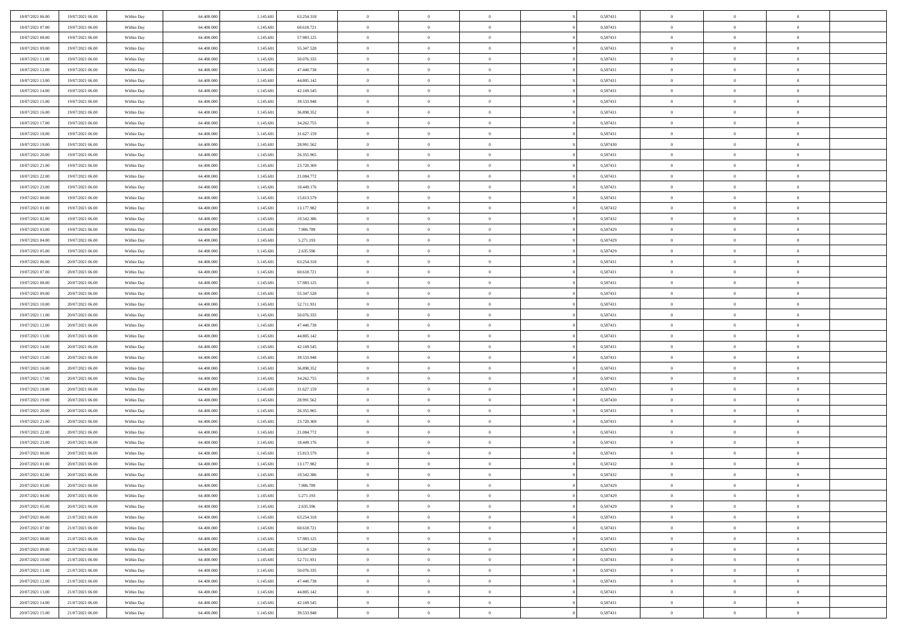| | | | | | | | | | | | | | | |
|---|---|---|---|---|---|---|---|---|---|---|---|---|---|---|
| 18/07/2021 06:00 | 19/07/2021 06:00 | Within Day | 64.400.000 | 1.145.681 | 63.254.318 | 0 | 0 | 0 | | 0,587431 | 0 | 0 | 0 | |
| 18/07/2021 07:00 | 19/07/2021 06:00 | Within Day | 64.400.000 | 1.145.681 | 60.618.721 | 0 | 0 | 0 | | 0,587431 | 0 | 0 | 0 | |
| 18/07/2021 08:00 | 19/07/2021 06:00 | Within Day | 64.400.000 | 1.145.681 | 57.983.125 | 0 | 0 | 0 | | 0,587431 | 0 | 0 | 0 | |
| 18/07/2021 09:00 | 19/07/2021 06:00 | Within Day | 64.400.000 | 1.145.681 | 55.347.528 | 0 | 0 | 0 | | 0,587431 | 0 | 0 | 0 | |
| 18/07/2021 11:00 | 19/07/2021 06:00 | Within Day | 64.400.000 | 1.145.681 | 50.076.335 | 0 | 0 | 0 | | 0,587431 | 0 | 0 | 0 | |
| 18/07/2021 12:00 | 19/07/2021 06:00 | Within Day | 64.400.000 | 1.145.681 | 47.440.738 | 0 | 0 | 0 | | 0,587431 | 0 | 0 | 0 | |
| 18/07/2021 13:00 | 19/07/2021 06:00 | Within Day | 64.400.000 | 1.145.681 | 44.805.142 | 0 | 0 | 0 | | 0,587431 | 0 | 0 | 0 | |
| 18/07/2021 14:00 | 19/07/2021 06:00 | Within Day | 64.400.000 | 1.145.681 | 42.169.545 | 0 | 0 | 0 | | 0,587431 | 0 | 0 | 0 | |
| 18/07/2021 15:00 | 19/07/2021 06:00 | Within Day | 64.400.000 | 1.145.681 | 39.533.948 | 0 | 0 | 0 | | 0,587431 | 0 | 0 | 0 | |
| 18/07/2021 16:00 | 19/07/2021 06:00 | Within Day | 64.400.000 | 1.145.681 | 36.898.352 | 0 | 0 | 0 | | 0,587431 | 0 | 0 | 0 | |
| 18/07/2021 17:00 | 19/07/2021 06:00 | Within Day | 64.400.000 | 1.145.681 | 34.262.755 | 0 | 0 | 0 | | 0,587431 | 0 | 0 | 0 | |
| 18/07/2021 18:00 | 19/07/2021 06:00 | Within Day | 64.400.000 | 1.145.681 | 31.627.159 | 0 | 0 | 0 | | 0,587431 | 0 | 0 | 0 | |
| 18/07/2021 19:00 | 19/07/2021 06:00 | Within Day | 64.400.000 | 1.145.681 | 28.991.562 | 0 | 0 | 0 | | 0,587430 | 0 | 0 | 0 | |
| 18/07/2021 20:00 | 19/07/2021 06:00 | Within Day | 64.400.000 | 1.145.681 | 26.355.965 | 0 | 0 | 0 | | 0,587431 | 0 | 0 | 0 | |
| 18/07/2021 21:00 | 19/07/2021 06:00 | Within Day | 64.400.000 | 1.145.681 | 23.720.369 | 0 | 0 | 0 | | 0,587431 | 0 | 0 | 0 | |
| 18/07/2021 22:00 | 19/07/2021 06:00 | Within Day | 64.400.000 | 1.145.681 | 21.084.772 | 0 | 0 | 0 | | 0,587431 | 0 | 0 | 0 | |
| 18/07/2021 23:00 | 19/07/2021 06:00 | Within Day | 64.400.000 | 1.145.681 | 18.449.176 | 0 | 0 | 0 | | 0,587431 | 0 | 0 | 0 | |
| 19/07/2021 00:00 | 19/07/2021 06:00 | Within Day | 64.400.000 | 1.145.681 | 15.813.579 | 0 | 0 | 0 | | 0,587431 | 0 | 0 | 0 | |
| 19/07/2021 01:00 | 19/07/2021 06:00 | Within Day | 64.400.000 | 1.145.681 | 13.177.982 | 0 | 0 | 0 | | 0,587432 | 0 | 0 | 0 | |
| 19/07/2021 02:00 | 19/07/2021 06:00 | Within Day | 64.400.000 | 1.145.681 | 10.542.386 | 0 | 0 | 0 | | 0,587432 | 0 | 0 | 0 | |
| 19/07/2021 03:00 | 19/07/2021 06:00 | Within Day | 64.400.000 | 1.145.681 | 7.906.789 | 0 | 0 | 0 | | 0,587429 | 0 | 0 | 0 | |
| 19/07/2021 04:00 | 19/07/2021 06:00 | Within Day | 64.400.000 | 1.145.681 | 5.271.193 | 0 | 0 | 0 | | 0,587429 | 0 | 0 | 0 | |
| 19/07/2021 05:00 | 19/07/2021 06:00 | Within Day | 64.400.000 | 1.145.681 | 2.635.596 | 0 | 0 | 0 | | 0,587429 | 0 | 0 | 0 | |
| 19/07/2021 06:00 | 20/07/2021 06:00 | Within Day | 64.400.000 | 1.145.681 | 63.254.318 | 0 | 0 | 0 | | 0,587431 | 0 | 0 | 0 | |
| 19/07/2021 07:00 | 20/07/2021 06:00 | Within Day | 64.400.000 | 1.145.681 | 60.618.721 | 0 | 0 | 0 | | 0,587431 | 0 | 0 | 0 | |
| 19/07/2021 08:00 | 20/07/2021 06:00 | Within Day | 64.400.000 | 1.145.681 | 57.983.125 | 0 | 0 | 0 | | 0,587431 | 0 | 0 | 0 | |
| 19/07/2021 09:00 | 20/07/2021 06:00 | Within Day | 64.400.000 | 1.145.681 | 55.347.528 | 0 | 0 | 0 | | 0,587431 | 0 | 0 | 0 | |
| 19/07/2021 10:00 | 20/07/2021 06:00 | Within Day | 64.400.000 | 1.145.681 | 52.711.931 | 0 | 0 | 0 | | 0,587431 | 0 | 0 | 0 | |
| 19/07/2021 11:00 | 20/07/2021 06:00 | Within Day | 64.400.000 | 1.145.681 | 50.076.335 | 0 | 0 | 0 | | 0,587431 | 0 | 0 | 0 | |
| 19/07/2021 12:00 | 20/07/2021 06:00 | Within Day | 64.400.000 | 1.145.681 | 47.440.738 | 0 | 0 | 0 | | 0,587431 | 0 | 0 | 0 | |
| 19/07/2021 13:00 | 20/07/2021 06:00 | Within Day | 64.400.000 | 1.145.681 | 44.805.142 | 0 | 0 | 0 | | 0,587431 | 0 | 0 | 0 | |
| 19/07/2021 14:00 | 20/07/2021 06:00 | Within Day | 64.400.000 | 1.145.681 | 42.169.545 | 0 | 0 | 0 | | 0,587431 | 0 | 0 | 0 | |
| 19/07/2021 15:00 | 20/07/2021 06:00 | Within Day | 64.400.000 | 1.145.681 | 39.533.948 | 0 | 0 | 0 | | 0,587431 | 0 | 0 | 0 | |
| 19/07/2021 16:00 | 20/07/2021 06:00 | Within Day | 64.400.000 | 1.145.681 | 36.898.352 | 0 | 0 | 0 | | 0,587431 | 0 | 0 | 0 | |
| 19/07/2021 17:00 | 20/07/2021 06:00 | Within Day | 64.400.000 | 1.145.681 | 34.262.755 | 0 | 0 | 0 | | 0,587431 | 0 | 0 | 0 | |
| 19/07/2021 18:00 | 20/07/2021 06:00 | Within Day | 64.400.000 | 1.145.681 | 31.627.159 | 0 | 0 | 0 | | 0,587431 | 0 | 0 | 0 | |
| 19/07/2021 19:00 | 20/07/2021 06:00 | Within Day | 64.400.000 | 1.145.681 | 28.991.562 | 0 | 0 | 0 | | 0,587430 | 0 | 0 | 0 | |
| 19/07/2021 20:00 | 20/07/2021 06:00 | Within Day | 64.400.000 | 1.145.681 | 26.355.965 | 0 | 0 | 0 | | 0,587431 | 0 | 0 | 0 | |
| 19/07/2021 21:00 | 20/07/2021 06:00 | Within Day | 64.400.000 | 1.145.681 | 23.720.369 | 0 | 0 | 0 | | 0,587431 | 0 | 0 | 0 | |
| 19/07/2021 22:00 | 20/07/2021 06:00 | Within Day | 64.400.000 | 1.145.681 | 21.084.772 | 0 | 0 | 0 | | 0,587431 | 0 | 0 | 0 | |
| 19/07/2021 23:00 | 20/07/2021 06:00 | Within Day | 64.400.000 | 1.145.681 | 18.449.176 | 0 | 0 | 0 | | 0,587431 | 0 | 0 | 0 | |
| 20/07/2021 00:00 | 20/07/2021 06:00 | Within Day | 64.400.000 | 1.145.681 | 15.813.579 | 0 | 0 | 0 | | 0,587431 | 0 | 0 | 0 | |
| 20/07/2021 01:00 | 20/07/2021 06:00 | Within Day | 64.400.000 | 1.145.681 | 13.177.982 | 0 | 0 | 0 | | 0,587432 | 0 | 0 | 0 | |
| 20/07/2021 02:00 | 20/07/2021 06:00 | Within Day | 64.400.000 | 1.145.681 | 10.542.386 | 0 | 0 | 0 | | 0,587432 | 0 | 0 | 0 | |
| 20/07/2021 03:00 | 20/07/2021 06:00 | Within Day | 64.400.000 | 1.145.681 | 7.906.789 | 0 | 0 | 0 | | 0,587429 | 0 | 0 | 0 | |
| 20/07/2021 04:00 | 20/07/2021 06:00 | Within Day | 64.400.000 | 1.145.681 | 5.271.193 | 0 | 0 | 0 | | 0,587429 | 0 | 0 | 0 | |
| 20/07/2021 05:00 | 20/07/2021 06:00 | Within Day | 64.400.000 | 1.145.681 | 2.635.596 | 0 | 0 | 0 | | 0,587429 | 0 | 0 | 0 | |
| 20/07/2021 06:00 | 21/07/2021 06:00 | Within Day | 64.400.000 | 1.145.681 | 63.254.318 | 0 | 0 | 0 | | 0,587431 | 0 | 0 | 0 | |
| 20/07/2021 07:00 | 21/07/2021 06:00 | Within Day | 64.400.000 | 1.145.681 | 60.618.721 | 0 | 0 | 0 | | 0,587431 | 0 | 0 | 0 | |
| 20/07/2021 08:00 | 21/07/2021 06:00 | Within Day | 64.400.000 | 1.145.681 | 57.983.125 | 0 | 0 | 0 | | 0,587431 | 0 | 0 | 0 | |
| 20/07/2021 09:00 | 21/07/2021 06:00 | Within Day | 64.400.000 | 1.145.681 | 55.347.528 | 0 | 0 | 0 | | 0,587431 | 0 | 0 | 0 | |
| 20/07/2021 10:00 | 21/07/2021 06:00 | Within Day | 64.400.000 | 1.145.681 | 52.711.931 | 0 | 0 | 0 | | 0,587431 | 0 | 0 | 0 | |
| 20/07/2021 11:00 | 21/07/2021 06:00 | Within Day | 64.400.000 | 1.145.681 | 50.076.335 | 0 | 0 | 0 | | 0,587431 | 0 | 0 | 0 | |
| 20/07/2021 12:00 | 21/07/2021 06:00 | Within Day | 64.400.000 | 1.145.681 | 47.440.738 | 0 | 0 | 0 | | 0,587431 | 0 | 0 | 0 | |
| 20/07/2021 13:00 | 21/07/2021 06:00 | Within Day | 64.400.000 | 1.145.681 | 44.805.142 | 0 | 0 | 0 | | 0,587431 | 0 | 0 | 0 | |
| 20/07/2021 14:00 | 21/07/2021 06:00 | Within Day | 64.400.000 | 1.145.681 | 42.169.545 | 0 | 0 | 0 | | 0,587431 | 0 | 0 | 0 | |
| 20/07/2021 15:00 | 21/07/2021 06:00 | Within Day | 64.400.000 | 1.145.681 | 39.533.948 | 0 | 0 | 0 | | 0,587431 | 0 | 0 | 0 | |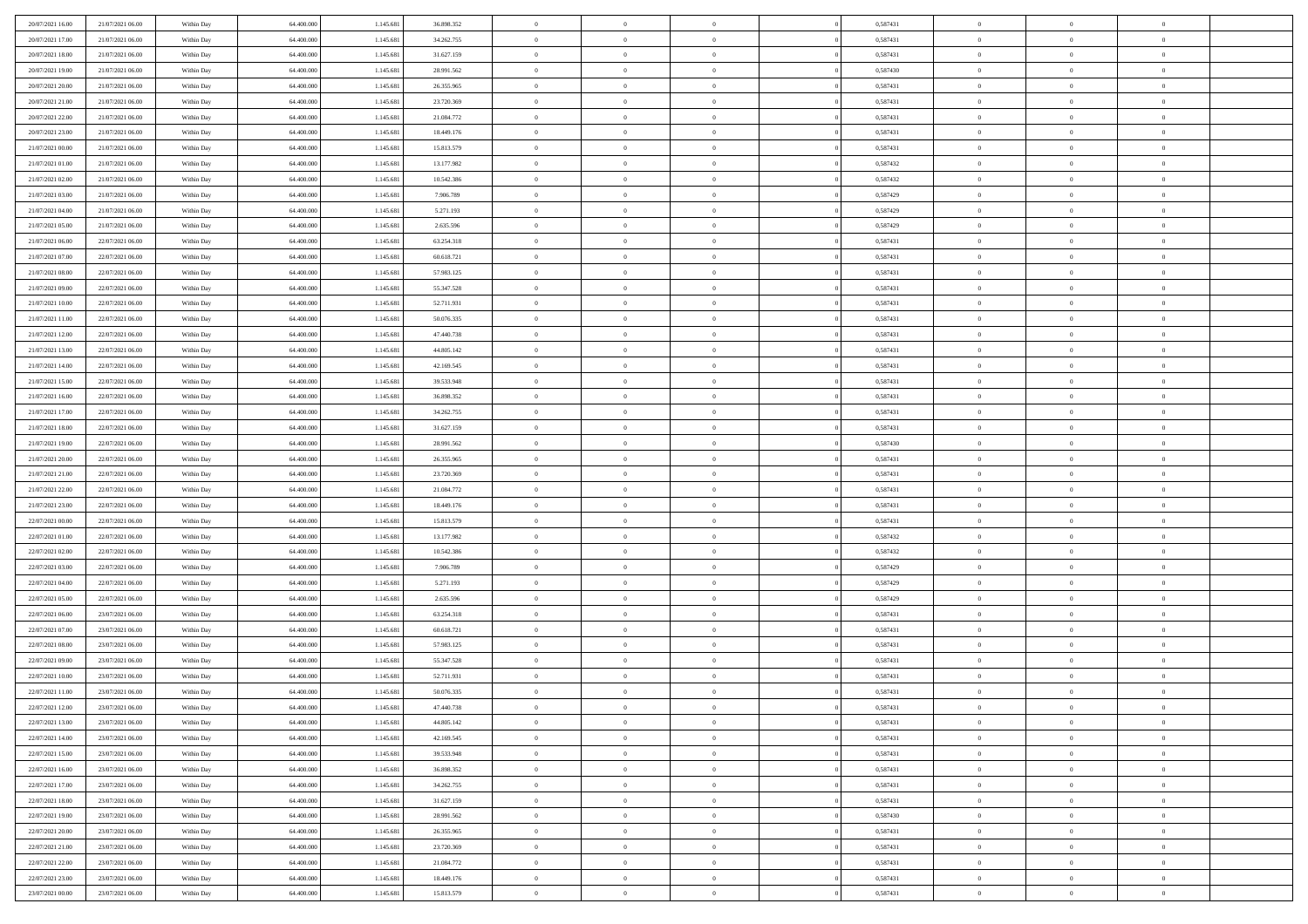| | | | | | | | | | | | | | | |
|---|---|---|---|---|---|---|---|---|---|---|---|---|---|---|
| 20/07/2021 16:00 | 21/07/2021 06:00 | Within Day | 64.400.000 | 1.145.681 | 36.898.352 | 0 | 0 | 0 | | 0,587431 | 0 | 0 | 0 | |
| 20/07/2021 17:00 | 21/07/2021 06:00 | Within Day | 64.400.000 | 1.145.681 | 34.262.755 | 0 | 0 | 0 | | 0,587431 | 0 | 0 | 0 | |
| 20/07/2021 18:00 | 21/07/2021 06:00 | Within Day | 64.400.000 | 1.145.681 | 31.627.159 | 0 | 0 | 0 | | 0,587431 | 0 | 0 | 0 | |
| 20/07/2021 19:00 | 21/07/2021 06:00 | Within Day | 64.400.000 | 1.145.681 | 28.991.562 | 0 | 0 | 0 | | 0,587430 | 0 | 0 | 0 | |
| 20/07/2021 20:00 | 21/07/2021 06:00 | Within Day | 64.400.000 | 1.145.681 | 26.355.965 | 0 | 0 | 0 | | 0,587431 | 0 | 0 | 0 | |
| 20/07/2021 21:00 | 21/07/2021 06:00 | Within Day | 64.400.000 | 1.145.681 | 23.720.369 | 0 | 0 | 0 | | 0,587431 | 0 | 0 | 0 | |
| 20/07/2021 22:00 | 21/07/2021 06:00 | Within Day | 64.400.000 | 1.145.681 | 21.084.772 | 0 | 0 | 0 | | 0,587431 | 0 | 0 | 0 | |
| 20/07/2021 23:00 | 21/07/2021 06:00 | Within Day | 64.400.000 | 1.145.681 | 18.449.176 | 0 | 0 | 0 | | 0,587431 | 0 | 0 | 0 | |
| 21/07/2021 00:00 | 21/07/2021 06:00 | Within Day | 64.400.000 | 1.145.681 | 15.813.579 | 0 | 0 | 0 | | 0,587431 | 0 | 0 | 0 | |
| 21/07/2021 01:00 | 21/07/2021 06:00 | Within Day | 64.400.000 | 1.145.681 | 13.177.982 | 0 | 0 | 0 | | 0,587432 | 0 | 0 | 0 | |
| 21/07/2021 02:00 | 21/07/2021 06:00 | Within Day | 64.400.000 | 1.145.681 | 10.542.386 | 0 | 0 | 0 | | 0,587432 | 0 | 0 | 0 | |
| 21/07/2021 03:00 | 21/07/2021 06:00 | Within Day | 64.400.000 | 1.145.681 | 7.906.789 | 0 | 0 | 0 | | 0,587429 | 0 | 0 | 0 | |
| 21/07/2021 04:00 | 21/07/2021 06:00 | Within Day | 64.400.000 | 1.145.681 | 5.271.193 | 0 | 0 | 0 | | 0,587429 | 0 | 0 | 0 | |
| 21/07/2021 05:00 | 21/07/2021 06:00 | Within Day | 64.400.000 | 1.145.681 | 2.635.596 | 0 | 0 | 0 | | 0,587429 | 0 | 0 | 0 | |
| 21/07/2021 06:00 | 22/07/2021 06:00 | Within Day | 64.400.000 | 1.145.681 | 63.254.318 | 0 | 0 | 0 | | 0,587431 | 0 | 0 | 0 | |
| 21/07/2021 07:00 | 22/07/2021 06:00 | Within Day | 64.400.000 | 1.145.681 | 60.618.721 | 0 | 0 | 0 | | 0,587431 | 0 | 0 | 0 | |
| 21/07/2021 08:00 | 22/07/2021 06:00 | Within Day | 64.400.000 | 1.145.681 | 57.983.125 | 0 | 0 | 0 | | 0,587431 | 0 | 0 | 0 | |
| 21/07/2021 09:00 | 22/07/2021 06:00 | Within Day | 64.400.000 | 1.145.681 | 55.347.528 | 0 | 0 | 0 | | 0,587431 | 0 | 0 | 0 | |
| 21/07/2021 10:00 | 22/07/2021 06:00 | Within Day | 64.400.000 | 1.145.681 | 52.711.931 | 0 | 0 | 0 | | 0,587431 | 0 | 0 | 0 | |
| 21/07/2021 11:00 | 22/07/2021 06:00 | Within Day | 64.400.000 | 1.145.681 | 50.076.335 | 0 | 0 | 0 | | 0,587431 | 0 | 0 | 0 | |
| 21/07/2021 12:00 | 22/07/2021 06:00 | Within Day | 64.400.000 | 1.145.681 | 47.440.738 | 0 | 0 | 0 | | 0,587431 | 0 | 0 | 0 | |
| 21/07/2021 13:00 | 22/07/2021 06:00 | Within Day | 64.400.000 | 1.145.681 | 44.805.142 | 0 | 0 | 0 | | 0,587431 | 0 | 0 | 0 | |
| 21/07/2021 14:00 | 22/07/2021 06:00 | Within Day | 64.400.000 | 1.145.681 | 42.169.545 | 0 | 0 | 0 | | 0,587431 | 0 | 0 | 0 | |
| 21/07/2021 15:00 | 22/07/2021 06:00 | Within Day | 64.400.000 | 1.145.681 | 39.533.948 | 0 | 0 | 0 | | 0,587431 | 0 | 0 | 0 | |
| 21/07/2021 16:00 | 22/07/2021 06:00 | Within Day | 64.400.000 | 1.145.681 | 36.898.352 | 0 | 0 | 0 | | 0,587431 | 0 | 0 | 0 | |
| 21/07/2021 17:00 | 22/07/2021 06:00 | Within Day | 64.400.000 | 1.145.681 | 34.262.755 | 0 | 0 | 0 | | 0,587431 | 0 | 0 | 0 | |
| 21/07/2021 18:00 | 22/07/2021 06:00 | Within Day | 64.400.000 | 1.145.681 | 31.627.159 | 0 | 0 | 0 | | 0,587431 | 0 | 0 | 0 | |
| 21/07/2021 19:00 | 22/07/2021 06:00 | Within Day | 64.400.000 | 1.145.681 | 28.991.562 | 0 | 0 | 0 | | 0,587430 | 0 | 0 | 0 | |
| 21/07/2021 20:00 | 22/07/2021 06:00 | Within Day | 64.400.000 | 1.145.681 | 26.355.965 | 0 | 0 | 0 | | 0,587431 | 0 | 0 | 0 | |
| 21/07/2021 21:00 | 22/07/2021 06:00 | Within Day | 64.400.000 | 1.145.681 | 23.720.369 | 0 | 0 | 0 | | 0,587431 | 0 | 0 | 0 | |
| 21/07/2021 22:00 | 22/07/2021 06:00 | Within Day | 64.400.000 | 1.145.681 | 21.084.772 | 0 | 0 | 0 | | 0,587431 | 0 | 0 | 0 | |
| 21/07/2021 23:00 | 22/07/2021 06:00 | Within Day | 64.400.000 | 1.145.681 | 18.449.176 | 0 | 0 | 0 | | 0,587431 | 0 | 0 | 0 | |
| 22/07/2021 00:00 | 22/07/2021 06:00 | Within Day | 64.400.000 | 1.145.681 | 15.813.579 | 0 | 0 | 0 | | 0,587431 | 0 | 0 | 0 | |
| 22/07/2021 01:00 | 22/07/2021 06:00 | Within Day | 64.400.000 | 1.145.681 | 13.177.982 | 0 | 0 | 0 | | 0,587432 | 0 | 0 | 0 | |
| 22/07/2021 02:00 | 22/07/2021 06:00 | Within Day | 64.400.000 | 1.145.681 | 10.542.386 | 0 | 0 | 0 | | 0,587432 | 0 | 0 | 0 | |
| 22/07/2021 03:00 | 22/07/2021 06:00 | Within Day | 64.400.000 | 1.145.681 | 7.906.789 | 0 | 0 | 0 | | 0,587429 | 0 | 0 | 0 | |
| 22/07/2021 04:00 | 22/07/2021 06:00 | Within Day | 64.400.000 | 1.145.681 | 5.271.193 | 0 | 0 | 0 | | 0,587429 | 0 | 0 | 0 | |
| 22/07/2021 05:00 | 22/07/2021 06:00 | Within Day | 64.400.000 | 1.145.681 | 2.635.596 | 0 | 0 | 0 | | 0,587429 | 0 | 0 | 0 | |
| 22/07/2021 06:00 | 23/07/2021 06:00 | Within Day | 64.400.000 | 1.145.681 | 63.254.318 | 0 | 0 | 0 | | 0,587431 | 0 | 0 | 0 | |
| 22/07/2021 07:00 | 23/07/2021 06:00 | Within Day | 64.400.000 | 1.145.681 | 60.618.721 | 0 | 0 | 0 | | 0,587431 | 0 | 0 | 0 | |
| 22/07/2021 08:00 | 23/07/2021 06:00 | Within Day | 64.400.000 | 1.145.681 | 57.983.125 | 0 | 0 | 0 | | 0,587431 | 0 | 0 | 0 | |
| 22/07/2021 09:00 | 23/07/2021 06:00 | Within Day | 64.400.000 | 1.145.681 | 55.347.528 | 0 | 0 | 0 | | 0,587431 | 0 | 0 | 0 | |
| 22/07/2021 10:00 | 23/07/2021 06:00 | Within Day | 64.400.000 | 1.145.681 | 52.711.931 | 0 | 0 | 0 | | 0,587431 | 0 | 0 | 0 | |
| 22/07/2021 11:00 | 23/07/2021 06:00 | Within Day | 64.400.000 | 1.145.681 | 50.076.335 | 0 | 0 | 0 | | 0,587431 | 0 | 0 | 0 | |
| 22/07/2021 12:00 | 23/07/2021 06:00 | Within Day | 64.400.000 | 1.145.681 | 47.440.738 | 0 | 0 | 0 | | 0,587431 | 0 | 0 | 0 | |
| 22/07/2021 13:00 | 23/07/2021 06:00 | Within Day | 64.400.000 | 1.145.681 | 44.805.142 | 0 | 0 | 0 | | 0,587431 | 0 | 0 | 0 | |
| 22/07/2021 14:00 | 23/07/2021 06:00 | Within Day | 64.400.000 | 1.145.681 | 42.169.545 | 0 | 0 | 0 | | 0,587431 | 0 | 0 | 0 | |
| 22/07/2021 15:00 | 23/07/2021 06:00 | Within Day | 64.400.000 | 1.145.681 | 39.533.948 | 0 | 0 | 0 | | 0,587431 | 0 | 0 | 0 | |
| 22/07/2021 16:00 | 23/07/2021 06:00 | Within Day | 64.400.000 | 1.145.681 | 36.898.352 | 0 | 0 | 0 | | 0,587431 | 0 | 0 | 0 | |
| 22/07/2021 17:00 | 23/07/2021 06:00 | Within Day | 64.400.000 | 1.145.681 | 34.262.755 | 0 | 0 | 0 | | 0,587431 | 0 | 0 | 0 | |
| 22/07/2021 18:00 | 23/07/2021 06:00 | Within Day | 64.400.000 | 1.145.681 | 31.627.159 | 0 | 0 | 0 | | 0,587431 | 0 | 0 | 0 | |
| 22/07/2021 19:00 | 23/07/2021 06:00 | Within Day | 64.400.000 | 1.145.681 | 28.991.562 | 0 | 0 | 0 | | 0,587430 | 0 | 0 | 0 | |
| 22/07/2021 20:00 | 23/07/2021 06:00 | Within Day | 64.400.000 | 1.145.681 | 26.355.965 | 0 | 0 | 0 | | 0,587431 | 0 | 0 | 0 | |
| 22/07/2021 21:00 | 23/07/2021 06:00 | Within Day | 64.400.000 | 1.145.681 | 23.720.369 | 0 | 0 | 0 | | 0,587431 | 0 | 0 | 0 | |
| 22/07/2021 22:00 | 23/07/2021 06:00 | Within Day | 64.400.000 | 1.145.681 | 21.084.772 | 0 | 0 | 0 | | 0,587431 | 0 | 0 | 0 | |
| 22/07/2021 23:00 | 23/07/2021 06:00 | Within Day | 64.400.000 | 1.145.681 | 18.449.176 | 0 | 0 | 0 | | 0,587431 | 0 | 0 | 0 | |
| 23/07/2021 00:00 | 23/07/2021 06:00 | Within Day | 64.400.000 | 1.145.681 | 15.813.579 | 0 | 0 | 0 | | 0,587431 | 0 | 0 | 0 | |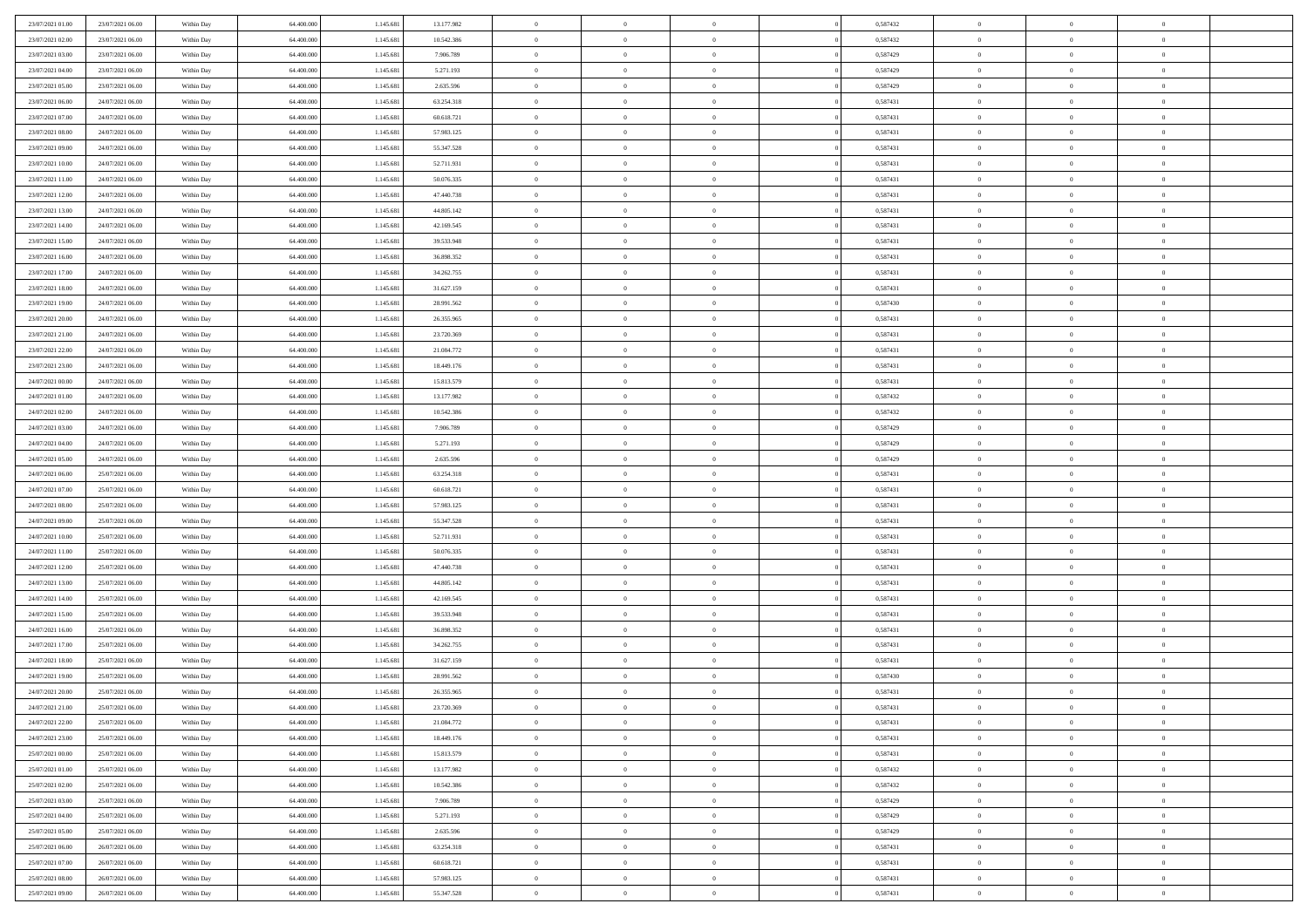| | | | | | | | | | | | | | | |
|---|---|---|---|---|---|---|---|---|---|---|---|---|---|---|
| 23/07/2021 01:00 | 23/07/2021 06:00 | Within Day | 64.400.000 | 1.145.681 | 13.177.982 | 0 | 0 | 0 | 0 | 0,587432 | 0 | 0 | 0 | |
| 23/07/2021 02:00 | 23/07/2021 06:00 | Within Day | 64.400.000 | 1.145.681 | 10.542.386 | 0 | 0 | 0 | 0 | 0,587432 | 0 | 0 | 0 | |
| 23/07/2021 03:00 | 23/07/2021 06:00 | Within Day | 64.400.000 | 1.145.681 | 7.906.789 | 0 | 0 | 0 | 0 | 0,587429 | 0 | 0 | 0 | |
| 23/07/2021 04:00 | 23/07/2021 06:00 | Within Day | 64.400.000 | 1.145.681 | 5.271.193 | 0 | 0 | 0 | 0 | 0,587429 | 0 | 0 | 0 | |
| 23/07/2021 05:00 | 23/07/2021 06:00 | Within Day | 64.400.000 | 1.145.681 | 2.635.596 | 0 | 0 | 0 | 0 | 0,587429 | 0 | 0 | 0 | |
| 23/07/2021 06:00 | 24/07/2021 06:00 | Within Day | 64.400.000 | 1.145.681 | 63.254.318 | 0 | 0 | 0 | 0 | 0,587431 | 0 | 0 | 0 | |
| 23/07/2021 07:00 | 24/07/2021 06:00 | Within Day | 64.400.000 | 1.145.681 | 60.618.721 | 0 | 0 | 0 | 0 | 0,587431 | 0 | 0 | 0 | |
| 23/07/2021 08:00 | 24/07/2021 06:00 | Within Day | 64.400.000 | 1.145.681 | 57.983.125 | 0 | 0 | 0 | 0 | 0,587431 | 0 | 0 | 0 | |
| 23/07/2021 09:00 | 24/07/2021 06:00 | Within Day | 64.400.000 | 1.145.681 | 55.347.528 | 0 | 0 | 0 | 0 | 0,587431 | 0 | 0 | 0 | |
| 23/07/2021 10:00 | 24/07/2021 06:00 | Within Day | 64.400.000 | 1.145.681 | 52.711.931 | 0 | 0 | 0 | 0 | 0,587431 | 0 | 0 | 0 | |
| 23/07/2021 11:00 | 24/07/2021 06:00 | Within Day | 64.400.000 | 1.145.681 | 50.076.335 | 0 | 0 | 0 | 0 | 0,587431 | 0 | 0 | 0 | |
| 23/07/2021 12:00 | 24/07/2021 06:00 | Within Day | 64.400.000 | 1.145.681 | 47.440.738 | 0 | 0 | 0 | 0 | 0,587431 | 0 | 0 | 0 | |
| 23/07/2021 13:00 | 24/07/2021 06:00 | Within Day | 64.400.000 | 1.145.681 | 44.805.142 | 0 | 0 | 0 | 0 | 0,587431 | 0 | 0 | 0 | |
| 23/07/2021 14:00 | 24/07/2021 06:00 | Within Day | 64.400.000 | 1.145.681 | 42.169.545 | 0 | 0 | 0 | 0 | 0,587431 | 0 | 0 | 0 | |
| 23/07/2021 15:00 | 24/07/2021 06:00 | Within Day | 64.400.000 | 1.145.681 | 39.533.948 | 0 | 0 | 0 | 0 | 0,587431 | 0 | 0 | 0 | |
| 23/07/2021 16:00 | 24/07/2021 06:00 | Within Day | 64.400.000 | 1.145.681 | 36.898.352 | 0 | 0 | 0 | 0 | 0,587431 | 0 | 0 | 0 | |
| 23/07/2021 17:00 | 24/07/2021 06:00 | Within Day | 64.400.000 | 1.145.681 | 34.262.755 | 0 | 0 | 0 | 0 | 0,587431 | 0 | 0 | 0 | |
| 23/07/2021 18:00 | 24/07/2021 06:00 | Within Day | 64.400.000 | 1.145.681 | 31.627.159 | 0 | 0 | 0 | 0 | 0,587431 | 0 | 0 | 0 | |
| 23/07/2021 19:00 | 24/07/2021 06:00 | Within Day | 64.400.000 | 1.145.681 | 28.991.562 | 0 | 0 | 0 | 0 | 0,587430 | 0 | 0 | 0 | |
| 23/07/2021 20:00 | 24/07/2021 06:00 | Within Day | 64.400.000 | 1.145.681 | 26.355.965 | 0 | 0 | 0 | 0 | 0,587431 | 0 | 0 | 0 | |
| 23/07/2021 21:00 | 24/07/2021 06:00 | Within Day | 64.400.000 | 1.145.681 | 23.720.369 | 0 | 0 | 0 | 0 | 0,587431 | 0 | 0 | 0 | |
| 23/07/2021 22:00 | 24/07/2021 06:00 | Within Day | 64.400.000 | 1.145.681 | 21.084.772 | 0 | 0 | 0 | 0 | 0,587431 | 0 | 0 | 0 | |
| 23/07/2021 23:00 | 24/07/2021 06:00 | Within Day | 64.400.000 | 1.145.681 | 18.449.176 | 0 | 0 | 0 | 0 | 0,587431 | 0 | 0 | 0 | |
| 24/07/2021 00:00 | 24/07/2021 06:00 | Within Day | 64.400.000 | 1.145.681 | 15.813.579 | 0 | 0 | 0 | 0 | 0,587431 | 0 | 0 | 0 | |
| 24/07/2021 01:00 | 24/07/2021 06:00 | Within Day | 64.400.000 | 1.145.681 | 13.177.982 | 0 | 0 | 0 | 0 | 0,587432 | 0 | 0 | 0 | |
| 24/07/2021 02:00 | 24/07/2021 06:00 | Within Day | 64.400.000 | 1.145.681 | 10.542.386 | 0 | 0 | 0 | 0 | 0,587432 | 0 | 0 | 0 | |
| 24/07/2021 03:00 | 24/07/2021 06:00 | Within Day | 64.400.000 | 1.145.681 | 7.906.789 | 0 | 0 | 0 | 0 | 0,587429 | 0 | 0 | 0 | |
| 24/07/2021 04:00 | 24/07/2021 06:00 | Within Day | 64.400.000 | 1.145.681 | 5.271.193 | 0 | 0 | 0 | 0 | 0,587429 | 0 | 0 | 0 | |
| 24/07/2021 05:00 | 24/07/2021 06:00 | Within Day | 64.400.000 | 1.145.681 | 2.635.596 | 0 | 0 | 0 | 0 | 0,587429 | 0 | 0 | 0 | |
| 24/07/2021 06:00 | 25/07/2021 06:00 | Within Day | 64.400.000 | 1.145.681 | 63.254.318 | 0 | 0 | 0 | 0 | 0,587431 | 0 | 0 | 0 | |
| 24/07/2021 07:00 | 25/07/2021 06:00 | Within Day | 64.400.000 | 1.145.681 | 60.618.721 | 0 | 0 | 0 | 0 | 0,587431 | 0 | 0 | 0 | |
| 24/07/2021 08:00 | 25/07/2021 06:00 | Within Day | 64.400.000 | 1.145.681 | 57.983.125 | 0 | 0 | 0 | 0 | 0,587431 | 0 | 0 | 0 | |
| 24/07/2021 09:00 | 25/07/2021 06:00 | Within Day | 64.400.000 | 1.145.681 | 55.347.528 | 0 | 0 | 0 | 0 | 0,587431 | 0 | 0 | 0 | |
| 24/07/2021 10:00 | 25/07/2021 06:00 | Within Day | 64.400.000 | 1.145.681 | 52.711.931 | 0 | 0 | 0 | 0 | 0,587431 | 0 | 0 | 0 | |
| 24/07/2021 11:00 | 25/07/2021 06:00 | Within Day | 64.400.000 | 1.145.681 | 50.076.335 | 0 | 0 | 0 | 0 | 0,587431 | 0 | 0 | 0 | |
| 24/07/2021 12:00 | 25/07/2021 06:00 | Within Day | 64.400.000 | 1.145.681 | 47.440.738 | 0 | 0 | 0 | 0 | 0,587431 | 0 | 0 | 0 | |
| 24/07/2021 13:00 | 25/07/2021 06:00 | Within Day | 64.400.000 | 1.145.681 | 44.805.142 | 0 | 0 | 0 | 0 | 0,587431 | 0 | 0 | 0 | |
| 24/07/2021 14:00 | 25/07/2021 06:00 | Within Day | 64.400.000 | 1.145.681 | 42.169.545 | 0 | 0 | 0 | 0 | 0,587431 | 0 | 0 | 0 | |
| 24/07/2021 15:00 | 25/07/2021 06:00 | Within Day | 64.400.000 | 1.145.681 | 39.533.948 | 0 | 0 | 0 | 0 | 0,587431 | 0 | 0 | 0 | |
| 24/07/2021 16:00 | 25/07/2021 06:00 | Within Day | 64.400.000 | 1.145.681 | 36.898.352 | 0 | 0 | 0 | 0 | 0,587431 | 0 | 0 | 0 | |
| 24/07/2021 17:00 | 25/07/2021 06:00 | Within Day | 64.400.000 | 1.145.681 | 34.262.755 | 0 | 0 | 0 | 0 | 0,587431 | 0 | 0 | 0 | |
| 24/07/2021 18:00 | 25/07/2021 06:00 | Within Day | 64.400.000 | 1.145.681 | 31.627.159 | 0 | 0 | 0 | 0 | 0,587431 | 0 | 0 | 0 | |
| 24/07/2021 19:00 | 25/07/2021 06:00 | Within Day | 64.400.000 | 1.145.681 | 28.991.562 | 0 | 0 | 0 | 0 | 0,587430 | 0 | 0 | 0 | |
| 24/07/2021 20:00 | 25/07/2021 06:00 | Within Day | 64.400.000 | 1.145.681 | 26.355.965 | 0 | 0 | 0 | 0 | 0,587431 | 0 | 0 | 0 | |
| 24/07/2021 21:00 | 25/07/2021 06:00 | Within Day | 64.400.000 | 1.145.681 | 23.720.369 | 0 | 0 | 0 | 0 | 0,587431 | 0 | 0 | 0 | |
| 24/07/2021 22:00 | 25/07/2021 06:00 | Within Day | 64.400.000 | 1.145.681 | 21.084.772 | 0 | 0 | 0 | 0 | 0,587431 | 0 | 0 | 0 | |
| 24/07/2021 23:00 | 25/07/2021 06:00 | Within Day | 64.400.000 | 1.145.681 | 18.449.176 | 0 | 0 | 0 | 0 | 0,587431 | 0 | 0 | 0 | |
| 25/07/2021 00:00 | 25/07/2021 06:00 | Within Day | 64.400.000 | 1.145.681 | 15.813.579 | 0 | 0 | 0 | 0 | 0,587431 | 0 | 0 | 0 | |
| 25/07/2021 01:00 | 25/07/2021 06:00 | Within Day | 64.400.000 | 1.145.681 | 13.177.982 | 0 | 0 | 0 | 0 | 0,587432 | 0 | 0 | 0 | |
| 25/07/2021 02:00 | 25/07/2021 06:00 | Within Day | 64.400.000 | 1.145.681 | 10.542.386 | 0 | 0 | 0 | 0 | 0,587432 | 0 | 0 | 0 | |
| 25/07/2021 03:00 | 25/07/2021 06:00 | Within Day | 64.400.000 | 1.145.681 | 7.906.789 | 0 | 0 | 0 | 0 | 0,587429 | 0 | 0 | 0 | |
| 25/07/2021 04:00 | 25/07/2021 06:00 | Within Day | 64.400.000 | 1.145.681 | 5.271.193 | 0 | 0 | 0 | 0 | 0,587429 | 0 | 0 | 0 | |
| 25/07/2021 05:00 | 25/07/2021 06:00 | Within Day | 64.400.000 | 1.145.681 | 2.635.596 | 0 | 0 | 0 | 0 | 0,587429 | 0 | 0 | 0 | |
| 25/07/2021 06:00 | 26/07/2021 06:00 | Within Day | 64.400.000 | 1.145.681 | 63.254.318 | 0 | 0 | 0 | 0 | 0,587431 | 0 | 0 | 0 | |
| 25/07/2021 07:00 | 26/07/2021 06:00 | Within Day | 64.400.000 | 1.145.681 | 60.618.721 | 0 | 0 | 0 | 0 | 0,587431 | 0 | 0 | 0 | |
| 25/07/2021 08:00 | 26/07/2021 06:00 | Within Day | 64.400.000 | 1.145.681 | 57.983.125 | 0 | 0 | 0 | 0 | 0,587431 | 0 | 0 | 0 | |
| 25/07/2021 09:00 | 26/07/2021 06:00 | Within Day | 64.400.000 | 1.145.681 | 55.347.528 | 0 | 0 | 0 | 0 | 0,587431 | 0 | 0 | 0 | |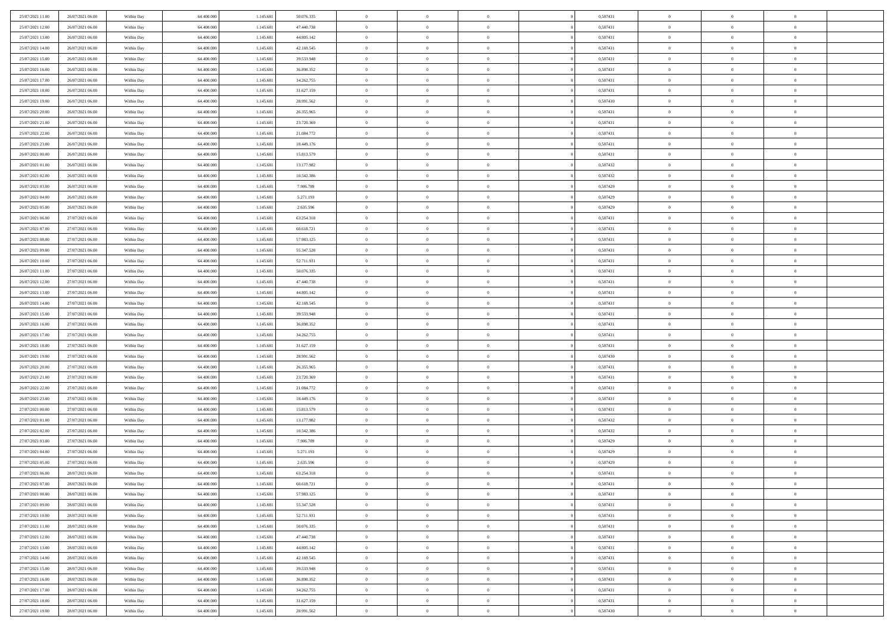| | | | | | | | | | | | | | | |
|---|---|---|---|---|---|---|---|---|---|---|---|---|---|---|
| 25/07/2021 11:00 | 26/07/2021 06:00 | Within Day | 64.400.000 | 1.145.681 | 50.076.335 | 0 | 0 | 0 | | 0 | 0,587431 | 0 | 0 | 0 |
| 25/07/2021 12:00 | 26/07/2021 06:00 | Within Day | 64.400.000 | 1.145.681 | 47.440.738 | 0 | 0 | 0 | | 0 | 0,587431 | 0 | 0 | 0 |
| 25/07/2021 13:00 | 26/07/2021 06:00 | Within Day | 64.400.000 | 1.145.681 | 44.805.142 | 0 | 0 | 0 | | 0 | 0,587431 | 0 | 0 | 0 |
| 25/07/2021 14:00 | 26/07/2021 06:00 | Within Day | 64.400.000 | 1.145.681 | 42.169.545 | 0 | 0 | 0 | | 0 | 0,587431 | 0 | 0 | 0 |
| 25/07/2021 15:00 | 26/07/2021 06:00 | Within Day | 64.400.000 | 1.145.681 | 39.533.948 | 0 | 0 | 0 | | 0 | 0,587431 | 0 | 0 | 0 |
| 25/07/2021 16:00 | 26/07/2021 06:00 | Within Day | 64.400.000 | 1.145.681 | 36.898.352 | 0 | 0 | 0 | | 0 | 0,587431 | 0 | 0 | 0 |
| 25/07/2021 17:00 | 26/07/2021 06:00 | Within Day | 64.400.000 | 1.145.681 | 34.262.755 | 0 | 0 | 0 | | 0 | 0,587431 | 0 | 0 | 0 |
| 25/07/2021 18:00 | 26/07/2021 06:00 | Within Day | 64.400.000 | 1.145.681 | 31.627.159 | 0 | 0 | 0 | | 0 | 0,587431 | 0 | 0 | 0 |
| 25/07/2021 19:00 | 26/07/2021 06:00 | Within Day | 64.400.000 | 1.145.681 | 28.991.562 | 0 | 0 | 0 | | 0 | 0,587430 | 0 | 0 | 0 |
| 25/07/2021 20:00 | 26/07/2021 06:00 | Within Day | 64.400.000 | 1.145.681 | 26.355.965 | 0 | 0 | 0 | | 0 | 0,587431 | 0 | 0 | 0 |
| 25/07/2021 21:00 | 26/07/2021 06:00 | Within Day | 64.400.000 | 1.145.681 | 23.720.369 | 0 | 0 | 0 | | 0 | 0,587431 | 0 | 0 | 0 |
| 25/07/2021 22:00 | 26/07/2021 06:00 | Within Day | 64.400.000 | 1.145.681 | 21.084.772 | 0 | 0 | 0 | | 0 | 0,587431 | 0 | 0 | 0 |
| 25/07/2021 23:00 | 26/07/2021 06:00 | Within Day | 64.400.000 | 1.145.681 | 18.449.176 | 0 | 0 | 0 | | 0 | 0,587431 | 0 | 0 | 0 |
| 26/07/2021 00:00 | 26/07/2021 06:00 | Within Day | 64.400.000 | 1.145.681 | 15.813.579 | 0 | 0 | 0 | | 0 | 0,587431 | 0 | 0 | 0 |
| 26/07/2021 01:00 | 26/07/2021 06:00 | Within Day | 64.400.000 | 1.145.681 | 13.177.982 | 0 | 0 | 0 | | 0 | 0,587432 | 0 | 0 | 0 |
| 26/07/2021 02:00 | 26/07/2021 06:00 | Within Day | 64.400.000 | 1.145.681 | 10.542.386 | 0 | 0 | 0 | | 0 | 0,587432 | 0 | 0 | 0 |
| 26/07/2021 03:00 | 26/07/2021 06:00 | Within Day | 64.400.000 | 1.145.681 | 7.906.789 | 0 | 0 | 0 | | 0 | 0,587429 | 0 | 0 | 0 |
| 26/07/2021 04:00 | 26/07/2021 06:00 | Within Day | 64.400.000 | 1.145.681 | 5.271.193 | 0 | 0 | 0 | | 0 | 0,587429 | 0 | 0 | 0 |
| 26/07/2021 05:00 | 26/07/2021 06:00 | Within Day | 64.400.000 | 1.145.681 | 2.635.596 | 0 | 0 | 0 | | 0 | 0,587429 | 0 | 0 | 0 |
| 26/07/2021 06:00 | 27/07/2021 06:00 | Within Day | 64.400.000 | 1.145.681 | 63.254.318 | 0 | 0 | 0 | | 0 | 0,587431 | 0 | 0 | 0 |
| 26/07/2021 07:00 | 27/07/2021 06:00 | Within Day | 64.400.000 | 1.145.681 | 60.618.721 | 0 | 0 | 0 | | 0 | 0,587431 | 0 | 0 | 0 |
| 26/07/2021 08:00 | 27/07/2021 06:00 | Within Day | 64.400.000 | 1.145.681 | 57.983.125 | 0 | 0 | 0 | | 0 | 0,587431 | 0 | 0 | 0 |
| 26/07/2021 09:00 | 27/07/2021 06:00 | Within Day | 64.400.000 | 1.145.681 | 55.347.528 | 0 | 0 | 0 | | 0 | 0,587431 | 0 | 0 | 0 |
| 26/07/2021 10:00 | 27/07/2021 06:00 | Within Day | 64.400.000 | 1.145.681 | 52.711.931 | 0 | 0 | 0 | | 0 | 0,587431 | 0 | 0 | 0 |
| 26/07/2021 11:00 | 27/07/2021 06:00 | Within Day | 64.400.000 | 1.145.681 | 50.076.335 | 0 | 0 | 0 | | 0 | 0,587431 | 0 | 0 | 0 |
| 26/07/2021 12:00 | 27/07/2021 06:00 | Within Day | 64.400.000 | 1.145.681 | 47.440.738 | 0 | 0 | 0 | | 0 | 0,587431 | 0 | 0 | 0 |
| 26/07/2021 13:00 | 27/07/2021 06:00 | Within Day | 64.400.000 | 1.145.681 | 44.805.142 | 0 | 0 | 0 | | 0 | 0,587431 | 0 | 0 | 0 |
| 26/07/2021 14:00 | 27/07/2021 06:00 | Within Day | 64.400.000 | 1.145.681 | 42.169.545 | 0 | 0 | 0 | | 0 | 0,587431 | 0 | 0 | 0 |
| 26/07/2021 15:00 | 27/07/2021 06:00 | Within Day | 64.400.000 | 1.145.681 | 39.533.948 | 0 | 0 | 0 | | 0 | 0,587431 | 0 | 0 | 0 |
| 26/07/2021 16:00 | 27/07/2021 06:00 | Within Day | 64.400.000 | 1.145.681 | 36.898.352 | 0 | 0 | 0 | | 0 | 0,587431 | 0 | 0 | 0 |
| 26/07/2021 17:00 | 27/07/2021 06:00 | Within Day | 64.400.000 | 1.145.681 | 34.262.755 | 0 | 0 | 0 | | 0 | 0,587431 | 0 | 0 | 0 |
| 26/07/2021 18:00 | 27/07/2021 06:00 | Within Day | 64.400.000 | 1.145.681 | 31.627.159 | 0 | 0 | 0 | | 0 | 0,587431 | 0 | 0 | 0 |
| 26/07/2021 19:00 | 27/07/2021 06:00 | Within Day | 64.400.000 | 1.145.681 | 28.991.562 | 0 | 0 | 0 | | 0 | 0,587430 | 0 | 0 | 0 |
| 26/07/2021 20:00 | 27/07/2021 06:00 | Within Day | 64.400.000 | 1.145.681 | 26.355.965 | 0 | 0 | 0 | | 0 | 0,587431 | 0 | 0 | 0 |
| 26/07/2021 21:00 | 27/07/2021 06:00 | Within Day | 64.400.000 | 1.145.681 | 23.720.369 | 0 | 0 | 0 | | 0 | 0,587431 | 0 | 0 | 0 |
| 26/07/2021 22:00 | 27/07/2021 06:00 | Within Day | 64.400.000 | 1.145.681 | 21.084.772 | 0 | 0 | 0 | | 0 | 0,587431 | 0 | 0 | 0 |
| 26/07/2021 23:00 | 27/07/2021 06:00 | Within Day | 64.400.000 | 1.145.681 | 18.449.176 | 0 | 0 | 0 | | 0 | 0,587431 | 0 | 0 | 0 |
| 27/07/2021 00:00 | 27/07/2021 06:00 | Within Day | 64.400.000 | 1.145.681 | 15.813.579 | 0 | 0 | 0 | | 0 | 0,587431 | 0 | 0 | 0 |
| 27/07/2021 01:00 | 27/07/2021 06:00 | Within Day | 64.400.000 | 1.145.681 | 13.177.982 | 0 | 0 | 0 | | 0 | 0,587432 | 0 | 0 | 0 |
| 27/07/2021 02:00 | 27/07/2021 06:00 | Within Day | 64.400.000 | 1.145.681 | 10.542.386 | 0 | 0 | 0 | | 0 | 0,587432 | 0 | 0 | 0 |
| 27/07/2021 03:00 | 27/07/2021 06:00 | Within Day | 64.400.000 | 1.145.681 | 7.906.789 | 0 | 0 | 0 | | 0 | 0,587429 | 0 | 0 | 0 |
| 27/07/2021 04:00 | 27/07/2021 06:00 | Within Day | 64.400.000 | 1.145.681 | 5.271.193 | 0 | 0 | 0 | | 0 | 0,587429 | 0 | 0 | 0 |
| 27/07/2021 05:00 | 27/07/2021 06:00 | Within Day | 64.400.000 | 1.145.681 | 2.635.596 | 0 | 0 | 0 | | 0 | 0,587429 | 0 | 0 | 0 |
| 27/07/2021 06:00 | 28/07/2021 06:00 | Within Day | 64.400.000 | 1.145.681 | 63.254.318 | 0 | 0 | 0 | | 0 | 0,587431 | 0 | 0 | 0 |
| 27/07/2021 07:00 | 28/07/2021 06:00 | Within Day | 64.400.000 | 1.145.681 | 60.618.721 | 0 | 0 | 0 | | 0 | 0,587431 | 0 | 0 | 0 |
| 27/07/2021 08:00 | 28/07/2021 06:00 | Within Day | 64.400.000 | 1.145.681 | 57.983.125 | 0 | 0 | 0 | | 0 | 0,587431 | 0 | 0 | 0 |
| 27/07/2021 09:00 | 28/07/2021 06:00 | Within Day | 64.400.000 | 1.145.681 | 55.347.528 | 0 | 0 | 0 | | 0 | 0,587431 | 0 | 0 | 0 |
| 27/07/2021 10:00 | 28/07/2021 06:00 | Within Day | 64.400.000 | 1.145.681 | 52.711.931 | 0 | 0 | 0 | | 0 | 0,587431 | 0 | 0 | 0 |
| 27/07/2021 11:00 | 28/07/2021 06:00 | Within Day | 64.400.000 | 1.145.681 | 50.076.335 | 0 | 0 | 0 | | 0 | 0,587431 | 0 | 0 | 0 |
| 27/07/2021 12:00 | 28/07/2021 06:00 | Within Day | 64.400.000 | 1.145.681 | 47.440.738 | 0 | 0 | 0 | | 0 | 0,587431 | 0 | 0 | 0 |
| 27/07/2021 13:00 | 28/07/2021 06:00 | Within Day | 64.400.000 | 1.145.681 | 44.805.142 | 0 | 0 | 0 | | 0 | 0,587431 | 0 | 0 | 0 |
| 27/07/2021 14:00 | 28/07/2021 06:00 | Within Day | 64.400.000 | 1.145.681 | 42.169.545 | 0 | 0 | 0 | | 0 | 0,587431 | 0 | 0 | 0 |
| 27/07/2021 15:00 | 28/07/2021 06:00 | Within Day | 64.400.000 | 1.145.681 | 39.533.948 | 0 | 0 | 0 | | 0 | 0,587431 | 0 | 0 | 0 |
| 27/07/2021 16:00 | 28/07/2021 06:00 | Within Day | 64.400.000 | 1.145.681 | 36.898.352 | 0 | 0 | 0 | | 0 | 0,587431 | 0 | 0 | 0 |
| 27/07/2021 17:00 | 28/07/2021 06:00 | Within Day | 64.400.000 | 1.145.681 | 34.262.755 | 0 | 0 | 0 | | 0 | 0,587431 | 0 | 0 | 0 |
| 27/07/2021 18:00 | 28/07/2021 06:00 | Within Day | 64.400.000 | 1.145.681 | 31.627.159 | 0 | 0 | 0 | | 0 | 0,587431 | 0 | 0 | 0 |
| 27/07/2021 19:00 | 28/07/2021 06:00 | Within Day | 64.400.000 | 1.145.681 | 28.991.562 | 0 | 0 | 0 | | 0 | 0,587430 | 0 | 0 | 0 |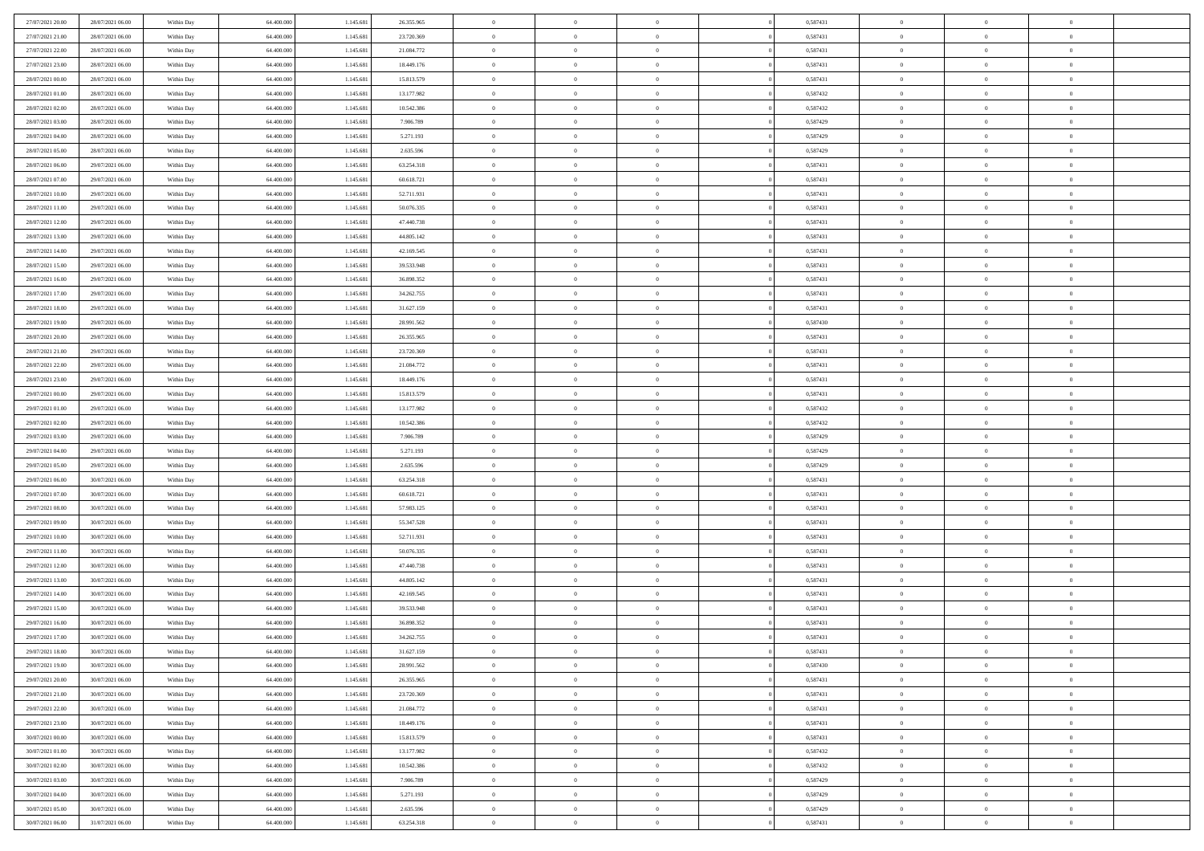| | | | | | | | | | | | | | | |
|---|---|---|---|---|---|---|---|---|---|---|---|---|---|---|
| 27/07/2021 20.00 | 28/07/2021 06.00 | Within Day | 64.400.000 | 1.145.681 | 26.355.965 | 0 | 0 | 0 | | 0 | 0,587431 | 0 | 0 | 0 |
| 27/07/2021 21.00 | 28/07/2021 06.00 | Within Day | 64.400.000 | 1.145.681 | 23.720.369 | 0 | 0 | 0 | | 0 | 0,587431 | 0 | 0 | 0 |
| 27/07/2021 22.00 | 28/07/2021 06.00 | Within Day | 64.400.000 | 1.145.681 | 21.084.772 | 0 | 0 | 0 | | 0 | 0,587431 | 0 | 0 | 0 |
| 27/07/2021 23.00 | 28/07/2021 06.00 | Within Day | 64.400.000 | 1.145.681 | 18.449.176 | 0 | 0 | 0 | | 0 | 0,587431 | 0 | 0 | 0 |
| 28/07/2021 00.00 | 28/07/2021 06.00 | Within Day | 64.400.000 | 1.145.681 | 15.813.579 | 0 | 0 | 0 | | 0 | 0,587431 | 0 | 0 | 0 |
| 28/07/2021 01.00 | 28/07/2021 06.00 | Within Day | 64.400.000 | 1.145.681 | 13.177.982 | 0 | 0 | 0 | | 0 | 0,587432 | 0 | 0 | 0 |
| 28/07/2021 02.00 | 28/07/2021 06.00 | Within Day | 64.400.000 | 1.145.681 | 10.542.386 | 0 | 0 | 0 | | 0 | 0,587432 | 0 | 0 | 0 |
| 28/07/2021 03.00 | 28/07/2021 06.00 | Within Day | 64.400.000 | 1.145.681 | 7.906.789 | 0 | 0 | 0 | | 0 | 0,587429 | 0 | 0 | 0 |
| 28/07/2021 04.00 | 28/07/2021 06.00 | Within Day | 64.400.000 | 1.145.681 | 5.271.193 | 0 | 0 | 0 | | 0 | 0,587429 | 0 | 0 | 0 |
| 28/07/2021 05.00 | 28/07/2021 06.00 | Within Day | 64.400.000 | 1.145.681 | 2.635.596 | 0 | 0 | 0 | | 0 | 0,587429 | 0 | 0 | 0 |
| 28/07/2021 06.00 | 29/07/2021 06.00 | Within Day | 64.400.000 | 1.145.681 | 63.254.318 | 0 | 0 | 0 | | 0 | 0,587431 | 0 | 0 | 0 |
| 28/07/2021 07.00 | 29/07/2021 06.00 | Within Day | 64.400.000 | 1.145.681 | 60.618.721 | 0 | 0 | 0 | | 0 | 0,587431 | 0 | 0 | 0 |
| 28/07/2021 10.00 | 29/07/2021 06.00 | Within Day | 64.400.000 | 1.145.681 | 52.711.931 | 0 | 0 | 0 | | 0 | 0,587431 | 0 | 0 | 0 |
| 28/07/2021 11.00 | 29/07/2021 06.00 | Within Day | 64.400.000 | 1.145.681 | 50.076.335 | 0 | 0 | 0 | | 0 | 0,587431 | 0 | 0 | 0 |
| 28/07/2021 12.00 | 29/07/2021 06.00 | Within Day | 64.400.000 | 1.145.681 | 47.440.738 | 0 | 0 | 0 | | 0 | 0,587431 | 0 | 0 | 0 |
| 28/07/2021 13.00 | 29/07/2021 06.00 | Within Day | 64.400.000 | 1.145.681 | 44.805.142 | 0 | 0 | 0 | | 0 | 0,587431 | 0 | 0 | 0 |
| 28/07/2021 14.00 | 29/07/2021 06.00 | Within Day | 64.400.000 | 1.145.681 | 42.169.545 | 0 | 0 | 0 | | 0 | 0,587431 | 0 | 0 | 0 |
| 28/07/2021 15.00 | 29/07/2021 06.00 | Within Day | 64.400.000 | 1.145.681 | 39.533.948 | 0 | 0 | 0 | | 0 | 0,587431 | 0 | 0 | 0 |
| 28/07/2021 16.00 | 29/07/2021 06.00 | Within Day | 64.400.000 | 1.145.681 | 36.898.352 | 0 | 0 | 0 | | 0 | 0,587431 | 0 | 0 | 0 |
| 28/07/2021 17.00 | 29/07/2021 06.00 | Within Day | 64.400.000 | 1.145.681 | 34.262.755 | 0 | 0 | 0 | | 0 | 0,587431 | 0 | 0 | 0 |
| 28/07/2021 18.00 | 29/07/2021 06.00 | Within Day | 64.400.000 | 1.145.681 | 31.627.159 | 0 | 0 | 0 | | 0 | 0,587431 | 0 | 0 | 0 |
| 28/07/2021 19.00 | 29/07/2021 06.00 | Within Day | 64.400.000 | 1.145.681 | 28.991.562 | 0 | 0 | 0 | | 0 | 0,587430 | 0 | 0 | 0 |
| 28/07/2021 20.00 | 29/07/2021 06.00 | Within Day | 64.400.000 | 1.145.681 | 26.355.965 | 0 | 0 | 0 | | 0 | 0,587431 | 0 | 0 | 0 |
| 28/07/2021 21.00 | 29/07/2021 06.00 | Within Day | 64.400.000 | 1.145.681 | 23.720.369 | 0 | 0 | 0 | | 0 | 0,587431 | 0 | 0 | 0 |
| 28/07/2021 22.00 | 29/07/2021 06.00 | Within Day | 64.400.000 | 1.145.681 | 21.084.772 | 0 | 0 | 0 | | 0 | 0,587431 | 0 | 0 | 0 |
| 28/07/2021 23.00 | 29/07/2021 06.00 | Within Day | 64.400.000 | 1.145.681 | 18.449.176 | 0 | 0 | 0 | | 0 | 0,587431 | 0 | 0 | 0 |
| 29/07/2021 00.00 | 29/07/2021 06.00 | Within Day | 64.400.000 | 1.145.681 | 15.813.579 | 0 | 0 | 0 | | 0 | 0,587431 | 0 | 0 | 0 |
| 29/07/2021 01.00 | 29/07/2021 06.00 | Within Day | 64.400.000 | 1.145.681 | 13.177.982 | 0 | 0 | 0 | | 0 | 0,587432 | 0 | 0 | 0 |
| 29/07/2021 02.00 | 29/07/2021 06.00 | Within Day | 64.400.000 | 1.145.681 | 10.542.386 | 0 | 0 | 0 | | 0 | 0,587432 | 0 | 0 | 0 |
| 29/07/2021 03.00 | 29/07/2021 06.00 | Within Day | 64.400.000 | 1.145.681 | 7.906.789 | 0 | 0 | 0 | | 0 | 0,587429 | 0 | 0 | 0 |
| 29/07/2021 04.00 | 29/07/2021 06.00 | Within Day | 64.400.000 | 1.145.681 | 5.271.193 | 0 | 0 | 0 | | 0 | 0,587429 | 0 | 0 | 0 |
| 29/07/2021 05.00 | 29/07/2021 06.00 | Within Day | 64.400.000 | 1.145.681 | 2.635.596 | 0 | 0 | 0 | | 0 | 0,587429 | 0 | 0 | 0 |
| 29/07/2021 06.00 | 30/07/2021 06.00 | Within Day | 64.400.000 | 1.145.681 | 63.254.318 | 0 | 0 | 0 | | 0 | 0,587431 | 0 | 0 | 0 |
| 29/07/2021 07.00 | 30/07/2021 06.00 | Within Day | 64.400.000 | 1.145.681 | 60.618.721 | 0 | 0 | 0 | | 0 | 0,587431 | 0 | 0 | 0 |
| 29/07/2021 08.00 | 30/07/2021 06.00 | Within Day | 64.400.000 | 1.145.681 | 57.983.125 | 0 | 0 | 0 | | 0 | 0,587431 | 0 | 0 | 0 |
| 29/07/2021 09.00 | 30/07/2021 06.00 | Within Day | 64.400.000 | 1.145.681 | 55.347.528 | 0 | 0 | 0 | | 0 | 0,587431 | 0 | 0 | 0 |
| 29/07/2021 10.00 | 30/07/2021 06.00 | Within Day | 64.400.000 | 1.145.681 | 52.711.931 | 0 | 0 | 0 | | 0 | 0,587431 | 0 | 0 | 0 |
| 29/07/2021 11.00 | 30/07/2021 06.00 | Within Day | 64.400.000 | 1.145.681 | 50.076.335 | 0 | 0 | 0 | | 0 | 0,587431 | 0 | 0 | 0 |
| 29/07/2021 12.00 | 30/07/2021 06.00 | Within Day | 64.400.000 | 1.145.681 | 47.440.738 | 0 | 0 | 0 | | 0 | 0,587431 | 0 | 0 | 0 |
| 29/07/2021 13.00 | 30/07/2021 06.00 | Within Day | 64.400.000 | 1.145.681 | 44.805.142 | 0 | 0 | 0 | | 0 | 0,587431 | 0 | 0 | 0 |
| 29/07/2021 14.00 | 30/07/2021 06.00 | Within Day | 64.400.000 | 1.145.681 | 42.169.545 | 0 | 0 | 0 | | 0 | 0,587431 | 0 | 0 | 0 |
| 29/07/2021 15.00 | 30/07/2021 06.00 | Within Day | 64.400.000 | 1.145.681 | 39.533.948 | 0 | 0 | 0 | | 0 | 0,587431 | 0 | 0 | 0 |
| 29/07/2021 16.00 | 30/07/2021 06.00 | Within Day | 64.400.000 | 1.145.681 | 36.898.352 | 0 | 0 | 0 | | 0 | 0,587431 | 0 | 0 | 0 |
| 29/07/2021 17.00 | 30/07/2021 06.00 | Within Day | 64.400.000 | 1.145.681 | 34.262.755 | 0 | 0 | 0 | | 0 | 0,587431 | 0 | 0 | 0 |
| 29/07/2021 18.00 | 30/07/2021 06.00 | Within Day | 64.400.000 | 1.145.681 | 31.627.159 | 0 | 0 | 0 | | 0 | 0,587431 | 0 | 0 | 0 |
| 29/07/2021 19.00 | 30/07/2021 06.00 | Within Day | 64.400.000 | 1.145.681 | 28.991.562 | 0 | 0 | 0 | | 0 | 0,587430 | 0 | 0 | 0 |
| 29/07/2021 20.00 | 30/07/2021 06.00 | Within Day | 64.400.000 | 1.145.681 | 26.355.965 | 0 | 0 | 0 | | 0 | 0,587431 | 0 | 0 | 0 |
| 29/07/2021 21.00 | 30/07/2021 06.00 | Within Day | 64.400.000 | 1.145.681 | 23.720.369 | 0 | 0 | 0 | | 0 | 0,587431 | 0 | 0 | 0 |
| 29/07/2021 22.00 | 30/07/2021 06.00 | Within Day | 64.400.000 | 1.145.681 | 21.084.772 | 0 | 0 | 0 | | 0 | 0,587431 | 0 | 0 | 0 |
| 29/07/2021 23.00 | 30/07/2021 06.00 | Within Day | 64.400.000 | 1.145.681 | 18.449.176 | 0 | 0 | 0 | | 0 | 0,587431 | 0 | 0 | 0 |
| 30/07/2021 00.00 | 30/07/2021 06.00 | Within Day | 64.400.000 | 1.145.681 | 15.813.579 | 0 | 0 | 0 | | 0 | 0,587431 | 0 | 0 | 0 |
| 30/07/2021 01.00 | 30/07/2021 06.00 | Within Day | 64.400.000 | 1.145.681 | 13.177.982 | 0 | 0 | 0 | | 0 | 0,587432 | 0 | 0 | 0 |
| 30/07/2021 02.00 | 30/07/2021 06.00 | Within Day | 64.400.000 | 1.145.681 | 10.542.386 | 0 | 0 | 0 | | 0 | 0,587432 | 0 | 0 | 0 |
| 30/07/2021 03.00 | 30/07/2021 06.00 | Within Day | 64.400.000 | 1.145.681 | 7.906.789 | 0 | 0 | 0 | | 0 | 0,587429 | 0 | 0 | 0 |
| 30/07/2021 04.00 | 30/07/2021 06.00 | Within Day | 64.400.000 | 1.145.681 | 5.271.193 | 0 | 0 | 0 | | 0 | 0,587429 | 0 | 0 | 0 |
| 30/07/2021 05.00 | 30/07/2021 06.00 | Within Day | 64.400.000 | 1.145.681 | 2.635.596 | 0 | 0 | 0 | | 0 | 0,587429 | 0 | 0 | 0 |
| 30/07/2021 06.00 | 31/07/2021 06.00 | Within Day | 64.400.000 | 1.145.681 | 63.254.318 | 0 | 0 | 0 | | 0 | 0,587431 | 0 | 0 | 0 |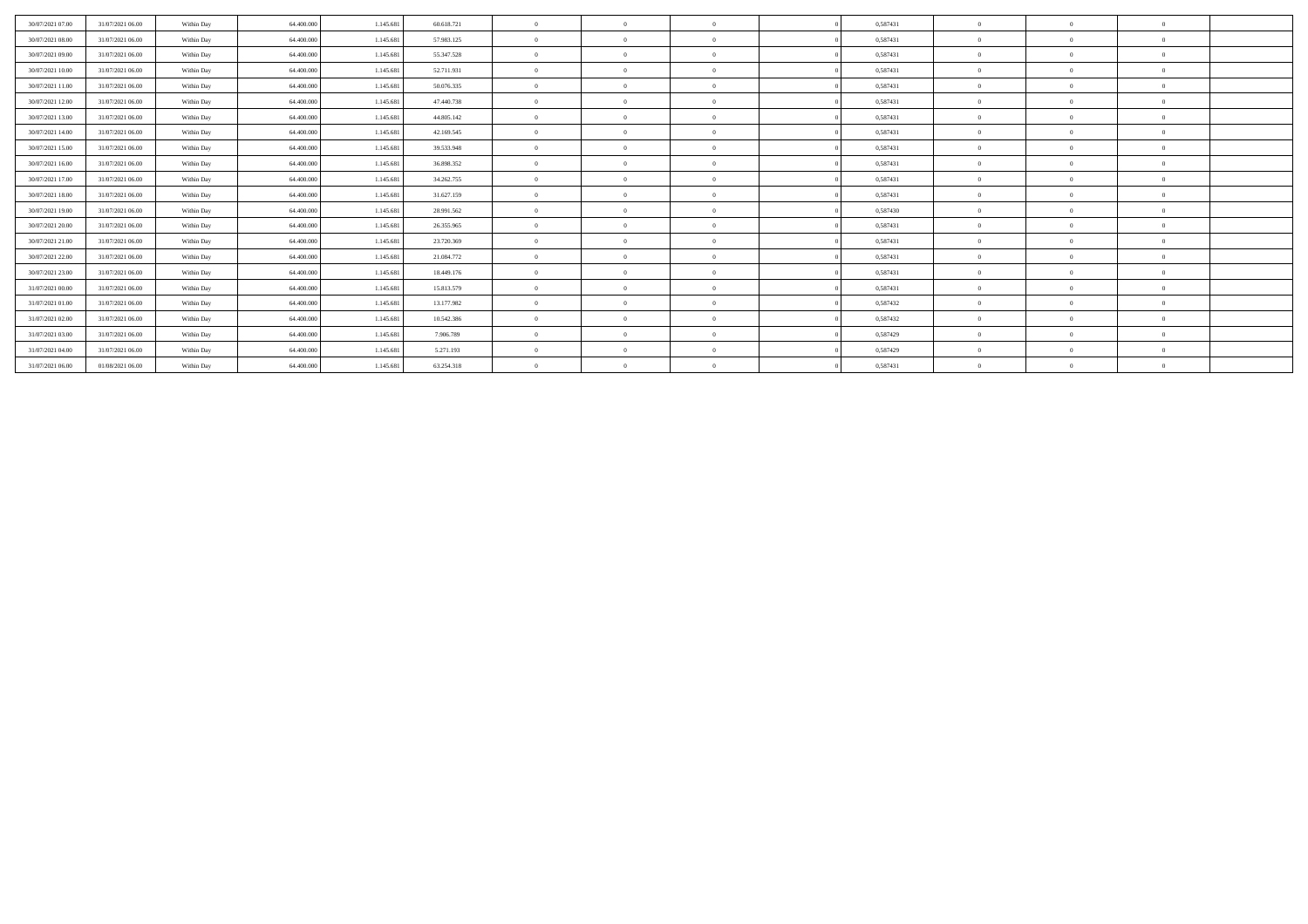| | | | | | | | | | | | | | | |
|---|---|---|---|---|---|---|---|---|---|---|---|---|---|---|
| 30/07/2021 07.00 | 31/07/2021 06.00 | Within Day | 64.400.000 | 1.145.681 | 60.618.721 | 0 | 0 | 0 | 0 | 0,587431 | 0 | 0 | 0 | |
| 30/07/2021 08.00 | 31/07/2021 06.00 | Within Day | 64.400.000 | 1.145.681 | 57.983.125 | 0 | 0 | 0 | 0 | 0,587431 | 0 | 0 | 0 | |
| 30/07/2021 09.00 | 31/07/2021 06.00 | Within Day | 64.400.000 | 1.145.681 | 55.347.528 | 0 | 0 | 0 | 0 | 0,587431 | 0 | 0 | 0 | |
| 30/07/2021 10.00 | 31/07/2021 06.00 | Within Day | 64.400.000 | 1.145.681 | 52.711.931 | 0 | 0 | 0 | 0 | 0,587431 | 0 | 0 | 0 | |
| 30/07/2021 11.00 | 31/07/2021 06.00 | Within Day | 64.400.000 | 1.145.681 | 50.076.335 | 0 | 0 | 0 | 0 | 0,587431 | 0 | 0 | 0 | |
| 30/07/2021 12.00 | 31/07/2021 06.00 | Within Day | 64.400.000 | 1.145.681 | 47.440.738 | 0 | 0 | 0 | 0 | 0,587431 | 0 | 0 | 0 | |
| 30/07/2021 13.00 | 31/07/2021 06.00 | Within Day | 64.400.000 | 1.145.681 | 44.805.142 | 0 | 0 | 0 | 0 | 0,587431 | 0 | 0 | 0 | |
| 30/07/2021 14.00 | 31/07/2021 06.00 | Within Day | 64.400.000 | 1.145.681 | 42.169.545 | 0 | 0 | 0 | 0 | 0,587431 | 0 | 0 | 0 | |
| 30/07/2021 15.00 | 31/07/2021 06.00 | Within Day | 64.400.000 | 1.145.681 | 39.533.948 | 0 | 0 | 0 | 0 | 0,587431 | 0 | 0 | 0 | |
| 30/07/2021 16.00 | 31/07/2021 06.00 | Within Day | 64.400.000 | 1.145.681 | 36.898.352 | 0 | 0 | 0 | 0 | 0,587431 | 0 | 0 | 0 | |
| 30/07/2021 17.00 | 31/07/2021 06.00 | Within Day | 64.400.000 | 1.145.681 | 34.262.755 | 0 | 0 | 0 | 0 | 0,587431 | 0 | 0 | 0 | |
| 30/07/2021 18.00 | 31/07/2021 06.00 | Within Day | 64.400.000 | 1.145.681 | 31.627.159 | 0 | 0 | 0 | 0 | 0,587431 | 0 | 0 | 0 | |
| 30/07/2021 19.00 | 31/07/2021 06.00 | Within Day | 64.400.000 | 1.145.681 | 28.991.562 | 0 | 0 | 0 | 0 | 0,587430 | 0 | 0 | 0 | |
| 30/07/2021 20.00 | 31/07/2021 06.00 | Within Day | 64.400.000 | 1.145.681 | 26.355.965 | 0 | 0 | 0 | 0 | 0,587431 | 0 | 0 | 0 | |
| 30/07/2021 21.00 | 31/07/2021 06.00 | Within Day | 64.400.000 | 1.145.681 | 23.720.369 | 0 | 0 | 0 | 0 | 0,587431 | 0 | 0 | 0 | |
| 30/07/2021 22.00 | 31/07/2021 06.00 | Within Day | 64.400.000 | 1.145.681 | 21.084.772 | 0 | 0 | 0 | 0 | 0,587431 | 0 | 0 | 0 | |
| 30/07/2021 23.00 | 31/07/2021 06.00 | Within Day | 64.400.000 | 1.145.681 | 18.449.176 | 0 | 0 | 0 | 0 | 0,587431 | 0 | 0 | 0 | |
| 31/07/2021 00.00 | 31/07/2021 06.00 | Within Day | 64.400.000 | 1.145.681 | 15.813.579 | 0 | 0 | 0 | 0 | 0,587431 | 0 | 0 | 0 | |
| 31/07/2021 01.00 | 31/07/2021 06.00 | Within Day | 64.400.000 | 1.145.681 | 13.177.982 | 0 | 0 | 0 | 0 | 0,587432 | 0 | 0 | 0 | |
| 31/07/2021 02.00 | 31/07/2021 06.00 | Within Day | 64.400.000 | 1.145.681 | 10.542.386 | 0 | 0 | 0 | 0 | 0,587432 | 0 | 0 | 0 | |
| 31/07/2021 03.00 | 31/07/2021 06.00 | Within Day | 64.400.000 | 1.145.681 | 7.906.789 | 0 | 0 | 0 | 0 | 0,587429 | 0 | 0 | 0 | |
| 31/07/2021 04.00 | 31/07/2021 06.00 | Within Day | 64.400.000 | 1.145.681 | 5.271.193 | 0 | 0 | 0 | 0 | 0,587429 | 0 | 0 | 0 | |
| 31/07/2021 06.00 | 01/08/2021 06.00 | Within Day | 64.400.000 | 1.145.681 | 63.254.318 | 0 | 0 | 0 | 0 | 0,587431 | 0 | 0 | 0 | |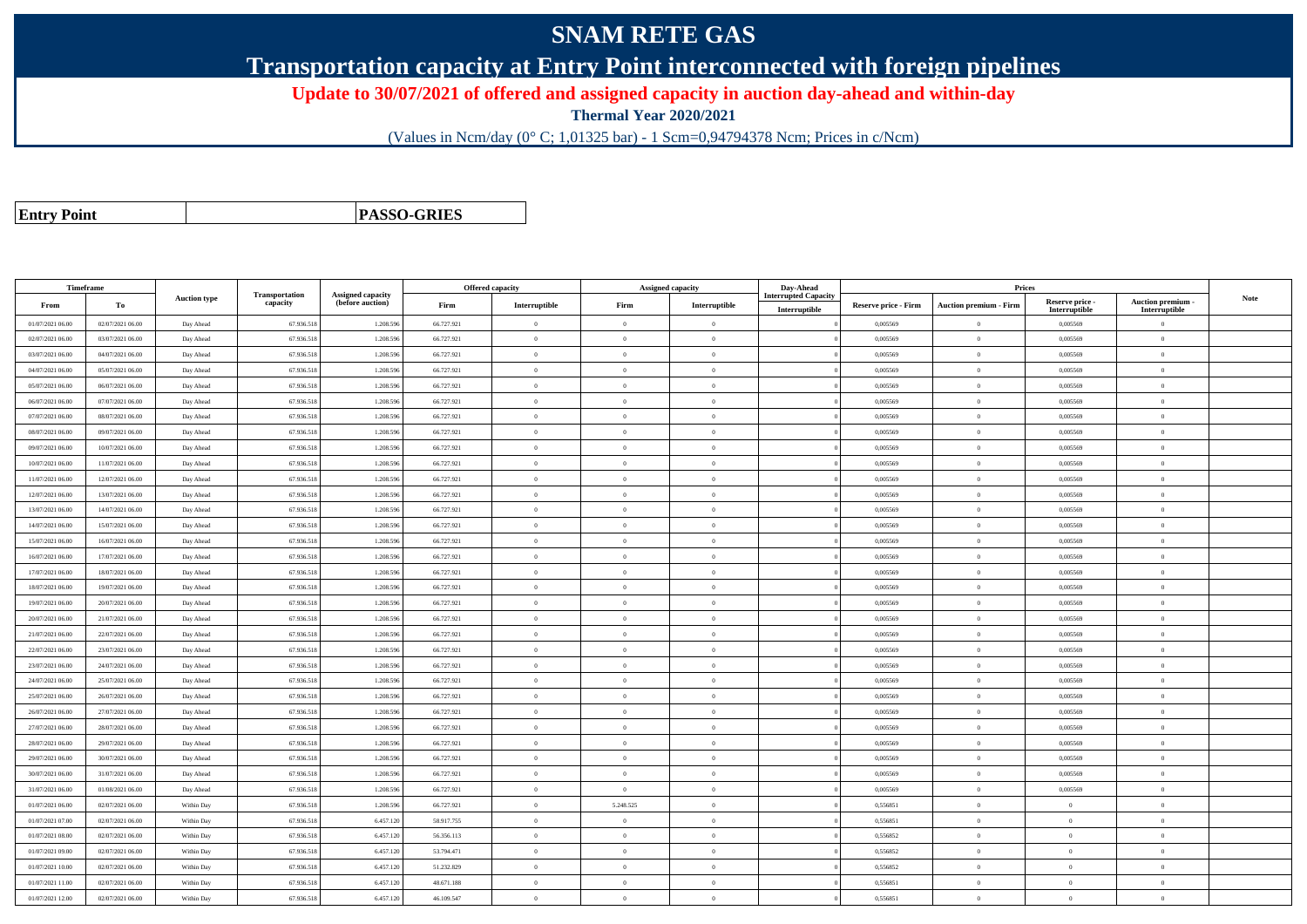# SNAM RETE GAS

## Transportation capacity at Entry Point interconnected with foreign pipelines

### Update to 30/07/2021 of offered and assigned capacity in auction day-ahead and within-day

**Thermal Year 2020/2021**

(Values in Ncm/day (0° C; 1,01325 bar) - 1 Scm=0,94794378 Ncm; Prices in c/Ncm)

| **Entry Point** | | **PASSO-GRIES** |
|---|---|---|

| Timeframe | | Auction type | Transportation capacity | Assigned capacity (before auction) | Offered capacity | | Assigned capacity | | Day-Ahead Interrupted Capacity | Prices | | | | Note |
|---|---|---|---|---|---|---|---|---|---|---|---|---|---|---|
| From | To | | | | Firm | Interruptible | Firm | Interruptible | Interruptible | Reserve price - Firm | Auction premium - Firm | Reserve price - Interruptible | Auction premium - Interruptible | |
| 01/07/2021 06.00 | 02/07/2021 06.00 | Day Ahead | 67.936.518 | 1.208.596 | 66.727.921 | 0 | 0 | 0 | 0 | 0,005569 | 0 | 0,005569 | 0 | |
| 02/07/2021 06.00 | 03/07/2021 06.00 | Day Ahead | 67.936.518 | 1.208.596 | 66.727.921 | 0 | 0 | 0 | 0 | 0,005569 | 0 | 0,005569 | 0 | |
| 03/07/2021 06.00 | 04/07/2021 06.00 | Day Ahead | 67.936.518 | 1.208.596 | 66.727.921 | 0 | 0 | 0 | 0 | 0,005569 | 0 | 0,005569 | 0 | |
| 04/07/2021 06.00 | 05/07/2021 06.00 | Day Ahead | 67.936.518 | 1.208.596 | 66.727.921 | 0 | 0 | 0 | 0 | 0,005569 | 0 | 0,005569 | 0 | |
| 05/07/2021 06.00 | 06/07/2021 06.00 | Day Ahead | 67.936.518 | 1.208.596 | 66.727.921 | 0 | 0 | 0 | 0 | 0,005569 | 0 | 0,005569 | 0 | |
| 06/07/2021 06.00 | 07/07/2021 06.00 | Day Ahead | 67.936.518 | 1.208.596 | 66.727.921 | 0 | 0 | 0 | 0 | 0,005569 | 0 | 0,005569 | 0 | |
| 07/07/2021 06.00 | 08/07/2021 06.00 | Day Ahead | 67.936.518 | 1.208.596 | 66.727.921 | 0 | 0 | 0 | 0 | 0,005569 | 0 | 0,005569 | 0 | |
| 08/07/2021 06.00 | 09/07/2021 06.00 | Day Ahead | 67.936.518 | 1.208.596 | 66.727.921 | 0 | 0 | 0 | 0 | 0,005569 | 0 | 0,005569 | 0 | |
| 09/07/2021 06.00 | 10/07/2021 06.00 | Day Ahead | 67.936.518 | 1.208.596 | 66.727.921 | 0 | 0 | 0 | 0 | 0,005569 | 0 | 0,005569 | 0 | |
| 10/07/2021 06.00 | 11/07/2021 06.00 | Day Ahead | 67.936.518 | 1.208.596 | 66.727.921 | 0 | 0 | 0 | 0 | 0,005569 | 0 | 0,005569 | 0 | |
| 11/07/2021 06.00 | 12/07/2021 06.00 | Day Ahead | 67.936.518 | 1.208.596 | 66.727.921 | 0 | 0 | 0 | 0 | 0,005569 | 0 | 0,005569 | 0 | |
| 12/07/2021 06.00 | 13/07/2021 06.00 | Day Ahead | 67.936.518 | 1.208.596 | 66.727.921 | 0 | 0 | 0 | 0 | 0,005569 | 0 | 0,005569 | 0 | |
| 13/07/2021 06.00 | 14/07/2021 06.00 | Day Ahead | 67.936.518 | 1.208.596 | 66.727.921 | 0 | 0 | 0 | 0 | 0,005569 | 0 | 0,005569 | 0 | |
| 14/07/2021 06.00 | 15/07/2021 06.00 | Day Ahead | 67.936.518 | 1.208.596 | 66.727.921 | 0 | 0 | 0 | 0 | 0,005569 | 0 | 0,005569 | 0 | |
| 15/07/2021 06.00 | 16/07/2021 06.00 | Day Ahead | 67.936.518 | 1.208.596 | 66.727.921 | 0 | 0 | 0 | 0 | 0,005569 | 0 | 0,005569 | 0 | |
| 16/07/2021 06.00 | 17/07/2021 06.00 | Day Ahead | 67.936.518 | 1.208.596 | 66.727.921 | 0 | 0 | 0 | 0 | 0,005569 | 0 | 0,005569 | 0 | |
| 17/07/2021 06.00 | 18/07/2021 06.00 | Day Ahead | 67.936.518 | 1.208.596 | 66.727.921 | 0 | 0 | 0 | 0 | 0,005569 | 0 | 0,005569 | 0 | |
| 18/07/2021 06.00 | 19/07/2021 06.00 | Day Ahead | 67.936.518 | 1.208.596 | 66.727.921 | 0 | 0 | 0 | 0 | 0,005569 | 0 | 0,005569 | 0 | |
| 19/07/2021 06.00 | 20/07/2021 06.00 | Day Ahead | 67.936.518 | 1.208.596 | 66.727.921 | 0 | 0 | 0 | 0 | 0,005569 | 0 | 0,005569 | 0 | |
| 20/07/2021 06.00 | 21/07/2021 06.00 | Day Ahead | 67.936.518 | 1.208.596 | 66.727.921 | 0 | 0 | 0 | 0 | 0,005569 | 0 | 0,005569 | 0 | |
| 21/07/2021 06.00 | 22/07/2021 06.00 | Day Ahead | 67.936.518 | 1.208.596 | 66.727.921 | 0 | 0 | 0 | 0 | 0,005569 | 0 | 0,005569 | 0 | |
| 22/07/2021 06.00 | 23/07/2021 06.00 | Day Ahead | 67.936.518 | 1.208.596 | 66.727.921 | 0 | 0 | 0 | 0 | 0,005569 | 0 | 0,005569 | 0 | |
| 23/07/2021 06.00 | 24/07/2021 06.00 | Day Ahead | 67.936.518 | 1.208.596 | 66.727.921 | 0 | 0 | 0 | 0 | 0,005569 | 0 | 0,005569 | 0 | |
| 24/07/2021 06.00 | 25/07/2021 06.00 | Day Ahead | 67.936.518 | 1.208.596 | 66.727.921 | 0 | 0 | 0 | 0 | 0,005569 | 0 | 0,005569 | 0 | |
| 25/07/2021 06.00 | 26/07/2021 06.00 | Day Ahead | 67.936.518 | 1.208.596 | 66.727.921 | 0 | 0 | 0 | 0 | 0,005569 | 0 | 0,005569 | 0 | |
| 26/07/2021 06.00 | 27/07/2021 06.00 | Day Ahead | 67.936.518 | 1.208.596 | 66.727.921 | 0 | 0 | 0 | 0 | 0,005569 | 0 | 0,005569 | 0 | |
| 27/07/2021 06.00 | 28/07/2021 06.00 | Day Ahead | 67.936.518 | 1.208.596 | 66.727.921 | 0 | 0 | 0 | 0 | 0,005569 | 0 | 0,005569 | 0 | |
| 28/07/2021 06.00 | 29/07/2021 06.00 | Day Ahead | 67.936.518 | 1.208.596 | 66.727.921 | 0 | 0 | 0 | 0 | 0,005569 | 0 | 0,005569 | 0 | |
| 29/07/2021 06.00 | 30/07/2021 06.00 | Day Ahead | 67.936.518 | 1.208.596 | 66.727.921 | 0 | 0 | 0 | 0 | 0,005569 | 0 | 0,005569 | 0 | |
| 30/07/2021 06.00 | 31/07/2021 06.00 | Day Ahead | 67.936.518 | 1.208.596 | 66.727.921 | 0 | 0 | 0 | 0 | 0,005569 | 0 | 0,005569 | 0 | |
| 31/07/2021 06.00 | 01/08/2021 06.00 | Day Ahead | 67.936.518 | 1.208.596 | 66.727.921 | 0 | 0 | 0 | 0 | 0,005569 | 0 | 0,005569 | 0 | |
| 01/07/2021 06.00 | 02/07/2021 06.00 | Within Day | 67.936.518 | 1.208.596 | 66.727.921 | 0 | 5.248.525 | 0 | 0 | 0,556851 | 0 | 0 | 0 | |
| 01/07/2021 07.00 | 02/07/2021 06.00 | Within Day | 67.936.518 | 6.457.120 | 58.917.755 | 0 | 0 | 0 | 0 | 0,556851 | 0 | 0 | 0 | |
| 01/07/2021 08.00 | 02/07/2021 06.00 | Within Day | 67.936.518 | 6.457.120 | 56.356.113 | 0 | 0 | 0 | 0 | 0,556852 | 0 | 0 | 0 | |
| 01/07/2021 09.00 | 02/07/2021 06.00 | Within Day | 67.936.518 | 6.457.120 | 53.794.471 | 0 | 0 | 0 | 0 | 0,556852 | 0 | 0 | 0 | |
| 01/07/2021 10.00 | 02/07/2021 06.00 | Within Day | 67.936.518 | 6.457.120 | 51.232.829 | 0 | 0 | 0 | 0 | 0,556852 | 0 | 0 | 0 | |
| 01/07/2021 11.00 | 02/07/2021 06.00 | Within Day | 67.936.518 | 6.457.120 | 48.671.188 | 0 | 0 | 0 | 0 | 0,556851 | 0 | 0 | 0 | |
| 01/07/2021 12.00 | 02/07/2021 06.00 | Within Day | 67.936.518 | 6.457.120 | 46.109.547 | 0 | 0 | 0 | 0 | 0,556851 | 0 | 0 | 0 | |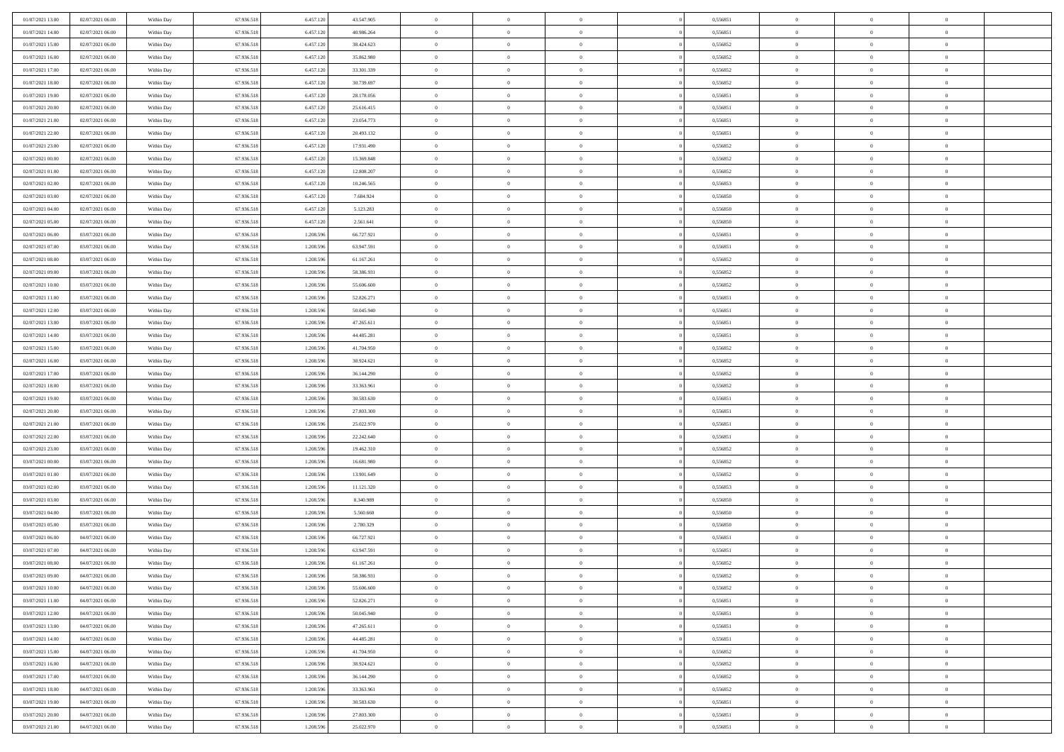| | | | | | | | | | | | | | | |
|---|---|---|---|---|---|---|---|---|---|---|---|---|---|---|
| 01/07/2021 13.00 | 02/07/2021 06.00 | Within Day | 67.936.518 | 6.457.120 | 43.547.905 | 0 | 0 | 0 | | 0 | 0,556851 | 0 | 0 | 0 |
| 01/07/2021 14.00 | 02/07/2021 06.00 | Within Day | 67.936.518 | 6.457.120 | 40.986.264 | 0 | 0 | 0 | | 0 | 0,556851 | 0 | 0 | 0 |
| 01/07/2021 15.00 | 02/07/2021 06.00 | Within Day | 67.936.518 | 6.457.120 | 38.424.623 | 0 | 0 | 0 | | 0 | 0,556852 | 0 | 0 | 0 |
| 01/07/2021 16.00 | 02/07/2021 06.00 | Within Day | 67.936.518 | 6.457.120 | 35.862.980 | 0 | 0 | 0 | | 0 | 0,556852 | 0 | 0 | 0 |
| 01/07/2021 17.00 | 02/07/2021 06.00 | Within Day | 67.936.518 | 6.457.120 | 33.301.339 | 0 | 0 | 0 | | 0 | 0,556852 | 0 | 0 | 0 |
| 01/07/2021 18.00 | 02/07/2021 06.00 | Within Day | 67.936.518 | 6.457.120 | 30.739.697 | 0 | 0 | 0 | | 0 | 0,556852 | 0 | 0 | 0 |
| 01/07/2021 19.00 | 02/07/2021 06.00 | Within Day | 67.936.518 | 6.457.120 | 28.178.056 | 0 | 0 | 0 | | 0 | 0,556851 | 0 | 0 | 0 |
| 01/07/2021 20.00 | 02/07/2021 06.00 | Within Day | 67.936.518 | 6.457.120 | 25.616.415 | 0 | 0 | 0 | | 0 | 0,556851 | 0 | 0 | 0 |
| 01/07/2021 21.00 | 02/07/2021 06.00 | Within Day | 67.936.518 | 6.457.120 | 23.054.773 | 0 | 0 | 0 | | 0 | 0,556851 | 0 | 0 | 0 |
| 01/07/2021 22.00 | 02/07/2021 06.00 | Within Day | 67.936.518 | 6.457.120 | 20.493.132 | 0 | 0 | 0 | | 0 | 0,556851 | 0 | 0 | 0 |
| 01/07/2021 23.00 | 02/07/2021 06.00 | Within Day | 67.936.518 | 6.457.120 | 17.931.490 | 0 | 0 | 0 | | 0 | 0,556852 | 0 | 0 | 0 |
| 02/07/2021 00.00 | 02/07/2021 06.00 | Within Day | 67.936.518 | 6.457.120 | 15.369.848 | 0 | 0 | 0 | | 0 | 0,556852 | 0 | 0 | 0 |
| 02/07/2021 01.00 | 02/07/2021 06.00 | Within Day | 67.936.518 | 6.457.120 | 12.808.207 | 0 | 0 | 0 | | 0 | 0,556852 | 0 | 0 | 0 |
| 02/07/2021 02.00 | 02/07/2021 06.00 | Within Day | 67.936.518 | 6.457.120 | 10.246.565 | 0 | 0 | 0 | | 0 | 0,556853 | 0 | 0 | 0 |
| 02/07/2021 03.00 | 02/07/2021 06.00 | Within Day | 67.936.518 | 6.457.120 | 7.684.924 | 0 | 0 | 0 | | 0 | 0,556850 | 0 | 0 | 0 |
| 02/07/2021 04.00 | 02/07/2021 06.00 | Within Day | 67.936.518 | 6.457.120 | 5.123.283 | 0 | 0 | 0 | | 0 | 0,556850 | 0 | 0 | 0 |
| 02/07/2021 05.00 | 02/07/2021 06.00 | Within Day | 67.936.518 | 6.457.120 | 2.561.641 | 0 | 0 | 0 | | 0 | 0,556850 | 0 | 0 | 0 |
| 02/07/2021 06.00 | 03/07/2021 06.00 | Within Day | 67.936.518 | 1.208.596 | 66.727.921 | 0 | 0 | 0 | | 0 | 0,556851 | 0 | 0 | 0 |
| 02/07/2021 07.00 | 03/07/2021 06.00 | Within Day | 67.936.518 | 1.208.596 | 63.947.591 | 0 | 0 | 0 | | 0 | 0,556851 | 0 | 0 | 0 |
| 02/07/2021 08.00 | 03/07/2021 06.00 | Within Day | 67.936.518 | 1.208.596 | 61.167.261 | 0 | 0 | 0 | | 0 | 0,556852 | 0 | 0 | 0 |
| 02/07/2021 09.00 | 03/07/2021 06.00 | Within Day | 67.936.518 | 1.208.596 | 58.386.931 | 0 | 0 | 0 | | 0 | 0,556852 | 0 | 0 | 0 |
| 02/07/2021 10.00 | 03/07/2021 06.00 | Within Day | 67.936.518 | 1.208.596 | 55.606.600 | 0 | 0 | 0 | | 0 | 0,556852 | 0 | 0 | 0 |
| 02/07/2021 11.00 | 03/07/2021 06.00 | Within Day | 67.936.518 | 1.208.596 | 52.826.271 | 0 | 0 | 0 | | 0 | 0,556851 | 0 | 0 | 0 |
| 02/07/2021 12.00 | 03/07/2021 06.00 | Within Day | 67.936.518 | 1.208.596 | 50.045.940 | 0 | 0 | 0 | | 0 | 0,556851 | 0 | 0 | 0 |
| 02/07/2021 13.00 | 03/07/2021 06.00 | Within Day | 67.936.518 | 1.208.596 | 47.265.611 | 0 | 0 | 0 | | 0 | 0,556851 | 0 | 0 | 0 |
| 02/07/2021 14.00 | 03/07/2021 06.00 | Within Day | 67.936.518 | 1.208.596 | 44.485.281 | 0 | 0 | 0 | | 0 | 0,556851 | 0 | 0 | 0 |
| 02/07/2021 15.00 | 03/07/2021 06.00 | Within Day | 67.936.518 | 1.208.596 | 41.704.950 | 0 | 0 | 0 | | 0 | 0,556852 | 0 | 0 | 0 |
| 02/07/2021 16.00 | 03/07/2021 06.00 | Within Day | 67.936.518 | 1.208.596 | 38.924.621 | 0 | 0 | 0 | | 0 | 0,556852 | 0 | 0 | 0 |
| 02/07/2021 17.00 | 03/07/2021 06.00 | Within Day | 67.936.518 | 1.208.596 | 36.144.290 | 0 | 0 | 0 | | 0 | 0,556852 | 0 | 0 | 0 |
| 02/07/2021 18.00 | 03/07/2021 06.00 | Within Day | 67.936.518 | 1.208.596 | 33.363.961 | 0 | 0 | 0 | | 0 | 0,556852 | 0 | 0 | 0 |
| 02/07/2021 19.00 | 03/07/2021 06.00 | Within Day | 67.936.518 | 1.208.596 | 30.583.630 | 0 | 0 | 0 | | 0 | 0,556851 | 0 | 0 | 0 |
| 02/07/2021 20.00 | 03/07/2021 06.00 | Within Day | 67.936.518 | 1.208.596 | 27.803.300 | 0 | 0 | 0 | | 0 | 0,556851 | 0 | 0 | 0 |
| 02/07/2021 21.00 | 03/07/2021 06.00 | Within Day | 67.936.518 | 1.208.596 | 25.022.970 | 0 | 0 | 0 | | 0 | 0,556851 | 0 | 0 | 0 |
| 02/07/2021 22.00 | 03/07/2021 06.00 | Within Day | 67.936.518 | 1.208.596 | 22.242.640 | 0 | 0 | 0 | | 0 | 0,556851 | 0 | 0 | 0 |
| 02/07/2021 23.00 | 03/07/2021 06.00 | Within Day | 67.936.518 | 1.208.596 | 19.462.310 | 0 | 0 | 0 | | 0 | 0,556852 | 0 | 0 | 0 |
| 03/07/2021 00.00 | 03/07/2021 06.00 | Within Day | 67.936.518 | 1.208.596 | 16.681.980 | 0 | 0 | 0 | | 0 | 0,556852 | 0 | 0 | 0 |
| 03/07/2021 01.00 | 03/07/2021 06.00 | Within Day | 67.936.518 | 1.208.596 | 13.901.649 | 0 | 0 | 0 | | 0 | 0,556852 | 0 | 0 | 0 |
| 03/07/2021 02.00 | 03/07/2021 06.00 | Within Day | 67.936.518 | 1.208.596 | 11.121.320 | 0 | 0 | 0 | | 0 | 0,556853 | 0 | 0 | 0 |
| 03/07/2021 03.00 | 03/07/2021 06.00 | Within Day | 67.936.518 | 1.208.596 | 8.340.989 | 0 | 0 | 0 | | 0 | 0,556850 | 0 | 0 | 0 |
| 03/07/2021 04.00 | 03/07/2021 06.00 | Within Day | 67.936.518 | 1.208.596 | 5.560.660 | 0 | 0 | 0 | | 0 | 0,556850 | 0 | 0 | 0 |
| 03/07/2021 05.00 | 03/07/2021 06.00 | Within Day | 67.936.518 | 1.208.596 | 2.780.329 | 0 | 0 | 0 | | 0 | 0,556850 | 0 | 0 | 0 |
| 03/07/2021 06.00 | 04/07/2021 06.00 | Within Day | 67.936.518 | 1.208.596 | 66.727.921 | 0 | 0 | 0 | | 0 | 0,556851 | 0 | 0 | 0 |
| 03/07/2021 07.00 | 04/07/2021 06.00 | Within Day | 67.936.518 | 1.208.596 | 63.947.591 | 0 | 0 | 0 | | 0 | 0,556851 | 0 | 0 | 0 |
| 03/07/2021 08.00 | 04/07/2021 06.00 | Within Day | 67.936.518 | 1.208.596 | 61.167.261 | 0 | 0 | 0 | | 0 | 0,556852 | 0 | 0 | 0 |
| 03/07/2021 09.00 | 04/07/2021 06.00 | Within Day | 67.936.518 | 1.208.596 | 58.386.931 | 0 | 0 | 0 | | 0 | 0,556852 | 0 | 0 | 0 |
| 03/07/2021 10.00 | 04/07/2021 06.00 | Within Day | 67.936.518 | 1.208.596 | 55.606.600 | 0 | 0 | 0 | | 0 | 0,556852 | 0 | 0 | 0 |
| 03/07/2021 11.00 | 04/07/2021 06.00 | Within Day | 67.936.518 | 1.208.596 | 52.826.271 | 0 | 0 | 0 | | 0 | 0,556851 | 0 | 0 | 0 |
| 03/07/2021 12.00 | 04/07/2021 06.00 | Within Day | 67.936.518 | 1.208.596 | 50.045.940 | 0 | 0 | 0 | | 0 | 0,556851 | 0 | 0 | 0 |
| 03/07/2021 13.00 | 04/07/2021 06.00 | Within Day | 67.936.518 | 1.208.596 | 47.265.611 | 0 | 0 | 0 | | 0 | 0,556851 | 0 | 0 | 0 |
| 03/07/2021 14.00 | 04/07/2021 06.00 | Within Day | 67.936.518 | 1.208.596 | 44.485.281 | 0 | 0 | 0 | | 0 | 0,556851 | 0 | 0 | 0 |
| 03/07/2021 15.00 | 04/07/2021 06.00 | Within Day | 67.936.518 | 1.208.596 | 41.704.950 | 0 | 0 | 0 | | 0 | 0,556852 | 0 | 0 | 0 |
| 03/07/2021 16.00 | 04/07/2021 06.00 | Within Day | 67.936.518 | 1.208.596 | 38.924.621 | 0 | 0 | 0 | | 0 | 0,556852 | 0 | 0 | 0 |
| 03/07/2021 17.00 | 04/07/2021 06.00 | Within Day | 67.936.518 | 1.208.596 | 36.144.290 | 0 | 0 | 0 | | 0 | 0,556852 | 0 | 0 | 0 |
| 03/07/2021 18.00 | 04/07/2021 06.00 | Within Day | 67.936.518 | 1.208.596 | 33.363.961 | 0 | 0 | 0 | | 0 | 0,556852 | 0 | 0 | 0 |
| 03/07/2021 19.00 | 04/07/2021 06.00 | Within Day | 67.936.518 | 1.208.596 | 30.583.630 | 0 | 0 | 0 | | 0 | 0,556851 | 0 | 0 | 0 |
| 03/07/2021 20.00 | 04/07/2021 06.00 | Within Day | 67.936.518 | 1.208.596 | 27.803.300 | 0 | 0 | 0 | | 0 | 0,556851 | 0 | 0 | 0 |
| 03/07/2021 21.00 | 04/07/2021 06.00 | Within Day | 67.936.518 | 1.208.596 | 25.022.970 | 0 | 0 | 0 | | 0 | 0,556851 | 0 | 0 | 0 |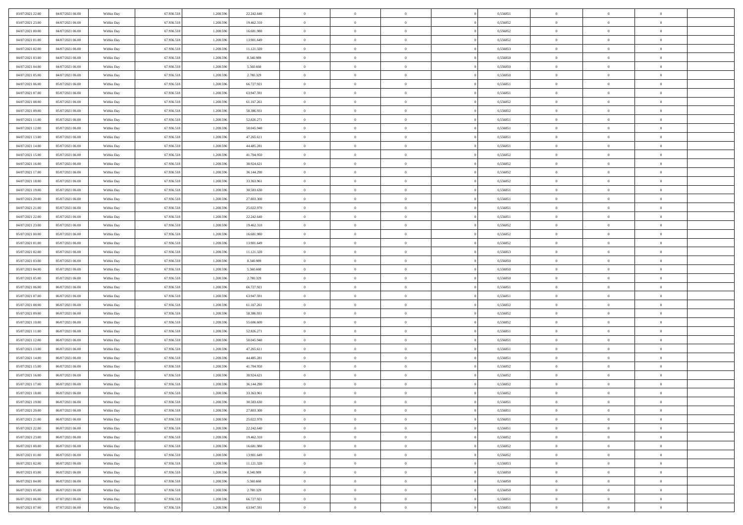| | | | | | | | | | | | | | | |
|---|---|---|---|---|---|---|---|---|---|---|---|---|---|---|
| 03/07/2021 22.00 | 04/07/2021 06.00 | Within Day | 67.936.518 | 1.208.596 | 22.242.640 | 0 | 0 | 0 | 0 | 0,556851 | 0 | 0 | 0 | |
| 03/07/2021 23.00 | 04/07/2021 06.00 | Within Day | 67.936.518 | 1.208.596 | 19.462.310 | 0 | 0 | 0 | 0 | 0,556852 | 0 | 0 | 0 | |
| 04/07/2021 00.00 | 04/07/2021 06.00 | Within Day | 67.936.518 | 1.208.596 | 16.681.980 | 0 | 0 | 0 | 0 | 0,556852 | 0 | 0 | 0 | |
| 04/07/2021 01.00 | 04/07/2021 06.00 | Within Day | 67.936.518 | 1.208.596 | 13.901.649 | 0 | 0 | 0 | 0 | 0,556852 | 0 | 0 | 0 | |
| 04/07/2021 02.00 | 04/07/2021 06.00 | Within Day | 67.936.518 | 1.208.596 | 11.121.320 | 0 | 0 | 0 | 0 | 0,556853 | 0 | 0 | 0 | |
| 04/07/2021 03.00 | 04/07/2021 06.00 | Within Day | 67.936.518 | 1.208.596 | 8.340.989 | 0 | 0 | 0 | 0 | 0,556850 | 0 | 0 | 0 | |
| 04/07/2021 04.00 | 04/07/2021 06.00 | Within Day | 67.936.518 | 1.208.596 | 5.560.660 | 0 | 0 | 0 | 0 | 0,556850 | 0 | 0 | 0 | |
| 04/07/2021 05.00 | 04/07/2021 06.00 | Within Day | 67.936.518 | 1.208.596 | 2.780.329 | 0 | 0 | 0 | 0 | 0,556850 | 0 | 0 | 0 | |
| 04/07/2021 06.00 | 05/07/2021 06.00 | Within Day | 67.936.518 | 1.208.596 | 66.727.921 | 0 | 0 | 0 | 0 | 0,556851 | 0 | 0 | 0 | |
| 04/07/2021 07.00 | 05/07/2021 06.00 | Within Day | 67.936.518 | 1.208.596 | 63.947.591 | 0 | 0 | 0 | 0 | 0,556851 | 0 | 0 | 0 | |
| 04/07/2021 08.00 | 05/07/2021 06.00 | Within Day | 67.936.518 | 1.208.596 | 61.167.261 | 0 | 0 | 0 | 0 | 0,556852 | 0 | 0 | 0 | |
| 04/07/2021 09.00 | 05/07/2021 06.00 | Within Day | 67.936.518 | 1.208.596 | 58.386.931 | 0 | 0 | 0 | 0 | 0,556852 | 0 | 0 | 0 | |
| 04/07/2021 11.00 | 05/07/2021 06.00 | Within Day | 67.936.518 | 1.208.596 | 52.826.271 | 0 | 0 | 0 | 0 | 0,556851 | 0 | 0 | 0 | |
| 04/07/2021 12.00 | 05/07/2021 06.00 | Within Day | 67.936.518 | 1.208.596 | 50.045.940 | 0 | 0 | 0 | 0 | 0,556851 | 0 | 0 | 0 | |
| 04/07/2021 13.00 | 05/07/2021 06.00 | Within Day | 67.936.518 | 1.208.596 | 47.265.611 | 0 | 0 | 0 | 0 | 0,556851 | 0 | 0 | 0 | |
| 04/07/2021 14.00 | 05/07/2021 06.00 | Within Day | 67.936.518 | 1.208.596 | 44.485.281 | 0 | 0 | 0 | 0 | 0,556851 | 0 | 0 | 0 | |
| 04/07/2021 15.00 | 05/07/2021 06.00 | Within Day | 67.936.518 | 1.208.596 | 41.704.950 | 0 | 0 | 0 | 0 | 0,556852 | 0 | 0 | 0 | |
| 04/07/2021 16.00 | 05/07/2021 06.00 | Within Day | 67.936.518 | 1.208.596 | 38.924.621 | 0 | 0 | 0 | 0 | 0,556852 | 0 | 0 | 0 | |
| 04/07/2021 17.00 | 05/07/2021 06.00 | Within Day | 67.936.518 | 1.208.596 | 36.144.290 | 0 | 0 | 0 | 0 | 0,556852 | 0 | 0 | 0 | |
| 04/07/2021 18.00 | 05/07/2021 06.00 | Within Day | 67.936.518 | 1.208.596 | 33.363.961 | 0 | 0 | 0 | 0 | 0,556852 | 0 | 0 | 0 | |
| 04/07/2021 19.00 | 05/07/2021 06.00 | Within Day | 67.936.518 | 1.208.596 | 30.583.630 | 0 | 0 | 0 | 0 | 0,556851 | 0 | 0 | 0 | |
| 04/07/2021 20.00 | 05/07/2021 06.00 | Within Day | 67.936.518 | 1.208.596 | 27.803.300 | 0 | 0 | 0 | 0 | 0,556851 | 0 | 0 | 0 | |
| 04/07/2021 21.00 | 05/07/2021 06.00 | Within Day | 67.936.518 | 1.208.596 | 25.022.970 | 0 | 0 | 0 | 0 | 0,556851 | 0 | 0 | 0 | |
| 04/07/2021 22.00 | 05/07/2021 06.00 | Within Day | 67.936.518 | 1.208.596 | 22.242.640 | 0 | 0 | 0 | 0 | 0,556851 | 0 | 0 | 0 | |
| 04/07/2021 23.00 | 05/07/2021 06.00 | Within Day | 67.936.518 | 1.208.596 | 19.462.310 | 0 | 0 | 0 | 0 | 0,556852 | 0 | 0 | 0 | |
| 05/07/2021 00.00 | 05/07/2021 06.00 | Within Day | 67.936.518 | 1.208.596 | 16.681.980 | 0 | 0 | 0 | 0 | 0,556852 | 0 | 0 | 0 | |
| 05/07/2021 01.00 | 05/07/2021 06.00 | Within Day | 67.936.518 | 1.208.596 | 13.901.649 | 0 | 0 | 0 | 0 | 0,556852 | 0 | 0 | 0 | |
| 05/07/2021 02.00 | 05/07/2021 06.00 | Within Day | 67.936.518 | 1.208.596 | 11.121.320 | 0 | 0 | 0 | 0 | 0,556853 | 0 | 0 | 0 | |
| 05/07/2021 03.00 | 05/07/2021 06.00 | Within Day | 67.936.518 | 1.208.596 | 8.340.989 | 0 | 0 | 0 | 0 | 0,556850 | 0 | 0 | 0 | |
| 05/07/2021 04.00 | 05/07/2021 06.00 | Within Day | 67.936.518 | 1.208.596 | 5.560.660 | 0 | 0 | 0 | 0 | 0,556850 | 0 | 0 | 0 | |
| 05/07/2021 05.00 | 05/07/2021 06.00 | Within Day | 67.936.518 | 1.208.596 | 2.780.329 | 0 | 0 | 0 | 0 | 0,556850 | 0 | 0 | 0 | |
| 05/07/2021 06.00 | 06/07/2021 06.00 | Within Day | 67.936.518 | 1.208.596 | 66.727.921 | 0 | 0 | 0 | 0 | 0,556851 | 0 | 0 | 0 | |
| 05/07/2021 07.00 | 06/07/2021 06.00 | Within Day | 67.936.518 | 1.208.596 | 63.947.591 | 0 | 0 | 0 | 0 | 0,556851 | 0 | 0 | 0 | |
| 05/07/2021 08.00 | 06/07/2021 06.00 | Within Day | 67.936.518 | 1.208.596 | 61.167.261 | 0 | 0 | 0 | 0 | 0,556852 | 0 | 0 | 0 | |
| 05/07/2021 09.00 | 06/07/2021 06.00 | Within Day | 67.936.518 | 1.208.596 | 58.386.931 | 0 | 0 | 0 | 0 | 0,556852 | 0 | 0 | 0 | |
| 05/07/2021 10.00 | 06/07/2021 06.00 | Within Day | 67.936.518 | 1.208.596 | 55.606.600 | 0 | 0 | 0 | 0 | 0,556852 | 0 | 0 | 0 | |
| 05/07/2021 11.00 | 06/07/2021 06.00 | Within Day | 67.936.518 | 1.208.596 | 52.826.271 | 0 | 0 | 0 | 0 | 0,556851 | 0 | 0 | 0 | |
| 05/07/2021 12.00 | 06/07/2021 06.00 | Within Day | 67.936.518 | 1.208.596 | 50.045.940 | 0 | 0 | 0 | 0 | 0,556851 | 0 | 0 | 0 | |
| 05/07/2021 13.00 | 06/07/2021 06.00 | Within Day | 67.936.518 | 1.208.596 | 47.265.611 | 0 | 0 | 0 | 0 | 0,556851 | 0 | 0 | 0 | |
| 05/07/2021 14.00 | 06/07/2021 06.00 | Within Day | 67.936.518 | 1.208.596 | 44.485.281 | 0 | 0 | 0 | 0 | 0,556851 | 0 | 0 | 0 | |
| 05/07/2021 15.00 | 06/07/2021 06.00 | Within Day | 67.936.518 | 1.208.596 | 41.704.950 | 0 | 0 | 0 | 0 | 0,556852 | 0 | 0 | 0 | |
| 05/07/2021 16.00 | 06/07/2021 06.00 | Within Day | 67.936.518 | 1.208.596 | 38.924.621 | 0 | 0 | 0 | 0 | 0,556852 | 0 | 0 | 0 | |
| 05/07/2021 17.00 | 06/07/2021 06.00 | Within Day | 67.936.518 | 1.208.596 | 36.144.290 | 0 | 0 | 0 | 0 | 0,556852 | 0 | 0 | 0 | |
| 05/07/2021 18.00 | 06/07/2021 06.00 | Within Day | 67.936.518 | 1.208.596 | 33.363.961 | 0 | 0 | 0 | 0 | 0,556852 | 0 | 0 | 0 | |
| 05/07/2021 19.00 | 06/07/2021 06.00 | Within Day | 67.936.518 | 1.208.596 | 30.583.630 | 0 | 0 | 0 | 0 | 0,556851 | 0 | 0 | 0 | |
| 05/07/2021 20.00 | 06/07/2021 06.00 | Within Day | 67.936.518 | 1.208.596 | 27.803.300 | 0 | 0 | 0 | 0 | 0,556851 | 0 | 0 | 0 | |
| 05/07/2021 21.00 | 06/07/2021 06.00 | Within Day | 67.936.518 | 1.208.596 | 25.022.970 | 0 | 0 | 0 | 0 | 0,556851 | 0 | 0 | 0 | |
| 05/07/2021 22.00 | 06/07/2021 06.00 | Within Day | 67.936.518 | 1.208.596 | 22.242.640 | 0 | 0 | 0 | 0 | 0,556851 | 0 | 0 | 0 | |
| 05/07/2021 23.00 | 06/07/2021 06.00 | Within Day | 67.936.518 | 1.208.596 | 19.462.310 | 0 | 0 | 0 | 0 | 0,556852 | 0 | 0 | 0 | |
| 06/07/2021 00.00 | 06/07/2021 06.00 | Within Day | 67.936.518 | 1.208.596 | 16.681.980 | 0 | 0 | 0 | 0 | 0,556852 | 0 | 0 | 0 | |
| 06/07/2021 01.00 | 06/07/2021 06.00 | Within Day | 67.936.518 | 1.208.596 | 13.901.649 | 0 | 0 | 0 | 0 | 0,556852 | 0 | 0 | 0 | |
| 06/07/2021 02.00 | 06/07/2021 06.00 | Within Day | 67.936.518 | 1.208.596 | 11.121.320 | 0 | 0 | 0 | 0 | 0,556853 | 0 | 0 | 0 | |
| 06/07/2021 03.00 | 06/07/2021 06.00 | Within Day | 67.936.518 | 1.208.596 | 8.340.989 | 0 | 0 | 0 | 0 | 0,556850 | 0 | 0 | 0 | |
| 06/07/2021 04.00 | 06/07/2021 06.00 | Within Day | 67.936.518 | 1.208.596 | 5.560.660 | 0 | 0 | 0 | 0 | 0,556850 | 0 | 0 | 0 | |
| 06/07/2021 05.00 | 06/07/2021 06.00 | Within Day | 67.936.518 | 1.208.596 | 2.780.329 | 0 | 0 | 0 | 0 | 0,556850 | 0 | 0 | 0 | |
| 06/07/2021 06.00 | 07/07/2021 06.00 | Within Day | 67.936.518 | 1.208.596 | 66.727.921 | 0 | 0 | 0 | 0 | 0,556851 | 0 | 0 | 0 | |
| 06/07/2021 07.00 | 07/07/2021 06.00 | Within Day | 67.936.518 | 1.208.596 | 63.947.591 | 0 | 0 | 0 | 0 | 0,556851 | 0 | 0 | 0 | |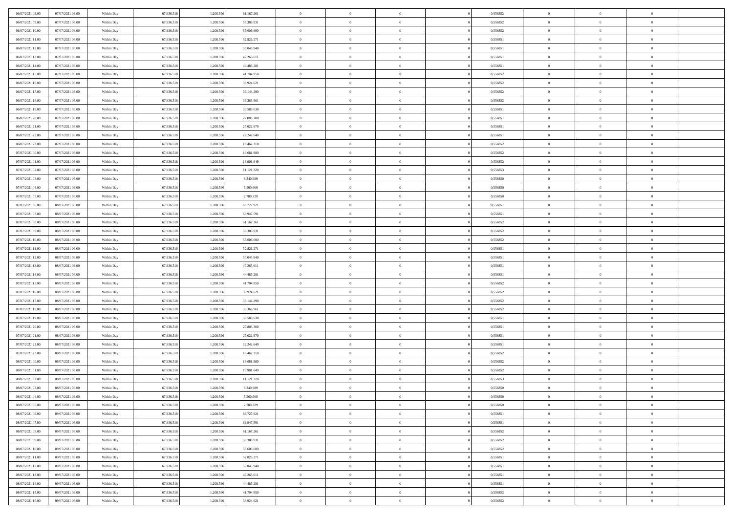| | | | | | | | | | | | | | | |
|---|---|---|---|---|---|---|---|---|---|---|---|---|---|---|
| 06/07/2021 08:00 | 07/07/2021 06:00 | Within Day | 67.936.518 | 1.208.596 | 61.167.261 | 0 | 0 | 0 | 0 | 0,556852 | 0 | 0 | 0 | |
| 06/07/2021 09:00 | 07/07/2021 06:00 | Within Day | 67.936.518 | 1.208.596 | 58.386.931 | 0 | 0 | 0 | 0 | 0,556852 | 0 | 0 | 0 | |
| 06/07/2021 10:00 | 07/07/2021 06:00 | Within Day | 67.936.518 | 1.208.596 | 55.606.600 | 0 | 0 | 0 | 0 | 0,556852 | 0 | 0 | 0 | |
| 06/07/2021 11:00 | 07/07/2021 06:00 | Within Day | 67.936.518 | 1.208.596 | 52.826.271 | 0 | 0 | 0 | 0 | 0,556851 | 0 | 0 | 0 | |
| 06/07/2021 12:00 | 07/07/2021 06:00 | Within Day | 67.936.518 | 1.208.596 | 50.045.940 | 0 | 0 | 0 | 0 | 0,556851 | 0 | 0 | 0 | |
| 06/07/2021 13:00 | 07/07/2021 06:00 | Within Day | 67.936.518 | 1.208.596 | 47.265.611 | 0 | 0 | 0 | 0 | 0,556851 | 0 | 0 | 0 | |
| 06/07/2021 14:00 | 07/07/2021 06:00 | Within Day | 67.936.518 | 1.208.596 | 44.485.281 | 0 | 0 | 0 | 0 | 0,556851 | 0 | 0 | 0 | |
| 06/07/2021 15:00 | 07/07/2021 06:00 | Within Day | 67.936.518 | 1.208.596 | 41.704.950 | 0 | 0 | 0 | 0 | 0,556852 | 0 | 0 | 0 | |
| 06/07/2021 16:00 | 07/07/2021 06:00 | Within Day | 67.936.518 | 1.208.596 | 38.924.621 | 0 | 0 | 0 | 0 | 0,556852 | 0 | 0 | 0 | |
| 06/07/2021 17:00 | 07/07/2021 06:00 | Within Day | 67.936.518 | 1.208.596 | 36.144.290 | 0 | 0 | 0 | 0 | 0,556852 | 0 | 0 | 0 | |
| 06/07/2021 18:00 | 07/07/2021 06:00 | Within Day | 67.936.518 | 1.208.596 | 33.363.961 | 0 | 0 | 0 | 0 | 0,556852 | 0 | 0 | 0 | |
| 06/07/2021 19:00 | 07/07/2021 06:00 | Within Day | 67.936.518 | 1.208.596 | 30.583.630 | 0 | 0 | 0 | 0 | 0,556851 | 0 | 0 | 0 | |
| 06/07/2021 20:00 | 07/07/2021 06:00 | Within Day | 67.936.518 | 1.208.596 | 27.803.300 | 0 | 0 | 0 | 0 | 0,556851 | 0 | 0 | 0 | |
| 06/07/2021 21:00 | 07/07/2021 06:00 | Within Day | 67.936.518 | 1.208.596 | 25.022.970 | 0 | 0 | 0 | 0 | 0,556851 | 0 | 0 | 0 | |
| 06/07/2021 22:00 | 07/07/2021 06:00 | Within Day | 67.936.518 | 1.208.596 | 22.242.640 | 0 | 0 | 0 | 0 | 0,556851 | 0 | 0 | 0 | |
| 06/07/2021 23:00 | 07/07/2021 06:00 | Within Day | 67.936.518 | 1.208.596 | 19.462.310 | 0 | 0 | 0 | 0 | 0,556852 | 0 | 0 | 0 | |
| 07/07/2021 00:00 | 07/07/2021 06:00 | Within Day | 67.936.518 | 1.208.596 | 16.681.980 | 0 | 0 | 0 | 0 | 0,556852 | 0 | 0 | 0 | |
| 07/07/2021 01:00 | 07/07/2021 06:00 | Within Day | 67.936.518 | 1.208.596 | 13.901.649 | 0 | 0 | 0 | 0 | 0,556852 | 0 | 0 | 0 | |
| 07/07/2021 02:00 | 07/07/2021 06:00 | Within Day | 67.936.518 | 1.208.596 | 11.121.320 | 0 | 0 | 0 | 0 | 0,556853 | 0 | 0 | 0 | |
| 07/07/2021 03:00 | 07/07/2021 06:00 | Within Day | 67.936.518 | 1.208.596 | 8.340.989 | 0 | 0 | 0 | 0 | 0,556850 | 0 | 0 | 0 | |
| 07/07/2021 04:00 | 07/07/2021 06:00 | Within Day | 67.936.518 | 1.208.596 | 5.560.660 | 0 | 0 | 0 | 0 | 0,556850 | 0 | 0 | 0 | |
| 07/07/2021 05:00 | 07/07/2021 06:00 | Within Day | 67.936.518 | 1.208.596 | 2.780.329 | 0 | 0 | 0 | 0 | 0,556850 | 0 | 0 | 0 | |
| 07/07/2021 06:00 | 08/07/2021 06:00 | Within Day | 67.936.518 | 1.208.596 | 66.727.921 | 0 | 0 | 0 | 0 | 0,556851 | 0 | 0 | 0 | |
| 07/07/2021 07:00 | 08/07/2021 06:00 | Within Day | 67.936.518 | 1.208.596 | 63.947.591 | 0 | 0 | 0 | 0 | 0,556851 | 0 | 0 | 0 | |
| 07/07/2021 08:00 | 08/07/2021 06:00 | Within Day | 67.936.518 | 1.208.596 | 61.167.261 | 0 | 0 | 0 | 0 | 0,556852 | 0 | 0 | 0 | |
| 07/07/2021 09:00 | 08/07/2021 06:00 | Within Day | 67.936.518 | 1.208.596 | 58.386.931 | 0 | 0 | 0 | 0 | 0,556852 | 0 | 0 | 0 | |
| 07/07/2021 10:00 | 08/07/2021 06:00 | Within Day | 67.936.518 | 1.208.596 | 55.606.600 | 0 | 0 | 0 | 0 | 0,556852 | 0 | 0 | 0 | |
| 07/07/2021 11:00 | 08/07/2021 06:00 | Within Day | 67.936.518 | 1.208.596 | 52.826.271 | 0 | 0 | 0 | 0 | 0,556851 | 0 | 0 | 0 | |
| 07/07/2021 12:00 | 08/07/2021 06:00 | Within Day | 67.936.518 | 1.208.596 | 50.045.940 | 0 | 0 | 0 | 0 | 0,556851 | 0 | 0 | 0 | |
| 07/07/2021 13:00 | 08/07/2021 06:00 | Within Day | 67.936.518 | 1.208.596 | 47.265.611 | 0 | 0 | 0 | 0 | 0,556851 | 0 | 0 | 0 | |
| 07/07/2021 14:00 | 08/07/2021 06:00 | Within Day | 67.936.518 | 1.208.596 | 44.485.281 | 0 | 0 | 0 | 0 | 0,556851 | 0 | 0 | 0 | |
| 07/07/2021 15:00 | 08/07/2021 06:00 | Within Day | 67.936.518 | 1.208.596 | 41.704.950 | 0 | 0 | 0 | 0 | 0,556852 | 0 | 0 | 0 | |
| 07/07/2021 16:00 | 08/07/2021 06:00 | Within Day | 67.936.518 | 1.208.596 | 38.924.621 | 0 | 0 | 0 | 0 | 0,556852 | 0 | 0 | 0 | |
| 07/07/2021 17:00 | 08/07/2021 06:00 | Within Day | 67.936.518 | 1.208.596 | 36.144.290 | 0 | 0 | 0 | 0 | 0,556852 | 0 | 0 | 0 | |
| 07/07/2021 18:00 | 08/07/2021 06:00 | Within Day | 67.936.518 | 1.208.596 | 33.363.961 | 0 | 0 | 0 | 0 | 0,556852 | 0 | 0 | 0 | |
| 07/07/2021 19:00 | 08/07/2021 06:00 | Within Day | 67.936.518 | 1.208.596 | 30.583.630 | 0 | 0 | 0 | 0 | 0,556851 | 0 | 0 | 0 | |
| 07/07/2021 20:00 | 08/07/2021 06:00 | Within Day | 67.936.518 | 1.208.596 | 27.803.300 | 0 | 0 | 0 | 0 | 0,556851 | 0 | 0 | 0 | |
| 07/07/2021 21:00 | 08/07/2021 06:00 | Within Day | 67.936.518 | 1.208.596 | 25.022.970 | 0 | 0 | 0 | 0 | 0,556851 | 0 | 0 | 0 | |
| 07/07/2021 22:00 | 08/07/2021 06:00 | Within Day | 67.936.518 | 1.208.596 | 22.242.640 | 0 | 0 | 0 | 0 | 0,556851 | 0 | 0 | 0 | |
| 07/07/2021 23:00 | 08/07/2021 06:00 | Within Day | 67.936.518 | 1.208.596 | 19.462.310 | 0 | 0 | 0 | 0 | 0,556852 | 0 | 0 | 0 | |
| 08/07/2021 00:00 | 08/07/2021 06:00 | Within Day | 67.936.518 | 1.208.596 | 16.681.980 | 0 | 0 | 0 | 0 | 0,556852 | 0 | 0 | 0 | |
| 08/07/2021 01:00 | 08/07/2021 06:00 | Within Day | 67.936.518 | 1.208.596 | 13.901.649 | 0 | 0 | 0 | 0 | 0,556852 | 0 | 0 | 0 | |
| 08/07/2021 02:00 | 08/07/2021 06:00 | Within Day | 67.936.518 | 1.208.596 | 11.121.320 | 0 | 0 | 0 | 0 | 0,556853 | 0 | 0 | 0 | |
| 08/07/2021 03:00 | 08/07/2021 06:00 | Within Day | 67.936.518 | 1.208.596 | 8.340.989 | 0 | 0 | 0 | 0 | 0,556850 | 0 | 0 | 0 | |
| 08/07/2021 04:00 | 08/07/2021 06:00 | Within Day | 67.936.518 | 1.208.596 | 5.560.660 | 0 | 0 | 0 | 0 | 0,556850 | 0 | 0 | 0 | |
| 08/07/2021 05:00 | 08/07/2021 06:00 | Within Day | 67.936.518 | 1.208.596 | 2.780.329 | 0 | 0 | 0 | 0 | 0,556850 | 0 | 0 | 0 | |
| 08/07/2021 06:00 | 09/07/2021 06:00 | Within Day | 67.936.518 | 1.208.596 | 66.727.921 | 0 | 0 | 0 | 0 | 0,556851 | 0 | 0 | 0 | |
| 08/07/2021 07:00 | 09/07/2021 06:00 | Within Day | 67.936.518 | 1.208.596 | 63.947.591 | 0 | 0 | 0 | 0 | 0,556851 | 0 | 0 | 0 | |
| 08/07/2021 08:00 | 09/07/2021 06:00 | Within Day | 67.936.518 | 1.208.596 | 61.167.261 | 0 | 0 | 0 | 0 | 0,556852 | 0 | 0 | 0 | |
| 08/07/2021 09:00 | 09/07/2021 06:00 | Within Day | 67.936.518 | 1.208.596 | 58.386.931 | 0 | 0 | 0 | 0 | 0,556852 | 0 | 0 | 0 | |
| 08/07/2021 10:00 | 09/07/2021 06:00 | Within Day | 67.936.518 | 1.208.596 | 55.606.600 | 0 | 0 | 0 | 0 | 0,556852 | 0 | 0 | 0 | |
| 08/07/2021 11:00 | 09/07/2021 06:00 | Within Day | 67.936.518 | 1.208.596 | 52.826.271 | 0 | 0 | 0 | 0 | 0,556851 | 0 | 0 | 0 | |
| 08/07/2021 12:00 | 09/07/2021 06:00 | Within Day | 67.936.518 | 1.208.596 | 50.045.940 | 0 | 0 | 0 | 0 | 0,556851 | 0 | 0 | 0 | |
| 08/07/2021 13:00 | 09/07/2021 06:00 | Within Day | 67.936.518 | 1.208.596 | 47.265.611 | 0 | 0 | 0 | 0 | 0,556851 | 0 | 0 | 0 | |
| 08/07/2021 14:00 | 09/07/2021 06:00 | Within Day | 67.936.518 | 1.208.596 | 44.485.281 | 0 | 0 | 0 | 0 | 0,556851 | 0 | 0 | 0 | |
| 08/07/2021 15:00 | 09/07/2021 06:00 | Within Day | 67.936.518 | 1.208.596 | 41.704.950 | 0 | 0 | 0 | 0 | 0,556852 | 0 | 0 | 0 | |
| 08/07/2021 16:00 | 09/07/2021 06:00 | Within Day | 67.936.518 | 1.208.596 | 38.924.621 | 0 | 0 | 0 | 0 | 0,556852 | 0 | 0 | 0 | |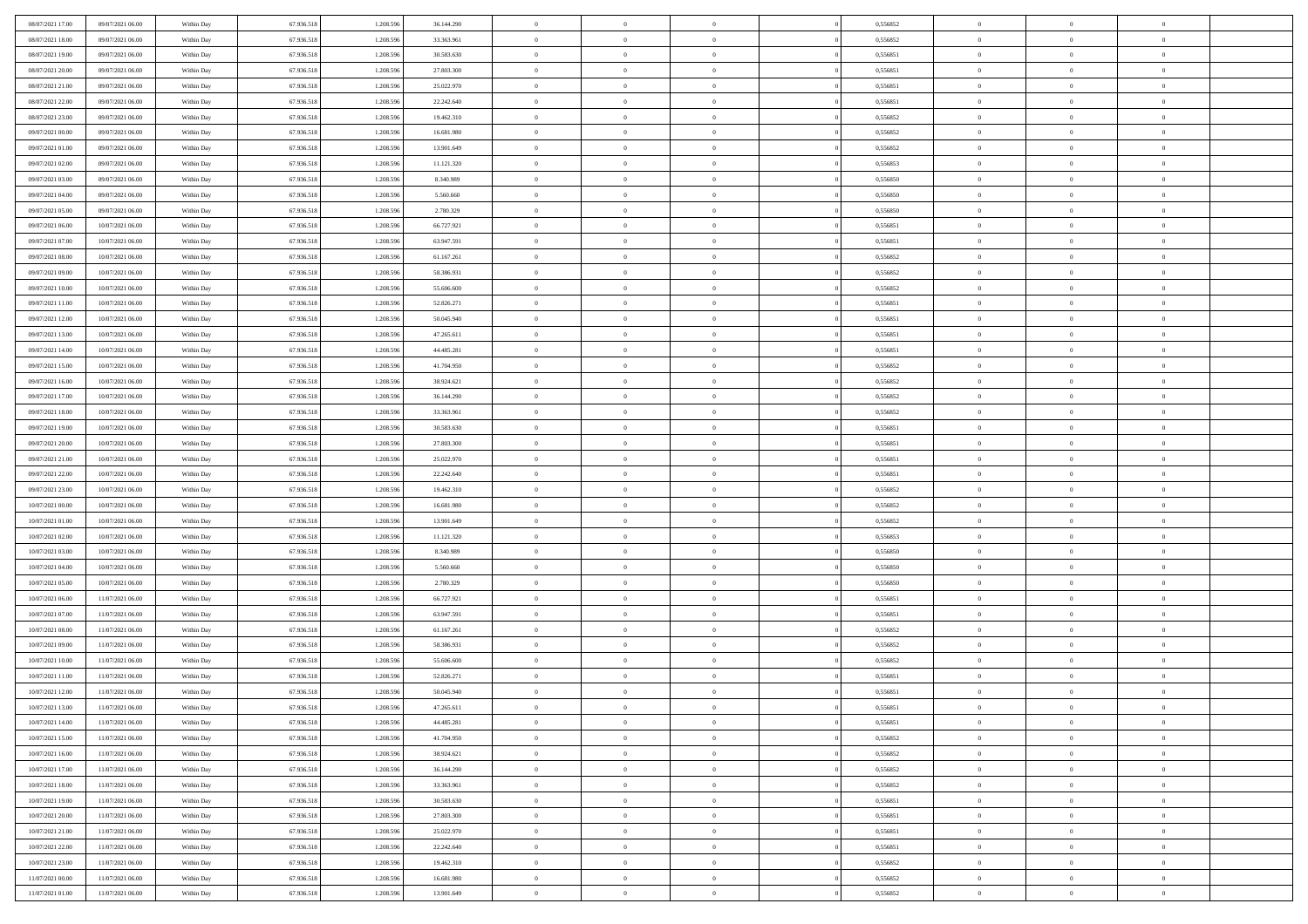| | | | | | | | | | | | | | | |
|---|---|---|---|---|---|---|---|---|---|---|---|---|---|---|
| 08/07/2021 17:00 | 09/07/2021 06:00 | Within Day | 67.936.518 | 1.208.596 | 36.144.290 | 0 | 0 | 0 | | 0 | 0,556852 | 0 | 0 | 0 |
| 08/07/2021 18:00 | 09/07/2021 06:00 | Within Day | 67.936.518 | 1.208.596 | 33.363.961 | 0 | 0 | 0 | | 0 | 0,556852 | 0 | 0 | 0 |
| 08/07/2021 19:00 | 09/07/2021 06:00 | Within Day | 67.936.518 | 1.208.596 | 30.583.630 | 0 | 0 | 0 | | 0 | 0,556851 | 0 | 0 | 0 |
| 08/07/2021 20:00 | 09/07/2021 06:00 | Within Day | 67.936.518 | 1.208.596 | 27.803.300 | 0 | 0 | 0 | | 0 | 0,556851 | 0 | 0 | 0 |
| 08/07/2021 21:00 | 09/07/2021 06:00 | Within Day | 67.936.518 | 1.208.596 | 25.022.970 | 0 | 0 | 0 | | 0 | 0,556851 | 0 | 0 | 0 |
| 08/07/2021 22:00 | 09/07/2021 06:00 | Within Day | 67.936.518 | 1.208.596 | 22.242.640 | 0 | 0 | 0 | | 0 | 0,556851 | 0 | 0 | 0 |
| 08/07/2021 23:00 | 09/07/2021 06:00 | Within Day | 67.936.518 | 1.208.596 | 19.462.310 | 0 | 0 | 0 | | 0 | 0,556852 | 0 | 0 | 0 |
| 09/07/2021 00:00 | 09/07/2021 06:00 | Within Day | 67.936.518 | 1.208.596 | 16.681.980 | 0 | 0 | 0 | | 0 | 0,556852 | 0 | 0 | 0 |
| 09/07/2021 01:00 | 09/07/2021 06:00 | Within Day | 67.936.518 | 1.208.596 | 13.901.649 | 0 | 0 | 0 | | 0 | 0,556852 | 0 | 0 | 0 |
| 09/07/2021 02:00 | 09/07/2021 06:00 | Within Day | 67.936.518 | 1.208.596 | 11.121.320 | 0 | 0 | 0 | | 0 | 0,556853 | 0 | 0 | 0 |
| 09/07/2021 03:00 | 09/07/2021 06:00 | Within Day | 67.936.518 | 1.208.596 | 8.340.989 | 0 | 0 | 0 | | 0 | 0,556850 | 0 | 0 | 0 |
| 09/07/2021 04:00 | 09/07/2021 06:00 | Within Day | 67.936.518 | 1.208.596 | 5.560.660 | 0 | 0 | 0 | | 0 | 0,556850 | 0 | 0 | 0 |
| 09/07/2021 05:00 | 09/07/2021 06:00 | Within Day | 67.936.518 | 1.208.596 | 2.780.329 | 0 | 0 | 0 | | 0 | 0,556850 | 0 | 0 | 0 |
| 09/07/2021 06:00 | 10/07/2021 06:00 | Within Day | 67.936.518 | 1.208.596 | 66.727.921 | 0 | 0 | 0 | | 0 | 0,556851 | 0 | 0 | 0 |
| 09/07/2021 07:00 | 10/07/2021 06:00 | Within Day | 67.936.518 | 1.208.596 | 63.947.591 | 0 | 0 | 0 | | 0 | 0,556851 | 0 | 0 | 0 |
| 09/07/2021 08:00 | 10/07/2021 06:00 | Within Day | 67.936.518 | 1.208.596 | 61.167.261 | 0 | 0 | 0 | | 0 | 0,556852 | 0 | 0 | 0 |
| 09/07/2021 09:00 | 10/07/2021 06:00 | Within Day | 67.936.518 | 1.208.596 | 58.386.931 | 0 | 0 | 0 | | 0 | 0,556852 | 0 | 0 | 0 |
| 09/07/2021 10:00 | 10/07/2021 06:00 | Within Day | 67.936.518 | 1.208.596 | 55.606.600 | 0 | 0 | 0 | | 0 | 0,556852 | 0 | 0 | 0 |
| 09/07/2021 11:00 | 10/07/2021 06:00 | Within Day | 67.936.518 | 1.208.596 | 52.826.271 | 0 | 0 | 0 | | 0 | 0,556851 | 0 | 0 | 0 |
| 09/07/2021 12:00 | 10/07/2021 06:00 | Within Day | 67.936.518 | 1.208.596 | 50.045.940 | 0 | 0 | 0 | | 0 | 0,556851 | 0 | 0 | 0 |
| 09/07/2021 13:00 | 10/07/2021 06:00 | Within Day | 67.936.518 | 1.208.596 | 47.265.611 | 0 | 0 | 0 | | 0 | 0,556851 | 0 | 0 | 0 |
| 09/07/2021 14:00 | 10/07/2021 06:00 | Within Day | 67.936.518 | 1.208.596 | 44.485.281 | 0 | 0 | 0 | | 0 | 0,556851 | 0 | 0 | 0 |
| 09/07/2021 15:00 | 10/07/2021 06:00 | Within Day | 67.936.518 | 1.208.596 | 41.704.950 | 0 | 0 | 0 | | 0 | 0,556852 | 0 | 0 | 0 |
| 09/07/2021 16:00 | 10/07/2021 06:00 | Within Day | 67.936.518 | 1.208.596 | 38.924.621 | 0 | 0 | 0 | | 0 | 0,556852 | 0 | 0 | 0 |
| 09/07/2021 17:00 | 10/07/2021 06:00 | Within Day | 67.936.518 | 1.208.596 | 36.144.290 | 0 | 0 | 0 | | 0 | 0,556852 | 0 | 0 | 0 |
| 09/07/2021 18:00 | 10/07/2021 06:00 | Within Day | 67.936.518 | 1.208.596 | 33.363.961 | 0 | 0 | 0 | | 0 | 0,556852 | 0 | 0 | 0 |
| 09/07/2021 19:00 | 10/07/2021 06:00 | Within Day | 67.936.518 | 1.208.596 | 30.583.630 | 0 | 0 | 0 | | 0 | 0,556851 | 0 | 0 | 0 |
| 09/07/2021 20:00 | 10/07/2021 06:00 | Within Day | 67.936.518 | 1.208.596 | 27.803.300 | 0 | 0 | 0 | | 0 | 0,556851 | 0 | 0 | 0 |
| 09/07/2021 21:00 | 10/07/2021 06:00 | Within Day | 67.936.518 | 1.208.596 | 25.022.970 | 0 | 0 | 0 | | 0 | 0,556851 | 0 | 0 | 0 |
| 09/07/2021 22:00 | 10/07/2021 06:00 | Within Day | 67.936.518 | 1.208.596 | 22.242.640 | 0 | 0 | 0 | | 0 | 0,556851 | 0 | 0 | 0 |
| 09/07/2021 23:00 | 10/07/2021 06:00 | Within Day | 67.936.518 | 1.208.596 | 19.462.310 | 0 | 0 | 0 | | 0 | 0,556852 | 0 | 0 | 0 |
| 10/07/2021 00:00 | 10/07/2021 06:00 | Within Day | 67.936.518 | 1.208.596 | 16.681.980 | 0 | 0 | 0 | | 0 | 0,556852 | 0 | 0 | 0 |
| 10/07/2021 01:00 | 10/07/2021 06:00 | Within Day | 67.936.518 | 1.208.596 | 13.901.649 | 0 | 0 | 0 | | 0 | 0,556852 | 0 | 0 | 0 |
| 10/07/2021 02:00 | 10/07/2021 06:00 | Within Day | 67.936.518 | 1.208.596 | 11.121.320 | 0 | 0 | 0 | | 0 | 0,556853 | 0 | 0 | 0 |
| 10/07/2021 03:00 | 10/07/2021 06:00 | Within Day | 67.936.518 | 1.208.596 | 8.340.989 | 0 | 0 | 0 | | 0 | 0,556850 | 0 | 0 | 0 |
| 10/07/2021 04:00 | 10/07/2021 06:00 | Within Day | 67.936.518 | 1.208.596 | 5.560.660 | 0 | 0 | 0 | | 0 | 0,556850 | 0 | 0 | 0 |
| 10/07/2021 05:00 | 10/07/2021 06:00 | Within Day | 67.936.518 | 1.208.596 | 2.780.329 | 0 | 0 | 0 | | 0 | 0,556850 | 0 | 0 | 0 |
| 10/07/2021 06:00 | 11/07/2021 06:00 | Within Day | 67.936.518 | 1.208.596 | 66.727.921 | 0 | 0 | 0 | | 0 | 0,556851 | 0 | 0 | 0 |
| 10/07/2021 07:00 | 11/07/2021 06:00 | Within Day | 67.936.518 | 1.208.596 | 63.947.591 | 0 | 0 | 0 | | 0 | 0,556851 | 0 | 0 | 0 |
| 10/07/2021 08:00 | 11/07/2021 06:00 | Within Day | 67.936.518 | 1.208.596 | 61.167.261 | 0 | 0 | 0 | | 0 | 0,556852 | 0 | 0 | 0 |
| 10/07/2021 09:00 | 11/07/2021 06:00 | Within Day | 67.936.518 | 1.208.596 | 58.386.931 | 0 | 0 | 0 | | 0 | 0,556852 | 0 | 0 | 0 |
| 10/07/2021 10:00 | 11/07/2021 06:00 | Within Day | 67.936.518 | 1.208.596 | 55.606.600 | 0 | 0 | 0 | | 0 | 0,556852 | 0 | 0 | 0 |
| 10/07/2021 11:00 | 11/07/2021 06:00 | Within Day | 67.936.518 | 1.208.596 | 52.826.271 | 0 | 0 | 0 | | 0 | 0,556851 | 0 | 0 | 0 |
| 10/07/2021 12:00 | 11/07/2021 06:00 | Within Day | 67.936.518 | 1.208.596 | 50.045.940 | 0 | 0 | 0 | | 0 | 0,556851 | 0 | 0 | 0 |
| 10/07/2021 13:00 | 11/07/2021 06:00 | Within Day | 67.936.518 | 1.208.596 | 47.265.611 | 0 | 0 | 0 | | 0 | 0,556851 | 0 | 0 | 0 |
| 10/07/2021 14:00 | 11/07/2021 06:00 | Within Day | 67.936.518 | 1.208.596 | 44.485.281 | 0 | 0 | 0 | | 0 | 0,556851 | 0 | 0 | 0 |
| 10/07/2021 15:00 | 11/07/2021 06:00 | Within Day | 67.936.518 | 1.208.596 | 41.704.950 | 0 | 0 | 0 | | 0 | 0,556852 | 0 | 0 | 0 |
| 10/07/2021 16:00 | 11/07/2021 06:00 | Within Day | 67.936.518 | 1.208.596 | 38.924.621 | 0 | 0 | 0 | | 0 | 0,556852 | 0 | 0 | 0 |
| 10/07/2021 17:00 | 11/07/2021 06:00 | Within Day | 67.936.518 | 1.208.596 | 36.144.290 | 0 | 0 | 0 | | 0 | 0,556852 | 0 | 0 | 0 |
| 10/07/2021 18:00 | 11/07/2021 06:00 | Within Day | 67.936.518 | 1.208.596 | 33.363.961 | 0 | 0 | 0 | | 0 | 0,556852 | 0 | 0 | 0 |
| 10/07/2021 19:00 | 11/07/2021 06:00 | Within Day | 67.936.518 | 1.208.596 | 30.583.630 | 0 | 0 | 0 | | 0 | 0,556851 | 0 | 0 | 0 |
| 10/07/2021 20:00 | 11/07/2021 06:00 | Within Day | 67.936.518 | 1.208.596 | 27.803.300 | 0 | 0 | 0 | | 0 | 0,556851 | 0 | 0 | 0 |
| 10/07/2021 21:00 | 11/07/2021 06:00 | Within Day | 67.936.518 | 1.208.596 | 25.022.970 | 0 | 0 | 0 | | 0 | 0,556851 | 0 | 0 | 0 |
| 10/07/2021 22:00 | 11/07/2021 06:00 | Within Day | 67.936.518 | 1.208.596 | 22.242.640 | 0 | 0 | 0 | | 0 | 0,556851 | 0 | 0 | 0 |
| 10/07/2021 23:00 | 11/07/2021 06:00 | Within Day | 67.936.518 | 1.208.596 | 19.462.310 | 0 | 0 | 0 | | 0 | 0,556852 | 0 | 0 | 0 |
| 11/07/2021 00:00 | 11/07/2021 06:00 | Within Day | 67.936.518 | 1.208.596 | 16.681.980 | 0 | 0 | 0 | | 0 | 0,556852 | 0 | 0 | 0 |
| 11/07/2021 01:00 | 11/07/2021 06:00 | Within Day | 67.936.518 | 1.208.596 | 13.901.649 | 0 | 0 | 0 | | 0 | 0,556852 | 0 | 0 | 0 |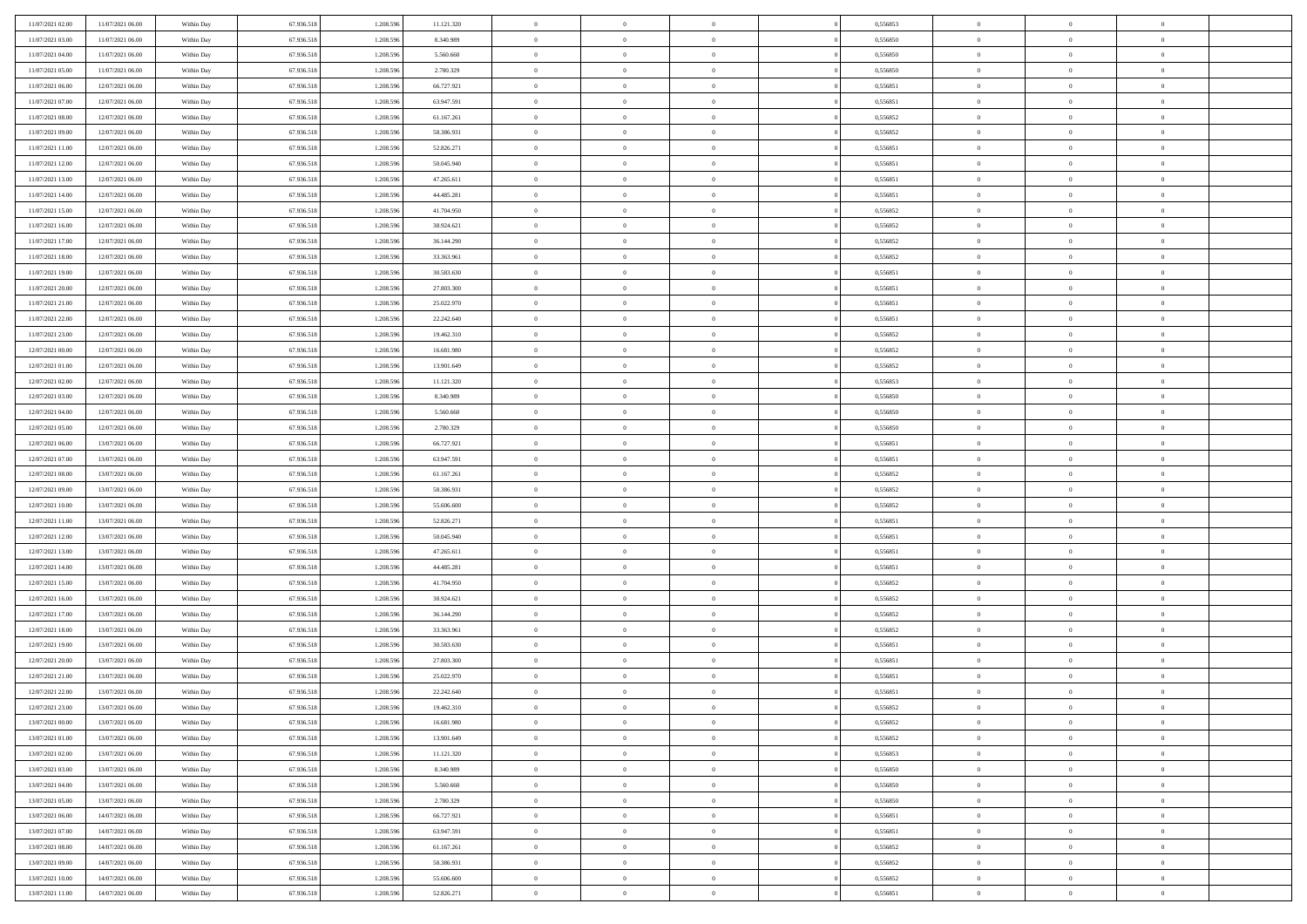| | | | | | | | | | | | | | | |
|---|---|---|---|---|---|---|---|---|---|---|---|---|---|---|
| 11/07/2021 02:00 | 11/07/2021 06:00 | Within Day | 67.936.518 | 1.208.596 | 11.121.320 | 0 | 0 | 0 | | 0,556853 | 0 | 0 | 0 | |
| 11/07/2021 03:00 | 11/07/2021 06:00 | Within Day | 67.936.518 | 1.208.596 | 8.340.989 | 0 | 0 | 0 | | 0,556850 | 0 | 0 | 0 | |
| 11/07/2021 04:00 | 11/07/2021 06:00 | Within Day | 67.936.518 | 1.208.596 | 5.560.660 | 0 | 0 | 0 | | 0,556850 | 0 | 0 | 0 | |
| 11/07/2021 05:00 | 11/07/2021 06:00 | Within Day | 67.936.518 | 1.208.596 | 2.780.329 | 0 | 0 | 0 | | 0,556850 | 0 | 0 | 0 | |
| 11/07/2021 06:00 | 12/07/2021 06:00 | Within Day | 67.936.518 | 1.208.596 | 66.727.921 | 0 | 0 | 0 | | 0,556851 | 0 | 0 | 0 | |
| 11/07/2021 07:00 | 12/07/2021 06:00 | Within Day | 67.936.518 | 1.208.596 | 63.947.591 | 0 | 0 | 0 | | 0,556851 | 0 | 0 | 0 | |
| 11/07/2021 08:00 | 12/07/2021 06:00 | Within Day | 67.936.518 | 1.208.596 | 61.167.261 | 0 | 0 | 0 | | 0,556852 | 0 | 0 | 0 | |
| 11/07/2021 09:00 | 12/07/2021 06:00 | Within Day | 67.936.518 | 1.208.596 | 58.386.931 | 0 | 0 | 0 | | 0,556852 | 0 | 0 | 0 | |
| 11/07/2021 11:00 | 12/07/2021 06:00 | Within Day | 67.936.518 | 1.208.596 | 52.826.271 | 0 | 0 | 0 | | 0,556851 | 0 | 0 | 0 | |
| 11/07/2021 12:00 | 12/07/2021 06:00 | Within Day | 67.936.518 | 1.208.596 | 50.045.940 | 0 | 0 | 0 | | 0,556851 | 0 | 0 | 0 | |
| 11/07/2021 13:00 | 12/07/2021 06:00 | Within Day | 67.936.518 | 1.208.596 | 47.265.611 | 0 | 0 | 0 | | 0,556851 | 0 | 0 | 0 | |
| 11/07/2021 14:00 | 12/07/2021 06:00 | Within Day | 67.936.518 | 1.208.596 | 44.485.281 | 0 | 0 | 0 | | 0,556851 | 0 | 0 | 0 | |
| 11/07/2021 15:00 | 12/07/2021 06:00 | Within Day | 67.936.518 | 1.208.596 | 41.704.950 | 0 | 0 | 0 | | 0,556852 | 0 | 0 | 0 | |
| 11/07/2021 16:00 | 12/07/2021 06:00 | Within Day | 67.936.518 | 1.208.596 | 38.924.621 | 0 | 0 | 0 | | 0,556852 | 0 | 0 | 0 | |
| 11/07/2021 17:00 | 12/07/2021 06:00 | Within Day | 67.936.518 | 1.208.596 | 36.144.290 | 0 | 0 | 0 | | 0,556852 | 0 | 0 | 0 | |
| 11/07/2021 18:00 | 12/07/2021 06:00 | Within Day | 67.936.518 | 1.208.596 | 33.363.961 | 0 | 0 | 0 | | 0,556852 | 0 | 0 | 0 | |
| 11/07/2021 19:00 | 12/07/2021 06:00 | Within Day | 67.936.518 | 1.208.596 | 30.583.630 | 0 | 0 | 0 | | 0,556851 | 0 | 0 | 0 | |
| 11/07/2021 20:00 | 12/07/2021 06:00 | Within Day | 67.936.518 | 1.208.596 | 27.803.300 | 0 | 0 | 0 | | 0,556851 | 0 | 0 | 0 | |
| 11/07/2021 21:00 | 12/07/2021 06:00 | Within Day | 67.936.518 | 1.208.596 | 25.022.970 | 0 | 0 | 0 | | 0,556851 | 0 | 0 | 0 | |
| 11/07/2021 22:00 | 12/07/2021 06:00 | Within Day | 67.936.518 | 1.208.596 | 22.242.640 | 0 | 0 | 0 | | 0,556851 | 0 | 0 | 0 | |
| 11/07/2021 23:00 | 12/07/2021 06:00 | Within Day | 67.936.518 | 1.208.596 | 19.462.310 | 0 | 0 | 0 | | 0,556852 | 0 | 0 | 0 | |
| 12/07/2021 00:00 | 12/07/2021 06:00 | Within Day | 67.936.518 | 1.208.596 | 16.681.980 | 0 | 0 | 0 | | 0,556852 | 0 | 0 | 0 | |
| 12/07/2021 01:00 | 12/07/2021 06:00 | Within Day | 67.936.518 | 1.208.596 | 13.901.649 | 0 | 0 | 0 | | 0,556852 | 0 | 0 | 0 | |
| 12/07/2021 02:00 | 12/07/2021 06:00 | Within Day | 67.936.518 | 1.208.596 | 11.121.320 | 0 | 0 | 0 | | 0,556853 | 0 | 0 | 0 | |
| 12/07/2021 03:00 | 12/07/2021 06:00 | Within Day | 67.936.518 | 1.208.596 | 8.340.989 | 0 | 0 | 0 | | 0,556850 | 0 | 0 | 0 | |
| 12/07/2021 04:00 | 12/07/2021 06:00 | Within Day | 67.936.518 | 1.208.596 | 5.560.660 | 0 | 0 | 0 | | 0,556850 | 0 | 0 | 0 | |
| 12/07/2021 05:00 | 12/07/2021 06:00 | Within Day | 67.936.518 | 1.208.596 | 2.780.329 | 0 | 0 | 0 | | 0,556850 | 0 | 0 | 0 | |
| 12/07/2021 06:00 | 13/07/2021 06:00 | Within Day | 67.936.518 | 1.208.596 | 66.727.921 | 0 | 0 | 0 | | 0,556851 | 0 | 0 | 0 | |
| 12/07/2021 07:00 | 13/07/2021 06:00 | Within Day | 67.936.518 | 1.208.596 | 63.947.591 | 0 | 0 | 0 | | 0,556851 | 0 | 0 | 0 | |
| 12/07/2021 08:00 | 13/07/2021 06:00 | Within Day | 67.936.518 | 1.208.596 | 61.167.261 | 0 | 0 | 0 | | 0,556852 | 0 | 0 | 0 | |
| 12/07/2021 09:00 | 13/07/2021 06:00 | Within Day | 67.936.518 | 1.208.596 | 58.386.931 | 0 | 0 | 0 | | 0,556852 | 0 | 0 | 0 | |
| 12/07/2021 10:00 | 13/07/2021 06:00 | Within Day | 67.936.518 | 1.208.596 | 55.606.600 | 0 | 0 | 0 | | 0,556852 | 0 | 0 | 0 | |
| 12/07/2021 11:00 | 13/07/2021 06:00 | Within Day | 67.936.518 | 1.208.596 | 52.826.271 | 0 | 0 | 0 | | 0,556851 | 0 | 0 | 0 | |
| 12/07/2021 12:00 | 13/07/2021 06:00 | Within Day | 67.936.518 | 1.208.596 | 50.045.940 | 0 | 0 | 0 | | 0,556851 | 0 | 0 | 0 | |
| 12/07/2021 13:00 | 13/07/2021 06:00 | Within Day | 67.936.518 | 1.208.596 | 47.265.611 | 0 | 0 | 0 | | 0,556851 | 0 | 0 | 0 | |
| 12/07/2021 14:00 | 13/07/2021 06:00 | Within Day | 67.936.518 | 1.208.596 | 44.485.281 | 0 | 0 | 0 | | 0,556851 | 0 | 0 | 0 | |
| 12/07/2021 15:00 | 13/07/2021 06:00 | Within Day | 67.936.518 | 1.208.596 | 41.704.950 | 0 | 0 | 0 | | 0,556852 | 0 | 0 | 0 | |
| 12/07/2021 16:00 | 13/07/2021 06:00 | Within Day | 67.936.518 | 1.208.596 | 38.924.621 | 0 | 0 | 0 | | 0,556852 | 0 | 0 | 0 | |
| 12/07/2021 17:00 | 13/07/2021 06:00 | Within Day | 67.936.518 | 1.208.596 | 36.144.290 | 0 | 0 | 0 | | 0,556852 | 0 | 0 | 0 | |
| 12/07/2021 18:00 | 13/07/2021 06:00 | Within Day | 67.936.518 | 1.208.596 | 33.363.961 | 0 | 0 | 0 | | 0,556852 | 0 | 0 | 0 | |
| 12/07/2021 19:00 | 13/07/2021 06:00 | Within Day | 67.936.518 | 1.208.596 | 30.583.630 | 0 | 0 | 0 | | 0,556851 | 0 | 0 | 0 | |
| 12/07/2021 20:00 | 13/07/2021 06:00 | Within Day | 67.936.518 | 1.208.596 | 27.803.300 | 0 | 0 | 0 | | 0,556851 | 0 | 0 | 0 | |
| 12/07/2021 21:00 | 13/07/2021 06:00 | Within Day | 67.936.518 | 1.208.596 | 25.022.970 | 0 | 0 | 0 | | 0,556851 | 0 | 0 | 0 | |
| 12/07/2021 22:00 | 13/07/2021 06:00 | Within Day | 67.936.518 | 1.208.596 | 22.242.640 | 0 | 0 | 0 | | 0,556851 | 0 | 0 | 0 | |
| 12/07/2021 23:00 | 13/07/2021 06:00 | Within Day | 67.936.518 | 1.208.596 | 19.462.310 | 0 | 0 | 0 | | 0,556852 | 0 | 0 | 0 | |
| 13/07/2021 00:00 | 13/07/2021 06:00 | Within Day | 67.936.518 | 1.208.596 | 16.681.980 | 0 | 0 | 0 | | 0,556852 | 0 | 0 | 0 | |
| 13/07/2021 01:00 | 13/07/2021 06:00 | Within Day | 67.936.518 | 1.208.596 | 13.901.649 | 0 | 0 | 0 | | 0,556852 | 0 | 0 | 0 | |
| 13/07/2021 02:00 | 13/07/2021 06:00 | Within Day | 67.936.518 | 1.208.596 | 11.121.320 | 0 | 0 | 0 | | 0,556853 | 0 | 0 | 0 | |
| 13/07/2021 03:00 | 13/07/2021 06:00 | Within Day | 67.936.518 | 1.208.596 | 8.340.989 | 0 | 0 | 0 | | 0,556850 | 0 | 0 | 0 | |
| 13/07/2021 04:00 | 13/07/2021 06:00 | Within Day | 67.936.518 | 1.208.596 | 5.560.660 | 0 | 0 | 0 | | 0,556850 | 0 | 0 | 0 | |
| 13/07/2021 05:00 | 13/07/2021 06:00 | Within Day | 67.936.518 | 1.208.596 | 2.780.329 | 0 | 0 | 0 | | 0,556850 | 0 | 0 | 0 | |
| 13/07/2021 06:00 | 14/07/2021 06:00 | Within Day | 67.936.518 | 1.208.596 | 66.727.921 | 0 | 0 | 0 | | 0,556851 | 0 | 0 | 0 | |
| 13/07/2021 07:00 | 14/07/2021 06:00 | Within Day | 67.936.518 | 1.208.596 | 63.947.591 | 0 | 0 | 0 | | 0,556851 | 0 | 0 | 0 | |
| 13/07/2021 08:00 | 14/07/2021 06:00 | Within Day | 67.936.518 | 1.208.596 | 61.167.261 | 0 | 0 | 0 | | 0,556852 | 0 | 0 | 0 | |
| 13/07/2021 09:00 | 14/07/2021 06:00 | Within Day | 67.936.518 | 1.208.596 | 58.386.931 | 0 | 0 | 0 | | 0,556852 | 0 | 0 | 0 | |
| 13/07/2021 10:00 | 14/07/2021 06:00 | Within Day | 67.936.518 | 1.208.596 | 55.606.600 | 0 | 0 | 0 | | 0,556852 | 0 | 0 | 0 | |
| 13/07/2021 11:00 | 14/07/2021 06:00 | Within Day | 67.936.518 | 1.208.596 | 52.826.271 | 0 | 0 | 0 | | 0,556851 | 0 | 0 | 0 | |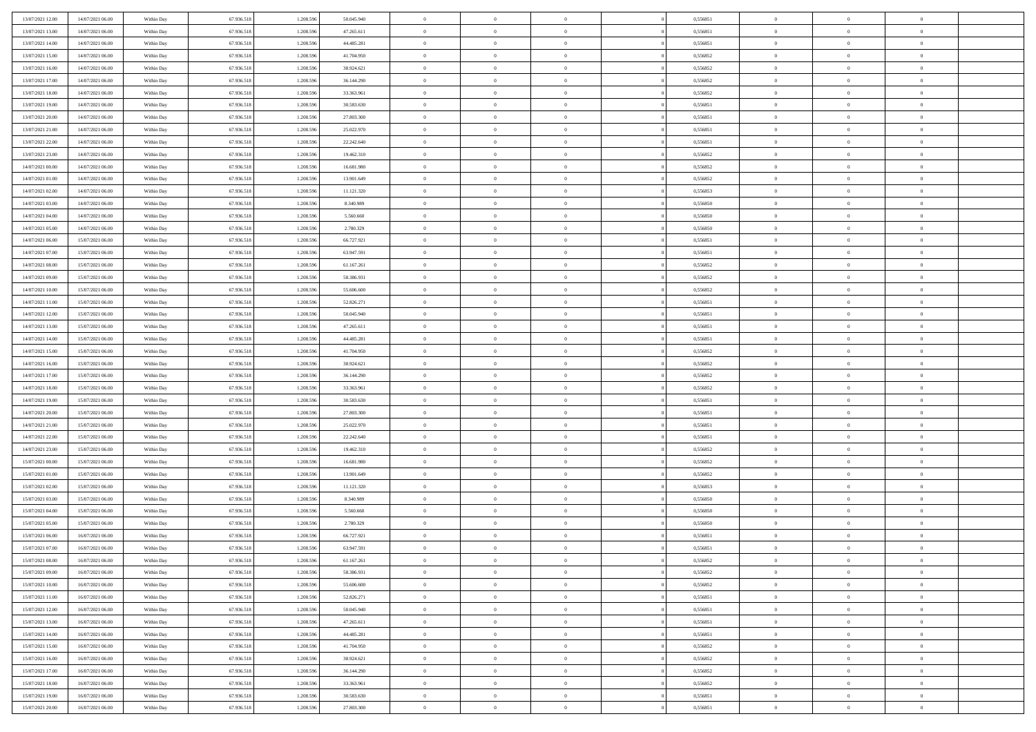| | | | | | | | | | | | | | | |
|---|---|---|---|---|---|---|---|---|---|---|---|---|---|---|
| 13/07/2021 12:00 | 14/07/2021 06:00 | Within Day | 67.936.518 | 1.208.596 | 50.045.940 | 0 | 0 | 0 | 0 | 0,556851 | 0 | 0 | 0 | |
| 13/07/2021 13:00 | 14/07/2021 06:00 | Within Day | 67.936.518 | 1.208.596 | 47.265.611 | 0 | 0 | 0 | 0 | 0,556851 | 0 | 0 | 0 | |
| 13/07/2021 14:00 | 14/07/2021 06:00 | Within Day | 67.936.518 | 1.208.596 | 44.485.281 | 0 | 0 | 0 | 0 | 0,556851 | 0 | 0 | 0 | |
| 13/07/2021 15:00 | 14/07/2021 06:00 | Within Day | 67.936.518 | 1.208.596 | 41.704.950 | 0 | 0 | 0 | 0 | 0,556852 | 0 | 0 | 0 | |
| 13/07/2021 16:00 | 14/07/2021 06:00 | Within Day | 67.936.518 | 1.208.596 | 38.924.621 | 0 | 0 | 0 | 0 | 0,556852 | 0 | 0 | 0 | |
| 13/07/2021 17:00 | 14/07/2021 06:00 | Within Day | 67.936.518 | 1.208.596 | 36.144.290 | 0 | 0 | 0 | 0 | 0,556852 | 0 | 0 | 0 | |
| 13/07/2021 18:00 | 14/07/2021 06:00 | Within Day | 67.936.518 | 1.208.596 | 33.363.961 | 0 | 0 | 0 | 0 | 0,556852 | 0 | 0 | 0 | |
| 13/07/2021 19:00 | 14/07/2021 06:00 | Within Day | 67.936.518 | 1.208.596 | 30.583.630 | 0 | 0 | 0 | 0 | 0,556851 | 0 | 0 | 0 | |
| 13/07/2021 20:00 | 14/07/2021 06:00 | Within Day | 67.936.518 | 1.208.596 | 27.803.300 | 0 | 0 | 0 | 0 | 0,556851 | 0 | 0 | 0 | |
| 13/07/2021 21:00 | 14/07/2021 06:00 | Within Day | 67.936.518 | 1.208.596 | 25.022.970 | 0 | 0 | 0 | 0 | 0,556851 | 0 | 0 | 0 | |
| 13/07/2021 22:00 | 14/07/2021 06:00 | Within Day | 67.936.518 | 1.208.596 | 22.242.640 | 0 | 0 | 0 | 0 | 0,556851 | 0 | 0 | 0 | |
| 13/07/2021 23:00 | 14/07/2021 06:00 | Within Day | 67.936.518 | 1.208.596 | 19.462.310 | 0 | 0 | 0 | 0 | 0,556852 | 0 | 0 | 0 | |
| 14/07/2021 00:00 | 14/07/2021 06:00 | Within Day | 67.936.518 | 1.208.596 | 16.681.980 | 0 | 0 | 0 | 0 | 0,556852 | 0 | 0 | 0 | |
| 14/07/2021 01:00 | 14/07/2021 06:00 | Within Day | 67.936.518 | 1.208.596 | 13.901.649 | 0 | 0 | 0 | 0 | 0,556852 | 0 | 0 | 0 | |
| 14/07/2021 02:00 | 14/07/2021 06:00 | Within Day | 67.936.518 | 1.208.596 | 11.121.320 | 0 | 0 | 0 | 0 | 0,556853 | 0 | 0 | 0 | |
| 14/07/2021 03:00 | 14/07/2021 06:00 | Within Day | 67.936.518 | 1.208.596 | 8.340.989 | 0 | 0 | 0 | 0 | 0,556850 | 0 | 0 | 0 | |
| 14/07/2021 04:00 | 14/07/2021 06:00 | Within Day | 67.936.518 | 1.208.596 | 5.560.660 | 0 | 0 | 0 | 0 | 0,556850 | 0 | 0 | 0 | |
| 14/07/2021 05:00 | 14/07/2021 06:00 | Within Day | 67.936.518 | 1.208.596 | 2.780.329 | 0 | 0 | 0 | 0 | 0,556850 | 0 | 0 | 0 | |
| 14/07/2021 06:00 | 15/07/2021 06:00 | Within Day | 67.936.518 | 1.208.596 | 66.727.921 | 0 | 0 | 0 | 0 | 0,556851 | 0 | 0 | 0 | |
| 14/07/2021 07:00 | 15/07/2021 06:00 | Within Day | 67.936.518 | 1.208.596 | 63.947.591 | 0 | 0 | 0 | 0 | 0,556851 | 0 | 0 | 0 | |
| 14/07/2021 08:00 | 15/07/2021 06:00 | Within Day | 67.936.518 | 1.208.596 | 61.167.261 | 0 | 0 | 0 | 0 | 0,556852 | 0 | 0 | 0 | |
| 14/07/2021 09:00 | 15/07/2021 06:00 | Within Day | 67.936.518 | 1.208.596 | 58.386.931 | 0 | 0 | 0 | 0 | 0,556852 | 0 | 0 | 0 | |
| 14/07/2021 10:00 | 15/07/2021 06:00 | Within Day | 67.936.518 | 1.208.596 | 55.606.600 | 0 | 0 | 0 | 0 | 0,556852 | 0 | 0 | 0 | |
| 14/07/2021 11:00 | 15/07/2021 06:00 | Within Day | 67.936.518 | 1.208.596 | 52.826.271 | 0 | 0 | 0 | 0 | 0,556851 | 0 | 0 | 0 | |
| 14/07/2021 12:00 | 15/07/2021 06:00 | Within Day | 67.936.518 | 1.208.596 | 50.045.940 | 0 | 0 | 0 | 0 | 0,556851 | 0 | 0 | 0 | |
| 14/07/2021 13:00 | 15/07/2021 06:00 | Within Day | 67.936.518 | 1.208.596 | 47.265.611 | 0 | 0 | 0 | 0 | 0,556851 | 0 | 0 | 0 | |
| 14/07/2021 14:00 | 15/07/2021 06:00 | Within Day | 67.936.518 | 1.208.596 | 44.485.281 | 0 | 0 | 0 | 0 | 0,556851 | 0 | 0 | 0 | |
| 14/07/2021 15:00 | 15/07/2021 06:00 | Within Day | 67.936.518 | 1.208.596 | 41.704.950 | 0 | 0 | 0 | 0 | 0,556852 | 0 | 0 | 0 | |
| 14/07/2021 16:00 | 15/07/2021 06:00 | Within Day | 67.936.518 | 1.208.596 | 38.924.621 | 0 | 0 | 0 | 0 | 0,556852 | 0 | 0 | 0 | |
| 14/07/2021 17:00 | 15/07/2021 06:00 | Within Day | 67.936.518 | 1.208.596 | 36.144.290 | 0 | 0 | 0 | 0 | 0,556852 | 0 | 0 | 0 | |
| 14/07/2021 18:00 | 15/07/2021 06:00 | Within Day | 67.936.518 | 1.208.596 | 33.363.961 | 0 | 0 | 0 | 0 | 0,556852 | 0 | 0 | 0 | |
| 14/07/2021 19:00 | 15/07/2021 06:00 | Within Day | 67.936.518 | 1.208.596 | 30.583.630 | 0 | 0 | 0 | 0 | 0,556851 | 0 | 0 | 0 | |
| 14/07/2021 20:00 | 15/07/2021 06:00 | Within Day | 67.936.518 | 1.208.596 | 27.803.300 | 0 | 0 | 0 | 0 | 0,556851 | 0 | 0 | 0 | |
| 14/07/2021 21:00 | 15/07/2021 06:00 | Within Day | 67.936.518 | 1.208.596 | 25.022.970 | 0 | 0 | 0 | 0 | 0,556851 | 0 | 0 | 0 | |
| 14/07/2021 22:00 | 15/07/2021 06:00 | Within Day | 67.936.518 | 1.208.596 | 22.242.640 | 0 | 0 | 0 | 0 | 0,556851 | 0 | 0 | 0 | |
| 14/07/2021 23:00 | 15/07/2021 06:00 | Within Day | 67.936.518 | 1.208.596 | 19.462.310 | 0 | 0 | 0 | 0 | 0,556852 | 0 | 0 | 0 | |
| 15/07/2021 00:00 | 15/07/2021 06:00 | Within Day | 67.936.518 | 1.208.596 | 16.681.980 | 0 | 0 | 0 | 0 | 0,556852 | 0 | 0 | 0 | |
| 15/07/2021 01:00 | 15/07/2021 06:00 | Within Day | 67.936.518 | 1.208.596 | 13.901.649 | 0 | 0 | 0 | 0 | 0,556852 | 0 | 0 | 0 | |
| 15/07/2021 02:00 | 15/07/2021 06:00 | Within Day | 67.936.518 | 1.208.596 | 11.121.320 | 0 | 0 | 0 | 0 | 0,556853 | 0 | 0 | 0 | |
| 15/07/2021 03:00 | 15/07/2021 06:00 | Within Day | 67.936.518 | 1.208.596 | 8.340.989 | 0 | 0 | 0 | 0 | 0,556850 | 0 | 0 | 0 | |
| 15/07/2021 04:00 | 15/07/2021 06:00 | Within Day | 67.936.518 | 1.208.596 | 5.560.660 | 0 | 0 | 0 | 0 | 0,556850 | 0 | 0 | 0 | |
| 15/07/2021 05:00 | 15/07/2021 06:00 | Within Day | 67.936.518 | 1.208.596 | 2.780.329 | 0 | 0 | 0 | 0 | 0,556850 | 0 | 0 | 0 | |
| 15/07/2021 06:00 | 16/07/2021 06:00 | Within Day | 67.936.518 | 1.208.596 | 66.727.921 | 0 | 0 | 0 | 0 | 0,556851 | 0 | 0 | 0 | |
| 15/07/2021 07:00 | 16/07/2021 06:00 | Within Day | 67.936.518 | 1.208.596 | 63.947.591 | 0 | 0 | 0 | 0 | 0,556851 | 0 | 0 | 0 | |
| 15/07/2021 08:00 | 16/07/2021 06:00 | Within Day | 67.936.518 | 1.208.596 | 61.167.261 | 0 | 0 | 0 | 0 | 0,556852 | 0 | 0 | 0 | |
| 15/07/2021 09:00 | 16/07/2021 06:00 | Within Day | 67.936.518 | 1.208.596 | 58.386.931 | 0 | 0 | 0 | 0 | 0,556852 | 0 | 0 | 0 | |
| 15/07/2021 10:00 | 16/07/2021 06:00 | Within Day | 67.936.518 | 1.208.596 | 55.606.600 | 0 | 0 | 0 | 0 | 0,556852 | 0 | 0 | 0 | |
| 15/07/2021 11:00 | 16/07/2021 06:00 | Within Day | 67.936.518 | 1.208.596 | 52.826.271 | 0 | 0 | 0 | 0 | 0,556851 | 0 | 0 | 0 | |
| 15/07/2021 12:00 | 16/07/2021 06:00 | Within Day | 67.936.518 | 1.208.596 | 50.045.940 | 0 | 0 | 0 | 0 | 0,556851 | 0 | 0 | 0 | |
| 15/07/2021 13:00 | 16/07/2021 06:00 | Within Day | 67.936.518 | 1.208.596 | 47.265.611 | 0 | 0 | 0 | 0 | 0,556851 | 0 | 0 | 0 | |
| 15/07/2021 14:00 | 16/07/2021 06:00 | Within Day | 67.936.518 | 1.208.596 | 44.485.281 | 0 | 0 | 0 | 0 | 0,556851 | 0 | 0 | 0 | |
| 15/07/2021 15:00 | 16/07/2021 06:00 | Within Day | 67.936.518 | 1.208.596 | 41.704.950 | 0 | 0 | 0 | 0 | 0,556852 | 0 | 0 | 0 | |
| 15/07/2021 16:00 | 16/07/2021 06:00 | Within Day | 67.936.518 | 1.208.596 | 38.924.621 | 0 | 0 | 0 | 0 | 0,556852 | 0 | 0 | 0 | |
| 15/07/2021 17:00 | 16/07/2021 06:00 | Within Day | 67.936.518 | 1.208.596 | 36.144.290 | 0 | 0 | 0 | 0 | 0,556852 | 0 | 0 | 0 | |
| 15/07/2021 18:00 | 16/07/2021 06:00 | Within Day | 67.936.518 | 1.208.596 | 33.363.961 | 0 | 0 | 0 | 0 | 0,556852 | 0 | 0 | 0 | |
| 15/07/2021 19:00 | 16/07/2021 06:00 | Within Day | 67.936.518 | 1.208.596 | 30.583.630 | 0 | 0 | 0 | 0 | 0,556851 | 0 | 0 | 0 | |
| 15/07/2021 20:00 | 16/07/2021 06:00 | Within Day | 67.936.518 | 1.208.596 | 27.803.300 | 0 | 0 | 0 | 0 | 0,556851 | 0 | 0 | 0 | |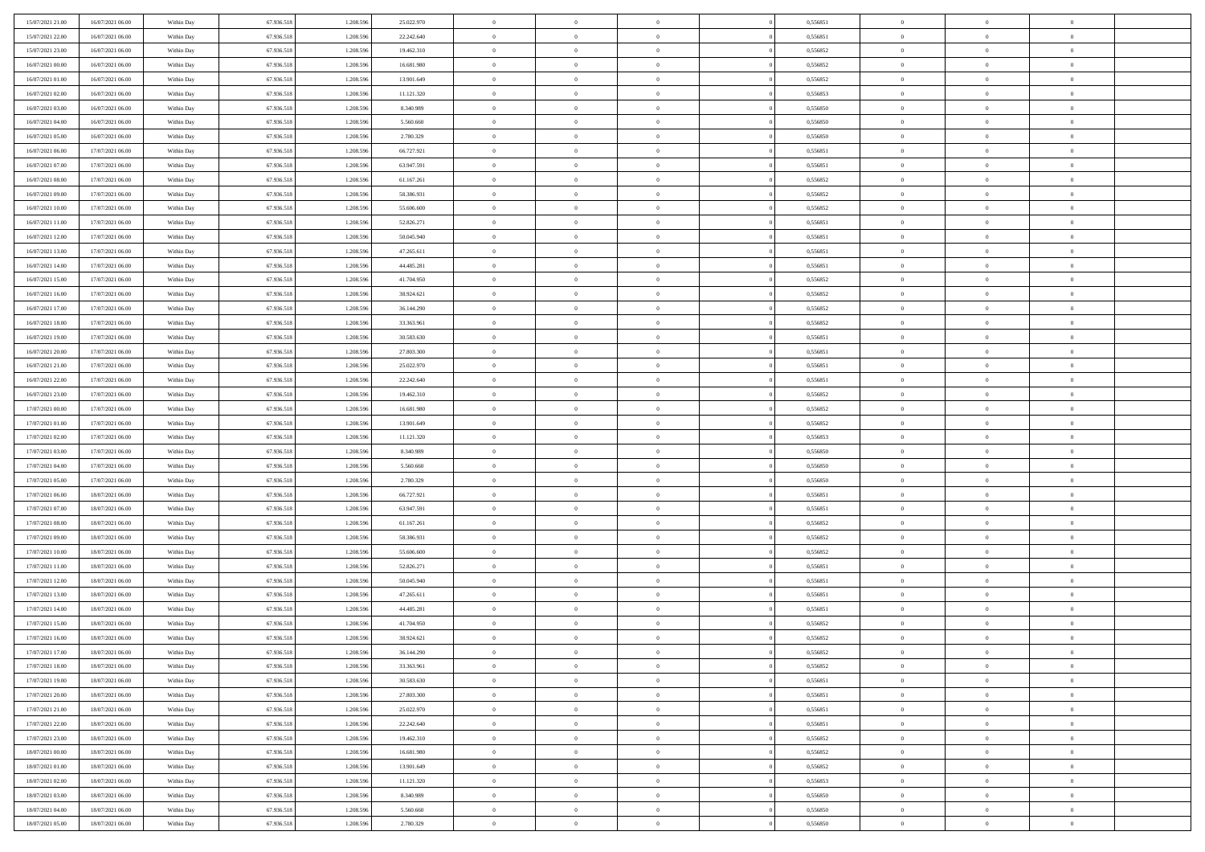| | | | | | | | | | | | | | | |
|---|---|---|---|---|---|---|---|---|---|---|---|---|---|---|
| 15/07/2021 21:00 | 16/07/2021 06:00 | Within Day | 67.936.518 | 1.208.596 | 25.022.970 | 0 | 0 | 0 | 0 | 0,556851 | 0 | 0 | 0 | |
| 15/07/2021 22:00 | 16/07/2021 06:00 | Within Day | 67.936.518 | 1.208.596 | 22.242.640 | 0 | 0 | 0 | 0 | 0,556851 | 0 | 0 | 0 | |
| 15/07/2021 23:00 | 16/07/2021 06:00 | Within Day | 67.936.518 | 1.208.596 | 19.462.310 | 0 | 0 | 0 | 0 | 0,556852 | 0 | 0 | 0 | |
| 16/07/2021 00:00 | 16/07/2021 06:00 | Within Day | 67.936.518 | 1.208.596 | 16.681.980 | 0 | 0 | 0 | 0 | 0,556852 | 0 | 0 | 0 | |
| 16/07/2021 01:00 | 16/07/2021 06:00 | Within Day | 67.936.518 | 1.208.596 | 13.901.649 | 0 | 0 | 0 | 0 | 0,556852 | 0 | 0 | 0 | |
| 16/07/2021 02:00 | 16/07/2021 06:00 | Within Day | 67.936.518 | 1.208.596 | 11.121.320 | 0 | 0 | 0 | 0 | 0,556853 | 0 | 0 | 0 | |
| 16/07/2021 03:00 | 16/07/2021 06:00 | Within Day | 67.936.518 | 1.208.596 | 8.340.989 | 0 | 0 | 0 | 0 | 0,556850 | 0 | 0 | 0 | |
| 16/07/2021 04:00 | 16/07/2021 06:00 | Within Day | 67.936.518 | 1.208.596 | 5.560.660 | 0 | 0 | 0 | 0 | 0,556850 | 0 | 0 | 0 | |
| 16/07/2021 05:00 | 16/07/2021 06:00 | Within Day | 67.936.518 | 1.208.596 | 2.780.329 | 0 | 0 | 0 | 0 | 0,556850 | 0 | 0 | 0 | |
| 16/07/2021 06:00 | 17/07/2021 06:00 | Within Day | 67.936.518 | 1.208.596 | 66.727.921 | 0 | 0 | 0 | 0 | 0,556851 | 0 | 0 | 0 | |
| 16/07/2021 07:00 | 17/07/2021 06:00 | Within Day | 67.936.518 | 1.208.596 | 63.947.591 | 0 | 0 | 0 | 0 | 0,556851 | 0 | 0 | 0 | |
| 16/07/2021 08:00 | 17/07/2021 06:00 | Within Day | 67.936.518 | 1.208.596 | 61.167.261 | 0 | 0 | 0 | 0 | 0,556852 | 0 | 0 | 0 | |
| 16/07/2021 09:00 | 17/07/2021 06:00 | Within Day | 67.936.518 | 1.208.596 | 58.386.931 | 0 | 0 | 0 | 0 | 0,556852 | 0 | 0 | 0 | |
| 16/07/2021 10:00 | 17/07/2021 06:00 | Within Day | 67.936.518 | 1.208.596 | 55.606.600 | 0 | 0 | 0 | 0 | 0,556852 | 0 | 0 | 0 | |
| 16/07/2021 11:00 | 17/07/2021 06:00 | Within Day | 67.936.518 | 1.208.596 | 52.826.271 | 0 | 0 | 0 | 0 | 0,556851 | 0 | 0 | 0 | |
| 16/07/2021 12:00 | 17/07/2021 06:00 | Within Day | 67.936.518 | 1.208.596 | 50.045.940 | 0 | 0 | 0 | 0 | 0,556851 | 0 | 0 | 0 | |
| 16/07/2021 13:00 | 17/07/2021 06:00 | Within Day | 67.936.518 | 1.208.596 | 47.265.611 | 0 | 0 | 0 | 0 | 0,556851 | 0 | 0 | 0 | |
| 16/07/2021 14:00 | 17/07/2021 06:00 | Within Day | 67.936.518 | 1.208.596 | 44.485.281 | 0 | 0 | 0 | 0 | 0,556851 | 0 | 0 | 0 | |
| 16/07/2021 15:00 | 17/07/2021 06:00 | Within Day | 67.936.518 | 1.208.596 | 41.704.950 | 0 | 0 | 0 | 0 | 0,556852 | 0 | 0 | 0 | |
| 16/07/2021 16:00 | 17/07/2021 06:00 | Within Day | 67.936.518 | 1.208.596 | 38.924.621 | 0 | 0 | 0 | 0 | 0,556852 | 0 | 0 | 0 | |
| 16/07/2021 17:00 | 17/07/2021 06:00 | Within Day | 67.936.518 | 1.208.596 | 36.144.290 | 0 | 0 | 0 | 0 | 0,556852 | 0 | 0 | 0 | |
| 16/07/2021 18:00 | 17/07/2021 06:00 | Within Day | 67.936.518 | 1.208.596 | 33.363.961 | 0 | 0 | 0 | 0 | 0,556852 | 0 | 0 | 0 | |
| 16/07/2021 19:00 | 17/07/2021 06:00 | Within Day | 67.936.518 | 1.208.596 | 30.583.630 | 0 | 0 | 0 | 0 | 0,556851 | 0 | 0 | 0 | |
| 16/07/2021 20:00 | 17/07/2021 06:00 | Within Day | 67.936.518 | 1.208.596 | 27.803.300 | 0 | 0 | 0 | 0 | 0,556851 | 0 | 0 | 0 | |
| 16/07/2021 21:00 | 17/07/2021 06:00 | Within Day | 67.936.518 | 1.208.596 | 25.022.970 | 0 | 0 | 0 | 0 | 0,556851 | 0 | 0 | 0 | |
| 16/07/2021 22:00 | 17/07/2021 06:00 | Within Day | 67.936.518 | 1.208.596 | 22.242.640 | 0 | 0 | 0 | 0 | 0,556851 | 0 | 0 | 0 | |
| 16/07/2021 23:00 | 17/07/2021 06:00 | Within Day | 67.936.518 | 1.208.596 | 19.462.310 | 0 | 0 | 0 | 0 | 0,556852 | 0 | 0 | 0 | |
| 17/07/2021 00:00 | 17/07/2021 06:00 | Within Day | 67.936.518 | 1.208.596 | 16.681.980 | 0 | 0 | 0 | 0 | 0,556852 | 0 | 0 | 0 | |
| 17/07/2021 01:00 | 17/07/2021 06:00 | Within Day | 67.936.518 | 1.208.596 | 13.901.649 | 0 | 0 | 0 | 0 | 0,556852 | 0 | 0 | 0 | |
| 17/07/2021 02:00 | 17/07/2021 06:00 | Within Day | 67.936.518 | 1.208.596 | 11.121.320 | 0 | 0 | 0 | 0 | 0,556853 | 0 | 0 | 0 | |
| 17/07/2021 03:00 | 17/07/2021 06:00 | Within Day | 67.936.518 | 1.208.596 | 8.340.989 | 0 | 0 | 0 | 0 | 0,556850 | 0 | 0 | 0 | |
| 17/07/2021 04:00 | 17/07/2021 06:00 | Within Day | 67.936.518 | 1.208.596 | 5.560.660 | 0 | 0 | 0 | 0 | 0,556850 | 0 | 0 | 0 | |
| 17/07/2021 05:00 | 17/07/2021 06:00 | Within Day | 67.936.518 | 1.208.596 | 2.780.329 | 0 | 0 | 0 | 0 | 0,556850 | 0 | 0 | 0 | |
| 17/07/2021 06:00 | 18/07/2021 06:00 | Within Day | 67.936.518 | 1.208.596 | 66.727.921 | 0 | 0 | 0 | 0 | 0,556851 | 0 | 0 | 0 | |
| 17/07/2021 07:00 | 18/07/2021 06:00 | Within Day | 67.936.518 | 1.208.596 | 63.947.591 | 0 | 0 | 0 | 0 | 0,556851 | 0 | 0 | 0 | |
| 17/07/2021 08:00 | 18/07/2021 06:00 | Within Day | 67.936.518 | 1.208.596 | 61.167.261 | 0 | 0 | 0 | 0 | 0,556852 | 0 | 0 | 0 | |
| 17/07/2021 09:00 | 18/07/2021 06:00 | Within Day | 67.936.518 | 1.208.596 | 58.386.931 | 0 | 0 | 0 | 0 | 0,556852 | 0 | 0 | 0 | |
| 17/07/2021 10:00 | 18/07/2021 06:00 | Within Day | 67.936.518 | 1.208.596 | 55.606.600 | 0 | 0 | 0 | 0 | 0,556852 | 0 | 0 | 0 | |
| 17/07/2021 11:00 | 18/07/2021 06:00 | Within Day | 67.936.518 | 1.208.596 | 52.826.271 | 0 | 0 | 0 | 0 | 0,556851 | 0 | 0 | 0 | |
| 17/07/2021 12:00 | 18/07/2021 06:00 | Within Day | 67.936.518 | 1.208.596 | 50.045.940 | 0 | 0 | 0 | 0 | 0,556851 | 0 | 0 | 0 | |
| 17/07/2021 13:00 | 18/07/2021 06:00 | Within Day | 67.936.518 | 1.208.596 | 47.265.611 | 0 | 0 | 0 | 0 | 0,556851 | 0 | 0 | 0 | |
| 17/07/2021 14:00 | 18/07/2021 06:00 | Within Day | 67.936.518 | 1.208.596 | 44.485.281 | 0 | 0 | 0 | 0 | 0,556851 | 0 | 0 | 0 | |
| 17/07/2021 15:00 | 18/07/2021 06:00 | Within Day | 67.936.518 | 1.208.596 | 41.704.950 | 0 | 0 | 0 | 0 | 0,556852 | 0 | 0 | 0 | |
| 17/07/2021 16:00 | 18/07/2021 06:00 | Within Day | 67.936.518 | 1.208.596 | 38.924.621 | 0 | 0 | 0 | 0 | 0,556852 | 0 | 0 | 0 | |
| 17/07/2021 17:00 | 18/07/2021 06:00 | Within Day | 67.936.518 | 1.208.596 | 36.144.290 | 0 | 0 | 0 | 0 | 0,556852 | 0 | 0 | 0 | |
| 17/07/2021 18:00 | 18/07/2021 06:00 | Within Day | 67.936.518 | 1.208.596 | 33.363.961 | 0 | 0 | 0 | 0 | 0,556852 | 0 | 0 | 0 | |
| 17/07/2021 19:00 | 18/07/2021 06:00 | Within Day | 67.936.518 | 1.208.596 | 30.583.630 | 0 | 0 | 0 | 0 | 0,556851 | 0 | 0 | 0 | |
| 17/07/2021 20:00 | 18/07/2021 06:00 | Within Day | 67.936.518 | 1.208.596 | 27.803.300 | 0 | 0 | 0 | 0 | 0,556851 | 0 | 0 | 0 | |
| 17/07/2021 21:00 | 18/07/2021 06:00 | Within Day | 67.936.518 | 1.208.596 | 25.022.970 | 0 | 0 | 0 | 0 | 0,556851 | 0 | 0 | 0 | |
| 17/07/2021 22:00 | 18/07/2021 06:00 | Within Day | 67.936.518 | 1.208.596 | 22.242.640 | 0 | 0 | 0 | 0 | 0,556851 | 0 | 0 | 0 | |
| 17/07/2021 23:00 | 18/07/2021 06:00 | Within Day | 67.936.518 | 1.208.596 | 19.462.310 | 0 | 0 | 0 | 0 | 0,556852 | 0 | 0 | 0 | |
| 18/07/2021 00:00 | 18/07/2021 06:00 | Within Day | 67.936.518 | 1.208.596 | 16.681.980 | 0 | 0 | 0 | 0 | 0,556852 | 0 | 0 | 0 | |
| 18/07/2021 01:00 | 18/07/2021 06:00 | Within Day | 67.936.518 | 1.208.596 | 13.901.649 | 0 | 0 | 0 | 0 | 0,556852 | 0 | 0 | 0 | |
| 18/07/2021 02:00 | 18/07/2021 06:00 | Within Day | 67.936.518 | 1.208.596 | 11.121.320 | 0 | 0 | 0 | 0 | 0,556853 | 0 | 0 | 0 | |
| 18/07/2021 03:00 | 18/07/2021 06:00 | Within Day | 67.936.518 | 1.208.596 | 8.340.989 | 0 | 0 | 0 | 0 | 0,556850 | 0 | 0 | 0 | |
| 18/07/2021 04:00 | 18/07/2021 06:00 | Within Day | 67.936.518 | 1.208.596 | 5.560.660 | 0 | 0 | 0 | 0 | 0,556850 | 0 | 0 | 0 | |
| 18/07/2021 05:00 | 18/07/2021 06:00 | Within Day | 67.936.518 | 1.208.596 | 2.780.329 | 0 | 0 | 0 | 0 | 0,556850 | 0 | 0 | 0 | |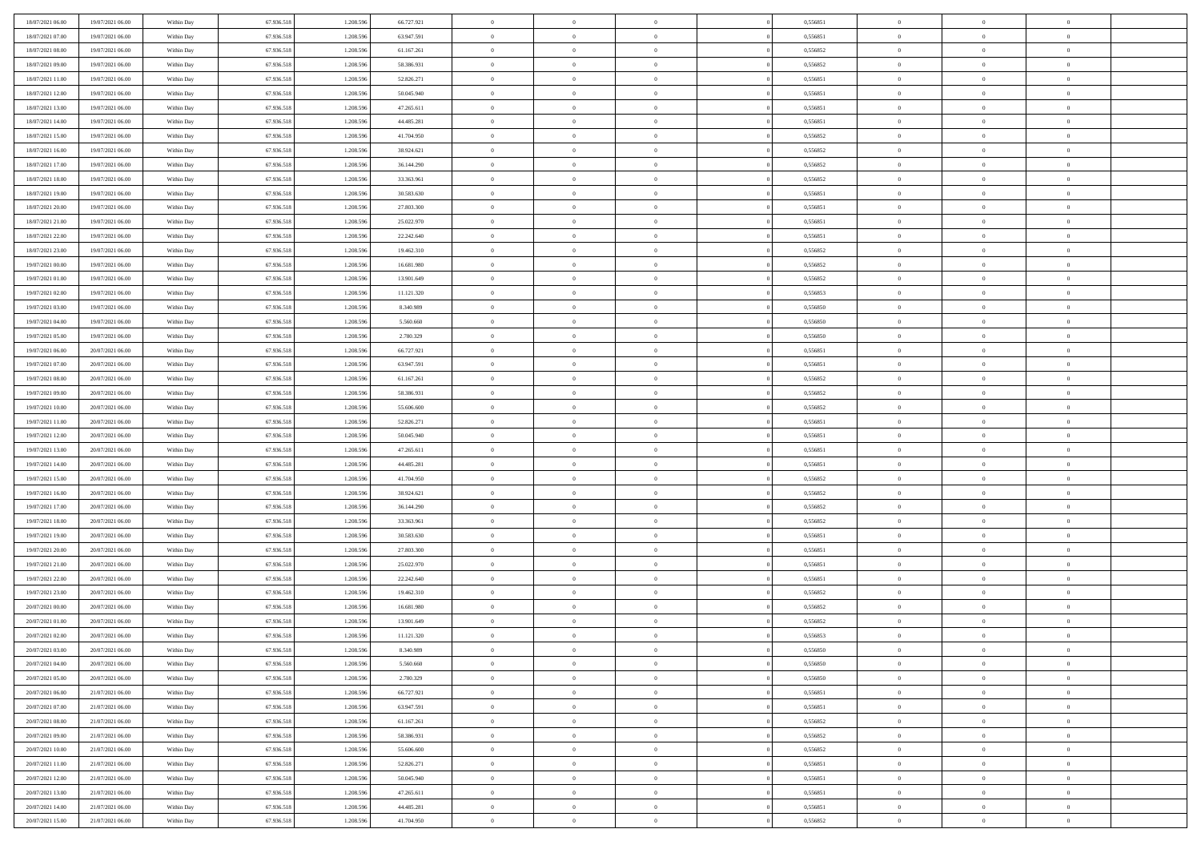| | | | | | | | | | | | | | | |
|---|---|---|---|---|---|---|---|---|---|---|---|---|---|---|
| 18/07/2021 06:00 | 19/07/2021 06:00 | Within Day | 67.936.518 | 1.208.596 | 66.727.921 | 0 | 0 | 0 | 0 | 0,556851 | 0 | 0 | 0 | |
| 18/07/2021 07:00 | 19/07/2021 06:00 | Within Day | 67.936.518 | 1.208.596 | 63.947.591 | 0 | 0 | 0 | 0 | 0,556851 | 0 | 0 | 0 | |
| 18/07/2021 08:00 | 19/07/2021 06:00 | Within Day | 67.936.518 | 1.208.596 | 61.167.261 | 0 | 0 | 0 | 0 | 0,556852 | 0 | 0 | 0 | |
| 18/07/2021 09:00 | 19/07/2021 06:00 | Within Day | 67.936.518 | 1.208.596 | 58.386.931 | 0 | 0 | 0 | 0 | 0,556852 | 0 | 0 | 0 | |
| 18/07/2021 11:00 | 19/07/2021 06:00 | Within Day | 67.936.518 | 1.208.596 | 52.826.271 | 0 | 0 | 0 | 0 | 0,556851 | 0 | 0 | 0 | |
| 18/07/2021 12:00 | 19/07/2021 06:00 | Within Day | 67.936.518 | 1.208.596 | 50.045.940 | 0 | 0 | 0 | 0 | 0,556851 | 0 | 0 | 0 | |
| 18/07/2021 13:00 | 19/07/2021 06:00 | Within Day | 67.936.518 | 1.208.596 | 47.265.611 | 0 | 0 | 0 | 0 | 0,556851 | 0 | 0 | 0 | |
| 18/07/2021 14:00 | 19/07/2021 06:00 | Within Day | 67.936.518 | 1.208.596 | 44.485.281 | 0 | 0 | 0 | 0 | 0,556851 | 0 | 0 | 0 | |
| 18/07/2021 15:00 | 19/07/2021 06:00 | Within Day | 67.936.518 | 1.208.596 | 41.704.950 | 0 | 0 | 0 | 0 | 0,556852 | 0 | 0 | 0 | |
| 18/07/2021 16:00 | 19/07/2021 06:00 | Within Day | 67.936.518 | 1.208.596 | 38.924.621 | 0 | 0 | 0 | 0 | 0,556852 | 0 | 0 | 0 | |
| 18/07/2021 17:00 | 19/07/2021 06:00 | Within Day | 67.936.518 | 1.208.596 | 36.144.290 | 0 | 0 | 0 | 0 | 0,556852 | 0 | 0 | 0 | |
| 18/07/2021 18:00 | 19/07/2021 06:00 | Within Day | 67.936.518 | 1.208.596 | 33.363.961 | 0 | 0 | 0 | 0 | 0,556852 | 0 | 0 | 0 | |
| 18/07/2021 19:00 | 19/07/2021 06:00 | Within Day | 67.936.518 | 1.208.596 | 30.583.630 | 0 | 0 | 0 | 0 | 0,556851 | 0 | 0 | 0 | |
| 18/07/2021 20:00 | 19/07/2021 06:00 | Within Day | 67.936.518 | 1.208.596 | 27.803.300 | 0 | 0 | 0 | 0 | 0,556851 | 0 | 0 | 0 | |
| 18/07/2021 21:00 | 19/07/2021 06:00 | Within Day | 67.936.518 | 1.208.596 | 25.022.970 | 0 | 0 | 0 | 0 | 0,556851 | 0 | 0 | 0 | |
| 18/07/2021 22:00 | 19/07/2021 06:00 | Within Day | 67.936.518 | 1.208.596 | 22.242.640 | 0 | 0 | 0 | 0 | 0,556851 | 0 | 0 | 0 | |
| 18/07/2021 23:00 | 19/07/2021 06:00 | Within Day | 67.936.518 | 1.208.596 | 19.462.310 | 0 | 0 | 0 | 0 | 0,556852 | 0 | 0 | 0 | |
| 19/07/2021 00:00 | 19/07/2021 06:00 | Within Day | 67.936.518 | 1.208.596 | 16.681.980 | 0 | 0 | 0 | 0 | 0,556852 | 0 | 0 | 0 | |
| 19/07/2021 01:00 | 19/07/2021 06:00 | Within Day | 67.936.518 | 1.208.596 | 13.901.649 | 0 | 0 | 0 | 0 | 0,556852 | 0 | 0 | 0 | |
| 19/07/2021 02:00 | 19/07/2021 06:00 | Within Day | 67.936.518 | 1.208.596 | 11.121.320 | 0 | 0 | 0 | 0 | 0,556853 | 0 | 0 | 0 | |
| 19/07/2021 03:00 | 19/07/2021 06:00 | Within Day | 67.936.518 | 1.208.596 | 8.340.989 | 0 | 0 | 0 | 0 | 0,556850 | 0 | 0 | 0 | |
| 19/07/2021 04:00 | 19/07/2021 06:00 | Within Day | 67.936.518 | 1.208.596 | 5.560.660 | 0 | 0 | 0 | 0 | 0,556850 | 0 | 0 | 0 | |
| 19/07/2021 05:00 | 19/07/2021 06:00 | Within Day | 67.936.518 | 1.208.596 | 2.780.329 | 0 | 0 | 0 | 0 | 0,556850 | 0 | 0 | 0 | |
| 19/07/2021 06:00 | 20/07/2021 06:00 | Within Day | 67.936.518 | 1.208.596 | 66.727.921 | 0 | 0 | 0 | 0 | 0,556851 | 0 | 0 | 0 | |
| 19/07/2021 07:00 | 20/07/2021 06:00 | Within Day | 67.936.518 | 1.208.596 | 63.947.591 | 0 | 0 | 0 | 0 | 0,556851 | 0 | 0 | 0 | |
| 19/07/2021 08:00 | 20/07/2021 06:00 | Within Day | 67.936.518 | 1.208.596 | 61.167.261 | 0 | 0 | 0 | 0 | 0,556852 | 0 | 0 | 0 | |
| 19/07/2021 09:00 | 20/07/2021 06:00 | Within Day | 67.936.518 | 1.208.596 | 58.386.931 | 0 | 0 | 0 | 0 | 0,556852 | 0 | 0 | 0 | |
| 19/07/2021 10:00 | 20/07/2021 06:00 | Within Day | 67.936.518 | 1.208.596 | 55.606.600 | 0 | 0 | 0 | 0 | 0,556852 | 0 | 0 | 0 | |
| 19/07/2021 11:00 | 20/07/2021 06:00 | Within Day | 67.936.518 | 1.208.596 | 52.826.271 | 0 | 0 | 0 | 0 | 0,556851 | 0 | 0 | 0 | |
| 19/07/2021 12:00 | 20/07/2021 06:00 | Within Day | 67.936.518 | 1.208.596 | 50.045.940 | 0 | 0 | 0 | 0 | 0,556851 | 0 | 0 | 0 | |
| 19/07/2021 13:00 | 20/07/2021 06:00 | Within Day | 67.936.518 | 1.208.596 | 47.265.611 | 0 | 0 | 0 | 0 | 0,556851 | 0 | 0 | 0 | |
| 19/07/2021 14:00 | 20/07/2021 06:00 | Within Day | 67.936.518 | 1.208.596 | 44.485.281 | 0 | 0 | 0 | 0 | 0,556851 | 0 | 0 | 0 | |
| 19/07/2021 15:00 | 20/07/2021 06:00 | Within Day | 67.936.518 | 1.208.596 | 41.704.950 | 0 | 0 | 0 | 0 | 0,556852 | 0 | 0 | 0 | |
| 19/07/2021 16:00 | 20/07/2021 06:00 | Within Day | 67.936.518 | 1.208.596 | 38.924.621 | 0 | 0 | 0 | 0 | 0,556852 | 0 | 0 | 0 | |
| 19/07/2021 17:00 | 20/07/2021 06:00 | Within Day | 67.936.518 | 1.208.596 | 36.144.290 | 0 | 0 | 0 | 0 | 0,556852 | 0 | 0 | 0 | |
| 19/07/2021 18:00 | 20/07/2021 06:00 | Within Day | 67.936.518 | 1.208.596 | 33.363.961 | 0 | 0 | 0 | 0 | 0,556852 | 0 | 0 | 0 | |
| 19/07/2021 19:00 | 20/07/2021 06:00 | Within Day | 67.936.518 | 1.208.596 | 30.583.630 | 0 | 0 | 0 | 0 | 0,556851 | 0 | 0 | 0 | |
| 19/07/2021 20:00 | 20/07/2021 06:00 | Within Day | 67.936.518 | 1.208.596 | 27.803.300 | 0 | 0 | 0 | 0 | 0,556851 | 0 | 0 | 0 | |
| 19/07/2021 21:00 | 20/07/2021 06:00 | Within Day | 67.936.518 | 1.208.596 | 25.022.970 | 0 | 0 | 0 | 0 | 0,556851 | 0 | 0 | 0 | |
| 19/07/2021 22:00 | 20/07/2021 06:00 | Within Day | 67.936.518 | 1.208.596 | 22.242.640 | 0 | 0 | 0 | 0 | 0,556851 | 0 | 0 | 0 | |
| 19/07/2021 23:00 | 20/07/2021 06:00 | Within Day | 67.936.518 | 1.208.596 | 19.462.310 | 0 | 0 | 0 | 0 | 0,556852 | 0 | 0 | 0 | |
| 20/07/2021 00:00 | 20/07/2021 06:00 | Within Day | 67.936.518 | 1.208.596 | 16.681.980 | 0 | 0 | 0 | 0 | 0,556852 | 0 | 0 | 0 | |
| 20/07/2021 01:00 | 20/07/2021 06:00 | Within Day | 67.936.518 | 1.208.596 | 13.901.649 | 0 | 0 | 0 | 0 | 0,556852 | 0 | 0 | 0 | |
| 20/07/2021 02:00 | 20/07/2021 06:00 | Within Day | 67.936.518 | 1.208.596 | 11.121.320 | 0 | 0 | 0 | 0 | 0,556853 | 0 | 0 | 0 | |
| 20/07/2021 03:00 | 20/07/2021 06:00 | Within Day | 67.936.518 | 1.208.596 | 8.340.989 | 0 | 0 | 0 | 0 | 0,556850 | 0 | 0 | 0 | |
| 20/07/2021 04:00 | 20/07/2021 06:00 | Within Day | 67.936.518 | 1.208.596 | 5.560.660 | 0 | 0 | 0 | 0 | 0,556850 | 0 | 0 | 0 | |
| 20/07/2021 05:00 | 20/07/2021 06:00 | Within Day | 67.936.518 | 1.208.596 | 2.780.329 | 0 | 0 | 0 | 0 | 0,556850 | 0 | 0 | 0 | |
| 20/07/2021 06:00 | 21/07/2021 06:00 | Within Day | 67.936.518 | 1.208.596 | 66.727.921 | 0 | 0 | 0 | 0 | 0,556851 | 0 | 0 | 0 | |
| 20/07/2021 07:00 | 21/07/2021 06:00 | Within Day | 67.936.518 | 1.208.596 | 63.947.591 | 0 | 0 | 0 | 0 | 0,556851 | 0 | 0 | 0 | |
| 20/07/2021 08:00 | 21/07/2021 06:00 | Within Day | 67.936.518 | 1.208.596 | 61.167.261 | 0 | 0 | 0 | 0 | 0,556852 | 0 | 0 | 0 | |
| 20/07/2021 09:00 | 21/07/2021 06:00 | Within Day | 67.936.518 | 1.208.596 | 58.386.931 | 0 | 0 | 0 | 0 | 0,556852 | 0 | 0 | 0 | |
| 20/07/2021 10:00 | 21/07/2021 06:00 | Within Day | 67.936.518 | 1.208.596 | 55.606.600 | 0 | 0 | 0 | 0 | 0,556852 | 0 | 0 | 0 | |
| 20/07/2021 11:00 | 21/07/2021 06:00 | Within Day | 67.936.518 | 1.208.596 | 52.826.271 | 0 | 0 | 0 | 0 | 0,556851 | 0 | 0 | 0 | |
| 20/07/2021 12:00 | 21/07/2021 06:00 | Within Day | 67.936.518 | 1.208.596 | 50.045.940 | 0 | 0 | 0 | 0 | 0,556851 | 0 | 0 | 0 | |
| 20/07/2021 13:00 | 21/07/2021 06:00 | Within Day | 67.936.518 | 1.208.596 | 47.265.611 | 0 | 0 | 0 | 0 | 0,556851 | 0 | 0 | 0 | |
| 20/07/2021 14:00 | 21/07/2021 06:00 | Within Day | 67.936.518 | 1.208.596 | 44.485.281 | 0 | 0 | 0 | 0 | 0,556851 | 0 | 0 | 0 | |
| 20/07/2021 15:00 | 21/07/2021 06:00 | Within Day | 67.936.518 | 1.208.596 | 41.704.950 | 0 | 0 | 0 | 0 | 0,556852 | 0 | 0 | 0 | |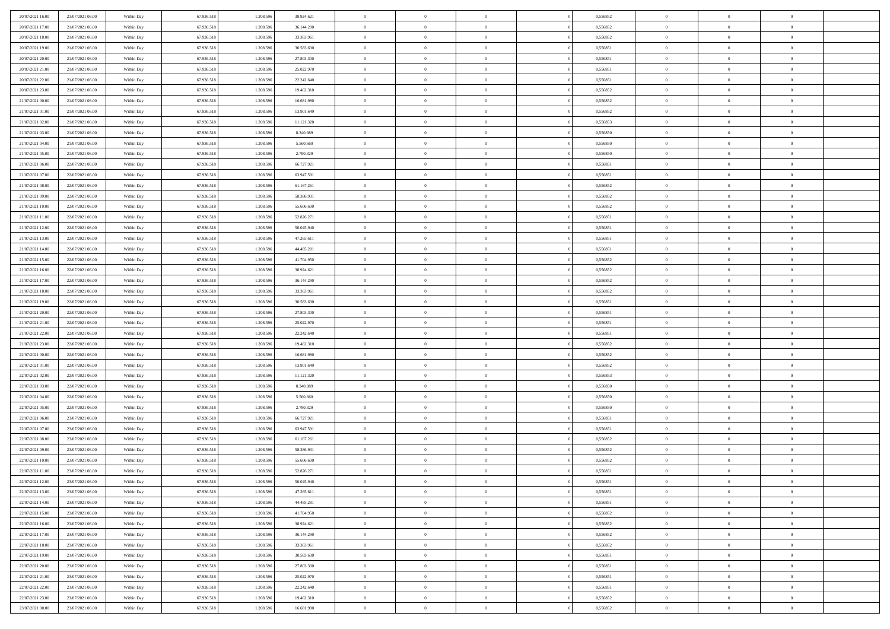| | | | | | | | | | | | | | | |
|---|---|---|---|---|---|---|---|---|---|---|---|---|---|---|
| 20/07/2021 16:00 | 21/07/2021 06:00 | Within Day | 67.936.518 | 1.208.596 | 38.924.621 | 0 | 0 | 0 | 0 | 0,556852 | 0 | 0 | 0 | |
| 20/07/2021 17:00 | 21/07/2021 06:00 | Within Day | 67.936.518 | 1.208.596 | 36.144.290 | 0 | 0 | 0 | 0 | 0,556852 | 0 | 0 | 0 | |
| 20/07/2021 18:00 | 21/07/2021 06:00 | Within Day | 67.936.518 | 1.208.596 | 33.363.961 | 0 | 0 | 0 | 0 | 0,556852 | 0 | 0 | 0 | |
| 20/07/2021 19:00 | 21/07/2021 06:00 | Within Day | 67.936.518 | 1.208.596 | 30.583.630 | 0 | 0 | 0 | 0 | 0,556851 | 0 | 0 | 0 | |
| 20/07/2021 20:00 | 21/07/2021 06:00 | Within Day | 67.936.518 | 1.208.596 | 27.803.300 | 0 | 0 | 0 | 0 | 0,556851 | 0 | 0 | 0 | |
| 20/07/2021 21:00 | 21/07/2021 06:00 | Within Day | 67.936.518 | 1.208.596 | 25.022.970 | 0 | 0 | 0 | 0 | 0,556851 | 0 | 0 | 0 | |
| 20/07/2021 22:00 | 21/07/2021 06:00 | Within Day | 67.936.518 | 1.208.596 | 22.242.640 | 0 | 0 | 0 | 0 | 0,556851 | 0 | 0 | 0 | |
| 20/07/2021 23:00 | 21/07/2021 06:00 | Within Day | 67.936.518 | 1.208.596 | 19.462.310 | 0 | 0 | 0 | 0 | 0,556852 | 0 | 0 | 0 | |
| 21/07/2021 00:00 | 21/07/2021 06:00 | Within Day | 67.936.518 | 1.208.596 | 16.681.980 | 0 | 0 | 0 | 0 | 0,556852 | 0 | 0 | 0 | |
| 21/07/2021 01:00 | 21/07/2021 06:00 | Within Day | 67.936.518 | 1.208.596 | 13.901.649 | 0 | 0 | 0 | 0 | 0,556852 | 0 | 0 | 0 | |
| 21/07/2021 02:00 | 21/07/2021 06:00 | Within Day | 67.936.518 | 1.208.596 | 11.121.320 | 0 | 0 | 0 | 0 | 0,556853 | 0 | 0 | 0 | |
| 21/07/2021 03:00 | 21/07/2021 06:00 | Within Day | 67.936.518 | 1.208.596 | 8.340.989 | 0 | 0 | 0 | 0 | 0,556850 | 0 | 0 | 0 | |
| 21/07/2021 04:00 | 21/07/2021 06:00 | Within Day | 67.936.518 | 1.208.596 | 5.560.660 | 0 | 0 | 0 | 0 | 0,556850 | 0 | 0 | 0 | |
| 21/07/2021 05:00 | 21/07/2021 06:00 | Within Day | 67.936.518 | 1.208.596 | 2.780.329 | 0 | 0 | 0 | 0 | 0,556850 | 0 | 0 | 0 | |
| 21/07/2021 06:00 | 22/07/2021 06:00 | Within Day | 67.936.518 | 1.208.596 | 66.727.921 | 0 | 0 | 0 | 0 | 0,556851 | 0 | 0 | 0 | |
| 21/07/2021 07:00 | 22/07/2021 06:00 | Within Day | 67.936.518 | 1.208.596 | 63.947.591 | 0 | 0 | 0 | 0 | 0,556851 | 0 | 0 | 0 | |
| 21/07/2021 08:00 | 22/07/2021 06:00 | Within Day | 67.936.518 | 1.208.596 | 61.167.261 | 0 | 0 | 0 | 0 | 0,556852 | 0 | 0 | 0 | |
| 21/07/2021 09:00 | 22/07/2021 06:00 | Within Day | 67.936.518 | 1.208.596 | 58.386.931 | 0 | 0 | 0 | 0 | 0,556852 | 0 | 0 | 0 | |
| 21/07/2021 10:00 | 22/07/2021 06:00 | Within Day | 67.936.518 | 1.208.596 | 55.606.600 | 0 | 0 | 0 | 0 | 0,556852 | 0 | 0 | 0 | |
| 21/07/2021 11:00 | 22/07/2021 06:00 | Within Day | 67.936.518 | 1.208.596 | 52.826.271 | 0 | 0 | 0 | 0 | 0,556851 | 0 | 0 | 0 | |
| 21/07/2021 12:00 | 22/07/2021 06:00 | Within Day | 67.936.518 | 1.208.596 | 50.045.940 | 0 | 0 | 0 | 0 | 0,556851 | 0 | 0 | 0 | |
| 21/07/2021 13:00 | 22/07/2021 06:00 | Within Day | 67.936.518 | 1.208.596 | 47.265.611 | 0 | 0 | 0 | 0 | 0,556851 | 0 | 0 | 0 | |
| 21/07/2021 14:00 | 22/07/2021 06:00 | Within Day | 67.936.518 | 1.208.596 | 44.485.281 | 0 | 0 | 0 | 0 | 0,556851 | 0 | 0 | 0 | |
| 21/07/2021 15:00 | 22/07/2021 06:00 | Within Day | 67.936.518 | 1.208.596 | 41.704.950 | 0 | 0 | 0 | 0 | 0,556852 | 0 | 0 | 0 | |
| 21/07/2021 16:00 | 22/07/2021 06:00 | Within Day | 67.936.518 | 1.208.596 | 38.924.621 | 0 | 0 | 0 | 0 | 0,556852 | 0 | 0 | 0 | |
| 21/07/2021 17:00 | 22/07/2021 06:00 | Within Day | 67.936.518 | 1.208.596 | 36.144.290 | 0 | 0 | 0 | 0 | 0,556852 | 0 | 0 | 0 | |
| 21/07/2021 18:00 | 22/07/2021 06:00 | Within Day | 67.936.518 | 1.208.596 | 33.363.961 | 0 | 0 | 0 | 0 | 0,556852 | 0 | 0 | 0 | |
| 21/07/2021 19:00 | 22/07/2021 06:00 | Within Day | 67.936.518 | 1.208.596 | 30.583.630 | 0 | 0 | 0 | 0 | 0,556851 | 0 | 0 | 0 | |
| 21/07/2021 20:00 | 22/07/2021 06:00 | Within Day | 67.936.518 | 1.208.596 | 27.803.300 | 0 | 0 | 0 | 0 | 0,556851 | 0 | 0 | 0 | |
| 21/07/2021 21:00 | 22/07/2021 06:00 | Within Day | 67.936.518 | 1.208.596 | 25.022.970 | 0 | 0 | 0 | 0 | 0,556851 | 0 | 0 | 0 | |
| 21/07/2021 22:00 | 22/07/2021 06:00 | Within Day | 67.936.518 | 1.208.596 | 22.242.640 | 0 | 0 | 0 | 0 | 0,556851 | 0 | 0 | 0 | |
| 21/07/2021 23:00 | 22/07/2021 06:00 | Within Day | 67.936.518 | 1.208.596 | 19.462.310 | 0 | 0 | 0 | 0 | 0,556852 | 0 | 0 | 0 | |
| 22/07/2021 00:00 | 22/07/2021 06:00 | Within Day | 67.936.518 | 1.208.596 | 16.681.980 | 0 | 0 | 0 | 0 | 0,556852 | 0 | 0 | 0 | |
| 22/07/2021 01:00 | 22/07/2021 06:00 | Within Day | 67.936.518 | 1.208.596 | 13.901.649 | 0 | 0 | 0 | 0 | 0,556852 | 0 | 0 | 0 | |
| 22/07/2021 02:00 | 22/07/2021 06:00 | Within Day | 67.936.518 | 1.208.596 | 11.121.320 | 0 | 0 | 0 | 0 | 0,556853 | 0 | 0 | 0 | |
| 22/07/2021 03:00 | 22/07/2021 06:00 | Within Day | 67.936.518 | 1.208.596 | 8.340.989 | 0 | 0 | 0 | 0 | 0,556850 | 0 | 0 | 0 | |
| 22/07/2021 04:00 | 22/07/2021 06:00 | Within Day | 67.936.518 | 1.208.596 | 5.560.660 | 0 | 0 | 0 | 0 | 0,556850 | 0 | 0 | 0 | |
| 22/07/2021 05:00 | 22/07/2021 06:00 | Within Day | 67.936.518 | 1.208.596 | 2.780.329 | 0 | 0 | 0 | 0 | 0,556850 | 0 | 0 | 0 | |
| 22/07/2021 06:00 | 23/07/2021 06:00 | Within Day | 67.936.518 | 1.208.596 | 66.727.921 | 0 | 0 | 0 | 0 | 0,556851 | 0 | 0 | 0 | |
| 22/07/2021 07:00 | 23/07/2021 06:00 | Within Day | 67.936.518 | 1.208.596 | 63.947.591 | 0 | 0 | 0 | 0 | 0,556851 | 0 | 0 | 0 | |
| 22/07/2021 08:00 | 23/07/2021 06:00 | Within Day | 67.936.518 | 1.208.596 | 61.167.261 | 0 | 0 | 0 | 0 | 0,556852 | 0 | 0 | 0 | |
| 22/07/2021 09:00 | 23/07/2021 06:00 | Within Day | 67.936.518 | 1.208.596 | 58.386.931 | 0 | 0 | 0 | 0 | 0,556852 | 0 | 0 | 0 | |
| 22/07/2021 10:00 | 23/07/2021 06:00 | Within Day | 67.936.518 | 1.208.596 | 55.606.600 | 0 | 0 | 0 | 0 | 0,556852 | 0 | 0 | 0 | |
| 22/07/2021 11:00 | 23/07/2021 06:00 | Within Day | 67.936.518 | 1.208.596 | 52.826.271 | 0 | 0 | 0 | 0 | 0,556851 | 0 | 0 | 0 | |
| 22/07/2021 12:00 | 23/07/2021 06:00 | Within Day | 67.936.518 | 1.208.596 | 50.045.940 | 0 | 0 | 0 | 0 | 0,556851 | 0 | 0 | 0 | |
| 22/07/2021 13:00 | 23/07/2021 06:00 | Within Day | 67.936.518 | 1.208.596 | 47.265.611 | 0 | 0 | 0 | 0 | 0,556851 | 0 | 0 | 0 | |
| 22/07/2021 14:00 | 23/07/2021 06:00 | Within Day | 67.936.518 | 1.208.596 | 44.485.281 | 0 | 0 | 0 | 0 | 0,556851 | 0 | 0 | 0 | |
| 22/07/2021 15:00 | 23/07/2021 06:00 | Within Day | 67.936.518 | 1.208.596 | 41.704.950 | 0 | 0 | 0 | 0 | 0,556852 | 0 | 0 | 0 | |
| 22/07/2021 16:00 | 23/07/2021 06:00 | Within Day | 67.936.518 | 1.208.596 | 38.924.621 | 0 | 0 | 0 | 0 | 0,556852 | 0 | 0 | 0 | |
| 22/07/2021 17:00 | 23/07/2021 06:00 | Within Day | 67.936.518 | 1.208.596 | 36.144.290 | 0 | 0 | 0 | 0 | 0,556852 | 0 | 0 | 0 | |
| 22/07/2021 18:00 | 23/07/2021 06:00 | Within Day | 67.936.518 | 1.208.596 | 33.363.961 | 0 | 0 | 0 | 0 | 0,556852 | 0 | 0 | 0 | |
| 22/07/2021 19:00 | 23/07/2021 06:00 | Within Day | 67.936.518 | 1.208.596 | 30.583.630 | 0 | 0 | 0 | 0 | 0,556851 | 0 | 0 | 0 | |
| 22/07/2021 20:00 | 23/07/2021 06:00 | Within Day | 67.936.518 | 1.208.596 | 27.803.300 | 0 | 0 | 0 | 0 | 0,556851 | 0 | 0 | 0 | |
| 22/07/2021 21:00 | 23/07/2021 06:00 | Within Day | 67.936.518 | 1.208.596 | 25.022.970 | 0 | 0 | 0 | 0 | 0,556851 | 0 | 0 | 0 | |
| 22/07/2021 22:00 | 23/07/2021 06:00 | Within Day | 67.936.518 | 1.208.596 | 22.242.640 | 0 | 0 | 0 | 0 | 0,556851 | 0 | 0 | 0 | |
| 22/07/2021 23:00 | 23/07/2021 06:00 | Within Day | 67.936.518 | 1.208.596 | 19.462.310 | 0 | 0 | 0 | 0 | 0,556852 | 0 | 0 | 0 | |
| 23/07/2021 00:00 | 23/07/2021 06:00 | Within Day | 67.936.518 | 1.208.596 | 16.681.980 | 0 | 0 | 0 | 0 | 0,556852 | 0 | 0 | 0 | |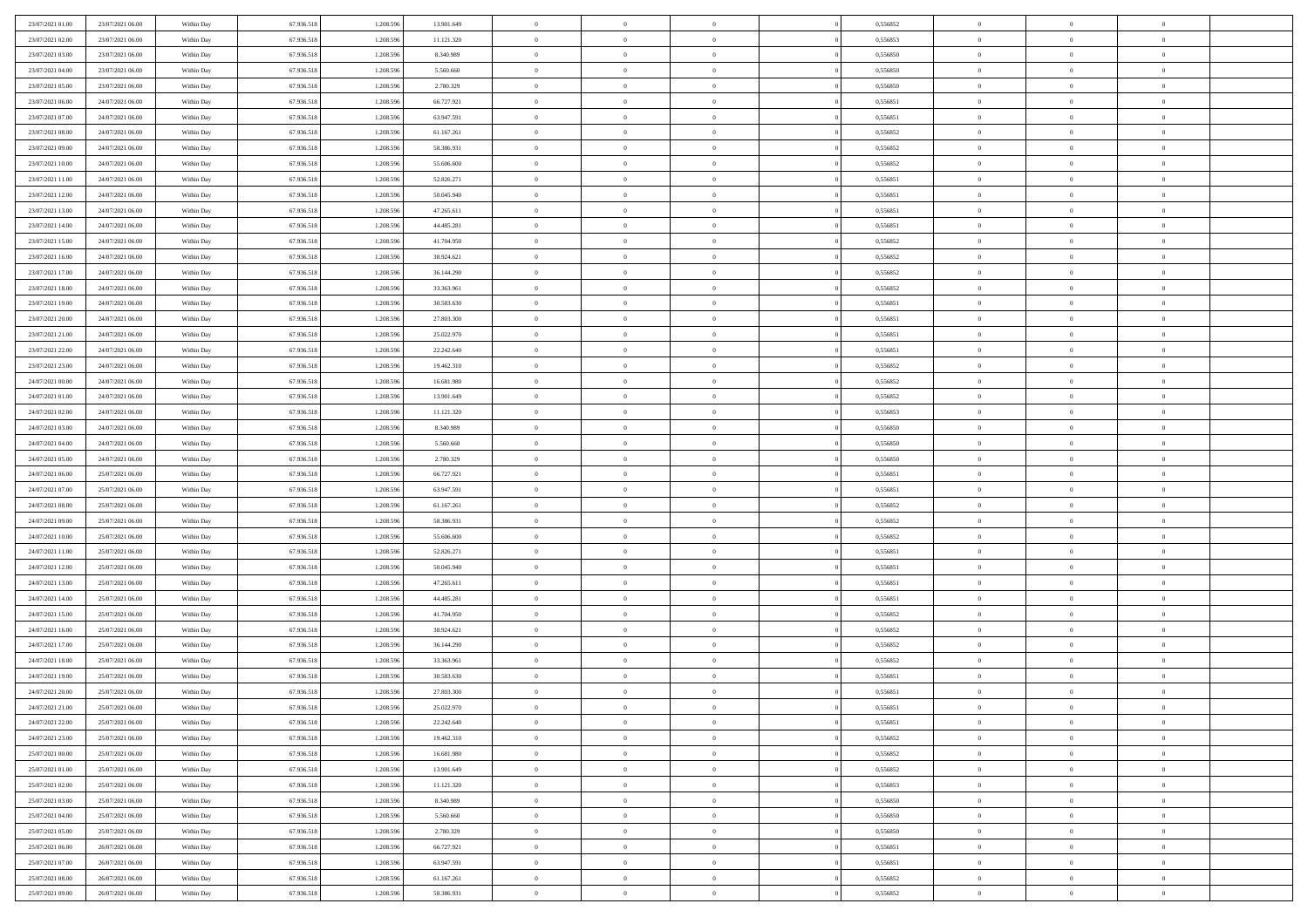| | | | | | | | | | | | | | | |
|---|---|---|---|---|---|---|---|---|---|---|---|---|---|---|
| 23/07/2021 01:00 | 23/07/2021 06:00 | Within Day | 67.936.518 | 1.208.596 | 13.901.649 | 0 | 0 | 0 | | 0,556852 | 0 | 0 | 0 | |
| 23/07/2021 02:00 | 23/07/2021 06:00 | Within Day | 67.936.518 | 1.208.596 | 11.121.320 | 0 | 0 | 0 | | 0,556853 | 0 | 0 | 0 | |
| 23/07/2021 03:00 | 23/07/2021 06:00 | Within Day | 67.936.518 | 1.208.596 | 8.340.989 | 0 | 0 | 0 | | 0,556850 | 0 | 0 | 0 | |
| 23/07/2021 04:00 | 23/07/2021 06:00 | Within Day | 67.936.518 | 1.208.596 | 5.560.660 | 0 | 0 | 0 | | 0,556850 | 0 | 0 | 0 | |
| 23/07/2021 05:00 | 23/07/2021 06:00 | Within Day | 67.936.518 | 1.208.596 | 2.780.329 | 0 | 0 | 0 | | 0,556850 | 0 | 0 | 0 | |
| 23/07/2021 06:00 | 24/07/2021 06:00 | Within Day | 67.936.518 | 1.208.596 | 66.727.921 | 0 | 0 | 0 | | 0,556851 | 0 | 0 | 0 | |
| 23/07/2021 07:00 | 24/07/2021 06:00 | Within Day | 67.936.518 | 1.208.596 | 63.947.591 | 0 | 0 | 0 | | 0,556851 | 0 | 0 | 0 | |
| 23/07/2021 08:00 | 24/07/2021 06:00 | Within Day | 67.936.518 | 1.208.596 | 61.167.261 | 0 | 0 | 0 | | 0,556852 | 0 | 0 | 0 | |
| 23/07/2021 09:00 | 24/07/2021 06:00 | Within Day | 67.936.518 | 1.208.596 | 58.386.931 | 0 | 0 | 0 | | 0,556852 | 0 | 0 | 0 | |
| 23/07/2021 10:00 | 24/07/2021 06:00 | Within Day | 67.936.518 | 1.208.596 | 55.606.600 | 0 | 0 | 0 | | 0,556852 | 0 | 0 | 0 | |
| 23/07/2021 11:00 | 24/07/2021 06:00 | Within Day | 67.936.518 | 1.208.596 | 52.826.271 | 0 | 0 | 0 | | 0,556851 | 0 | 0 | 0 | |
| 23/07/2021 12:00 | 24/07/2021 06:00 | Within Day | 67.936.518 | 1.208.596 | 50.045.940 | 0 | 0 | 0 | | 0,556851 | 0 | 0 | 0 | |
| 23/07/2021 13:00 | 24/07/2021 06:00 | Within Day | 67.936.518 | 1.208.596 | 47.265.611 | 0 | 0 | 0 | | 0,556851 | 0 | 0 | 0 | |
| 23/07/2021 14:00 | 24/07/2021 06:00 | Within Day | 67.936.518 | 1.208.596 | 44.485.281 | 0 | 0 | 0 | | 0,556851 | 0 | 0 | 0 | |
| 23/07/2021 15:00 | 24/07/2021 06:00 | Within Day | 67.936.518 | 1.208.596 | 41.704.950 | 0 | 0 | 0 | | 0,556852 | 0 | 0 | 0 | |
| 23/07/2021 16:00 | 24/07/2021 06:00 | Within Day | 67.936.518 | 1.208.596 | 38.924.621 | 0 | 0 | 0 | | 0,556852 | 0 | 0 | 0 | |
| 23/07/2021 17:00 | 24/07/2021 06:00 | Within Day | 67.936.518 | 1.208.596 | 36.144.290 | 0 | 0 | 0 | | 0,556852 | 0 | 0 | 0 | |
| 23/07/2021 18:00 | 24/07/2021 06:00 | Within Day | 67.936.518 | 1.208.596 | 33.363.961 | 0 | 0 | 0 | | 0,556852 | 0 | 0 | 0 | |
| 23/07/2021 19:00 | 24/07/2021 06:00 | Within Day | 67.936.518 | 1.208.596 | 30.583.630 | 0 | 0 | 0 | | 0,556851 | 0 | 0 | 0 | |
| 23/07/2021 20:00 | 24/07/2021 06:00 | Within Day | 67.936.518 | 1.208.596 | 27.803.300 | 0 | 0 | 0 | | 0,556851 | 0 | 0 | 0 | |
| 23/07/2021 21:00 | 24/07/2021 06:00 | Within Day | 67.936.518 | 1.208.596 | 25.022.970 | 0 | 0 | 0 | | 0,556851 | 0 | 0 | 0 | |
| 23/07/2021 22:00 | 24/07/2021 06:00 | Within Day | 67.936.518 | 1.208.596 | 22.242.640 | 0 | 0 | 0 | | 0,556851 | 0 | 0 | 0 | |
| 23/07/2021 23:00 | 24/07/2021 06:00 | Within Day | 67.936.518 | 1.208.596 | 19.462.310 | 0 | 0 | 0 | | 0,556852 | 0 | 0 | 0 | |
| 24/07/2021 00:00 | 24/07/2021 06:00 | Within Day | 67.936.518 | 1.208.596 | 16.681.980 | 0 | 0 | 0 | | 0,556852 | 0 | 0 | 0 | |
| 24/07/2021 01:00 | 24/07/2021 06:00 | Within Day | 67.936.518 | 1.208.596 | 13.901.649 | 0 | 0 | 0 | | 0,556852 | 0 | 0 | 0 | |
| 24/07/2021 02:00 | 24/07/2021 06:00 | Within Day | 67.936.518 | 1.208.596 | 11.121.320 | 0 | 0 | 0 | | 0,556853 | 0 | 0 | 0 | |
| 24/07/2021 03:00 | 24/07/2021 06:00 | Within Day | 67.936.518 | 1.208.596 | 8.340.989 | 0 | 0 | 0 | | 0,556850 | 0 | 0 | 0 | |
| 24/07/2021 04:00 | 24/07/2021 06:00 | Within Day | 67.936.518 | 1.208.596 | 5.560.660 | 0 | 0 | 0 | | 0,556850 | 0 | 0 | 0 | |
| 24/07/2021 05:00 | 24/07/2021 06:00 | Within Day | 67.936.518 | 1.208.596 | 2.780.329 | 0 | 0 | 0 | | 0,556850 | 0 | 0 | 0 | |
| 24/07/2021 06:00 | 25/07/2021 06:00 | Within Day | 67.936.518 | 1.208.596 | 66.727.921 | 0 | 0 | 0 | | 0,556851 | 0 | 0 | 0 | |
| 24/07/2021 07:00 | 25/07/2021 06:00 | Within Day | 67.936.518 | 1.208.596 | 63.947.591 | 0 | 0 | 0 | | 0,556851 | 0 | 0 | 0 | |
| 24/07/2021 08:00 | 25/07/2021 06:00 | Within Day | 67.936.518 | 1.208.596 | 61.167.261 | 0 | 0 | 0 | | 0,556852 | 0 | 0 | 0 | |
| 24/07/2021 09:00 | 25/07/2021 06:00 | Within Day | 67.936.518 | 1.208.596 | 58.386.931 | 0 | 0 | 0 | | 0,556852 | 0 | 0 | 0 | |
| 24/07/2021 10:00 | 25/07/2021 06:00 | Within Day | 67.936.518 | 1.208.596 | 55.606.600 | 0 | 0 | 0 | | 0,556852 | 0 | 0 | 0 | |
| 24/07/2021 11:00 | 25/07/2021 06:00 | Within Day | 67.936.518 | 1.208.596 | 52.826.271 | 0 | 0 | 0 | | 0,556851 | 0 | 0 | 0 | |
| 24/07/2021 12:00 | 25/07/2021 06:00 | Within Day | 67.936.518 | 1.208.596 | 50.045.940 | 0 | 0 | 0 | | 0,556851 | 0 | 0 | 0 | |
| 24/07/2021 13:00 | 25/07/2021 06:00 | Within Day | 67.936.518 | 1.208.596 | 47.265.611 | 0 | 0 | 0 | | 0,556851 | 0 | 0 | 0 | |
| 24/07/2021 14:00 | 25/07/2021 06:00 | Within Day | 67.936.518 | 1.208.596 | 44.485.281 | 0 | 0 | 0 | | 0,556851 | 0 | 0 | 0 | |
| 24/07/2021 15:00 | 25/07/2021 06:00 | Within Day | 67.936.518 | 1.208.596 | 41.704.950 | 0 | 0 | 0 | | 0,556852 | 0 | 0 | 0 | |
| 24/07/2021 16:00 | 25/07/2021 06:00 | Within Day | 67.936.518 | 1.208.596 | 38.924.621 | 0 | 0 | 0 | | 0,556852 | 0 | 0 | 0 | |
| 24/07/2021 17:00 | 25/07/2021 06:00 | Within Day | 67.936.518 | 1.208.596 | 36.144.290 | 0 | 0 | 0 | | 0,556852 | 0 | 0 | 0 | |
| 24/07/2021 18:00 | 25/07/2021 06:00 | Within Day | 67.936.518 | 1.208.596 | 33.363.961 | 0 | 0 | 0 | | 0,556852 | 0 | 0 | 0 | |
| 24/07/2021 19:00 | 25/07/2021 06:00 | Within Day | 67.936.518 | 1.208.596 | 30.583.630 | 0 | 0 | 0 | | 0,556851 | 0 | 0 | 0 | |
| 24/07/2021 20:00 | 25/07/2021 06:00 | Within Day | 67.936.518 | 1.208.596 | 27.803.300 | 0 | 0 | 0 | | 0,556851 | 0 | 0 | 0 | |
| 24/07/2021 21:00 | 25/07/2021 06:00 | Within Day | 67.936.518 | 1.208.596 | 25.022.970 | 0 | 0 | 0 | | 0,556851 | 0 | 0 | 0 | |
| 24/07/2021 22:00 | 25/07/2021 06:00 | Within Day | 67.936.518 | 1.208.596 | 22.242.640 | 0 | 0 | 0 | | 0,556851 | 0 | 0 | 0 | |
| 24/07/2021 23:00 | 25/07/2021 06:00 | Within Day | 67.936.518 | 1.208.596 | 19.462.310 | 0 | 0 | 0 | | 0,556852 | 0 | 0 | 0 | |
| 25/07/2021 00:00 | 25/07/2021 06:00 | Within Day | 67.936.518 | 1.208.596 | 16.681.980 | 0 | 0 | 0 | | 0,556852 | 0 | 0 | 0 | |
| 25/07/2021 01:00 | 25/07/2021 06:00 | Within Day | 67.936.518 | 1.208.596 | 13.901.649 | 0 | 0 | 0 | | 0,556852 | 0 | 0 | 0 | |
| 25/07/2021 02:00 | 25/07/2021 06:00 | Within Day | 67.936.518 | 1.208.596 | 11.121.320 | 0 | 0 | 0 | | 0,556853 | 0 | 0 | 0 | |
| 25/07/2021 03:00 | 25/07/2021 06:00 | Within Day | 67.936.518 | 1.208.596 | 8.340.989 | 0 | 0 | 0 | | 0,556850 | 0 | 0 | 0 | |
| 25/07/2021 04:00 | 25/07/2021 06:00 | Within Day | 67.936.518 | 1.208.596 | 5.560.660 | 0 | 0 | 0 | | 0,556850 | 0 | 0 | 0 | |
| 25/07/2021 05:00 | 25/07/2021 06:00 | Within Day | 67.936.518 | 1.208.596 | 2.780.329 | 0 | 0 | 0 | | 0,556850 | 0 | 0 | 0 | |
| 25/07/2021 06:00 | 26/07/2021 06:00 | Within Day | 67.936.518 | 1.208.596 | 66.727.921 | 0 | 0 | 0 | | 0,556851 | 0 | 0 | 0 | |
| 25/07/2021 07:00 | 26/07/2021 06:00 | Within Day | 67.936.518 | 1.208.596 | 63.947.591 | 0 | 0 | 0 | | 0,556851 | 0 | 0 | 0 | |
| 25/07/2021 08:00 | 26/07/2021 06:00 | Within Day | 67.936.518 | 1.208.596 | 61.167.261 | 0 | 0 | 0 | | 0,556852 | 0 | 0 | 0 | |
| 25/07/2021 09:00 | 26/07/2021 06:00 | Within Day | 67.936.518 | 1.208.596 | 58.386.931 | 0 | 0 | 0 | | 0,556852 | 0 | 0 | 0 | |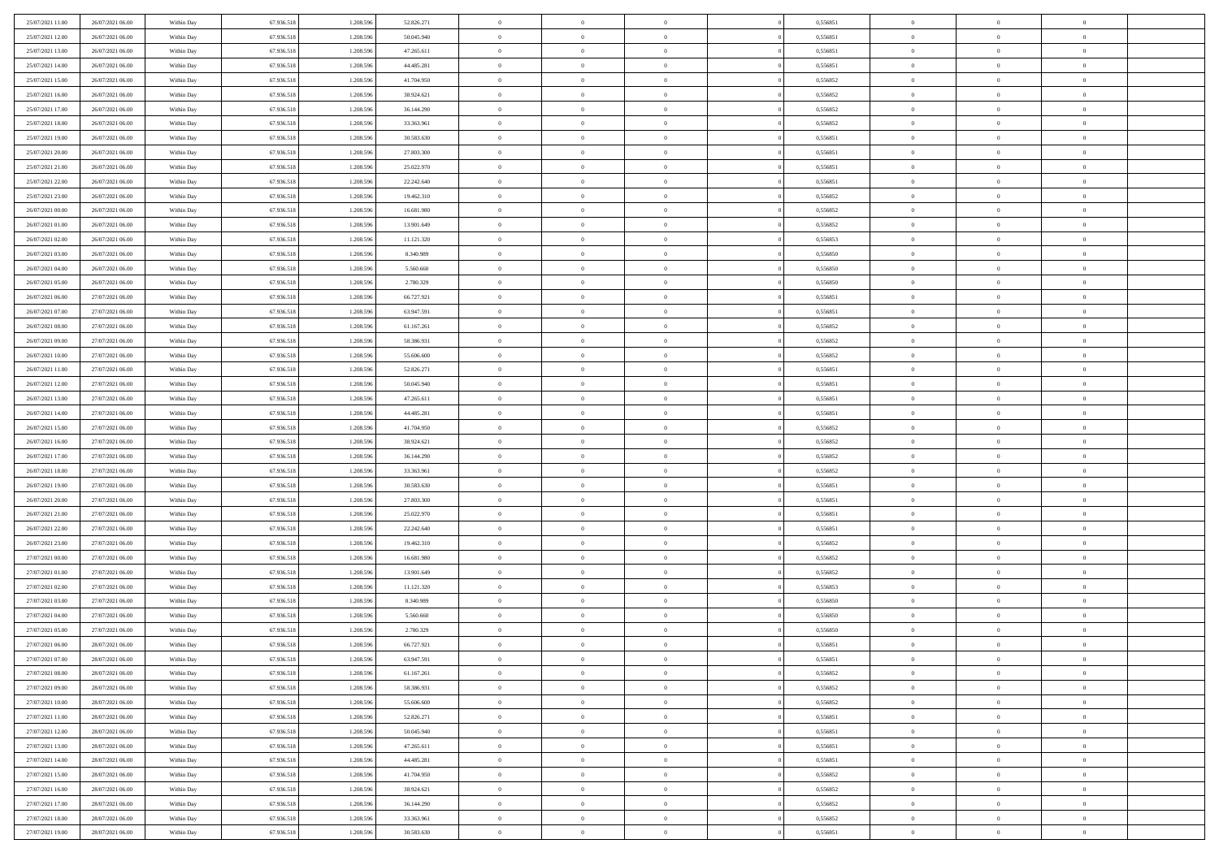| | | | | | | | | | | | | | | |
|---|---|---|---|---|---|---|---|---|---|---|---|---|---|---|
| 25/07/2021 11:00 | 26/07/2021 06:00 | Within Day | 67.936.518 | 1.208.596 | 52.826.271 | 0 | 0 | 0 | | 0,556851 | 0 | 0 | 0 | |
| 25/07/2021 12:00 | 26/07/2021 06:00 | Within Day | 67.936.518 | 1.208.596 | 50.045.940 | 0 | 0 | 0 | | 0,556851 | 0 | 0 | 0 | |
| 25/07/2021 13:00 | 26/07/2021 06:00 | Within Day | 67.936.518 | 1.208.596 | 47.265.611 | 0 | 0 | 0 | | 0,556851 | 0 | 0 | 0 | |
| 25/07/2021 14:00 | 26/07/2021 06:00 | Within Day | 67.936.518 | 1.208.596 | 44.485.281 | 0 | 0 | 0 | | 0,556851 | 0 | 0 | 0 | |
| 25/07/2021 15:00 | 26/07/2021 06:00 | Within Day | 67.936.518 | 1.208.596 | 41.704.950 | 0 | 0 | 0 | | 0,556852 | 0 | 0 | 0 | |
| 25/07/2021 16:00 | 26/07/2021 06:00 | Within Day | 67.936.518 | 1.208.596 | 38.924.621 | 0 | 0 | 0 | | 0,556852 | 0 | 0 | 0 | |
| 25/07/2021 17:00 | 26/07/2021 06:00 | Within Day | 67.936.518 | 1.208.596 | 36.144.290 | 0 | 0 | 0 | | 0,556852 | 0 | 0 | 0 | |
| 25/07/2021 18:00 | 26/07/2021 06:00 | Within Day | 67.936.518 | 1.208.596 | 33.363.961 | 0 | 0 | 0 | | 0,556852 | 0 | 0 | 0 | |
| 25/07/2021 19:00 | 26/07/2021 06:00 | Within Day | 67.936.518 | 1.208.596 | 30.583.630 | 0 | 0 | 0 | | 0,556851 | 0 | 0 | 0 | |
| 25/07/2021 20:00 | 26/07/2021 06:00 | Within Day | 67.936.518 | 1.208.596 | 27.803.300 | 0 | 0 | 0 | | 0,556851 | 0 | 0 | 0 | |
| 25/07/2021 21:00 | 26/07/2021 06:00 | Within Day | 67.936.518 | 1.208.596 | 25.022.970 | 0 | 0 | 0 | | 0,556851 | 0 | 0 | 0 | |
| 25/07/2021 22:00 | 26/07/2021 06:00 | Within Day | 67.936.518 | 1.208.596 | 22.242.640 | 0 | 0 | 0 | | 0,556851 | 0 | 0 | 0 | |
| 25/07/2021 23:00 | 26/07/2021 06:00 | Within Day | 67.936.518 | 1.208.596 | 19.462.310 | 0 | 0 | 0 | | 0,556852 | 0 | 0 | 0 | |
| 26/07/2021 00:00 | 26/07/2021 06:00 | Within Day | 67.936.518 | 1.208.596 | 16.681.980 | 0 | 0 | 0 | | 0,556852 | 0 | 0 | 0 | |
| 26/07/2021 01:00 | 26/07/2021 06:00 | Within Day | 67.936.518 | 1.208.596 | 13.901.649 | 0 | 0 | 0 | | 0,556852 | 0 | 0 | 0 | |
| 26/07/2021 02:00 | 26/07/2021 06:00 | Within Day | 67.936.518 | 1.208.596 | 11.121.320 | 0 | 0 | 0 | | 0,556853 | 0 | 0 | 0 | |
| 26/07/2021 03:00 | 26/07/2021 06:00 | Within Day | 67.936.518 | 1.208.596 | 8.340.989 | 0 | 0 | 0 | | 0,556850 | 0 | 0 | 0 | |
| 26/07/2021 04:00 | 26/07/2021 06:00 | Within Day | 67.936.518 | 1.208.596 | 5.560.660 | 0 | 0 | 0 | | 0,556850 | 0 | 0 | 0 | |
| 26/07/2021 05:00 | 26/07/2021 06:00 | Within Day | 67.936.518 | 1.208.596 | 2.780.329 | 0 | 0 | 0 | | 0,556850 | 0 | 0 | 0 | |
| 26/07/2021 06:00 | 27/07/2021 06:00 | Within Day | 67.936.518 | 1.208.596 | 66.727.921 | 0 | 0 | 0 | | 0,556851 | 0 | 0 | 0 | |
| 26/07/2021 07:00 | 27/07/2021 06:00 | Within Day | 67.936.518 | 1.208.596 | 63.947.591 | 0 | 0 | 0 | | 0,556851 | 0 | 0 | 0 | |
| 26/07/2021 08:00 | 27/07/2021 06:00 | Within Day | 67.936.518 | 1.208.596 | 61.167.261 | 0 | 0 | 0 | | 0,556852 | 0 | 0 | 0 | |
| 26/07/2021 09:00 | 27/07/2021 06:00 | Within Day | 67.936.518 | 1.208.596 | 58.386.931 | 0 | 0 | 0 | | 0,556852 | 0 | 0 | 0 | |
| 26/07/2021 10:00 | 27/07/2021 06:00 | Within Day | 67.936.518 | 1.208.596 | 55.606.600 | 0 | 0 | 0 | | 0,556852 | 0 | 0 | 0 | |
| 26/07/2021 11:00 | 27/07/2021 06:00 | Within Day | 67.936.518 | 1.208.596 | 52.826.271 | 0 | 0 | 0 | | 0,556851 | 0 | 0 | 0 | |
| 26/07/2021 12:00 | 27/07/2021 06:00 | Within Day | 67.936.518 | 1.208.596 | 50.045.940 | 0 | 0 | 0 | | 0,556851 | 0 | 0 | 0 | |
| 26/07/2021 13:00 | 27/07/2021 06:00 | Within Day | 67.936.518 | 1.208.596 | 47.265.611 | 0 | 0 | 0 | | 0,556851 | 0 | 0 | 0 | |
| 26/07/2021 14:00 | 27/07/2021 06:00 | Within Day | 67.936.518 | 1.208.596 | 44.485.281 | 0 | 0 | 0 | | 0,556851 | 0 | 0 | 0 | |
| 26/07/2021 15:00 | 27/07/2021 06:00 | Within Day | 67.936.518 | 1.208.596 | 41.704.950 | 0 | 0 | 0 | | 0,556852 | 0 | 0 | 0 | |
| 26/07/2021 16:00 | 27/07/2021 06:00 | Within Day | 67.936.518 | 1.208.596 | 38.924.621 | 0 | 0 | 0 | | 0,556852 | 0 | 0 | 0 | |
| 26/07/2021 17:00 | 27/07/2021 06:00 | Within Day | 67.936.518 | 1.208.596 | 36.144.290 | 0 | 0 | 0 | | 0,556852 | 0 | 0 | 0 | |
| 26/07/2021 18:00 | 27/07/2021 06:00 | Within Day | 67.936.518 | 1.208.596 | 33.363.961 | 0 | 0 | 0 | | 0,556852 | 0 | 0 | 0 | |
| 26/07/2021 19:00 | 27/07/2021 06:00 | Within Day | 67.936.518 | 1.208.596 | 30.583.630 | 0 | 0 | 0 | | 0,556851 | 0 | 0 | 0 | |
| 26/07/2021 20:00 | 27/07/2021 06:00 | Within Day | 67.936.518 | 1.208.596 | 27.803.300 | 0 | 0 | 0 | | 0,556851 | 0 | 0 | 0 | |
| 26/07/2021 21:00 | 27/07/2021 06:00 | Within Day | 67.936.518 | 1.208.596 | 25.022.970 | 0 | 0 | 0 | | 0,556851 | 0 | 0 | 0 | |
| 26/07/2021 22:00 | 27/07/2021 06:00 | Within Day | 67.936.518 | 1.208.596 | 22.242.640 | 0 | 0 | 0 | | 0,556851 | 0 | 0 | 0 | |
| 26/07/2021 23:00 | 27/07/2021 06:00 | Within Day | 67.936.518 | 1.208.596 | 19.462.310 | 0 | 0 | 0 | | 0,556852 | 0 | 0 | 0 | |
| 27/07/2021 00:00 | 27/07/2021 06:00 | Within Day | 67.936.518 | 1.208.596 | 16.681.980 | 0 | 0 | 0 | | 0,556852 | 0 | 0 | 0 | |
| 27/07/2021 01:00 | 27/07/2021 06:00 | Within Day | 67.936.518 | 1.208.596 | 13.901.649 | 0 | 0 | 0 | | 0,556852 | 0 | 0 | 0 | |
| 27/07/2021 02:00 | 27/07/2021 06:00 | Within Day | 67.936.518 | 1.208.596 | 11.121.320 | 0 | 0 | 0 | | 0,556853 | 0 | 0 | 0 | |
| 27/07/2021 03:00 | 27/07/2021 06:00 | Within Day | 67.936.518 | 1.208.596 | 8.340.989 | 0 | 0 | 0 | | 0,556850 | 0 | 0 | 0 | |
| 27/07/2021 04:00 | 27/07/2021 06:00 | Within Day | 67.936.518 | 1.208.596 | 5.560.660 | 0 | 0 | 0 | | 0,556850 | 0 | 0 | 0 | |
| 27/07/2021 05:00 | 27/07/2021 06:00 | Within Day | 67.936.518 | 1.208.596 | 2.780.329 | 0 | 0 | 0 | | 0,556850 | 0 | 0 | 0 | |
| 27/07/2021 06:00 | 28/07/2021 06:00 | Within Day | 67.936.518 | 1.208.596 | 66.727.921 | 0 | 0 | 0 | | 0,556851 | 0 | 0 | 0 | |
| 27/07/2021 07:00 | 28/07/2021 06:00 | Within Day | 67.936.518 | 1.208.596 | 63.947.591 | 0 | 0 | 0 | | 0,556851 | 0 | 0 | 0 | |
| 27/07/2021 08:00 | 28/07/2021 06:00 | Within Day | 67.936.518 | 1.208.596 | 61.167.261 | 0 | 0 | 0 | | 0,556852 | 0 | 0 | 0 | |
| 27/07/2021 09:00 | 28/07/2021 06:00 | Within Day | 67.936.518 | 1.208.596 | 58.386.931 | 0 | 0 | 0 | | 0,556852 | 0 | 0 | 0 | |
| 27/07/2021 10:00 | 28/07/2021 06:00 | Within Day | 67.936.518 | 1.208.596 | 55.606.600 | 0 | 0 | 0 | | 0,556852 | 0 | 0 | 0 | |
| 27/07/2021 11:00 | 28/07/2021 06:00 | Within Day | 67.936.518 | 1.208.596 | 52.826.271 | 0 | 0 | 0 | | 0,556851 | 0 | 0 | 0 | |
| 27/07/2021 12:00 | 28/07/2021 06:00 | Within Day | 67.936.518 | 1.208.596 | 50.045.940 | 0 | 0 | 0 | | 0,556851 | 0 | 0 | 0 | |
| 27/07/2021 13:00 | 28/07/2021 06:00 | Within Day | 67.936.518 | 1.208.596 | 47.265.611 | 0 | 0 | 0 | | 0,556851 | 0 | 0 | 0 | |
| 27/07/2021 14:00 | 28/07/2021 06:00 | Within Day | 67.936.518 | 1.208.596 | 44.485.281 | 0 | 0 | 0 | | 0,556851 | 0 | 0 | 0 | |
| 27/07/2021 15:00 | 28/07/2021 06:00 | Within Day | 67.936.518 | 1.208.596 | 41.704.950 | 0 | 0 | 0 | | 0,556852 | 0 | 0 | 0 | |
| 27/07/2021 16:00 | 28/07/2021 06:00 | Within Day | 67.936.518 | 1.208.596 | 38.924.621 | 0 | 0 | 0 | | 0,556852 | 0 | 0 | 0 | |
| 27/07/2021 17:00 | 28/07/2021 06:00 | Within Day | 67.936.518 | 1.208.596 | 36.144.290 | 0 | 0 | 0 | | 0,556852 | 0 | 0 | 0 | |
| 27/07/2021 18:00 | 28/07/2021 06:00 | Within Day | 67.936.518 | 1.208.596 | 33.363.961 | 0 | 0 | 0 | | 0,556852 | 0 | 0 | 0 | |
| 27/07/2021 19:00 | 28/07/2021 06:00 | Within Day | 67.936.518 | 1.208.596 | 30.583.630 | 0 | 0 | 0 | | 0,556851 | 0 | 0 | 0 | |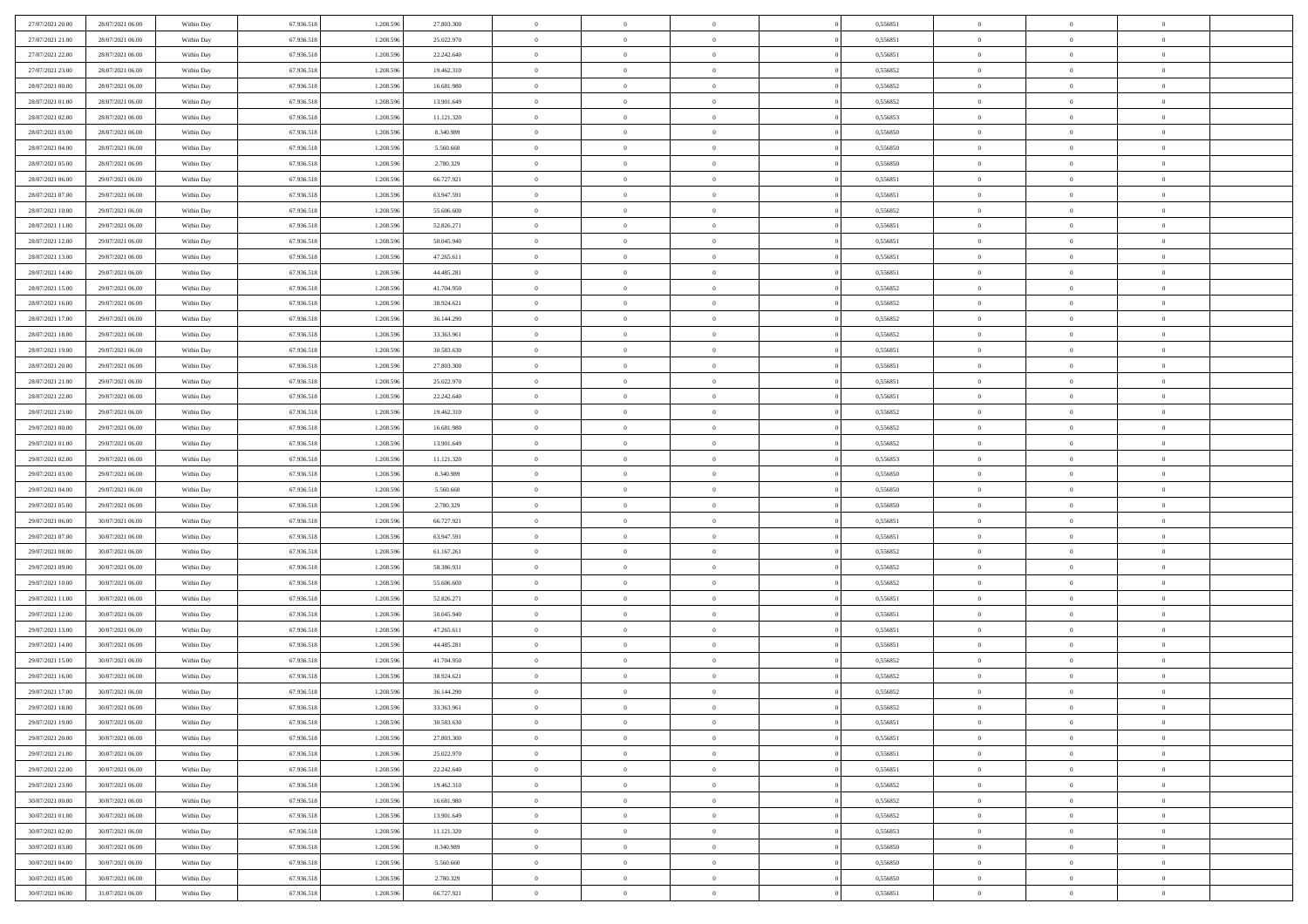| | | | | | | | | | | | | | | |
|---|---|---|---|---|---|---|---|---|---|---|---|---|---|---|
| 27/07/2021 20:00 | 28/07/2021 06:00 | Within Day | 67.936.518 | 1.208.596 | 27.803.300 | 0 | 0 | 0 | | 0,556851 | 0 | 0 | 0 | |
| 27/07/2021 21:00 | 28/07/2021 06:00 | Within Day | 67.936.518 | 1.208.596 | 25.022.970 | 0 | 0 | 0 | | 0,556851 | 0 | 0 | 0 | |
| 27/07/2021 22:00 | 28/07/2021 06:00 | Within Day | 67.936.518 | 1.208.596 | 22.242.640 | 0 | 0 | 0 | | 0,556851 | 0 | 0 | 0 | |
| 27/07/2021 23:00 | 28/07/2021 06:00 | Within Day | 67.936.518 | 1.208.596 | 19.462.310 | 0 | 0 | 0 | | 0,556852 | 0 | 0 | 0 | |
| 28/07/2021 00:00 | 28/07/2021 06:00 | Within Day | 67.936.518 | 1.208.596 | 16.681.980 | 0 | 0 | 0 | | 0,556852 | 0 | 0 | 0 | |
| 28/07/2021 01:00 | 28/07/2021 06:00 | Within Day | 67.936.518 | 1.208.596 | 13.901.649 | 0 | 0 | 0 | | 0,556852 | 0 | 0 | 0 | |
| 28/07/2021 02:00 | 28/07/2021 06:00 | Within Day | 67.936.518 | 1.208.596 | 11.121.320 | 0 | 0 | 0 | | 0,556853 | 0 | 0 | 0 | |
| 28/07/2021 03:00 | 28/07/2021 06:00 | Within Day | 67.936.518 | 1.208.596 | 8.340.989 | 0 | 0 | 0 | | 0,556850 | 0 | 0 | 0 | |
| 28/07/2021 04:00 | 28/07/2021 06:00 | Within Day | 67.936.518 | 1.208.596 | 5.560.660 | 0 | 0 | 0 | | 0,556850 | 0 | 0 | 0 | |
| 28/07/2021 05:00 | 28/07/2021 06:00 | Within Day | 67.936.518 | 1.208.596 | 2.780.329 | 0 | 0 | 0 | | 0,556850 | 0 | 0 | 0 | |
| 28/07/2021 06:00 | 29/07/2021 06:00 | Within Day | 67.936.518 | 1.208.596 | 66.727.921 | 0 | 0 | 0 | | 0,556851 | 0 | 0 | 0 | |
| 28/07/2021 07:00 | 29/07/2021 06:00 | Within Day | 67.936.518 | 1.208.596 | 63.947.591 | 0 | 0 | 0 | | 0,556851 | 0 | 0 | 0 | |
| 28/07/2021 10:00 | 29/07/2021 06:00 | Within Day | 67.936.518 | 1.208.596 | 55.606.600 | 0 | 0 | 0 | | 0,556852 | 0 | 0 | 0 | |
| 28/07/2021 11:00 | 29/07/2021 06:00 | Within Day | 67.936.518 | 1.208.596 | 52.826.271 | 0 | 0 | 0 | | 0,556851 | 0 | 0 | 0 | |
| 28/07/2021 12:00 | 29/07/2021 06:00 | Within Day | 67.936.518 | 1.208.596 | 50.045.940 | 0 | 0 | 0 | | 0,556851 | 0 | 0 | 0 | |
| 28/07/2021 13:00 | 29/07/2021 06:00 | Within Day | 67.936.518 | 1.208.596 | 47.265.611 | 0 | 0 | 0 | | 0,556851 | 0 | 0 | 0 | |
| 28/07/2021 14:00 | 29/07/2021 06:00 | Within Day | 67.936.518 | 1.208.596 | 44.485.281 | 0 | 0 | 0 | | 0,556851 | 0 | 0 | 0 | |
| 28/07/2021 15:00 | 29/07/2021 06:00 | Within Day | 67.936.518 | 1.208.596 | 41.704.950 | 0 | 0 | 0 | | 0,556852 | 0 | 0 | 0 | |
| 28/07/2021 16:00 | 29/07/2021 06:00 | Within Day | 67.936.518 | 1.208.596 | 38.924.621 | 0 | 0 | 0 | | 0,556852 | 0 | 0 | 0 | |
| 28/07/2021 17:00 | 29/07/2021 06:00 | Within Day | 67.936.518 | 1.208.596 | 36.144.290 | 0 | 0 | 0 | | 0,556852 | 0 | 0 | 0 | |
| 28/07/2021 18:00 | 29/07/2021 06:00 | Within Day | 67.936.518 | 1.208.596 | 33.363.961 | 0 | 0 | 0 | | 0,556852 | 0 | 0 | 0 | |
| 28/07/2021 19:00 | 29/07/2021 06:00 | Within Day | 67.936.518 | 1.208.596 | 30.583.630 | 0 | 0 | 0 | | 0,556851 | 0 | 0 | 0 | |
| 28/07/2021 20:00 | 29/07/2021 06:00 | Within Day | 67.936.518 | 1.208.596 | 27.803.300 | 0 | 0 | 0 | | 0,556851 | 0 | 0 | 0 | |
| 28/07/2021 21:00 | 29/07/2021 06:00 | Within Day | 67.936.518 | 1.208.596 | 25.022.970 | 0 | 0 | 0 | | 0,556851 | 0 | 0 | 0 | |
| 28/07/2021 22:00 | 29/07/2021 06:00 | Within Day | 67.936.518 | 1.208.596 | 22.242.640 | 0 | 0 | 0 | | 0,556851 | 0 | 0 | 0 | |
| 28/07/2021 23:00 | 29/07/2021 06:00 | Within Day | 67.936.518 | 1.208.596 | 19.462.310 | 0 | 0 | 0 | | 0,556852 | 0 | 0 | 0 | |
| 29/07/2021 00:00 | 29/07/2021 06:00 | Within Day | 67.936.518 | 1.208.596 | 16.681.980 | 0 | 0 | 0 | | 0,556852 | 0 | 0 | 0 | |
| 29/07/2021 01:00 | 29/07/2021 06:00 | Within Day | 67.936.518 | 1.208.596 | 13.901.649 | 0 | 0 | 0 | | 0,556852 | 0 | 0 | 0 | |
| 29/07/2021 02:00 | 29/07/2021 06:00 | Within Day | 67.936.518 | 1.208.596 | 11.121.320 | 0 | 0 | 0 | | 0,556853 | 0 | 0 | 0 | |
| 29/07/2021 03:00 | 29/07/2021 06:00 | Within Day | 67.936.518 | 1.208.596 | 8.340.989 | 0 | 0 | 0 | | 0,556850 | 0 | 0 | 0 | |
| 29/07/2021 04:00 | 29/07/2021 06:00 | Within Day | 67.936.518 | 1.208.596 | 5.560.660 | 0 | 0 | 0 | | 0,556850 | 0 | 0 | 0 | |
| 29/07/2021 05:00 | 29/07/2021 06:00 | Within Day | 67.936.518 | 1.208.596 | 2.780.329 | 0 | 0 | 0 | | 0,556850 | 0 | 0 | 0 | |
| 29/07/2021 06:00 | 30/07/2021 06:00 | Within Day | 67.936.518 | 1.208.596 | 66.727.921 | 0 | 0 | 0 | | 0,556851 | 0 | 0 | 0 | |
| 29/07/2021 07:00 | 30/07/2021 06:00 | Within Day | 67.936.518 | 1.208.596 | 63.947.591 | 0 | 0 | 0 | | 0,556851 | 0 | 0 | 0 | |
| 29/07/2021 08:00 | 30/07/2021 06:00 | Within Day | 67.936.518 | 1.208.596 | 61.167.261 | 0 | 0 | 0 | | 0,556852 | 0 | 0 | 0 | |
| 29/07/2021 09:00 | 30/07/2021 06:00 | Within Day | 67.936.518 | 1.208.596 | 58.386.931 | 0 | 0 | 0 | | 0,556852 | 0 | 0 | 0 | |
| 29/07/2021 10:00 | 30/07/2021 06:00 | Within Day | 67.936.518 | 1.208.596 | 55.606.600 | 0 | 0 | 0 | | 0,556852 | 0 | 0 | 0 | |
| 29/07/2021 11:00 | 30/07/2021 06:00 | Within Day | 67.936.518 | 1.208.596 | 52.826.271 | 0 | 0 | 0 | | 0,556851 | 0 | 0 | 0 | |
| 29/07/2021 12:00 | 30/07/2021 06:00 | Within Day | 67.936.518 | 1.208.596 | 50.045.940 | 0 | 0 | 0 | | 0,556851 | 0 | 0 | 0 | |
| 29/07/2021 13:00 | 30/07/2021 06:00 | Within Day | 67.936.518 | 1.208.596 | 47.265.611 | 0 | 0 | 0 | | 0,556851 | 0 | 0 | 0 | |
| 29/07/2021 14:00 | 30/07/2021 06:00 | Within Day | 67.936.518 | 1.208.596 | 44.485.281 | 0 | 0 | 0 | | 0,556851 | 0 | 0 | 0 | |
| 29/07/2021 15:00 | 30/07/2021 06:00 | Within Day | 67.936.518 | 1.208.596 | 41.704.950 | 0 | 0 | 0 | | 0,556852 | 0 | 0 | 0 | |
| 29/07/2021 16:00 | 30/07/2021 06:00 | Within Day | 67.936.518 | 1.208.596 | 38.924.621 | 0 | 0 | 0 | | 0,556852 | 0 | 0 | 0 | |
| 29/07/2021 17:00 | 30/07/2021 06:00 | Within Day | 67.936.518 | 1.208.596 | 36.144.290 | 0 | 0 | 0 | | 0,556852 | 0 | 0 | 0 | |
| 29/07/2021 18:00 | 30/07/2021 06:00 | Within Day | 67.936.518 | 1.208.596 | 33.363.961 | 0 | 0 | 0 | | 0,556852 | 0 | 0 | 0 | |
| 29/07/2021 19:00 | 30/07/2021 06:00 | Within Day | 67.936.518 | 1.208.596 | 30.583.630 | 0 | 0 | 0 | | 0,556851 | 0 | 0 | 0 | |
| 29/07/2021 20:00 | 30/07/2021 06:00 | Within Day | 67.936.518 | 1.208.596 | 27.803.300 | 0 | 0 | 0 | | 0,556851 | 0 | 0 | 0 | |
| 29/07/2021 21:00 | 30/07/2021 06:00 | Within Day | 67.936.518 | 1.208.596 | 25.022.970 | 0 | 0 | 0 | | 0,556851 | 0 | 0 | 0 | |
| 29/07/2021 22:00 | 30/07/2021 06:00 | Within Day | 67.936.518 | 1.208.596 | 22.242.640 | 0 | 0 | 0 | | 0,556851 | 0 | 0 | 0 | |
| 29/07/2021 23:00 | 30/07/2021 06:00 | Within Day | 67.936.518 | 1.208.596 | 19.462.310 | 0 | 0 | 0 | | 0,556852 | 0 | 0 | 0 | |
| 30/07/2021 00:00 | 30/07/2021 06:00 | Within Day | 67.936.518 | 1.208.596 | 16.681.980 | 0 | 0 | 0 | | 0,556852 | 0 | 0 | 0 | |
| 30/07/2021 01:00 | 30/07/2021 06:00 | Within Day | 67.936.518 | 1.208.596 | 13.901.649 | 0 | 0 | 0 | | 0,556852 | 0 | 0 | 0 | |
| 30/07/2021 02:00 | 30/07/2021 06:00 | Within Day | 67.936.518 | 1.208.596 | 11.121.320 | 0 | 0 | 0 | | 0,556853 | 0 | 0 | 0 | |
| 30/07/2021 03:00 | 30/07/2021 06:00 | Within Day | 67.936.518 | 1.208.596 | 8.340.989 | 0 | 0 | 0 | | 0,556850 | 0 | 0 | 0 | |
| 30/07/2021 04:00 | 30/07/2021 06:00 | Within Day | 67.936.518 | 1.208.596 | 5.560.660 | 0 | 0 | 0 | | 0,556850 | 0 | 0 | 0 | |
| 30/07/2021 05:00 | 30/07/2021 06:00 | Within Day | 67.936.518 | 1.208.596 | 2.780.329 | 0 | 0 | 0 | | 0,556850 | 0 | 0 | 0 | |
| 30/07/2021 06:00 | 31/07/2021 06:00 | Within Day | 67.936.518 | 1.208.596 | 66.727.921 | 0 | 0 | 0 | | 0,556851 | 0 | 0 | 0 | |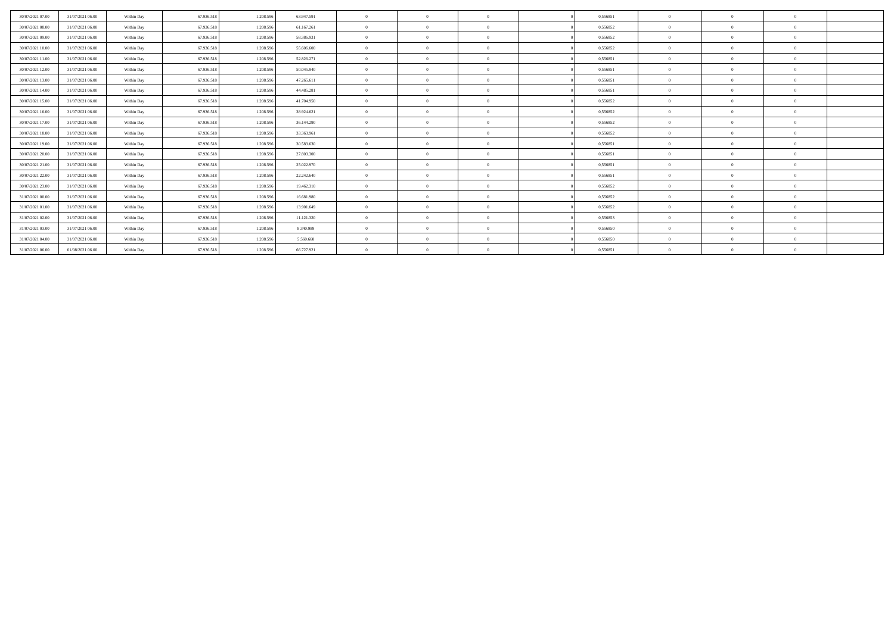| | | | | | | | | | | | | | | | |
|---|---|---|---|---|---|---|---|---|---|---|---|---|---|---|---|
| 30/07/2021 07.00 | 31/07/2021 06.00 | Within Day | 67.936.518 | 1.208.596 | 63.947.591 | 0 | 0 | 0 | | 0 | 0,556851 | 0 | 0 | 0 | |
| 30/07/2021 08.00 | 31/07/2021 06.00 | Within Day | 67.936.518 | 1.208.596 | 61.167.261 | 0 | 0 | 0 | | 0 | 0,556852 | 0 | 0 | 0 | |
| 30/07/2021 09.00 | 31/07/2021 06.00 | Within Day | 67.936.518 | 1.208.596 | 58.386.931 | 0 | 0 | 0 | | 0 | 0,556852 | 0 | 0 | 0 | |
| 30/07/2021 10.00 | 31/07/2021 06.00 | Within Day | 67.936.518 | 1.208.596 | 55.606.600 | 0 | 0 | 0 | | 0 | 0,556852 | 0 | 0 | 0 | |
| 30/07/2021 11.00 | 31/07/2021 06.00 | Within Day | 67.936.518 | 1.208.596 | 52.826.271 | 0 | 0 | 0 | | 0 | 0,556851 | 0 | 0 | 0 | |
| 30/07/2021 12.00 | 31/07/2021 06.00 | Within Day | 67.936.518 | 1.208.596 | 50.045.940 | 0 | 0 | 0 | | 0 | 0,556851 | 0 | 0 | 0 | |
| 30/07/2021 13.00 | 31/07/2021 06.00 | Within Day | 67.936.518 | 1.208.596 | 47.265.611 | 0 | 0 | 0 | | 0 | 0,556851 | 0 | 0 | 0 | |
| 30/07/2021 14.00 | 31/07/2021 06.00 | Within Day | 67.936.518 | 1.208.596 | 44.485.281 | 0 | 0 | 0 | | 0 | 0,556851 | 0 | 0 | 0 | |
| 30/07/2021 15.00 | 31/07/2021 06.00 | Within Day | 67.936.518 | 1.208.596 | 41.704.950 | 0 | 0 | 0 | | 0 | 0,556852 | 0 | 0 | 0 | |
| 30/07/2021 16.00 | 31/07/2021 06.00 | Within Day | 67.936.518 | 1.208.596 | 38.924.621 | 0 | 0 | 0 | | 0 | 0,556852 | 0 | 0 | 0 | |
| 30/07/2021 17.00 | 31/07/2021 06.00 | Within Day | 67.936.518 | 1.208.596 | 36.144.290 | 0 | 0 | 0 | | 0 | 0,556852 | 0 | 0 | 0 | |
| 30/07/2021 18.00 | 31/07/2021 06.00 | Within Day | 67.936.518 | 1.208.596 | 33.363.961 | 0 | 0 | 0 | | 0 | 0,556852 | 0 | 0 | 0 | |
| 30/07/2021 19.00 | 31/07/2021 06.00 | Within Day | 67.936.518 | 1.208.596 | 30.583.630 | 0 | 0 | 0 | | 0 | 0,556851 | 0 | 0 | 0 | |
| 30/07/2021 20.00 | 31/07/2021 06.00 | Within Day | 67.936.518 | 1.208.596 | 27.803.300 | 0 | 0 | 0 | | 0 | 0,556851 | 0 | 0 | 0 | |
| 30/07/2021 21.00 | 31/07/2021 06.00 | Within Day | 67.936.518 | 1.208.596 | 25.022.970 | 0 | 0 | 0 | | 0 | 0,556851 | 0 | 0 | 0 | |
| 30/07/2021 22.00 | 31/07/2021 06.00 | Within Day | 67.936.518 | 1.208.596 | 22.242.640 | 0 | 0 | 0 | | 0 | 0,556851 | 0 | 0 | 0 | |
| 30/07/2021 23.00 | 31/07/2021 06.00 | Within Day | 67.936.518 | 1.208.596 | 19.462.310 | 0 | 0 | 0 | | 0 | 0,556852 | 0 | 0 | 0 | |
| 31/07/2021 00.00 | 31/07/2021 06.00 | Within Day | 67.936.518 | 1.208.596 | 16.681.980 | 0 | 0 | 0 | | 0 | 0,556852 | 0 | 0 | 0 | |
| 31/07/2021 01.00 | 31/07/2021 06.00 | Within Day | 67.936.518 | 1.208.596 | 13.901.649 | 0 | 0 | 0 | | 0 | 0,556852 | 0 | 0 | 0 | |
| 31/07/2021 02.00 | 31/07/2021 06.00 | Within Day | 67.936.518 | 1.208.596 | 11.121.320 | 0 | 0 | 0 | | 0 | 0,556853 | 0 | 0 | 0 | |
| 31/07/2021 03.00 | 31/07/2021 06.00 | Within Day | 67.936.518 | 1.208.596 | 8.340.989 | 0 | 0 | 0 | | 0 | 0,556850 | 0 | 0 | 0 | |
| 31/07/2021 04.00 | 31/07/2021 06.00 | Within Day | 67.936.518 | 1.208.596 | 5.560.660 | 0 | 0 | 0 | | 0 | 0,556850 | 0 | 0 | 0 | |
| 31/07/2021 06.00 | 01/08/2021 06.00 | Within Day | 67.936.518 | 1.208.596 | 66.727.921 | 0 | 0 | 0 | | 0 | 0,556851 | 0 | 0 | 0 | |